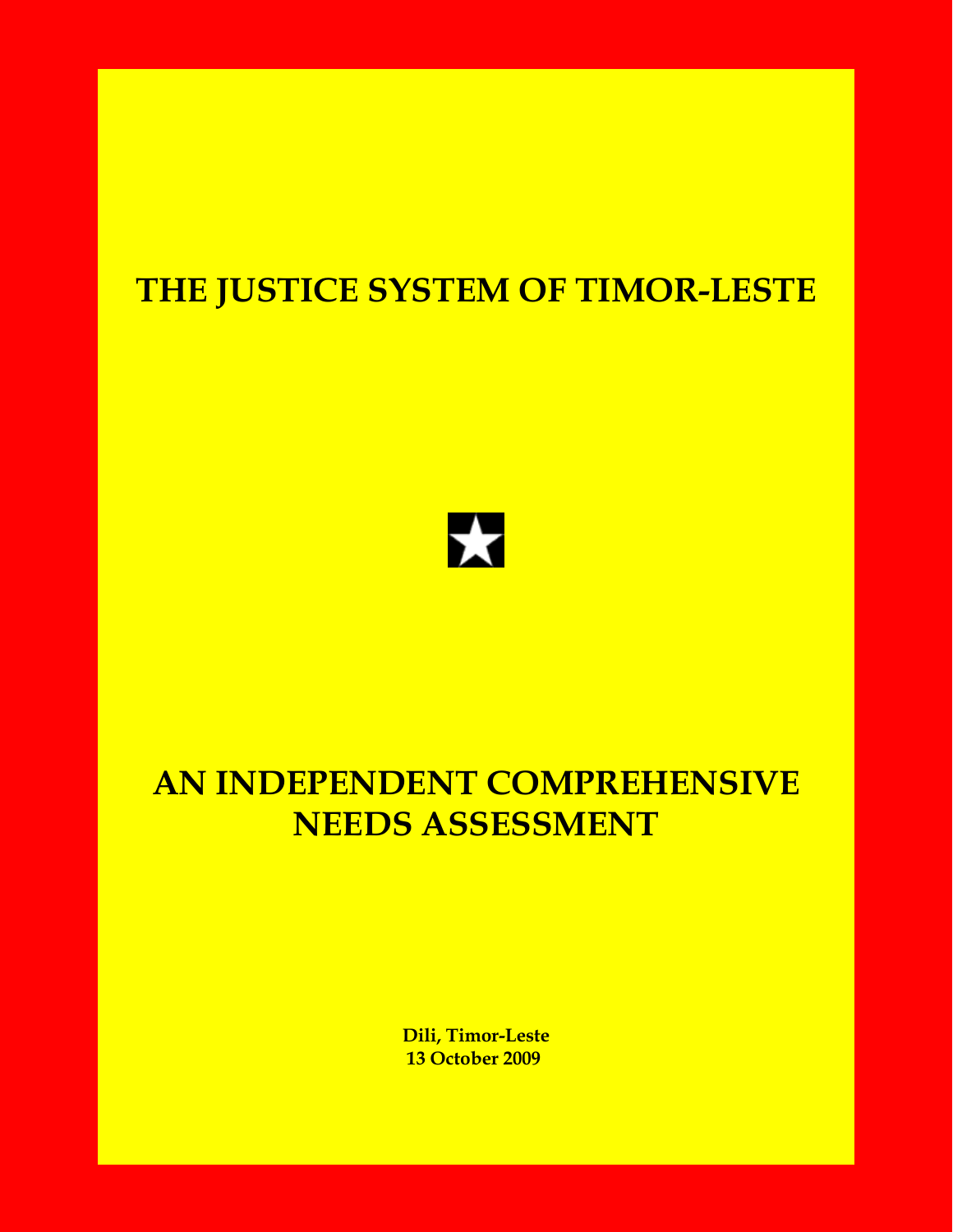# THE JUSTICE SYSTEM OF TIMOR-LESTE

# AN INDEPENDENT COMPREHENSIVE NEEDS ASSESSMENT

**Dili, Timor-Leste**
**13 October 2009**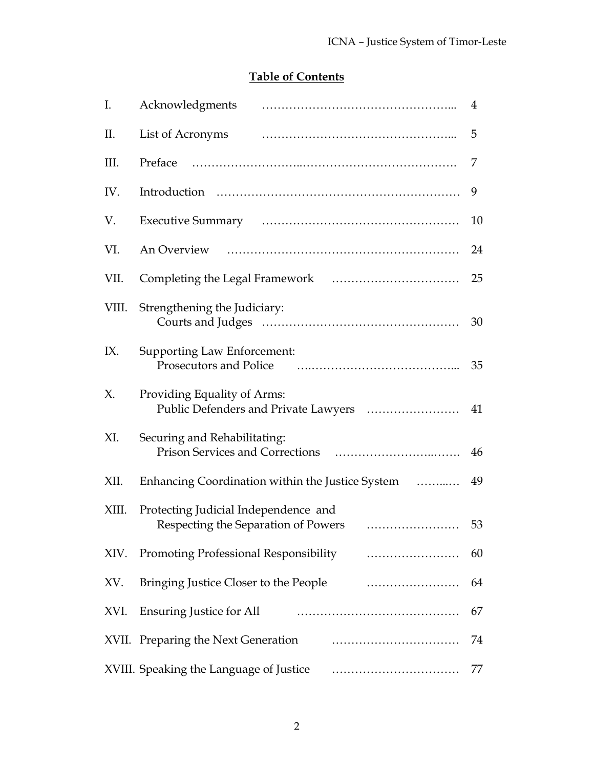## Table of Contents

| | | |
|---|---|---|
| I. | Acknowledgments | 4 |
| II. | List of Acronyms | 5 |
| III. | Preface | 7 |
| IV. | Introduction | 9 |
| V. | Executive Summary | 10 |
| VI. | An Overview | 24 |
| VII. | Completing the Legal Framework | 25 |
| VIII. | Strengthening the Judiciary: Courts and Judges | 30 |
| IX. | Supporting Law Enforcement: Prosecutors and Police | 35 |
| X. | Providing Equality of Arms: Public Defenders and Private Lawyers | 41 |
| XI. | Securing and Rehabilitating: Prison Services and Corrections | 46 |
| XII. | Enhancing Coordination within the Justice System | 49 |
| XIII. | Protecting Judicial Independence and Respecting the Separation of Powers | 53 |
| XIV. | Promoting Professional Responsibility | 60 |
| XV. | Bringing Justice Closer to the People | 64 |
| XVI. | Ensuring Justice for All | 67 |
| XVII. | Preparing the Next Generation | 74 |
| XVIII. | Speaking the Language of Justice | 77 |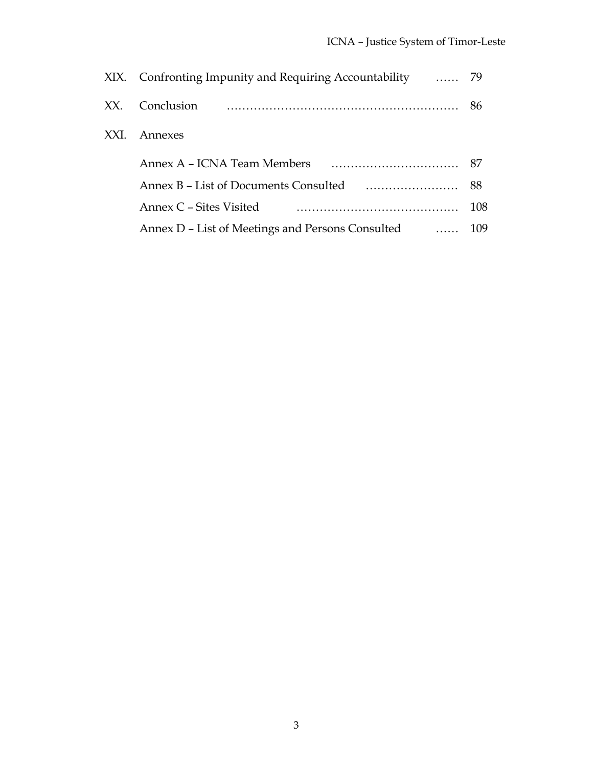| | | |
|---|---|---|
| XIX. | Confronting Impunity and Requiring Accountability | 79 |
| XX. | Conclusion | 86 |
| XXI. | Annexes | |
| | Annex A – ICNA Team Members | 87 |
| | Annex B – List of Documents Consulted | 88 |
| | Annex C – Sites Visited | 108 |
| | Annex D – List of Meetings and Persons Consulted | 109 |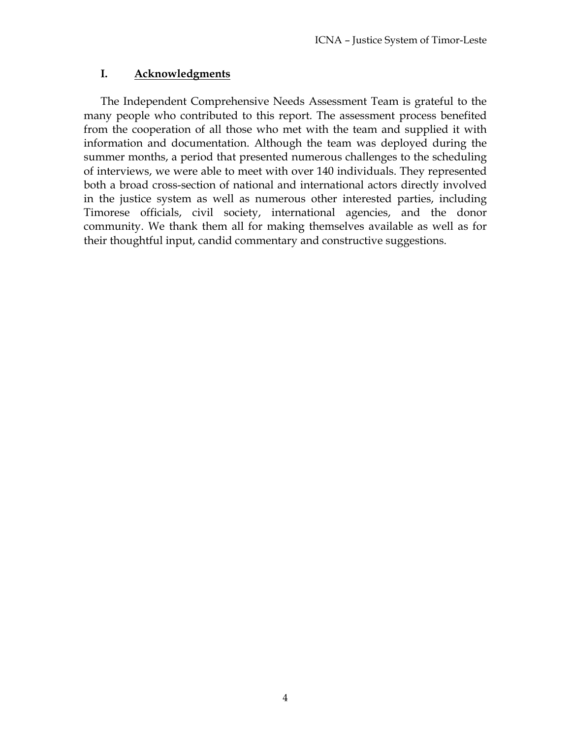# I. Acknowledgments

The Independent Comprehensive Needs Assessment Team is grateful to the many people who contributed to this report. The assessment process benefited from the cooperation of all those who met with the team and supplied it with information and documentation. Although the team was deployed during the summer months, a period that presented numerous challenges to the scheduling of interviews, we were able to meet with over 140 individuals. They represented both a broad cross-section of national and international actors directly involved in the justice system as well as numerous other interested parties, including Timorese officials, civil society, international agencies, and the donor community. We thank them all for making themselves available as well as for their thoughtful input, candid commentary and constructive suggestions.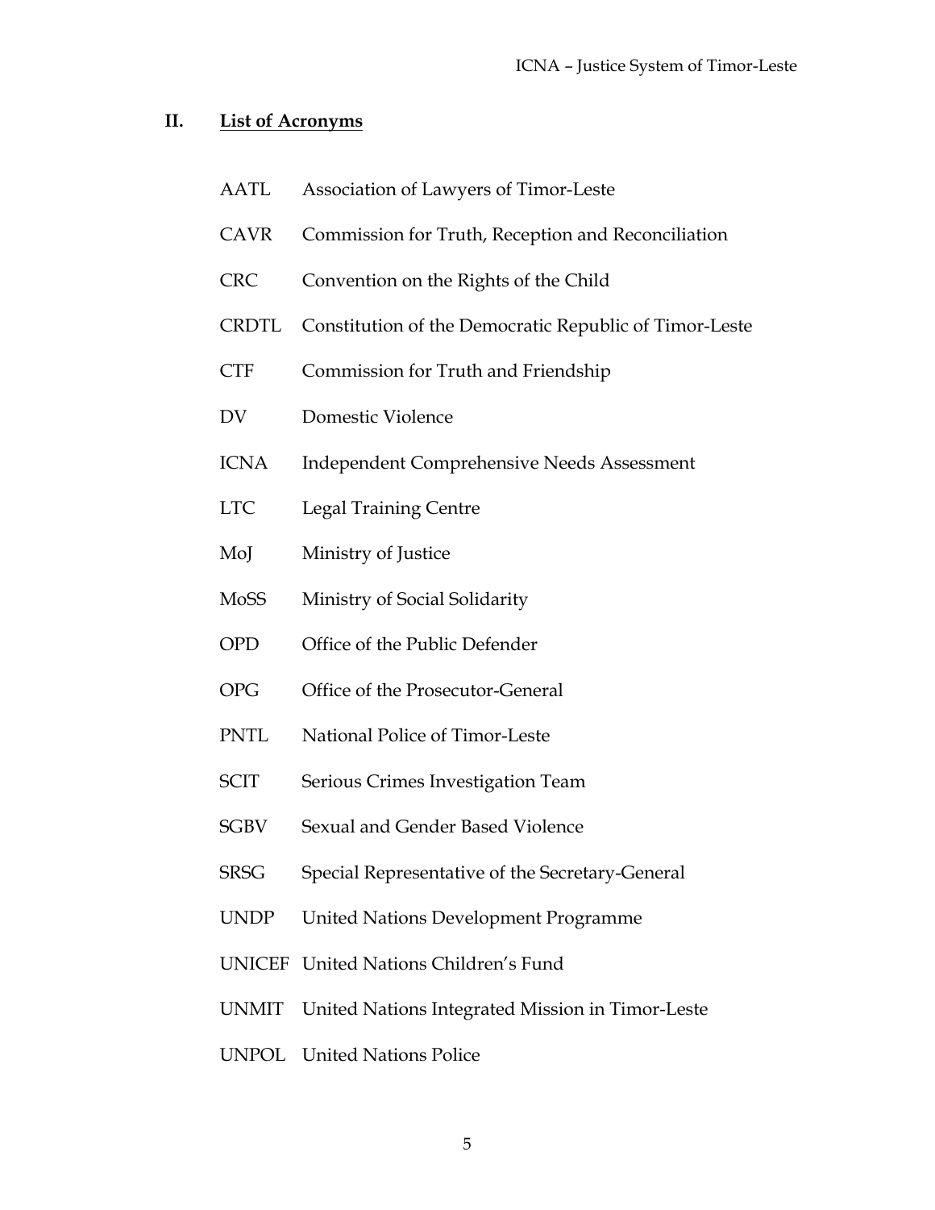## II. List of Acronyms

| | |
|---|---|
| AATL | Association of Lawyers of Timor-Leste |
| CAVR | Commission for Truth, Reception and Reconciliation |
| CRC | Convention on the Rights of the Child |
| CRDTL | Constitution of the Democratic Republic of Timor-Leste |
| CTF | Commission for Truth and Friendship |
| DV | Domestic Violence |
| ICNA | Independent Comprehensive Needs Assessment |
| LTC | Legal Training Centre |
| MoJ | Ministry of Justice |
| MoSS | Ministry of Social Solidarity |
| OPD | Office of the Public Defender |
| OPG | Office of the Prosecutor-General |
| PNTL | National Police of Timor-Leste |
| SCIT | Serious Crimes Investigation Team |
| SGBV | Sexual and Gender Based Violence |
| SRSG | Special Representative of the Secretary-General |
| UNDP | United Nations Development Programme |
| UNICEF | United Nations Children's Fund |
| UNMIT | United Nations Integrated Mission in Timor-Leste |
| UNPOL | United Nations Police |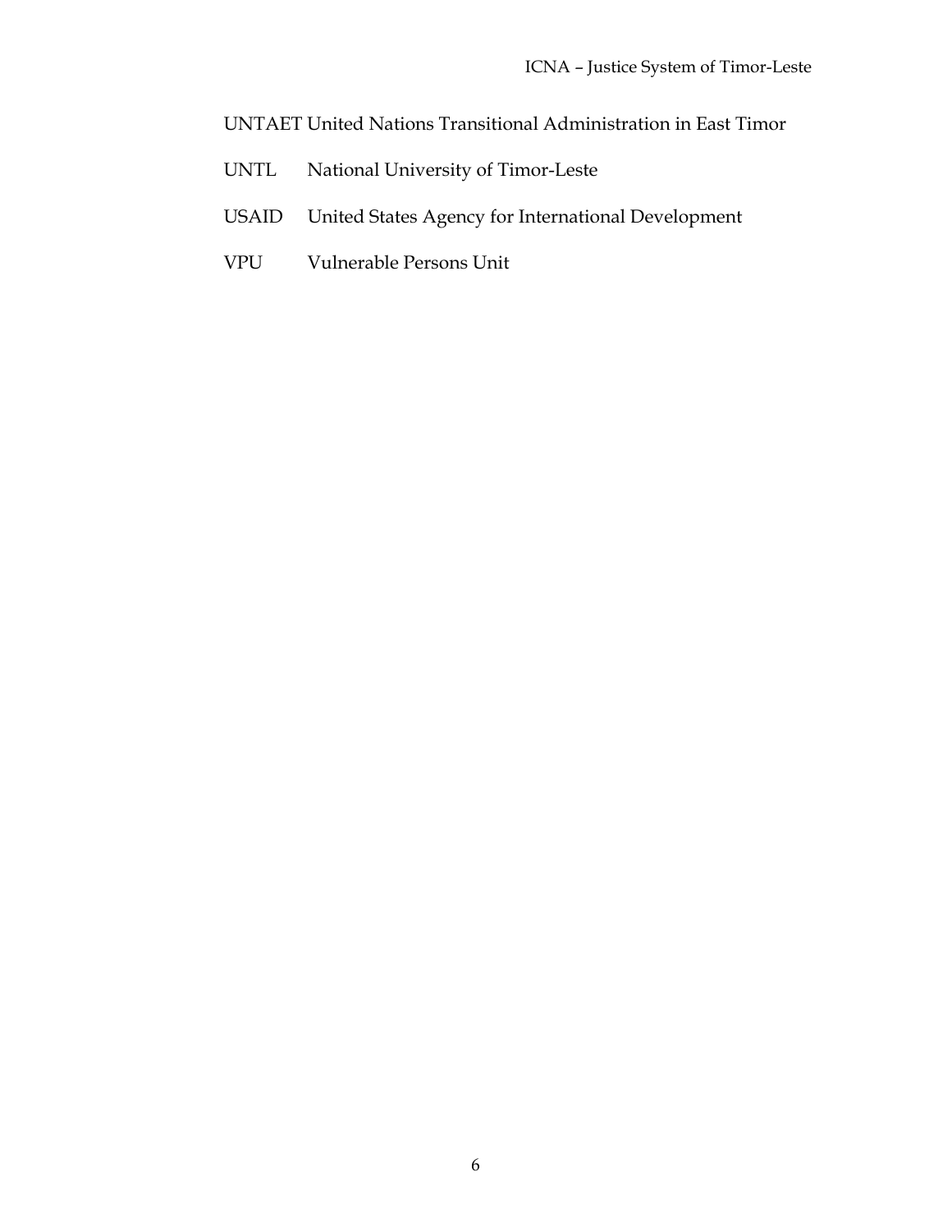UNTAET United Nations Transitional Administration in East Timor

UNTL National University of Timor-Leste

USAID United States Agency for International Development

VPU Vulnerable Persons Unit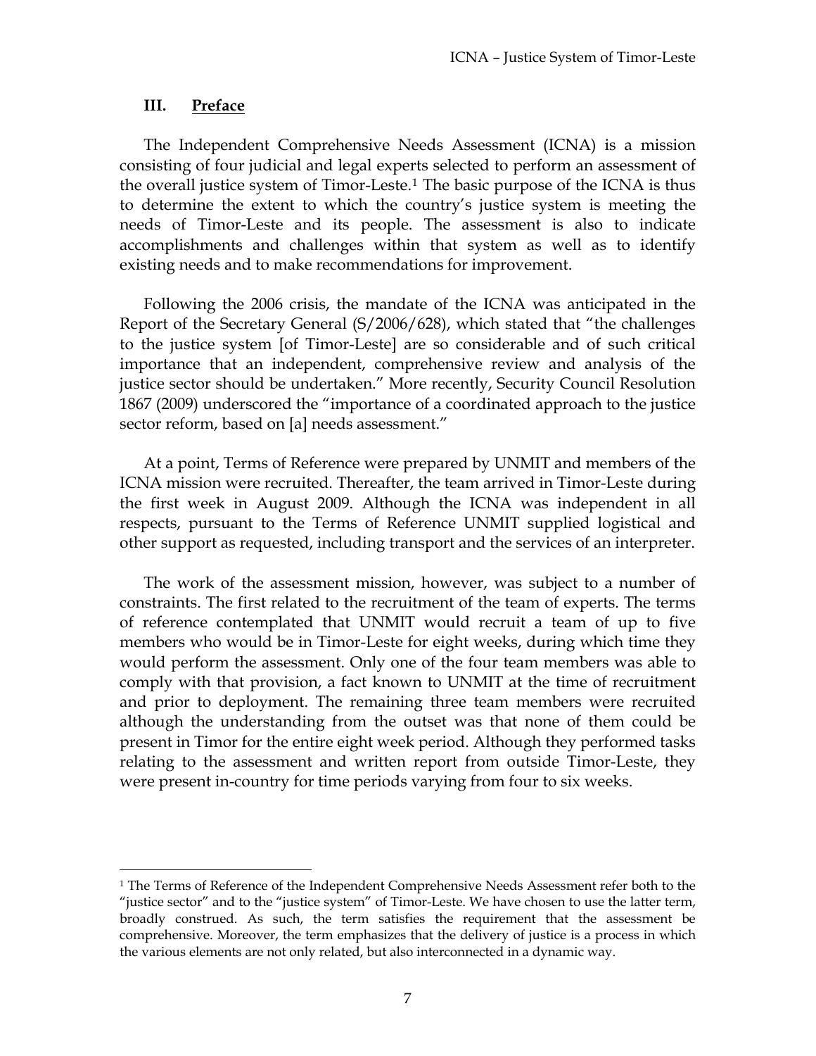## III. Preface

The Independent Comprehensive Needs Assessment (ICNA) is a mission consisting of four judicial and legal experts selected to perform an assessment of the overall justice system of Timor-Leste.[1] The basic purpose of the ICNA is thus to determine the extent to which the country's justice system is meeting the needs of Timor-Leste and its people. The assessment is also to indicate accomplishments and challenges within that system as well as to identify existing needs and to make recommendations for improvement.

Following the 2006 crisis, the mandate of the ICNA was anticipated in the Report of the Secretary General (S/2006/628), which stated that "the challenges to the justice system [of Timor-Leste] are so considerable and of such critical importance that an independent, comprehensive review and analysis of the justice sector should be undertaken." More recently, Security Council Resolution 1867 (2009) underscored the "importance of a coordinated approach to the justice sector reform, based on [a] needs assessment."

At a point, Terms of Reference were prepared by UNMIT and members of the ICNA mission were recruited. Thereafter, the team arrived in Timor-Leste during the first week in August 2009. Although the ICNA was independent in all respects, pursuant to the Terms of Reference UNMIT supplied logistical and other support as requested, including transport and the services of an interpreter.

The work of the assessment mission, however, was subject to a number of constraints. The first related to the recruitment of the team of experts. The terms of reference contemplated that UNMIT would recruit a team of up to five members who would be in Timor-Leste for eight weeks, during which time they would perform the assessment. Only one of the four team members was able to comply with that provision, a fact known to UNMIT at the time of recruitment and prior to deployment. The remaining three team members were recruited although the understanding from the outset was that none of them could be present in Timor for the entire eight week period. Although they performed tasks relating to the assessment and written report from outside Timor-Leste, they were present in-country for time periods varying from four to six weeks.

---

[1] The Terms of Reference of the Independent Comprehensive Needs Assessment refer both to the "justice sector" and to the "justice system" of Timor-Leste. We have chosen to use the latter term, broadly construed. As such, the term satisfies the requirement that the assessment be comprehensive. Moreover, the term emphasizes that the delivery of justice is a process in which the various elements are not only related, but also interconnected in a dynamic way.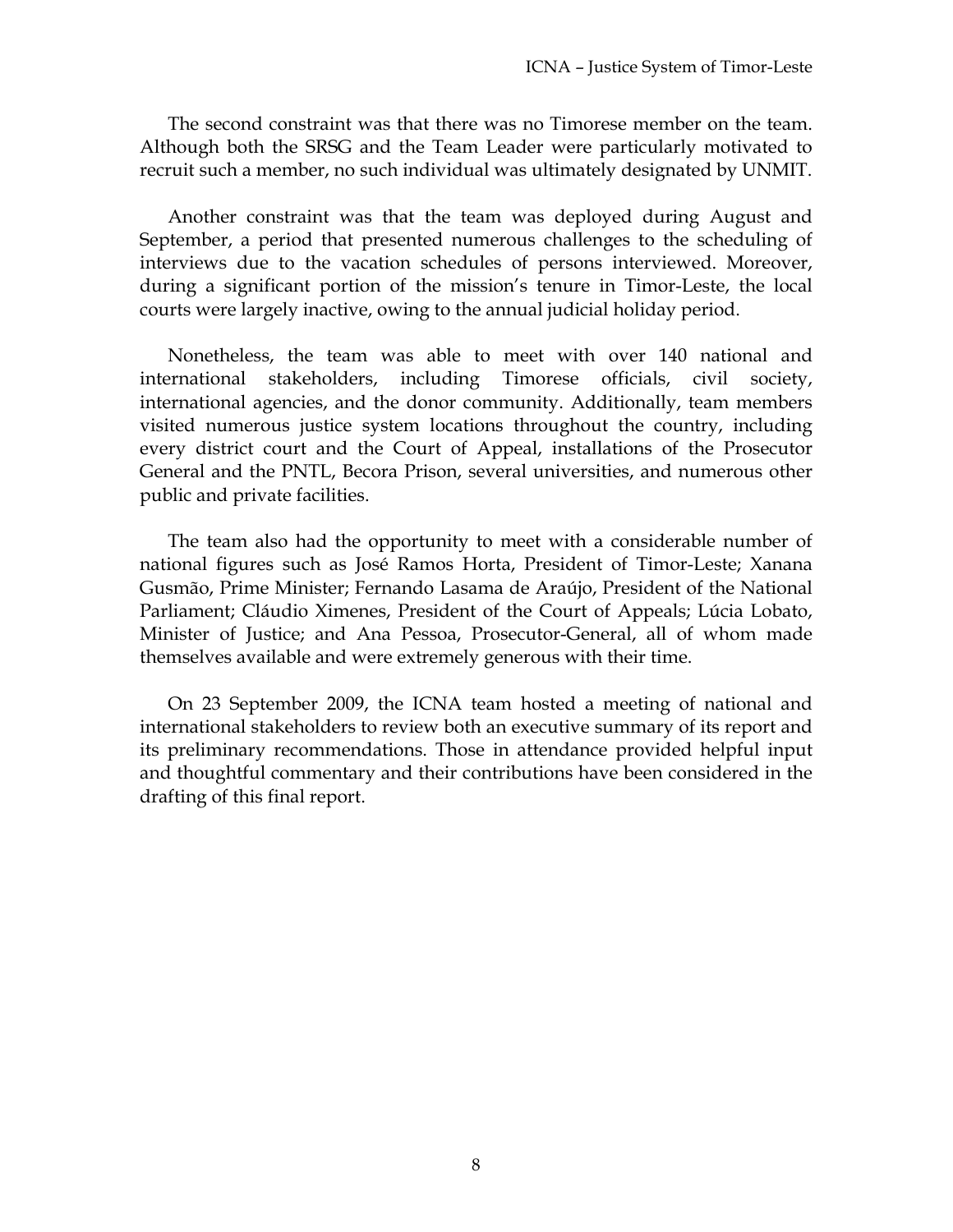The second constraint was that there was no Timorese member on the team. Although both the SRSG and the Team Leader were particularly motivated to recruit such a member, no such individual was ultimately designated by UNMIT.

Another constraint was that the team was deployed during August and September, a period that presented numerous challenges to the scheduling of interviews due to the vacation schedules of persons interviewed. Moreover, during a significant portion of the mission's tenure in Timor-Leste, the local courts were largely inactive, owing to the annual judicial holiday period.

Nonetheless, the team was able to meet with over 140 national and international stakeholders, including Timorese officials, civil society, international agencies, and the donor community. Additionally, team members visited numerous justice system locations throughout the country, including every district court and the Court of Appeal, installations of the Prosecutor General and the PNTL, Becora Prison, several universities, and numerous other public and private facilities.

The team also had the opportunity to meet with a considerable number of national figures such as José Ramos Horta, President of Timor-Leste; Xanana Gusmão, Prime Minister; Fernando Lasama de Araújo, President of the National Parliament; Cláudio Ximenes, President of the Court of Appeals; Lúcia Lobato, Minister of Justice; and Ana Pessoa, Prosecutor-General, all of whom made themselves available and were extremely generous with their time.

On 23 September 2009, the ICNA team hosted a meeting of national and international stakeholders to review both an executive summary of its report and its preliminary recommendations. Those in attendance provided helpful input and thoughtful commentary and their contributions have been considered in the drafting of this final report.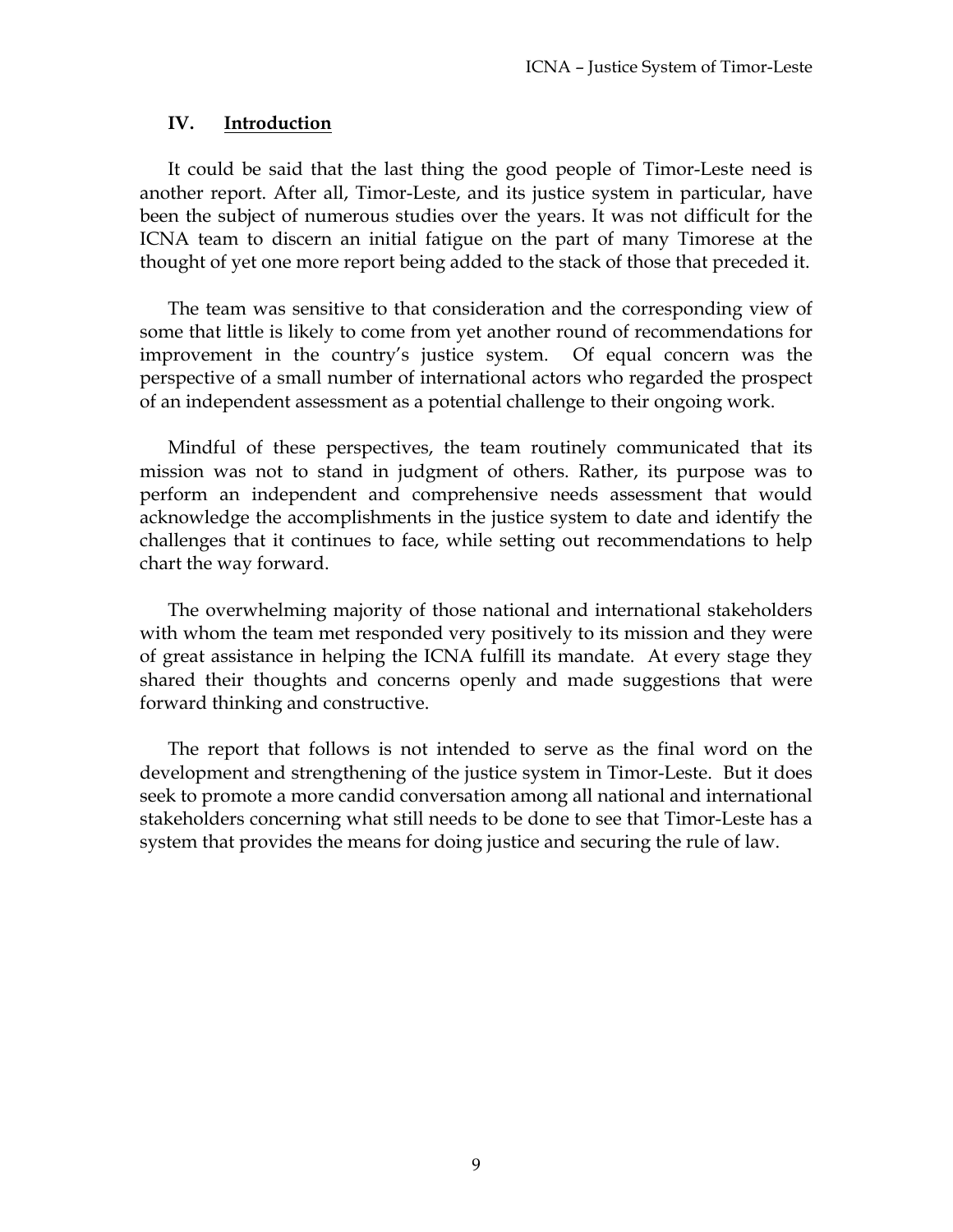## IV. Introduction

It could be said that the last thing the good people of Timor-Leste need is another report. After all, Timor-Leste, and its justice system in particular, have been the subject of numerous studies over the years. It was not difficult for the ICNA team to discern an initial fatigue on the part of many Timorese at the thought of yet one more report being added to the stack of those that preceded it.

The team was sensitive to that consideration and the corresponding view of some that little is likely to come from yet another round of recommendations for improvement in the country's justice system. Of equal concern was the perspective of a small number of international actors who regarded the prospect of an independent assessment as a potential challenge to their ongoing work.

Mindful of these perspectives, the team routinely communicated that its mission was not to stand in judgment of others. Rather, its purpose was to perform an independent and comprehensive needs assessment that would acknowledge the accomplishments in the justice system to date and identify the challenges that it continues to face, while setting out recommendations to help chart the way forward.

The overwhelming majority of those national and international stakeholders with whom the team met responded very positively to its mission and they were of great assistance in helping the ICNA fulfill its mandate. At every stage they shared their thoughts and concerns openly and made suggestions that were forward thinking and constructive.

The report that follows is not intended to serve as the final word on the development and strengthening of the justice system in Timor-Leste. But it does seek to promote a more candid conversation among all national and international stakeholders concerning what still needs to be done to see that Timor-Leste has a system that provides the means for doing justice and securing the rule of law.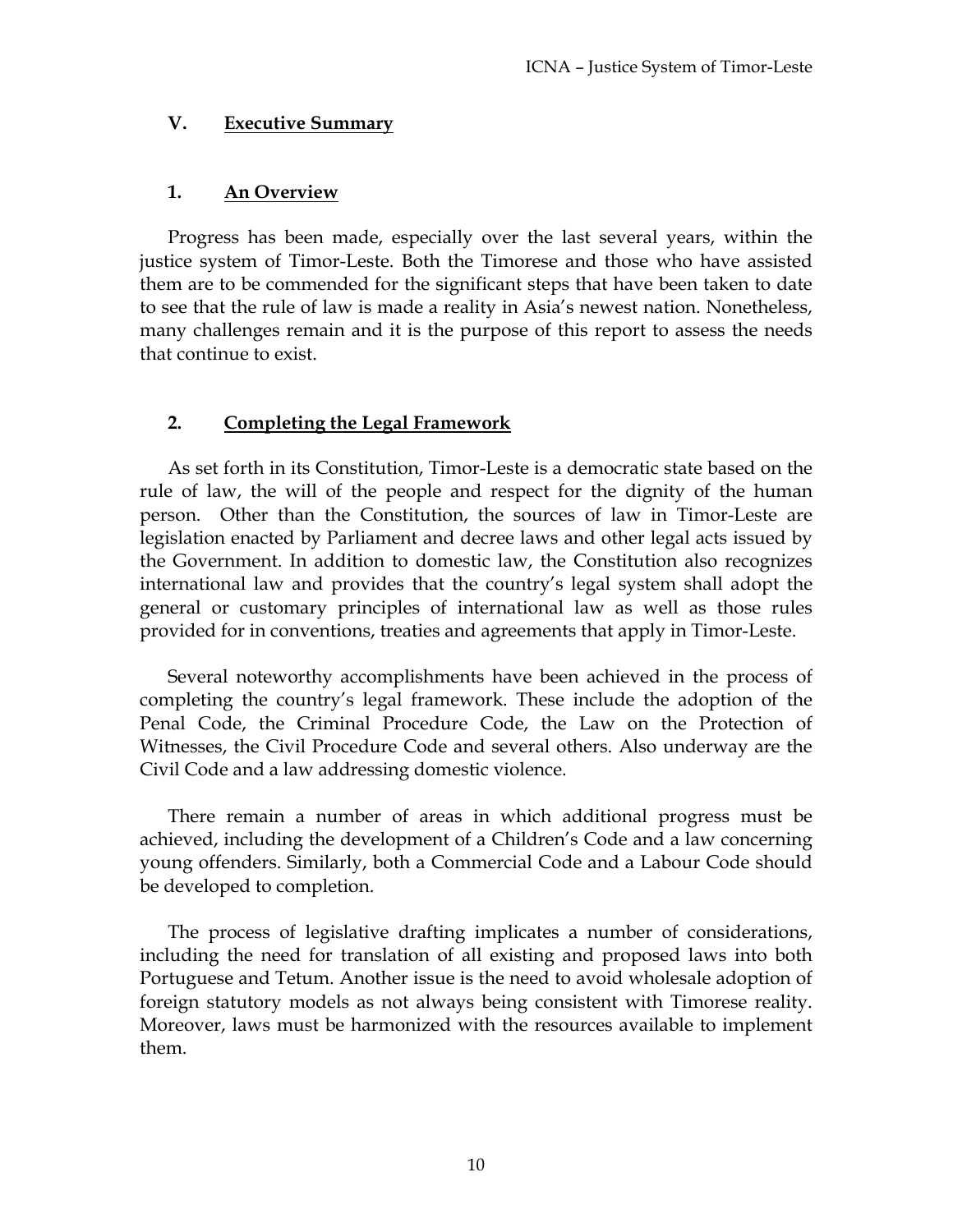## V. Executive Summary

### 1. An Overview

Progress has been made, especially over the last several years, within the justice system of Timor-Leste. Both the Timorese and those who have assisted them are to be commended for the significant steps that have been taken to date to see that the rule of law is made a reality in Asia's newest nation. Nonetheless, many challenges remain and it is the purpose of this report to assess the needs that continue to exist.

### 2. Completing the Legal Framework

As set forth in its Constitution, Timor-Leste is a democratic state based on the rule of law, the will of the people and respect for the dignity of the human person. Other than the Constitution, the sources of law in Timor-Leste are legislation enacted by Parliament and decree laws and other legal acts issued by the Government. In addition to domestic law, the Constitution also recognizes international law and provides that the country's legal system shall adopt the general or customary principles of international law as well as those rules provided for in conventions, treaties and agreements that apply in Timor-Leste.

Several noteworthy accomplishments have been achieved in the process of completing the country's legal framework. These include the adoption of the Penal Code, the Criminal Procedure Code, the Law on the Protection of Witnesses, the Civil Procedure Code and several others. Also underway are the Civil Code and a law addressing domestic violence.

There remain a number of areas in which additional progress must be achieved, including the development of a Children's Code and a law concerning young offenders. Similarly, both a Commercial Code and a Labour Code should be developed to completion.

The process of legislative drafting implicates a number of considerations, including the need for translation of all existing and proposed laws into both Portuguese and Tetum. Another issue is the need to avoid wholesale adoption of foreign statutory models as not always being consistent with Timorese reality. Moreover, laws must be harmonized with the resources available to implement them.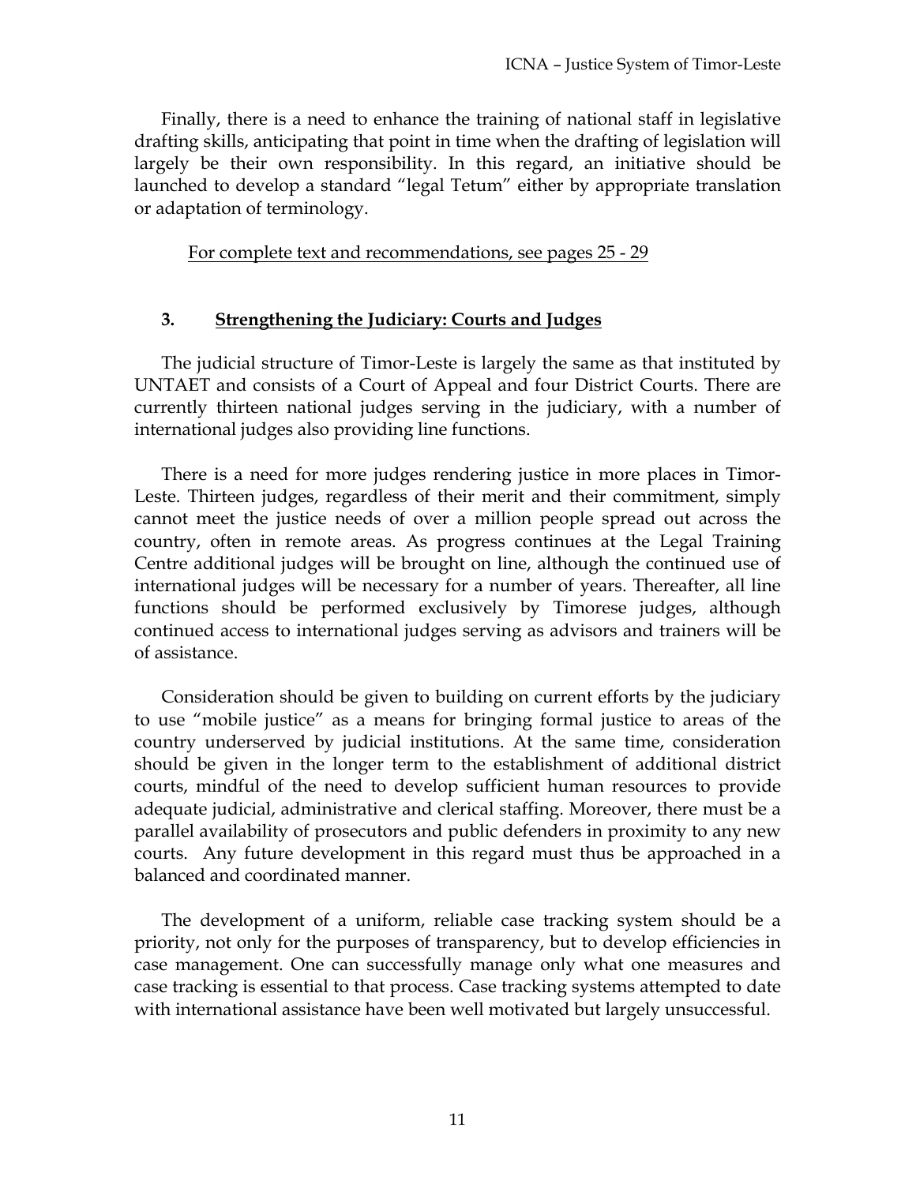Finally, there is a need to enhance the training of national staff in legislative drafting skills, anticipating that point in time when the drafting of legislation will largely be their own responsibility. In this regard, an initiative should be launched to develop a standard "legal Tetum" either by appropriate translation or adaptation of terminology.

For complete text and recommendations, see pages 25 - 29

### 3. Strengthening the Judiciary: Courts and Judges

The judicial structure of Timor-Leste is largely the same as that instituted by UNTAET and consists of a Court of Appeal and four District Courts. There are currently thirteen national judges serving in the judiciary, with a number of international judges also providing line functions.

There is a need for more judges rendering justice in more places in Timor-Leste. Thirteen judges, regardless of their merit and their commitment, simply cannot meet the justice needs of over a million people spread out across the country, often in remote areas. As progress continues at the Legal Training Centre additional judges will be brought on line, although the continued use of international judges will be necessary for a number of years. Thereafter, all line functions should be performed exclusively by Timorese judges, although continued access to international judges serving as advisors and trainers will be of assistance.

Consideration should be given to building on current efforts by the judiciary to use "mobile justice" as a means for bringing formal justice to areas of the country underserved by judicial institutions. At the same time, consideration should be given in the longer term to the establishment of additional district courts, mindful of the need to develop sufficient human resources to provide adequate judicial, administrative and clerical staffing. Moreover, there must be a parallel availability of prosecutors and public defenders in proximity to any new courts. Any future development in this regard must thus be approached in a balanced and coordinated manner.

The development of a uniform, reliable case tracking system should be a priority, not only for the purposes of transparency, but to develop efficiencies in case management. One can successfully manage only what one measures and case tracking is essential to that process. Case tracking systems attempted to date with international assistance have been well motivated but largely unsuccessful.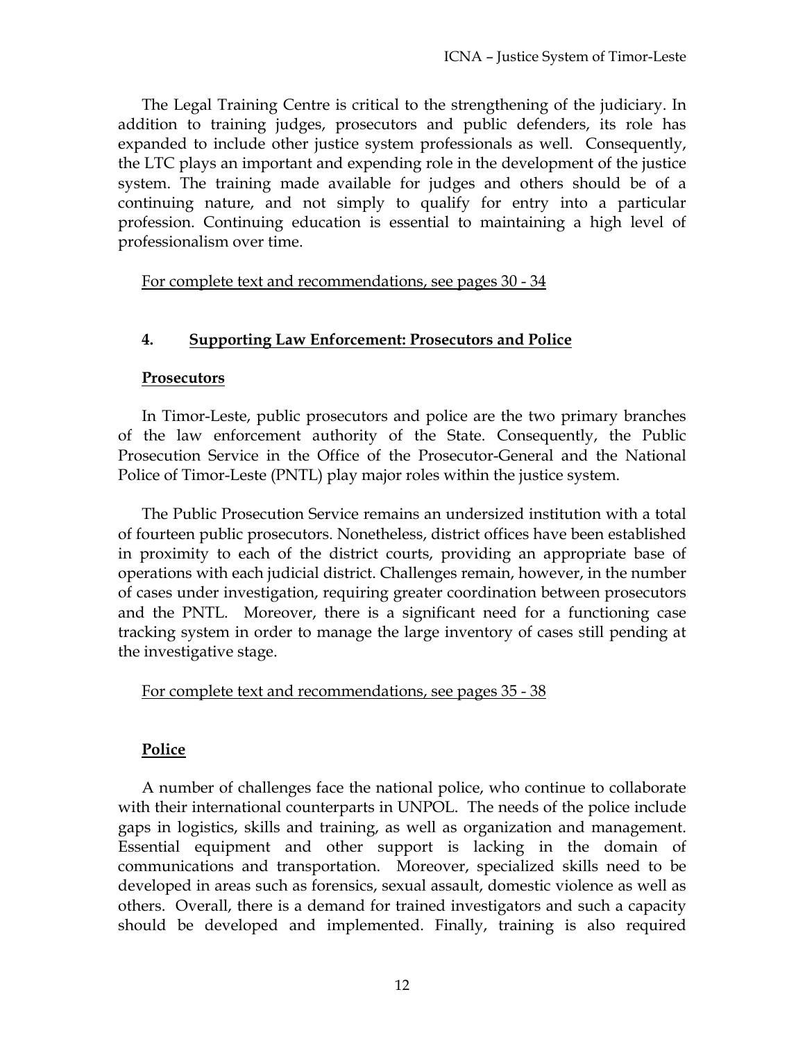The Legal Training Centre is critical to the strengthening of the judiciary. In addition to training judges, prosecutors and public defenders, its role has expanded to include other justice system professionals as well. Consequently, the LTC plays an important and expending role in the development of the justice system. The training made available for judges and others should be of a continuing nature, and not simply to qualify for entry into a particular profession. Continuing education is essential to maintaining a high level of professionalism over time.

<u>For complete text and recommendations, see pages 30 - 34</u>

## 4. Supporting Law Enforcement: Prosecutors and Police

### Prosecutors

In Timor-Leste, public prosecutors and police are the two primary branches of the law enforcement authority of the State. Consequently, the Public Prosecution Service in the Office of the Prosecutor-General and the National Police of Timor-Leste (PNTL) play major roles within the justice system.

The Public Prosecution Service remains an undersized institution with a total of fourteen public prosecutors. Nonetheless, district offices have been established in proximity to each of the district courts, providing an appropriate base of operations with each judicial district. Challenges remain, however, in the number of cases under investigation, requiring greater coordination between prosecutors and the PNTL. Moreover, there is a significant need for a functioning case tracking system in order to manage the large inventory of cases still pending at the investigative stage.

<u>For complete text and recommendations, see pages 35 - 38</u>

### Police

A number of challenges face the national police, who continue to collaborate with their international counterparts in UNPOL. The needs of the police include gaps in logistics, skills and training, as well as organization and management. Essential equipment and other support is lacking in the domain of communications and transportation. Moreover, specialized skills need to be developed in areas such as forensics, sexual assault, domestic violence as well as others. Overall, there is a demand for trained investigators and such a capacity should be developed and implemented. Finally, training is also required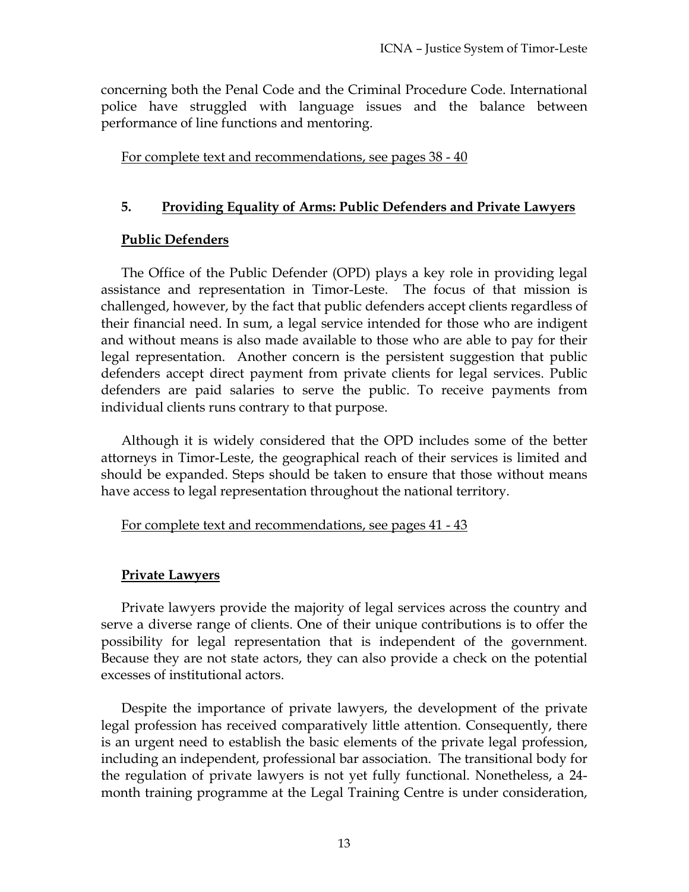concerning both the Penal Code and the Criminal Procedure Code. International police have struggled with language issues and the balance between performance of line functions and mentoring.

For complete text and recommendations, see pages 38 - 40

## 5. Providing Equality of Arms: Public Defenders and Private Lawyers

### Public Defenders

The Office of the Public Defender (OPD) plays a key role in providing legal assistance and representation in Timor-Leste. The focus of that mission is challenged, however, by the fact that public defenders accept clients regardless of their financial need. In sum, a legal service intended for those who are indigent and without means is also made available to those who are able to pay for their legal representation. Another concern is the persistent suggestion that public defenders accept direct payment from private clients for legal services. Public defenders are paid salaries to serve the public. To receive payments from individual clients runs contrary to that purpose.

Although it is widely considered that the OPD includes some of the better attorneys in Timor-Leste, the geographical reach of their services is limited and should be expanded. Steps should be taken to ensure that those without means have access to legal representation throughout the national territory.

For complete text and recommendations, see pages 41 - 43

### Private Lawyers

Private lawyers provide the majority of legal services across the country and serve a diverse range of clients. One of their unique contributions is to offer the possibility for legal representation that is independent of the government. Because they are not state actors, they can also provide a check on the potential excesses of institutional actors.

Despite the importance of private lawyers, the development of the private legal profession has received comparatively little attention. Consequently, there is an urgent need to establish the basic elements of the private legal profession, including an independent, professional bar association. The transitional body for the regulation of private lawyers is not yet fully functional. Nonetheless, a 24-month training programme at the Legal Training Centre is under consideration,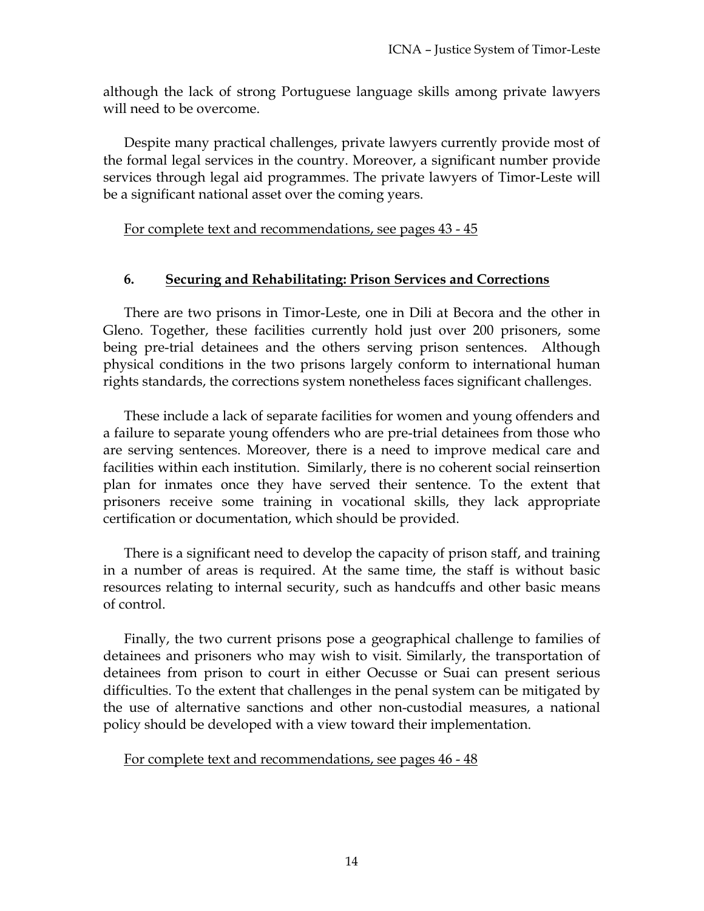although the lack of strong Portuguese language skills among private lawyers will need to be overcome.

Despite many practical challenges, private lawyers currently provide most of the formal legal services in the country. Moreover, a significant number provide services through legal aid programmes. The private lawyers of Timor-Leste will be a significant national asset over the coming years.

For complete text and recommendations, see pages 43 - 45

## 6. Securing and Rehabilitating: Prison Services and Corrections

There are two prisons in Timor-Leste, one in Dili at Becora and the other in Gleno. Together, these facilities currently hold just over 200 prisoners, some being pre-trial detainees and the others serving prison sentences. Although physical conditions in the two prisons largely conform to international human rights standards, the corrections system nonetheless faces significant challenges.

These include a lack of separate facilities for women and young offenders and a failure to separate young offenders who are pre-trial detainees from those who are serving sentences. Moreover, there is a need to improve medical care and facilities within each institution. Similarly, there is no coherent social reinsertion plan for inmates once they have served their sentence. To the extent that prisoners receive some training in vocational skills, they lack appropriate certification or documentation, which should be provided.

There is a significant need to develop the capacity of prison staff, and training in a number of areas is required. At the same time, the staff is without basic resources relating to internal security, such as handcuffs and other basic means of control.

Finally, the two current prisons pose a geographical challenge to families of detainees and prisoners who may wish to visit. Similarly, the transportation of detainees from prison to court in either Oecusse or Suai can present serious difficulties. To the extent that challenges in the penal system can be mitigated by the use of alternative sanctions and other non-custodial measures, a national policy should be developed with a view toward their implementation.

For complete text and recommendations, see pages 46 - 48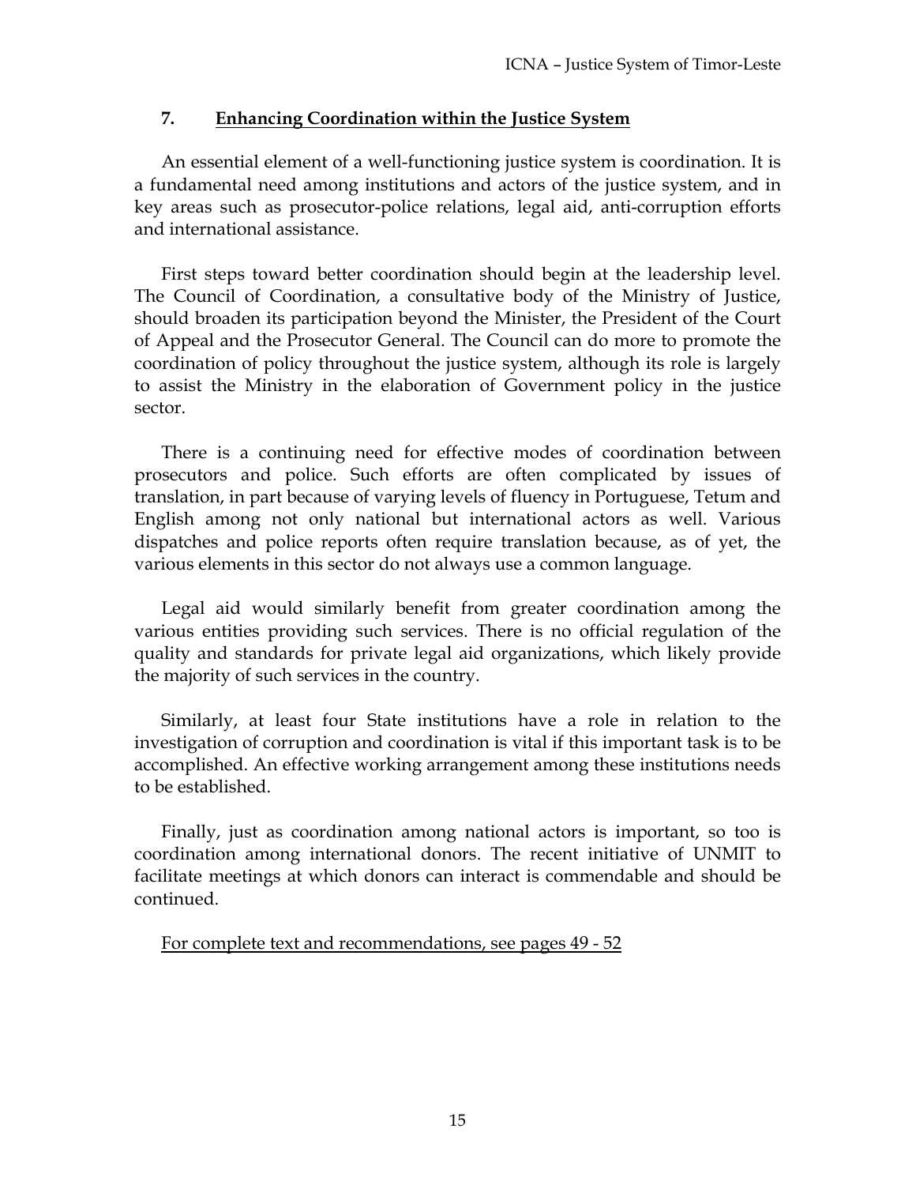## 7. Enhancing Coordination within the Justice System

An essential element of a well-functioning justice system is coordination. It is a fundamental need among institutions and actors of the justice system, and in key areas such as prosecutor-police relations, legal aid, anti-corruption efforts and international assistance.

First steps toward better coordination should begin at the leadership level. The Council of Coordination, a consultative body of the Ministry of Justice, should broaden its participation beyond the Minister, the President of the Court of Appeal and the Prosecutor General. The Council can do more to promote the coordination of policy throughout the justice system, although its role is largely to assist the Ministry in the elaboration of Government policy in the justice sector.

There is a continuing need for effective modes of coordination between prosecutors and police. Such efforts are often complicated by issues of translation, in part because of varying levels of fluency in Portuguese, Tetum and English among not only national but international actors as well. Various dispatches and police reports often require translation because, as of yet, the various elements in this sector do not always use a common language.

Legal aid would similarly benefit from greater coordination among the various entities providing such services. There is no official regulation of the quality and standards for private legal aid organizations, which likely provide the majority of such services in the country.

Similarly, at least four State institutions have a role in relation to the investigation of corruption and coordination is vital if this important task is to be accomplished. An effective working arrangement among these institutions needs to be established.

Finally, just as coordination among national actors is important, so too is coordination among international donors. The recent initiative of UNMIT to facilitate meetings at which donors can interact is commendable and should be continued.

For complete text and recommendations, see pages 49 - 52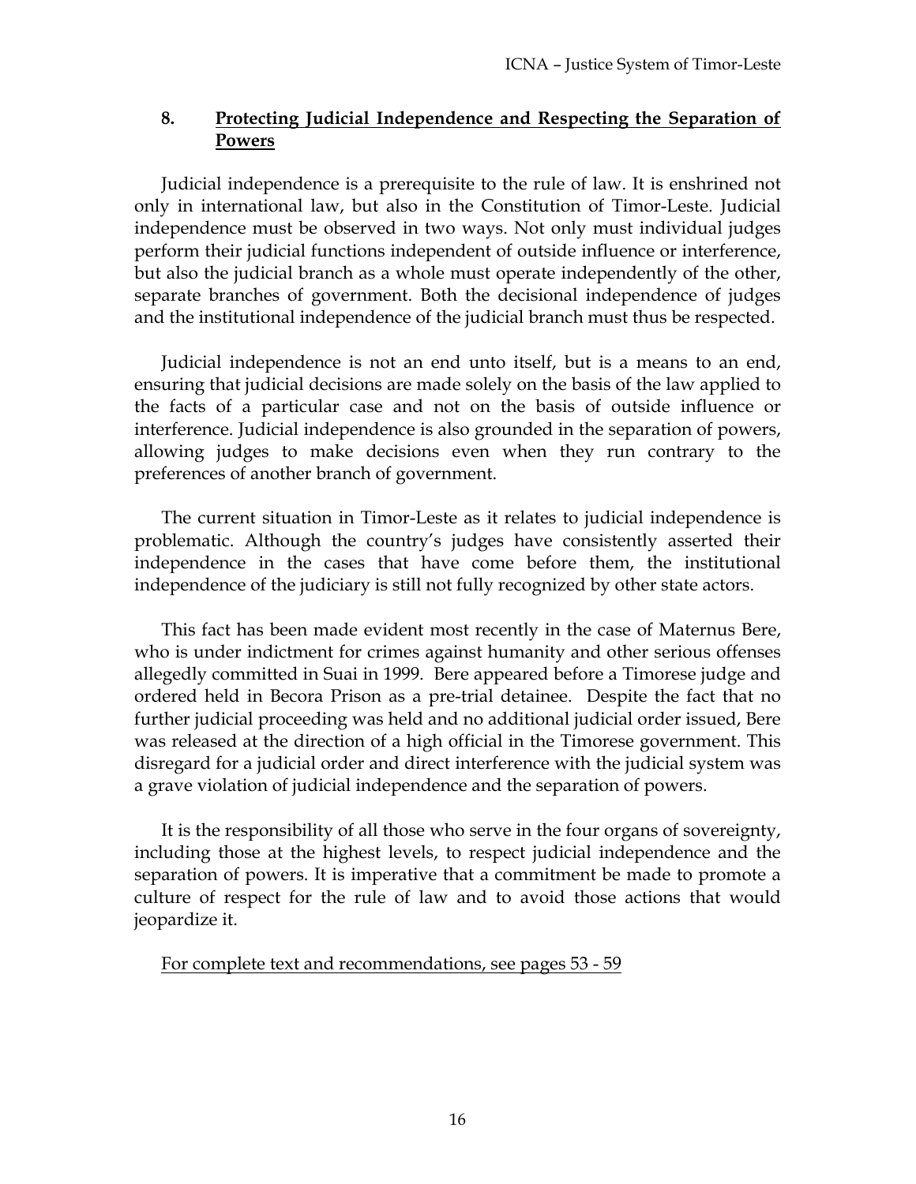## 8. Protecting Judicial Independence and Respecting the Separation of Powers

Judicial independence is a prerequisite to the rule of law. It is enshrined not only in international law, but also in the Constitution of Timor-Leste. Judicial independence must be observed in two ways. Not only must individual judges perform their judicial functions independent of outside influence or interference, but also the judicial branch as a whole must operate independently of the other, separate branches of government. Both the decisional independence of judges and the institutional independence of the judicial branch must thus be respected.

Judicial independence is not an end unto itself, but is a means to an end, ensuring that judicial decisions are made solely on the basis of the law applied to the facts of a particular case and not on the basis of outside influence or interference. Judicial independence is also grounded in the separation of powers, allowing judges to make decisions even when they run contrary to the preferences of another branch of government.

The current situation in Timor-Leste as it relates to judicial independence is problematic. Although the country's judges have consistently asserted their independence in the cases that have come before them, the institutional independence of the judiciary is still not fully recognized by other state actors.

This fact has been made evident most recently in the case of Maternus Bere, who is under indictment for crimes against humanity and other serious offenses allegedly committed in Suai in 1999. Bere appeared before a Timorese judge and ordered held in Becora Prison as a pre-trial detainee. Despite the fact that no further judicial proceeding was held and no additional judicial order issued, Bere was released at the direction of a high official in the Timorese government. This disregard for a judicial order and direct interference with the judicial system was a grave violation of judicial independence and the separation of powers.

It is the responsibility of all those who serve in the four organs of sovereignty, including those at the highest levels, to respect judicial independence and the separation of powers. It is imperative that a commitment be made to promote a culture of respect for the rule of law and to avoid those actions that would jeopardize it.

For complete text and recommendations, see pages 53 - 59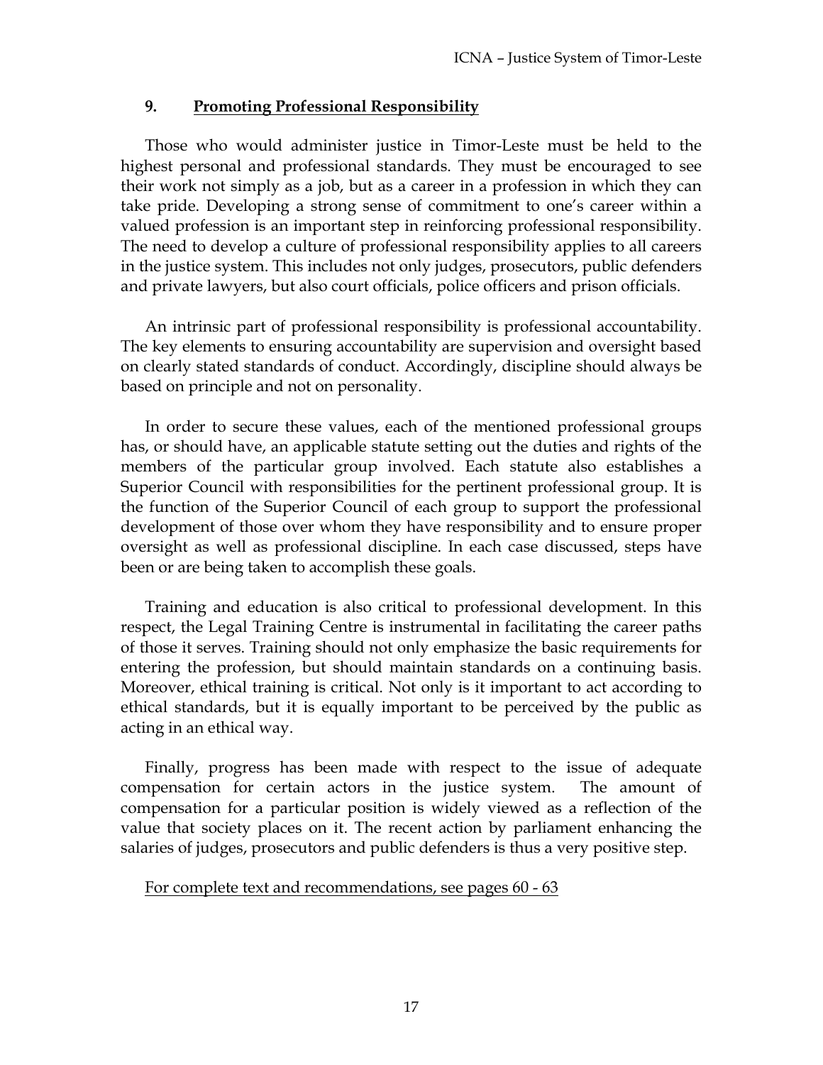## 9. Promoting Professional Responsibility

Those who would administer justice in Timor-Leste must be held to the highest personal and professional standards. They must be encouraged to see their work not simply as a job, but as a career in a profession in which they can take pride. Developing a strong sense of commitment to one's career within a valued profession is an important step in reinforcing professional responsibility. The need to develop a culture of professional responsibility applies to all careers in the justice system. This includes not only judges, prosecutors, public defenders and private lawyers, but also court officials, police officers and prison officials.

An intrinsic part of professional responsibility is professional accountability. The key elements to ensuring accountability are supervision and oversight based on clearly stated standards of conduct. Accordingly, discipline should always be based on principle and not on personality.

In order to secure these values, each of the mentioned professional groups has, or should have, an applicable statute setting out the duties and rights of the members of the particular group involved. Each statute also establishes a Superior Council with responsibilities for the pertinent professional group. It is the function of the Superior Council of each group to support the professional development of those over whom they have responsibility and to ensure proper oversight as well as professional discipline. In each case discussed, steps have been or are being taken to accomplish these goals.

Training and education is also critical to professional development. In this respect, the Legal Training Centre is instrumental in facilitating the career paths of those it serves. Training should not only emphasize the basic requirements for entering the profession, but should maintain standards on a continuing basis. Moreover, ethical training is critical. Not only is it important to act according to ethical standards, but it is equally important to be perceived by the public as acting in an ethical way.

Finally, progress has been made with respect to the issue of adequate compensation for certain actors in the justice system. The amount of compensation for a particular position is widely viewed as a reflection of the value that society places on it. The recent action by parliament enhancing the salaries of judges, prosecutors and public defenders is thus a very positive step.

For complete text and recommendations, see pages 60 - 63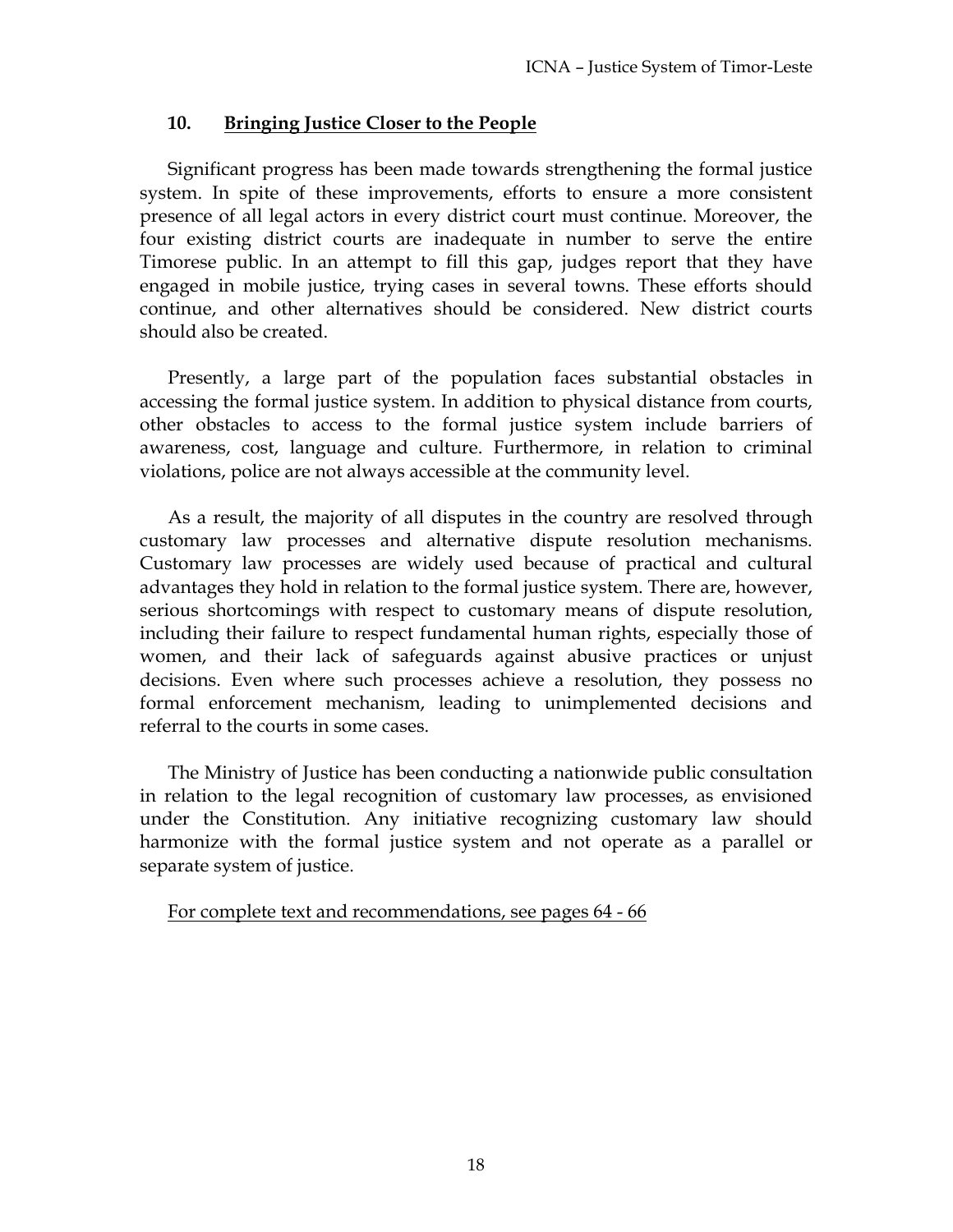## 10. Bringing Justice Closer to the People

Significant progress has been made towards strengthening the formal justice system. In spite of these improvements, efforts to ensure a more consistent presence of all legal actors in every district court must continue. Moreover, the four existing district courts are inadequate in number to serve the entire Timorese public. In an attempt to fill this gap, judges report that they have engaged in mobile justice, trying cases in several towns. These efforts should continue, and other alternatives should be considered. New district courts should also be created.

Presently, a large part of the population faces substantial obstacles in accessing the formal justice system. In addition to physical distance from courts, other obstacles to access to the formal justice system include barriers of awareness, cost, language and culture. Furthermore, in relation to criminal violations, police are not always accessible at the community level.

As a result, the majority of all disputes in the country are resolved through customary law processes and alternative dispute resolution mechanisms. Customary law processes are widely used because of practical and cultural advantages they hold in relation to the formal justice system. There are, however, serious shortcomings with respect to customary means of dispute resolution, including their failure to respect fundamental human rights, especially those of women, and their lack of safeguards against abusive practices or unjust decisions. Even where such processes achieve a resolution, they possess no formal enforcement mechanism, leading to unimplemented decisions and referral to the courts in some cases.

The Ministry of Justice has been conducting a nationwide public consultation in relation to the legal recognition of customary law processes, as envisioned under the Constitution. Any initiative recognizing customary law should harmonize with the formal justice system and not operate as a parallel or separate system of justice.

For complete text and recommendations, see pages 64 - 66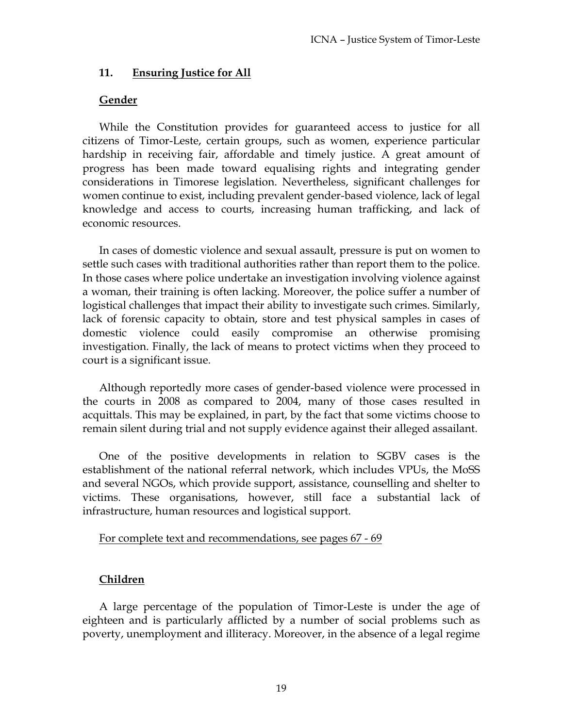## 11. Ensuring Justice for All

### Gender

While the Constitution provides for guaranteed access to justice for all citizens of Timor-Leste, certain groups, such as women, experience particular hardship in receiving fair, affordable and timely justice. A great amount of progress has been made toward equalising rights and integrating gender considerations in Timorese legislation. Nevertheless, significant challenges for women continue to exist, including prevalent gender-based violence, lack of legal knowledge and access to courts, increasing human trafficking, and lack of economic resources.

In cases of domestic violence and sexual assault, pressure is put on women to settle such cases with traditional authorities rather than report them to the police. In those cases where police undertake an investigation involving violence against a woman, their training is often lacking. Moreover, the police suffer a number of logistical challenges that impact their ability to investigate such crimes. Similarly, lack of forensic capacity to obtain, store and test physical samples in cases of domestic violence could easily compromise an otherwise promising investigation. Finally, the lack of means to protect victims when they proceed to court is a significant issue.

Although reportedly more cases of gender-based violence were processed in the courts in 2008 as compared to 2004, many of those cases resulted in acquittals. This may be explained, in part, by the fact that some victims choose to remain silent during trial and not supply evidence against their alleged assailant.

One of the positive developments in relation to SGBV cases is the establishment of the national referral network, which includes VPUs, the MoSS and several NGOs, which provide support, assistance, counselling and shelter to victims. These organisations, however, still face a substantial lack of infrastructure, human resources and logistical support.

For complete text and recommendations, see pages 67 - 69

### Children

A large percentage of the population of Timor-Leste is under the age of eighteen and is particularly afflicted by a number of social problems such as poverty, unemployment and illiteracy. Moreover, in the absence of a legal regime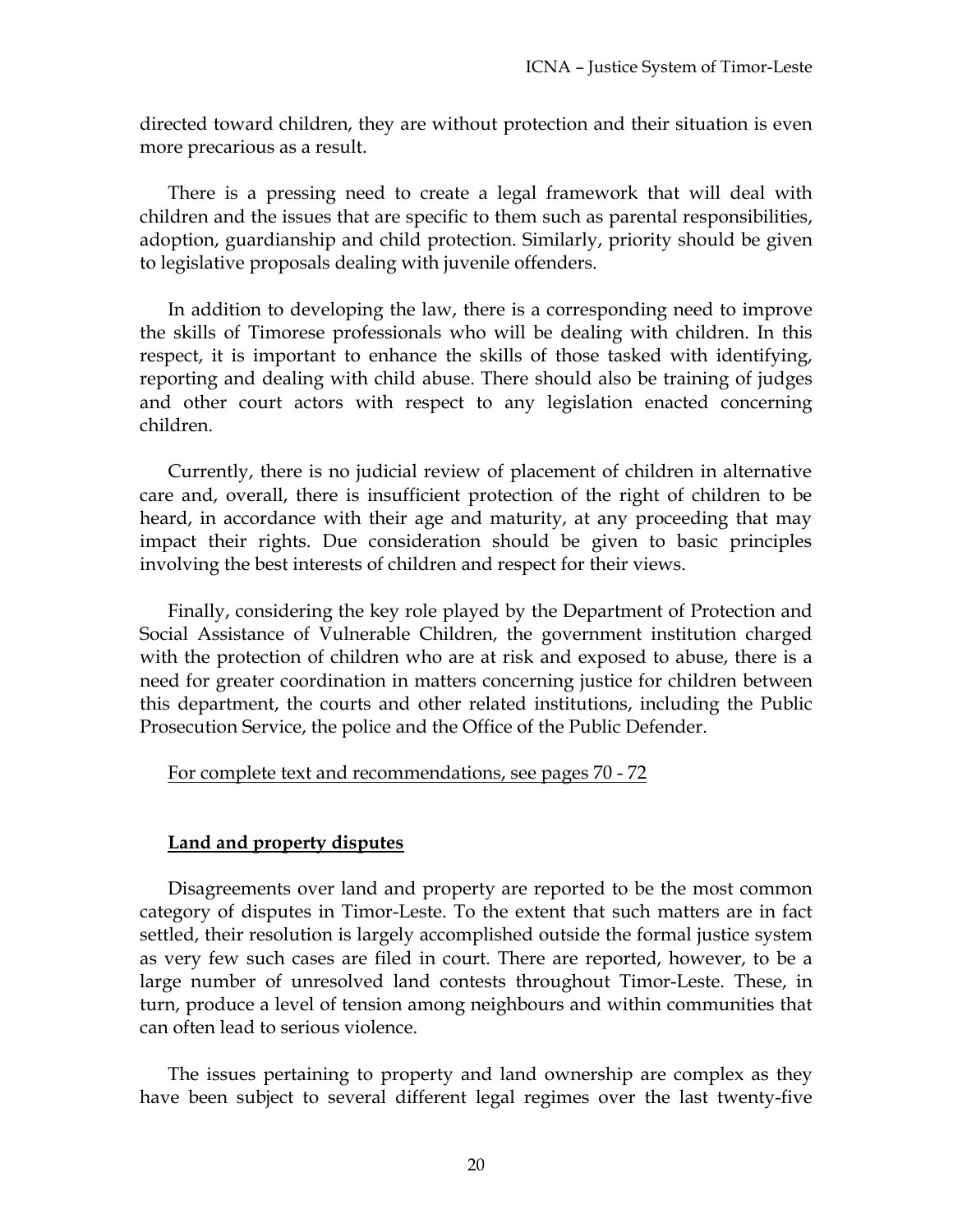directed toward children, they are without protection and their situation is even more precarious as a result.

There is a pressing need to create a legal framework that will deal with children and the issues that are specific to them such as parental responsibilities, adoption, guardianship and child protection. Similarly, priority should be given to legislative proposals dealing with juvenile offenders.

In addition to developing the law, there is a corresponding need to improve the skills of Timorese professionals who will be dealing with children. In this respect, it is important to enhance the skills of those tasked with identifying, reporting and dealing with child abuse. There should also be training of judges and other court actors with respect to any legislation enacted concerning children.

Currently, there is no judicial review of placement of children in alternative care and, overall, there is insufficient protection of the right of children to be heard, in accordance with their age and maturity, at any proceeding that may impact their rights. Due consideration should be given to basic principles involving the best interests of children and respect for their views.

Finally, considering the key role played by the Department of Protection and Social Assistance of Vulnerable Children, the government institution charged with the protection of children who are at risk and exposed to abuse, there is a need for greater coordination in matters concerning justice for children between this department, the courts and other related institutions, including the Public Prosecution Service, the police and the Office of the Public Defender.

For complete text and recommendations, see pages 70 - 72

## Land and property disputes

Disagreements over land and property are reported to be the most common category of disputes in Timor-Leste. To the extent that such matters are in fact settled, their resolution is largely accomplished outside the formal justice system as very few such cases are filed in court. There are reported, however, to be a large number of unresolved land contests throughout Timor-Leste. These, in turn, produce a level of tension among neighbours and within communities that can often lead to serious violence.

The issues pertaining to property and land ownership are complex as they have been subject to several different legal regimes over the last twenty-five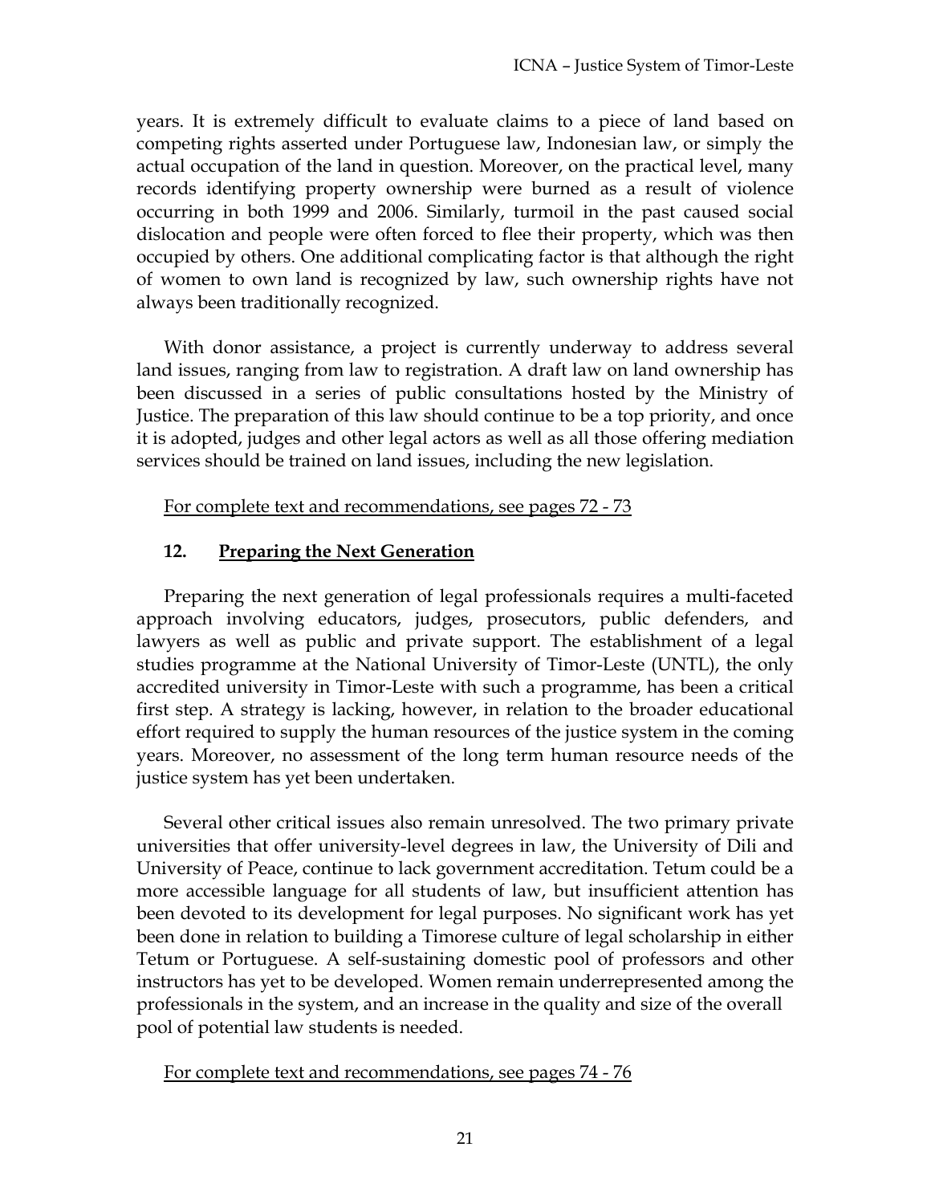years. It is extremely difficult to evaluate claims to a piece of land based on competing rights asserted under Portuguese law, Indonesian law, or simply the actual occupation of the land in question. Moreover, on the practical level, many records identifying property ownership were burned as a result of violence occurring in both 1999 and 2006. Similarly, turmoil in the past caused social dislocation and people were often forced to flee their property, which was then occupied by others. One additional complicating factor is that although the right of women to own land is recognized by law, such ownership rights have not always been traditionally recognized.

With donor assistance, a project is currently underway to address several land issues, ranging from law to registration. A draft law on land ownership has been discussed in a series of public consultations hosted by the Ministry of Justice. The preparation of this law should continue to be a top priority, and once it is adopted, judges and other legal actors as well as all those offering mediation services should be trained on land issues, including the new legislation.

For complete text and recommendations, see pages 72 - 73

## 12. Preparing the Next Generation

Preparing the next generation of legal professionals requires a multi-faceted approach involving educators, judges, prosecutors, public defenders, and lawyers as well as public and private support. The establishment of a legal studies programme at the National University of Timor-Leste (UNTL), the only accredited university in Timor-Leste with such a programme, has been a critical first step. A strategy is lacking, however, in relation to the broader educational effort required to supply the human resources of the justice system in the coming years. Moreover, no assessment of the long term human resource needs of the justice system has yet been undertaken.

Several other critical issues also remain unresolved. The two primary private universities that offer university-level degrees in law, the University of Dili and University of Peace, continue to lack government accreditation. Tetum could be a more accessible language for all students of law, but insufficient attention has been devoted to its development for legal purposes. No significant work has yet been done in relation to building a Timorese culture of legal scholarship in either Tetum or Portuguese. A self-sustaining domestic pool of professors and other instructors has yet to be developed. Women remain underrepresented among the professionals in the system, and an increase in the quality and size of the overall pool of potential law students is needed.

For complete text and recommendations, see pages 74 - 76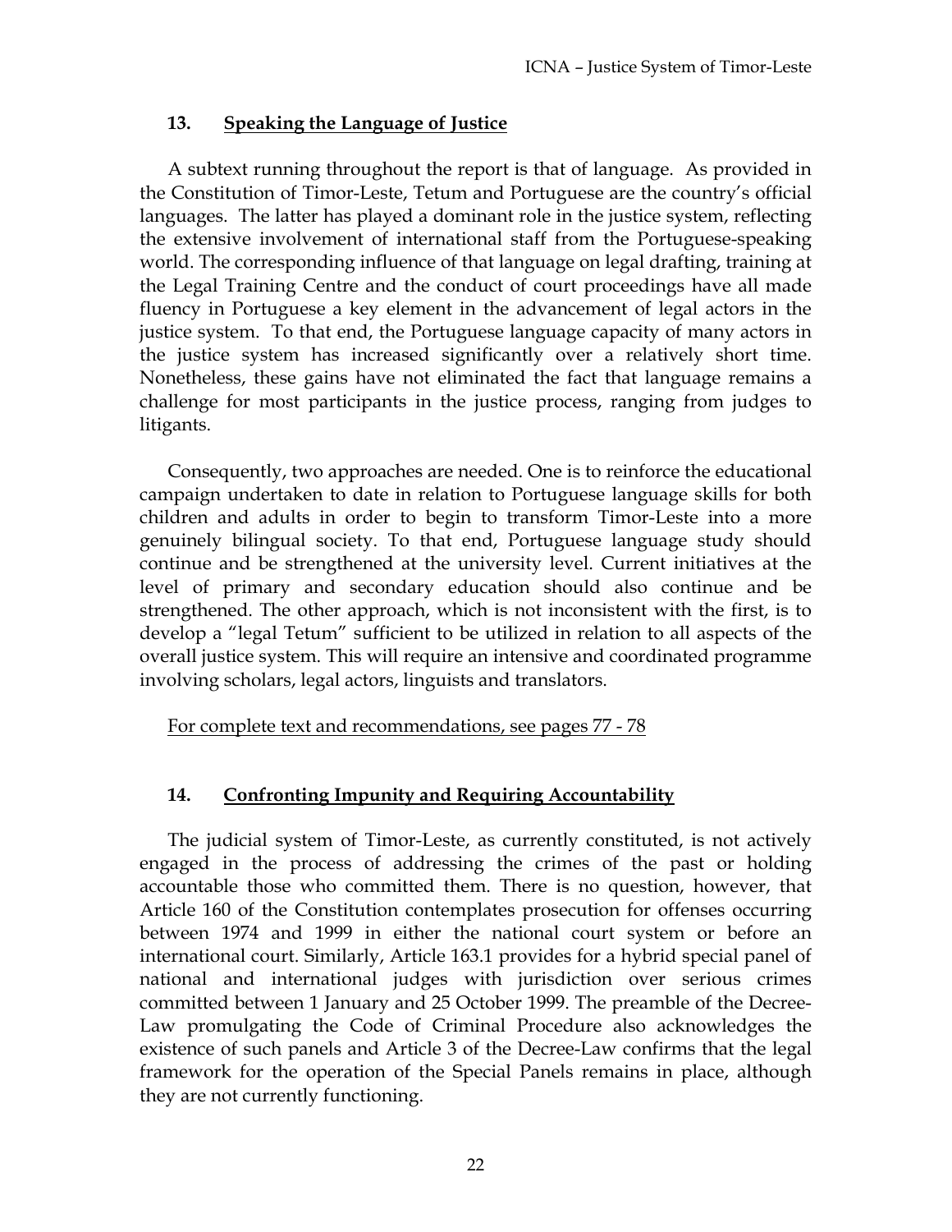## 13. Speaking the Language of Justice

A subtext running throughout the report is that of language. As provided in the Constitution of Timor-Leste, Tetum and Portuguese are the country's official languages. The latter has played a dominant role in the justice system, reflecting the extensive involvement of international staff from the Portuguese-speaking world. The corresponding influence of that language on legal drafting, training at the Legal Training Centre and the conduct of court proceedings have all made fluency in Portuguese a key element in the advancement of legal actors in the justice system. To that end, the Portuguese language capacity of many actors in the justice system has increased significantly over a relatively short time. Nonetheless, these gains have not eliminated the fact that language remains a challenge for most participants in the justice process, ranging from judges to litigants.

Consequently, two approaches are needed. One is to reinforce the educational campaign undertaken to date in relation to Portuguese language skills for both children and adults in order to begin to transform Timor-Leste into a more genuinely bilingual society. To that end, Portuguese language study should continue and be strengthened at the university level. Current initiatives at the level of primary and secondary education should also continue and be strengthened. The other approach, which is not inconsistent with the first, is to develop a "legal Tetum" sufficient to be utilized in relation to all aspects of the overall justice system. This will require an intensive and coordinated programme involving scholars, legal actors, linguists and translators.

For complete text and recommendations, see pages 77 - 78

## 14. Confronting Impunity and Requiring Accountability

The judicial system of Timor-Leste, as currently constituted, is not actively engaged in the process of addressing the crimes of the past or holding accountable those who committed them. There is no question, however, that Article 160 of the Constitution contemplates prosecution for offenses occurring between 1974 and 1999 in either the national court system or before an international court. Similarly, Article 163.1 provides for a hybrid special panel of national and international judges with jurisdiction over serious crimes committed between 1 January and 25 October 1999. The preamble of the Decree-Law promulgating the Code of Criminal Procedure also acknowledges the existence of such panels and Article 3 of the Decree-Law confirms that the legal framework for the operation of the Special Panels remains in place, although they are not currently functioning.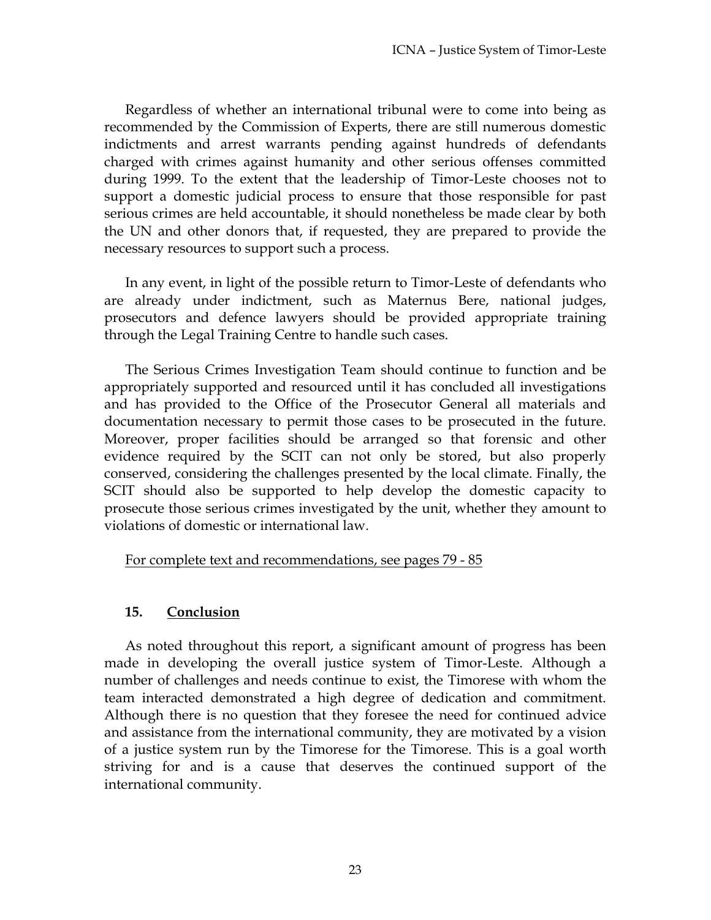Regardless of whether an international tribunal were to come into being as recommended by the Commission of Experts, there are still numerous domestic indictments and arrest warrants pending against hundreds of defendants charged with crimes against humanity and other serious offenses committed during 1999. To the extent that the leadership of Timor-Leste chooses not to support a domestic judicial process to ensure that those responsible for past serious crimes are held accountable, it should nonetheless be made clear by both the UN and other donors that, if requested, they are prepared to provide the necessary resources to support such a process.

In any event, in light of the possible return to Timor-Leste of defendants who are already under indictment, such as Maternus Bere, national judges, prosecutors and defence lawyers should be provided appropriate training through the Legal Training Centre to handle such cases.

The Serious Crimes Investigation Team should continue to function and be appropriately supported and resourced until it has concluded all investigations and has provided to the Office of the Prosecutor General all materials and documentation necessary to permit those cases to be prosecuted in the future. Moreover, proper facilities should be arranged so that forensic and other evidence required by the SCIT can not only be stored, but also properly conserved, considering the challenges presented by the local climate. Finally, the SCIT should also be supported to help develop the domestic capacity to prosecute those serious crimes investigated by the unit, whether they amount to violations of domestic or international law.

For complete text and recommendations, see pages 79 - 85

## 15. Conclusion

As noted throughout this report, a significant amount of progress has been made in developing the overall justice system of Timor-Leste. Although a number of challenges and needs continue to exist, the Timorese with whom the team interacted demonstrated a high degree of dedication and commitment. Although there is no question that they foresee the need for continued advice and assistance from the international community, they are motivated by a vision of a justice system run by the Timorese for the Timorese. This is a goal worth striving for and is a cause that deserves the continued support of the international community.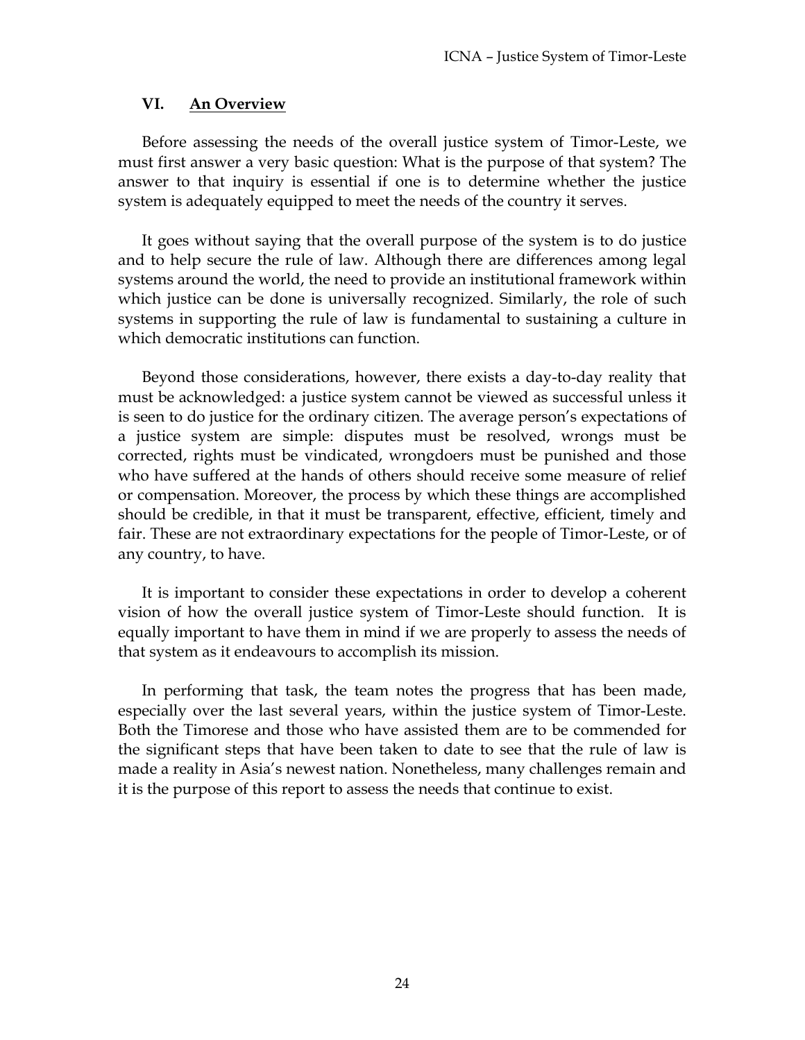## VI. An Overview

Before assessing the needs of the overall justice system of Timor-Leste, we must first answer a very basic question: What is the purpose of that system? The answer to that inquiry is essential if one is to determine whether the justice system is adequately equipped to meet the needs of the country it serves.

It goes without saying that the overall purpose of the system is to do justice and to help secure the rule of law. Although there are differences among legal systems around the world, the need to provide an institutional framework within which justice can be done is universally recognized. Similarly, the role of such systems in supporting the rule of law is fundamental to sustaining a culture in which democratic institutions can function.

Beyond those considerations, however, there exists a day-to-day reality that must be acknowledged: a justice system cannot be viewed as successful unless it is seen to do justice for the ordinary citizen. The average person's expectations of a justice system are simple: disputes must be resolved, wrongs must be corrected, rights must be vindicated, wrongdoers must be punished and those who have suffered at the hands of others should receive some measure of relief or compensation. Moreover, the process by which these things are accomplished should be credible, in that it must be transparent, effective, efficient, timely and fair. These are not extraordinary expectations for the people of Timor-Leste, or of any country, to have.

It is important to consider these expectations in order to develop a coherent vision of how the overall justice system of Timor-Leste should function. It is equally important to have them in mind if we are properly to assess the needs of that system as it endeavours to accomplish its mission.

In performing that task, the team notes the progress that has been made, especially over the last several years, within the justice system of Timor-Leste. Both the Timorese and those who have assisted them are to be commended for the significant steps that have been taken to date to see that the rule of law is made a reality in Asia's newest nation. Nonetheless, many challenges remain and it is the purpose of this report to assess the needs that continue to exist.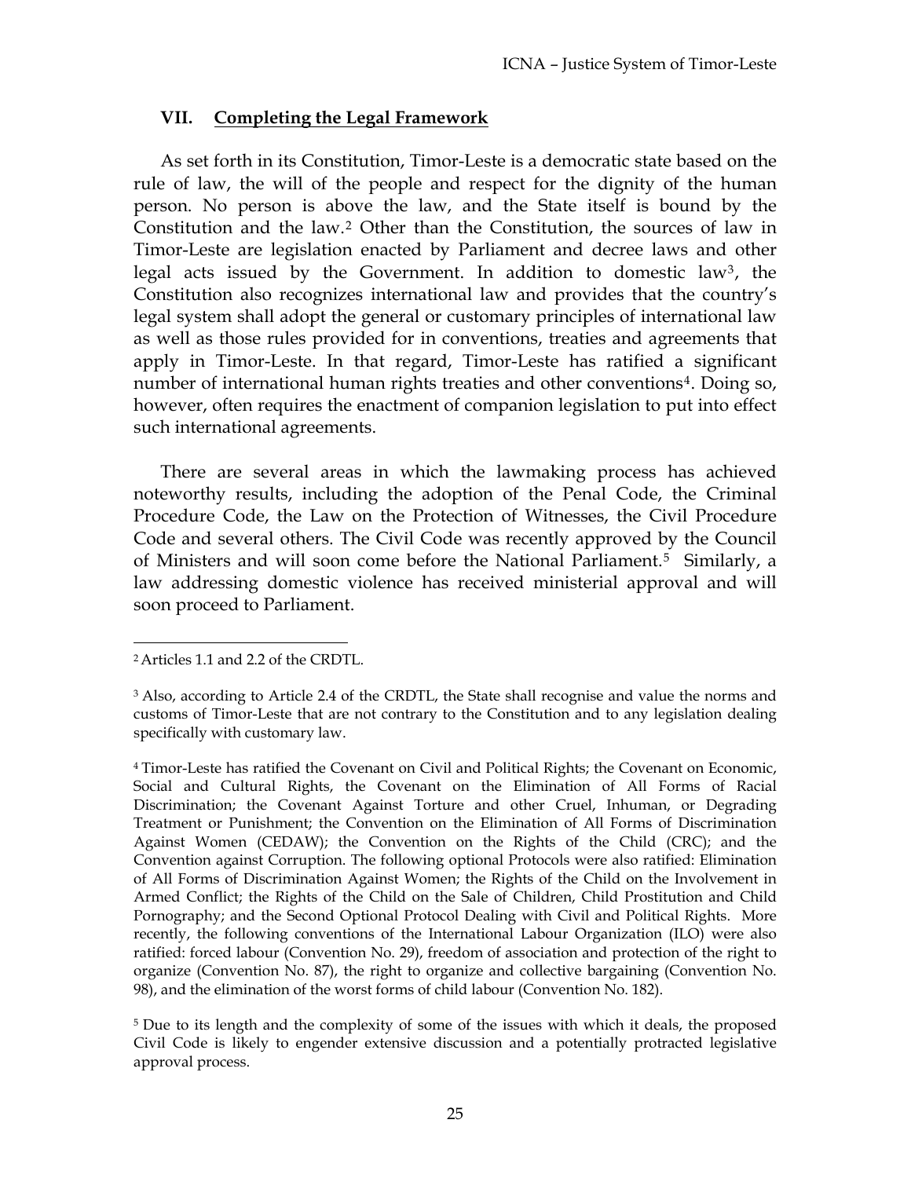## VII. Completing the Legal Framework

As set forth in its Constitution, Timor-Leste is a democratic state based on the rule of law, the will of the people and respect for the dignity of the human person. No person is above the law, and the State itself is bound by the Constitution and the law.[2] Other than the Constitution, the sources of law in Timor-Leste are legislation enacted by Parliament and decree laws and other legal acts issued by the Government. In addition to domestic law[3], the Constitution also recognizes international law and provides that the country's legal system shall adopt the general or customary principles of international law as well as those rules provided for in conventions, treaties and agreements that apply in Timor-Leste. In that regard, Timor-Leste has ratified a significant number of international human rights treaties and other conventions[4]. Doing so, however, often requires the enactment of companion legislation to put into effect such international agreements.

There are several areas in which the lawmaking process has achieved noteworthy results, including the adoption of the Penal Code, the Criminal Procedure Code, the Law on the Protection of Witnesses, the Civil Procedure Code and several others. The Civil Code was recently approved by the Council of Ministers and will soon come before the National Parliament.[5] Similarly, a law addressing domestic violence has received ministerial approval and will soon proceed to Parliament.

---

[2] Articles 1.1 and 2.2 of the CRDTL.

[3] Also, according to Article 2.4 of the CRDTL, the State shall recognise and value the norms and customs of Timor-Leste that are not contrary to the Constitution and to any legislation dealing specifically with customary law.

[4] Timor-Leste has ratified the Covenant on Civil and Political Rights; the Covenant on Economic, Social and Cultural Rights, the Covenant on the Elimination of All Forms of Racial Discrimination; the Covenant Against Torture and other Cruel, Inhuman, or Degrading Treatment or Punishment; the Convention on the Elimination of All Forms of Discrimination Against Women (CEDAW); the Convention on the Rights of the Child (CRC); and the Convention against Corruption. The following optional Protocols were also ratified: Elimination of All Forms of Discrimination Against Women; the Rights of the Child on the Involvement in Armed Conflict; the Rights of the Child on the Sale of Children, Child Prostitution and Child Pornography; and the Second Optional Protocol Dealing with Civil and Political Rights. More recently, the following conventions of the International Labour Organization (ILO) were also ratified: forced labour (Convention No. 29), freedom of association and protection of the right to organize (Convention No. 87), the right to organize and collective bargaining (Convention No. 98), and the elimination of the worst forms of child labour (Convention No. 182).

[5] Due to its length and the complexity of some of the issues with which it deals, the proposed Civil Code is likely to engender extensive discussion and a potentially protracted legislative approval process.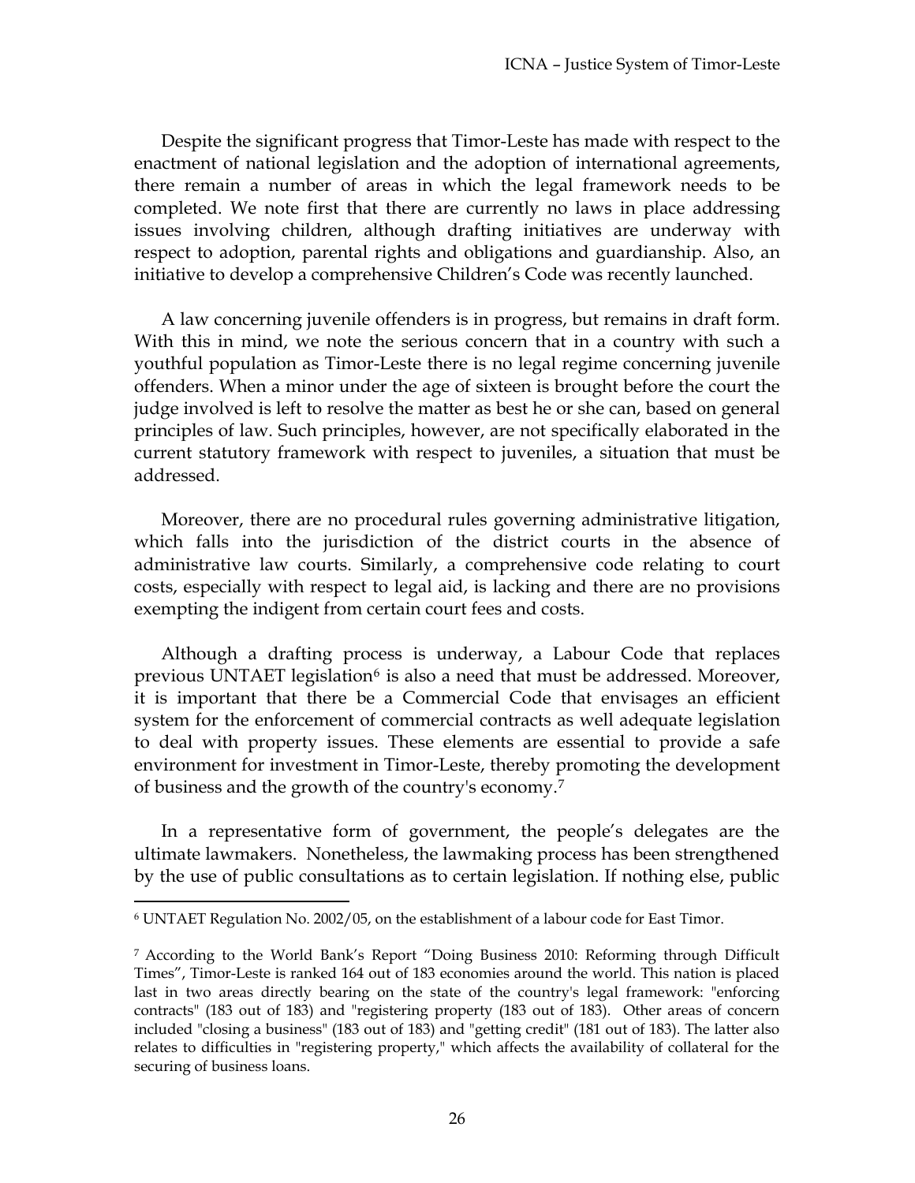Despite the significant progress that Timor-Leste has made with respect to the enactment of national legislation and the adoption of international agreements, there remain a number of areas in which the legal framework needs to be completed. We note first that there are currently no laws in place addressing issues involving children, although drafting initiatives are underway with respect to adoption, parental rights and obligations and guardianship. Also, an initiative to develop a comprehensive Children's Code was recently launched.

A law concerning juvenile offenders is in progress, but remains in draft form. With this in mind, we note the serious concern that in a country with such a youthful population as Timor-Leste there is no legal regime concerning juvenile offenders. When a minor under the age of sixteen is brought before the court the judge involved is left to resolve the matter as best he or she can, based on general principles of law. Such principles, however, are not specifically elaborated in the current statutory framework with respect to juveniles, a situation that must be addressed.

Moreover, there are no procedural rules governing administrative litigation, which falls into the jurisdiction of the district courts in the absence of administrative law courts. Similarly, a comprehensive code relating to court costs, especially with respect to legal aid, is lacking and there are no provisions exempting the indigent from certain court fees and costs.

Although a drafting process is underway, a Labour Code that replaces previous UNTAET legislation[6] is also a need that must be addressed. Moreover, it is important that there be a Commercial Code that envisages an efficient system for the enforcement of commercial contracts as well adequate legislation to deal with property issues. These elements are essential to provide a safe environment for investment in Timor-Leste, thereby promoting the development of business and the growth of the country's economy.[7]

In a representative form of government, the people's delegates are the ultimate lawmakers. Nonetheless, the lawmaking process has been strengthened by the use of public consultations as to certain legislation. If nothing else, public

---

[6] UNTAET Regulation No. 2002/05, on the establishment of a labour code for East Timor.

[7] According to the World Bank's Report "Doing Business 2010: Reforming through Difficult Times", Timor-Leste is ranked 164 out of 183 economies around the world. This nation is placed last in two areas directly bearing on the state of the country's legal framework: "enforcing contracts" (183 out of 183) and "registering property (183 out of 183). Other areas of concern included "closing a business" (183 out of 183) and "getting credit" (181 out of 183). The latter also relates to difficulties in "registering property," which affects the availability of collateral for the securing of business loans.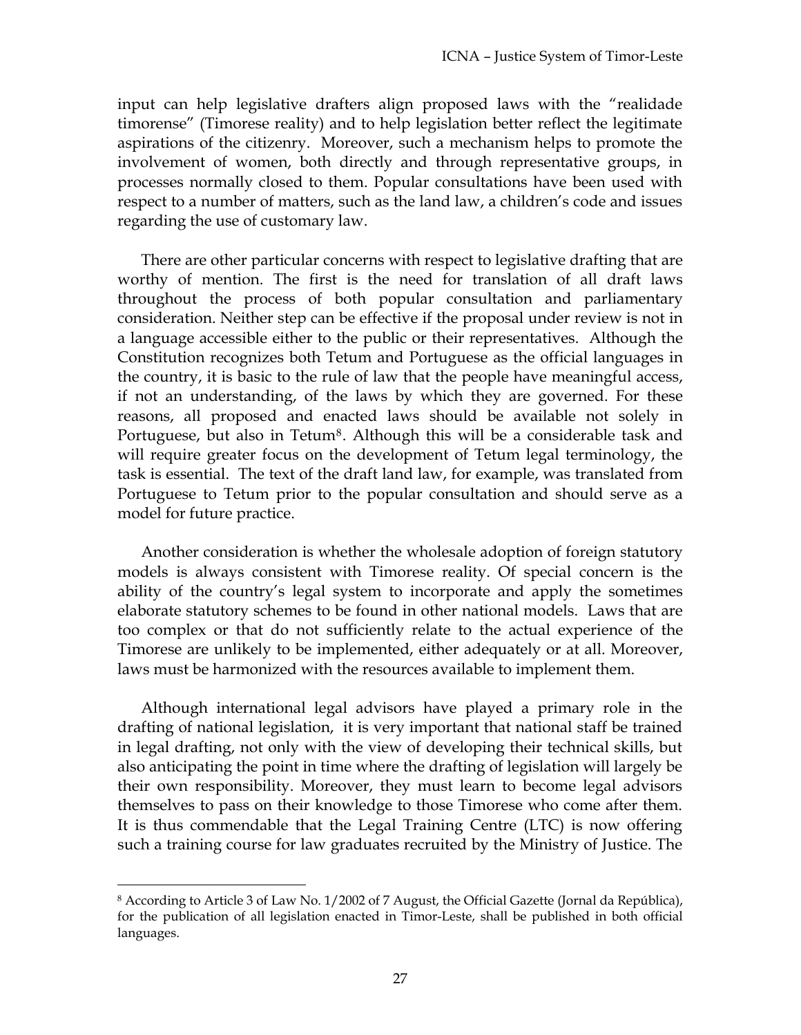input can help legislative drafters align proposed laws with the "realidade timorense" (Timorese reality) and to help legislation better reflect the legitimate aspirations of the citizenry. Moreover, such a mechanism helps to promote the involvement of women, both directly and through representative groups, in processes normally closed to them. Popular consultations have been used with respect to a number of matters, such as the land law, a children's code and issues regarding the use of customary law.

There are other particular concerns with respect to legislative drafting that are worthy of mention. The first is the need for translation of all draft laws throughout the process of both popular consultation and parliamentary consideration. Neither step can be effective if the proposal under review is not in a language accessible either to the public or their representatives. Although the Constitution recognizes both Tetum and Portuguese as the official languages in the country, it is basic to the rule of law that the people have meaningful access, if not an understanding, of the laws by which they are governed. For these reasons, all proposed and enacted laws should be available not solely in Portuguese, but also in Tetum[8]. Although this will be a considerable task and will require greater focus on the development of Tetum legal terminology, the task is essential. The text of the draft land law, for example, was translated from Portuguese to Tetum prior to the popular consultation and should serve as a model for future practice.

Another consideration is whether the wholesale adoption of foreign statutory models is always consistent with Timorese reality. Of special concern is the ability of the country's legal system to incorporate and apply the sometimes elaborate statutory schemes to be found in other national models. Laws that are too complex or that do not sufficiently relate to the actual experience of the Timorese are unlikely to be implemented, either adequately or at all. Moreover, laws must be harmonized with the resources available to implement them.

Although international legal advisors have played a primary role in the drafting of national legislation, it is very important that national staff be trained in legal drafting, not only with the view of developing their technical skills, but also anticipating the point in time where the drafting of legislation will largely be their own responsibility. Moreover, they must learn to become legal advisors themselves to pass on their knowledge to those Timorese who come after them. It is thus commendable that the Legal Training Centre (LTC) is now offering such a training course for law graduates recruited by the Ministry of Justice. The

---

[8] According to Article 3 of Law No. 1/2002 of 7 August, the Official Gazette (Jornal da República), for the publication of all legislation enacted in Timor-Leste, shall be published in both official languages.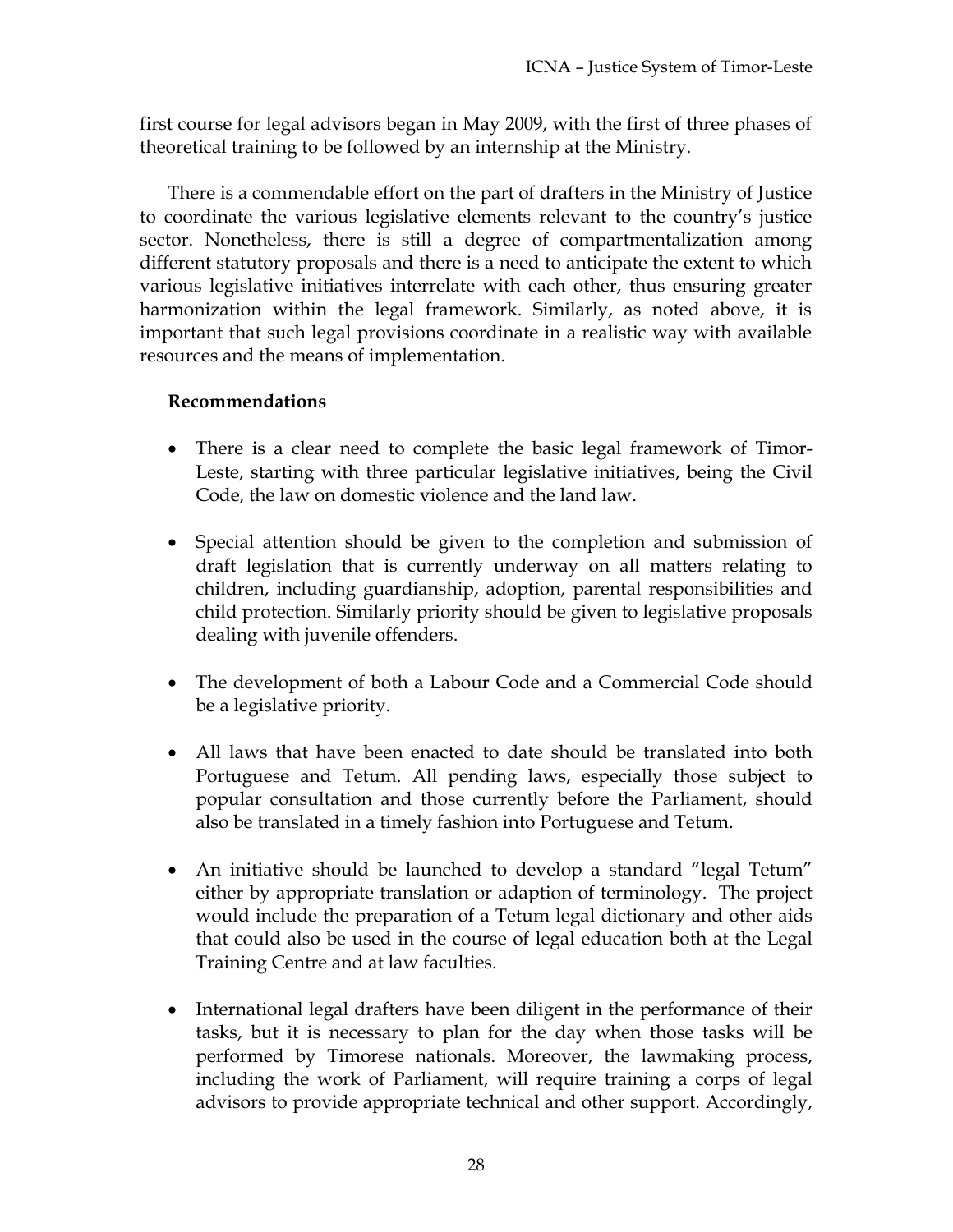first course for legal advisors began in May 2009, with the first of three phases of theoretical training to be followed by an internship at the Ministry.

There is a commendable effort on the part of drafters in the Ministry of Justice to coordinate the various legislative elements relevant to the country's justice sector. Nonetheless, there is still a degree of compartmentalization among different statutory proposals and there is a need to anticipate the extent to which various legislative initiatives interrelate with each other, thus ensuring greater harmonization within the legal framework. Similarly, as noted above, it is important that such legal provisions coordinate in a realistic way with available resources and the means of implementation.

**Recommendations**

- There is a clear need to complete the basic legal framework of Timor-Leste, starting with three particular legislative initiatives, being the Civil Code, the law on domestic violence and the land law.

- Special attention should be given to the completion and submission of draft legislation that is currently underway on all matters relating to children, including guardianship, adoption, parental responsibilities and child protection. Similarly priority should be given to legislative proposals dealing with juvenile offenders.

- The development of both a Labour Code and a Commercial Code should be a legislative priority.

- All laws that have been enacted to date should be translated into both Portuguese and Tetum. All pending laws, especially those subject to popular consultation and those currently before the Parliament, should also be translated in a timely fashion into Portuguese and Tetum.

- An initiative should be launched to develop a standard "legal Tetum" either by appropriate translation or adaption of terminology. The project would include the preparation of a Tetum legal dictionary and other aids that could also be used in the course of legal education both at the Legal Training Centre and at law faculties.

- International legal drafters have been diligent in the performance of their tasks, but it is necessary to plan for the day when those tasks will be performed by Timorese nationals. Moreover, the lawmaking process, including the work of Parliament, will require training a corps of legal advisors to provide appropriate technical and other support. Accordingly,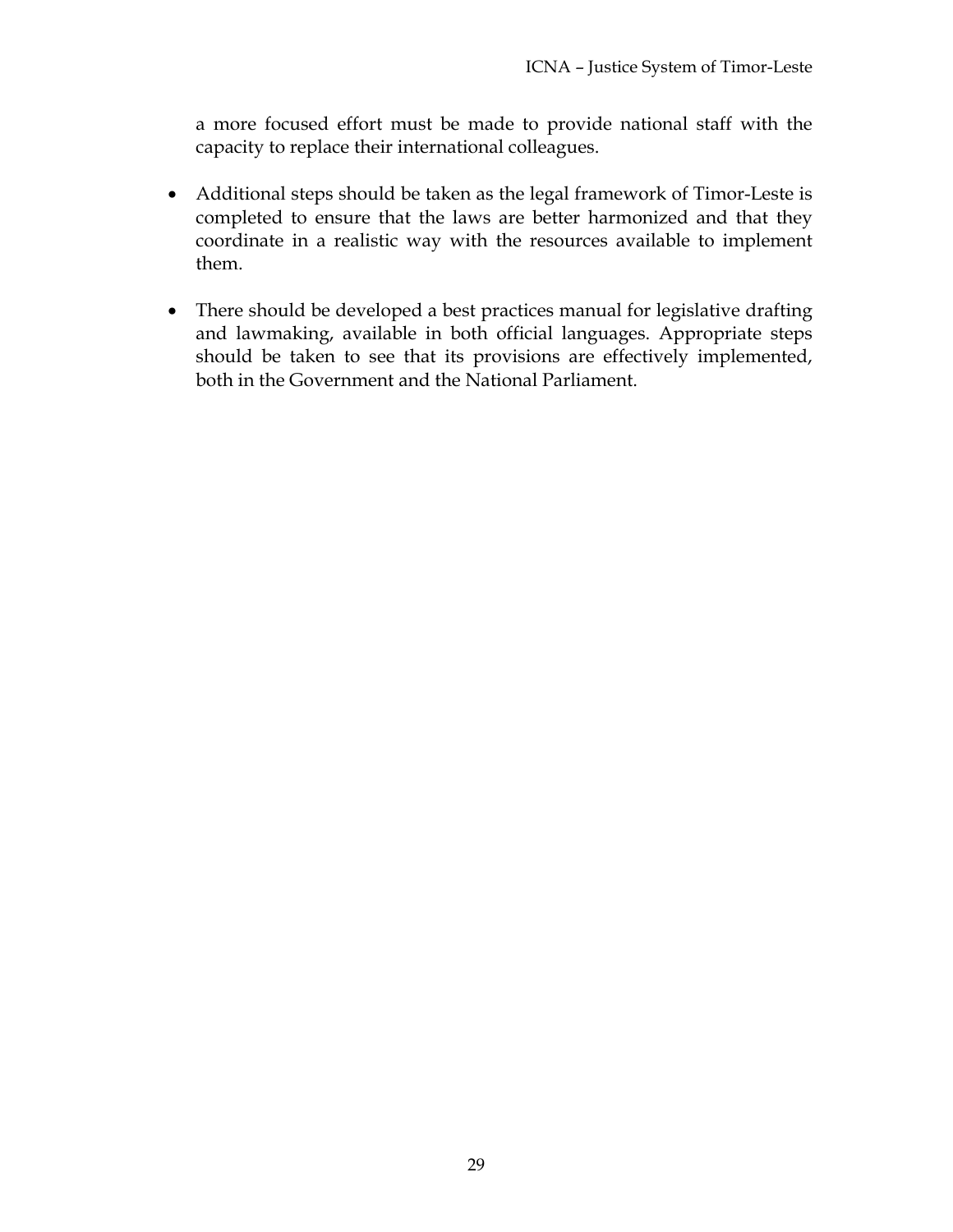a more focused effort must be made to provide national staff with the capacity to replace their international colleagues.

- Additional steps should be taken as the legal framework of Timor-Leste is completed to ensure that the laws are better harmonized and that they coordinate in a realistic way with the resources available to implement them.

- There should be developed a best practices manual for legislative drafting and lawmaking, available in both official languages. Appropriate steps should be taken to see that its provisions are effectively implemented, both in the Government and the National Parliament.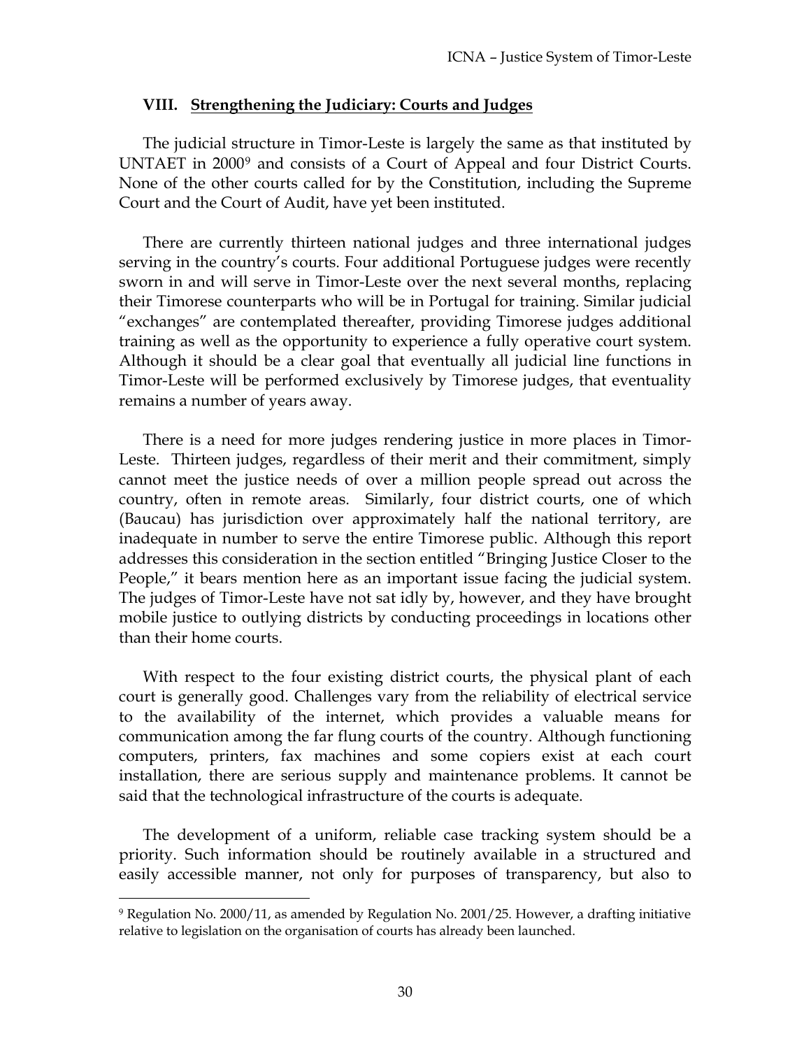## VIII. Strengthening the Judiciary: Courts and Judges

The judicial structure in Timor-Leste is largely the same as that instituted by UNTAET in 2000[9] and consists of a Court of Appeal and four District Courts. None of the other courts called for by the Constitution, including the Supreme Court and the Court of Audit, have yet been instituted.

There are currently thirteen national judges and three international judges serving in the country's courts. Four additional Portuguese judges were recently sworn in and will serve in Timor-Leste over the next several months, replacing their Timorese counterparts who will be in Portugal for training. Similar judicial "exchanges" are contemplated thereafter, providing Timorese judges additional training as well as the opportunity to experience a fully operative court system. Although it should be a clear goal that eventually all judicial line functions in Timor-Leste will be performed exclusively by Timorese judges, that eventuality remains a number of years away.

There is a need for more judges rendering justice in more places in Timor-Leste. Thirteen judges, regardless of their merit and their commitment, simply cannot meet the justice needs of over a million people spread out across the country, often in remote areas. Similarly, four district courts, one of which (Baucau) has jurisdiction over approximately half the national territory, are inadequate in number to serve the entire Timorese public. Although this report addresses this consideration in the section entitled "Bringing Justice Closer to the People," it bears mention here as an important issue facing the judicial system. The judges of Timor-Leste have not sat idly by, however, and they have brought mobile justice to outlying districts by conducting proceedings in locations other than their home courts.

With respect to the four existing district courts, the physical plant of each court is generally good. Challenges vary from the reliability of electrical service to the availability of the internet, which provides a valuable means for communication among the far flung courts of the country. Although functioning computers, printers, fax machines and some copiers exist at each court installation, there are serious supply and maintenance problems. It cannot be said that the technological infrastructure of the courts is adequate.

The development of a uniform, reliable case tracking system should be a priority. Such information should be routinely available in a structured and easily accessible manner, not only for purposes of transparency, but also to

---

[9] Regulation No. 2000/11, as amended by Regulation No. 2001/25. However, a drafting initiative relative to legislation on the organisation of courts has already been launched.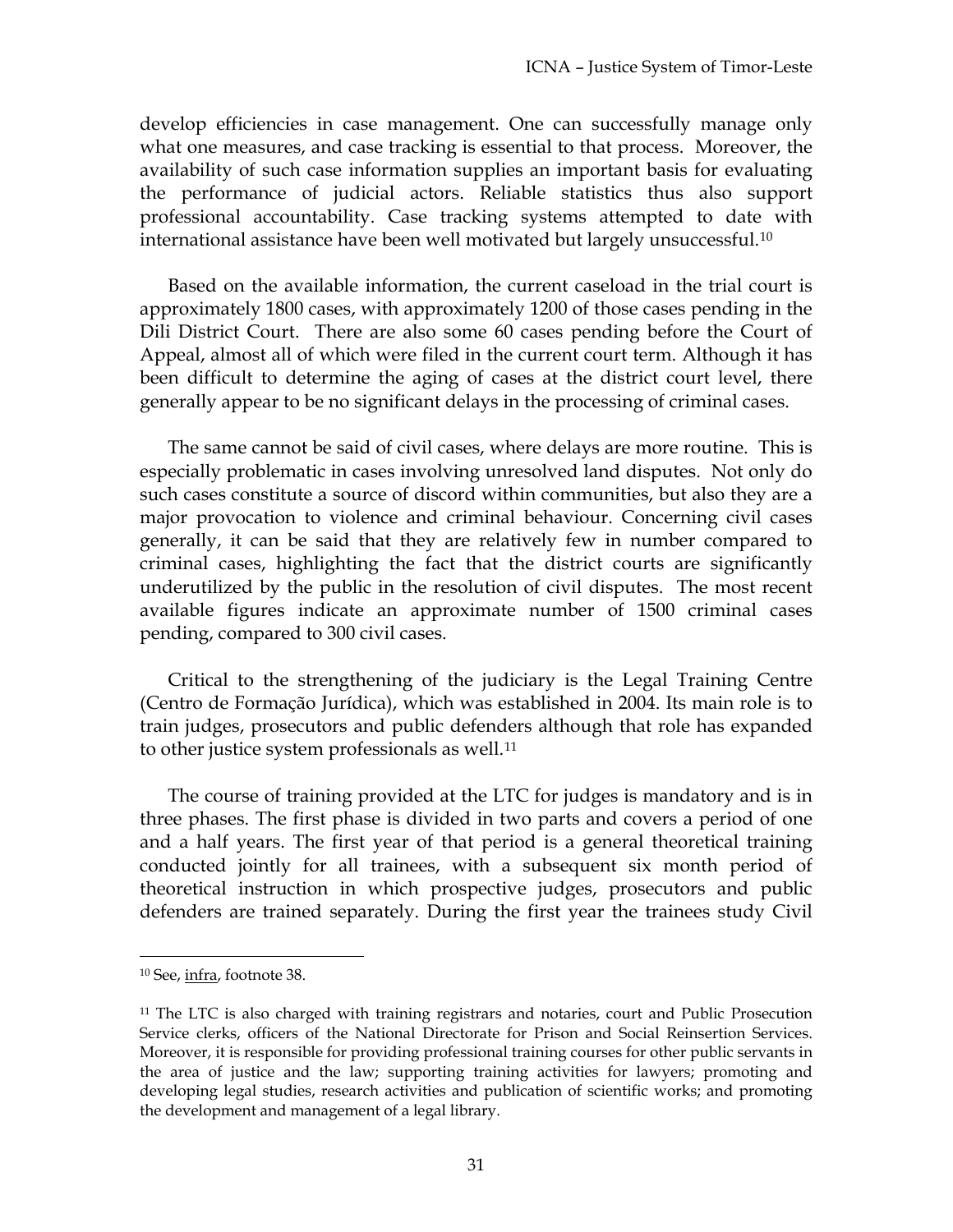develop efficiencies in case management. One can successfully manage only what one measures, and case tracking is essential to that process. Moreover, the availability of such case information supplies an important basis for evaluating the performance of judicial actors. Reliable statistics thus also support professional accountability. Case tracking systems attempted to date with international assistance have been well motivated but largely unsuccessful.[10]

Based on the available information, the current caseload in the trial court is approximately 1800 cases, with approximately 1200 of those cases pending in the Dili District Court. There are also some 60 cases pending before the Court of Appeal, almost all of which were filed in the current court term. Although it has been difficult to determine the aging of cases at the district court level, there generally appear to be no significant delays in the processing of criminal cases.

The same cannot be said of civil cases, where delays are more routine. This is especially problematic in cases involving unresolved land disputes. Not only do such cases constitute a source of discord within communities, but also they are a major provocation to violence and criminal behaviour. Concerning civil cases generally, it can be said that they are relatively few in number compared to criminal cases, highlighting the fact that the district courts are significantly underutilized by the public in the resolution of civil disputes. The most recent available figures indicate an approximate number of 1500 criminal cases pending, compared to 300 civil cases.

Critical to the strengthening of the judiciary is the Legal Training Centre (Centro de Formação Jurídica), which was established in 2004. Its main role is to train judges, prosecutors and public defenders although that role has expanded to other justice system professionals as well.[11]

The course of training provided at the LTC for judges is mandatory and is in three phases. The first phase is divided in two parts and covers a period of one and a half years. The first year of that period is a general theoretical training conducted jointly for all trainees, with a subsequent six month period of theoretical instruction in which prospective judges, prosecutors and public defenders are trained separately. During the first year the trainees study Civil

---

[10] See, infra, footnote 38.

[11] The LTC is also charged with training registrars and notaries, court and Public Prosecution Service clerks, officers of the National Directorate for Prison and Social Reinsertion Services. Moreover, it is responsible for providing professional training courses for other public servants in the area of justice and the law; supporting training activities for lawyers; promoting and developing legal studies, research activities and publication of scientific works; and promoting the development and management of a legal library.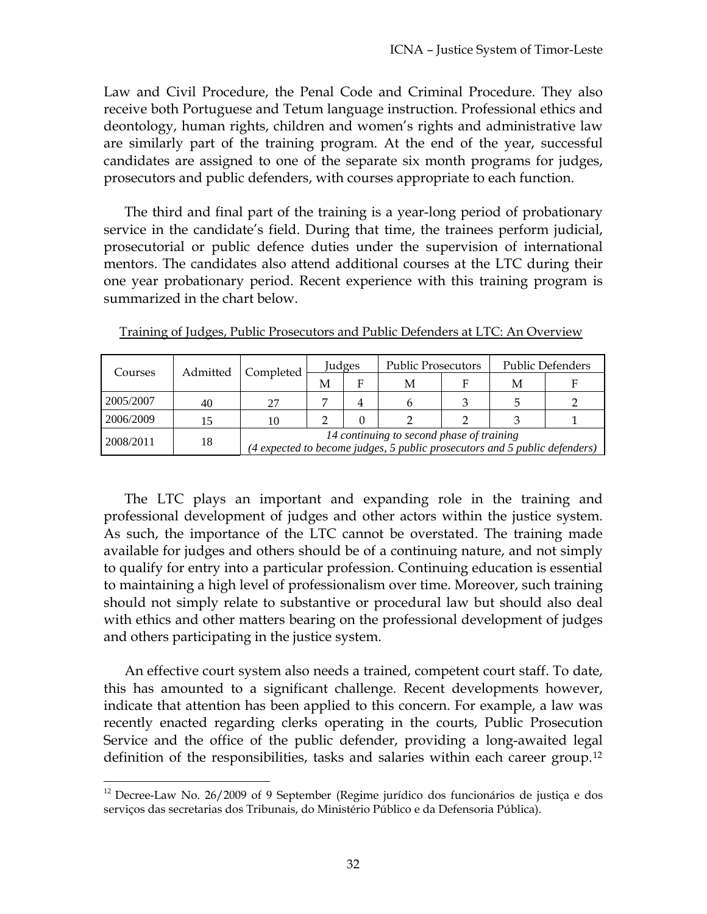Law and Civil Procedure, the Penal Code and Criminal Procedure. They also receive both Portuguese and Tetum language instruction. Professional ethics and deontology, human rights, children and women's rights and administrative law are similarly part of the training program. At the end of the year, successful candidates are assigned to one of the separate six month programs for judges, prosecutors and public defenders, with courses appropriate to each function.

The third and final part of the training is a year-long period of probationary service in the candidate's field. During that time, the trainees perform judicial, prosecutorial or public defence duties under the supervision of international mentors. The candidates also attend additional courses at the LTC during their one year probationary period. Recent experience with this training program is summarized in the chart below.

Training of Judges, Public Prosecutors and Public Defenders at LTC: An Overview

| Courses | Admitted | Completed | Judges | | Public Prosecutors | | Public Defenders | |
|---|---|---|---|---|---|---|---|---|
| | | | M | F | M | F | M | F |
| 2005/2007 | 40 | 27 | 7 | 4 | 6 | 3 | 5 | 2 |
| 2006/2009 | 15 | 10 | 2 | 0 | 2 | 2 | 3 | 1 |
| 2008/2011 | 18 | *14 continuing to second phase of training (4 expected to become judges, 5 public prosecutors and 5 public defenders)* | | | | | | |

The LTC plays an important and expanding role in the training and professional development of judges and other actors within the justice system. As such, the importance of the LTC cannot be overstated. The training made available for judges and others should be of a continuing nature, and not simply to qualify for entry into a particular profession. Continuing education is essential to maintaining a high level of professionalism over time. Moreover, such training should not simply relate to substantive or procedural law but should also deal with ethics and other matters bearing on the professional development of judges and others participating in the justice system.

An effective court system also needs a trained, competent court staff. To date, this has amounted to a significant challenge. Recent developments however, indicate that attention has been applied to this concern. For example, a law was recently enacted regarding clerks operating in the courts, Public Prosecution Service and the office of the public defender, providing a long-awaited legal definition of the responsibilities, tasks and salaries within each career group.[12]

[12] Decree-Law No. 26/2009 of 9 September (Regime jurídico dos funcionários de justiça e dos serviços das secretarias dos Tribunais, do Ministério Público e da Defensoria Pública).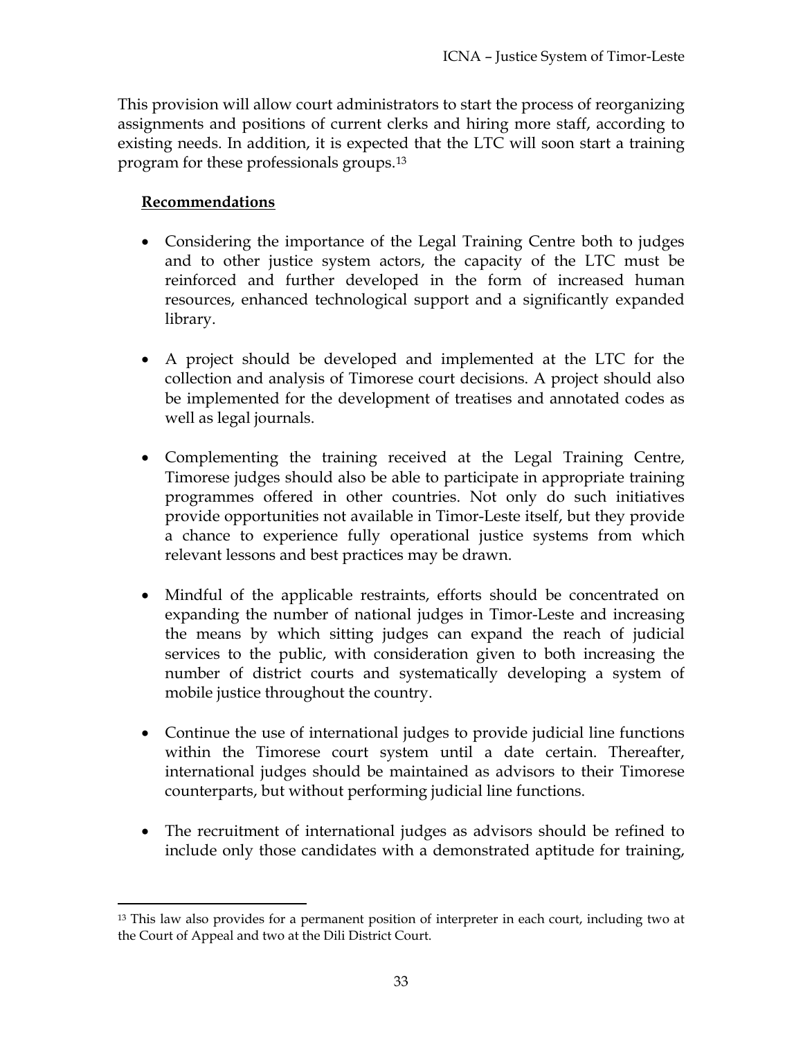This provision will allow court administrators to start the process of reorganizing assignments and positions of current clerks and hiring more staff, according to existing needs. In addition, it is expected that the LTC will soon start a training program for these professionals groups.[13]

**Recommendations**

- Considering the importance of the Legal Training Centre both to judges and to other justice system actors, the capacity of the LTC must be reinforced and further developed in the form of increased human resources, enhanced technological support and a significantly expanded library.

- A project should be developed and implemented at the LTC for the collection and analysis of Timorese court decisions. A project should also be implemented for the development of treatises and annotated codes as well as legal journals.

- Complementing the training received at the Legal Training Centre, Timorese judges should also be able to participate in appropriate training programmes offered in other countries. Not only do such initiatives provide opportunities not available in Timor-Leste itself, but they provide a chance to experience fully operational justice systems from which relevant lessons and best practices may be drawn.

- Mindful of the applicable restraints, efforts should be concentrated on expanding the number of national judges in Timor-Leste and increasing the means by which sitting judges can expand the reach of judicial services to the public, with consideration given to both increasing the number of district courts and systematically developing a system of mobile justice throughout the country.

- Continue the use of international judges to provide judicial line functions within the Timorese court system until a date certain. Thereafter, international judges should be maintained as advisors to their Timorese counterparts, but without performing judicial line functions.

- The recruitment of international judges as advisors should be refined to include only those candidates with a demonstrated aptitude for training,

[13] This law also provides for a permanent position of interpreter in each court, including two at the Court of Appeal and two at the Dili District Court.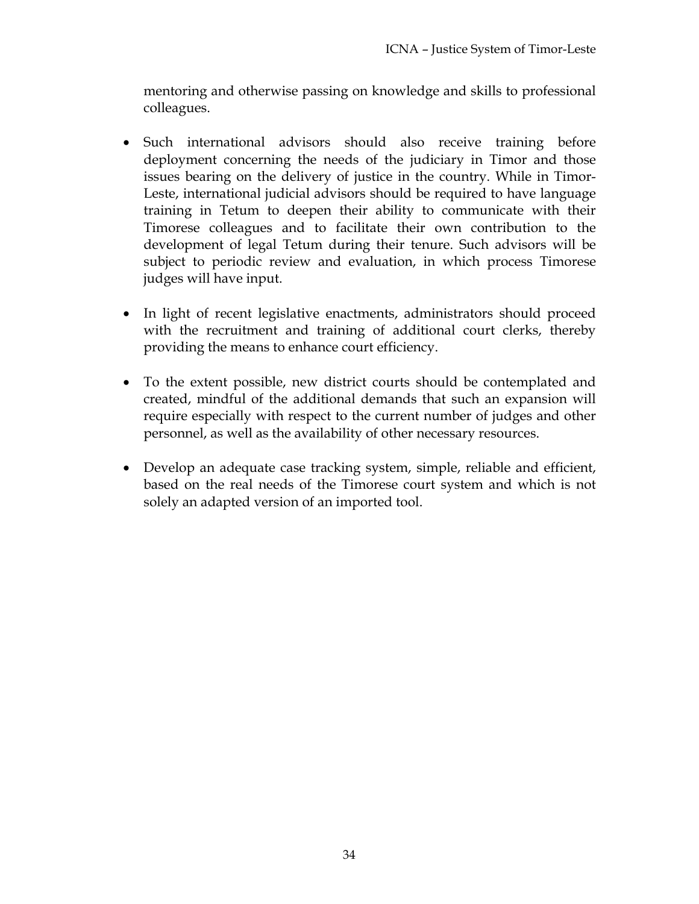mentoring and otherwise passing on knowledge and skills to professional colleagues.

- Such international advisors should also receive training before deployment concerning the needs of the judiciary in Timor and those issues bearing on the delivery of justice in the country. While in Timor-Leste, international judicial advisors should be required to have language training in Tetum to deepen their ability to communicate with their Timorese colleagues and to facilitate their own contribution to the development of legal Tetum during their tenure. Such advisors will be subject to periodic review and evaluation, in which process Timorese judges will have input.

- In light of recent legislative enactments, administrators should proceed with the recruitment and training of additional court clerks, thereby providing the means to enhance court efficiency.

- To the extent possible, new district courts should be contemplated and created, mindful of the additional demands that such an expansion will require especially with respect to the current number of judges and other personnel, as well as the availability of other necessary resources.

- Develop an adequate case tracking system, simple, reliable and efficient, based on the real needs of the Timorese court system and which is not solely an adapted version of an imported tool.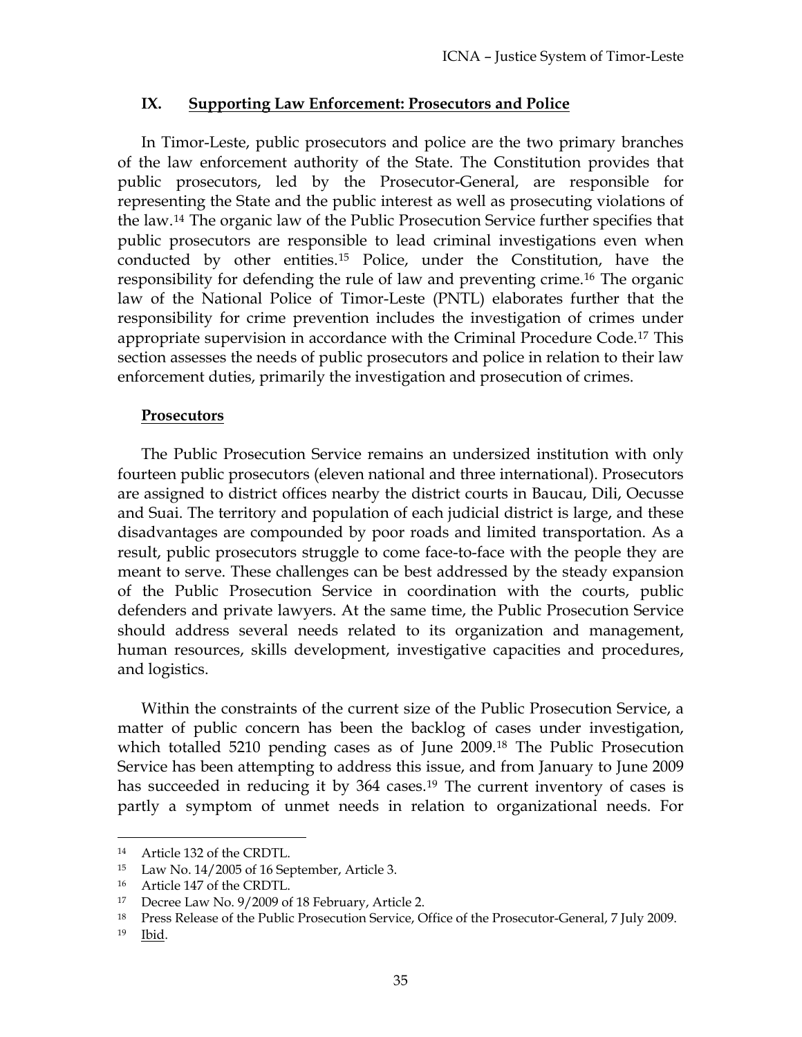## IX. Supporting Law Enforcement: Prosecutors and Police

In Timor-Leste, public prosecutors and police are the two primary branches of the law enforcement authority of the State. The Constitution provides that public prosecutors, led by the Prosecutor-General, are responsible for representing the State and the public interest as well as prosecuting violations of the law.[14] The organic law of the Public Prosecution Service further specifies that public prosecutors are responsible to lead criminal investigations even when conducted by other entities.[15] Police, under the Constitution, have the responsibility for defending the rule of law and preventing crime.[16] The organic law of the National Police of Timor-Leste (PNTL) elaborates further that the responsibility for crime prevention includes the investigation of crimes under appropriate supervision in accordance with the Criminal Procedure Code.[17] This section assesses the needs of public prosecutors and police in relation to their law enforcement duties, primarily the investigation and prosecution of crimes.

### Prosecutors

The Public Prosecution Service remains an undersized institution with only fourteen public prosecutors (eleven national and three international). Prosecutors are assigned to district offices nearby the district courts in Baucau, Dili, Oecusse and Suai. The territory and population of each judicial district is large, and these disadvantages are compounded by poor roads and limited transportation. As a result, public prosecutors struggle to come face-to-face with the people they are meant to serve. These challenges can be best addressed by the steady expansion of the Public Prosecution Service in coordination with the courts, public defenders and private lawyers. At the same time, the Public Prosecution Service should address several needs related to its organization and management, human resources, skills development, investigative capacities and procedures, and logistics.

Within the constraints of the current size of the Public Prosecution Service, a matter of public concern has been the backlog of cases under investigation, which totalled 5210 pending cases as of June 2009.[18] The Public Prosecution Service has been attempting to address this issue, and from January to June 2009 has succeeded in reducing it by 364 cases.[19] The current inventory of cases is partly a symptom of unmet needs in relation to organizational needs. For

---

[14] Article 132 of the CRDTL.

[15] Law No. 14/2005 of 16 September, Article 3.

[16] Article 147 of the CRDTL.

[17] Decree Law No. 9/2009 of 18 February, Article 2.

[18] Press Release of the Public Prosecution Service, Office of the Prosecutor-General, 7 July 2009.

[19] Ibid.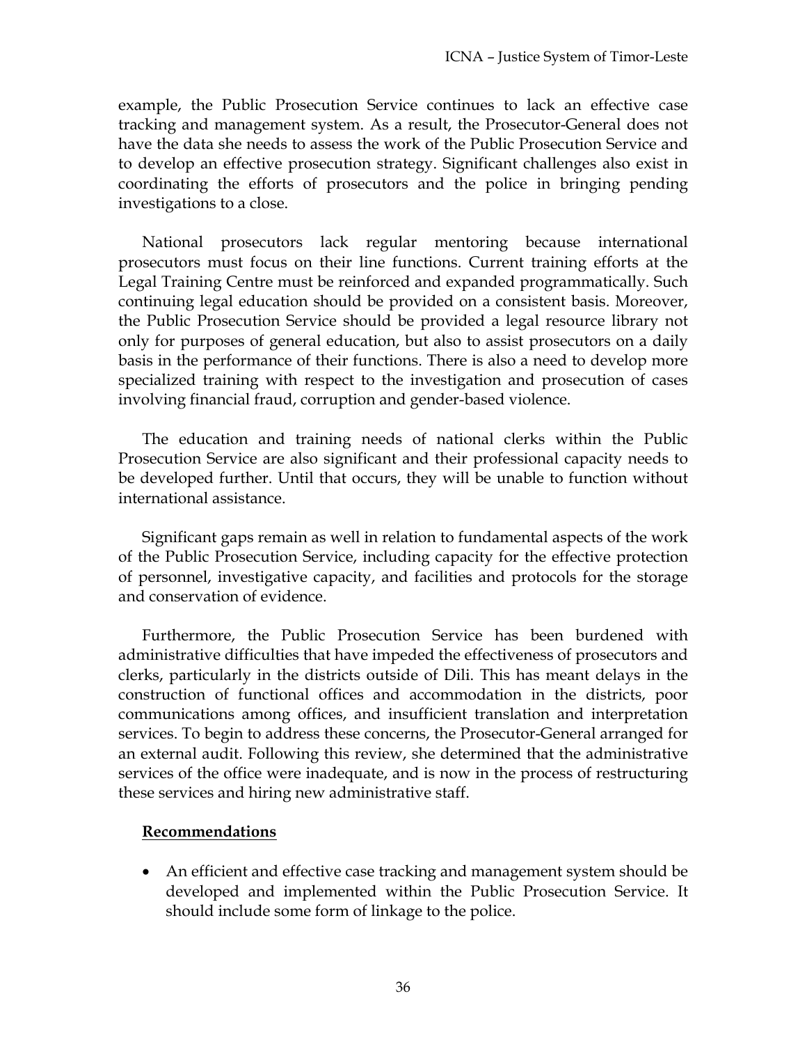example, the Public Prosecution Service continues to lack an effective case tracking and management system. As a result, the Prosecutor-General does not have the data she needs to assess the work of the Public Prosecution Service and to develop an effective prosecution strategy. Significant challenges also exist in coordinating the efforts of prosecutors and the police in bringing pending investigations to a close.

National prosecutors lack regular mentoring because international prosecutors must focus on their line functions. Current training efforts at the Legal Training Centre must be reinforced and expanded programmatically. Such continuing legal education should be provided on a consistent basis. Moreover, the Public Prosecution Service should be provided a legal resource library not only for purposes of general education, but also to assist prosecutors on a daily basis in the performance of their functions. There is also a need to develop more specialized training with respect to the investigation and prosecution of cases involving financial fraud, corruption and gender-based violence.

The education and training needs of national clerks within the Public Prosecution Service are also significant and their professional capacity needs to be developed further. Until that occurs, they will be unable to function without international assistance.

Significant gaps remain as well in relation to fundamental aspects of the work of the Public Prosecution Service, including capacity for the effective protection of personnel, investigative capacity, and facilities and protocols for the storage and conservation of evidence.

Furthermore, the Public Prosecution Service has been burdened with administrative difficulties that have impeded the effectiveness of prosecutors and clerks, particularly in the districts outside of Dili. This has meant delays in the construction of functional offices and accommodation in the districts, poor communications among offices, and insufficient translation and interpretation services. To begin to address these concerns, the Prosecutor-General arranged for an external audit. Following this review, she determined that the administrative services of the office were inadequate, and is now in the process of restructuring these services and hiring new administrative staff.

**<u>Recommendations</u>**

- An efficient and effective case tracking and management system should be developed and implemented within the Public Prosecution Service. It should include some form of linkage to the police.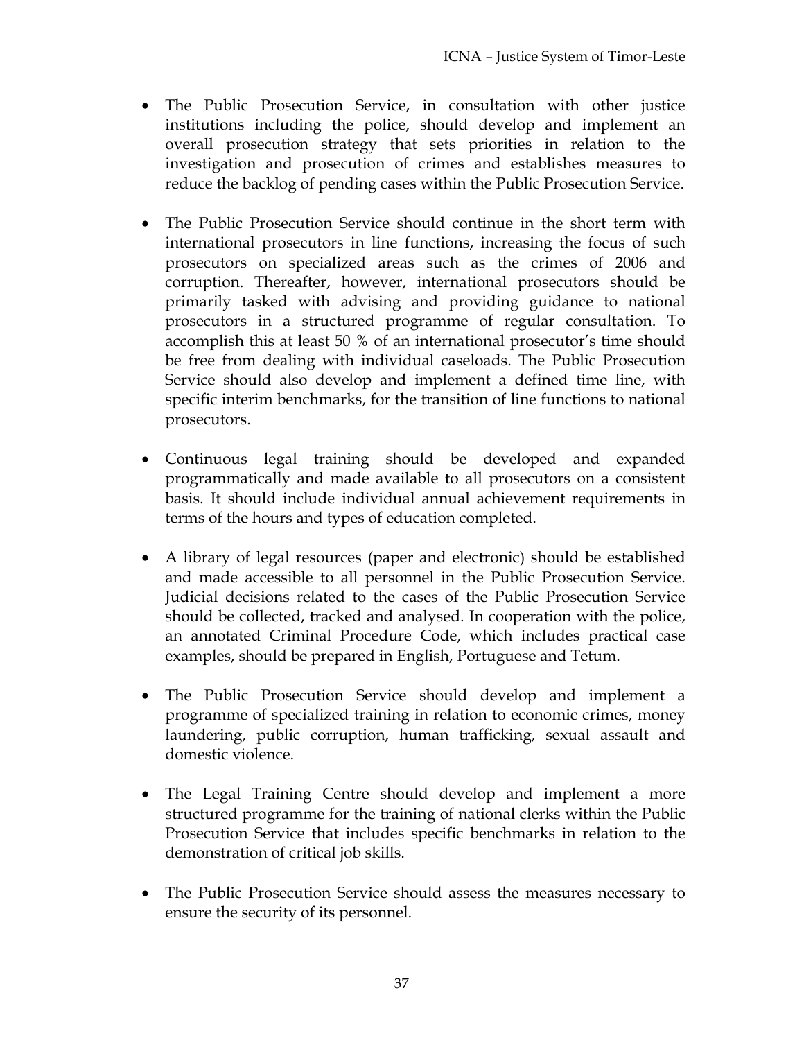- The Public Prosecution Service, in consultation with other justice institutions including the police, should develop and implement an overall prosecution strategy that sets priorities in relation to the investigation and prosecution of crimes and establishes measures to reduce the backlog of pending cases within the Public Prosecution Service.

- The Public Prosecution Service should continue in the short term with international prosecutors in line functions, increasing the focus of such prosecutors on specialized areas such as the crimes of 2006 and corruption. Thereafter, however, international prosecutors should be primarily tasked with advising and providing guidance to national prosecutors in a structured programme of regular consultation. To accomplish this at least 50 % of an international prosecutor's time should be free from dealing with individual caseloads. The Public Prosecution Service should also develop and implement a defined time line, with specific interim benchmarks, for the transition of line functions to national prosecutors.

- Continuous legal training should be developed and expanded programmatically and made available to all prosecutors on a consistent basis. It should include individual annual achievement requirements in terms of the hours and types of education completed.

- A library of legal resources (paper and electronic) should be established and made accessible to all personnel in the Public Prosecution Service. Judicial decisions related to the cases of the Public Prosecution Service should be collected, tracked and analysed. In cooperation with the police, an annotated Criminal Procedure Code, which includes practical case examples, should be prepared in English, Portuguese and Tetum.

- The Public Prosecution Service should develop and implement a programme of specialized training in relation to economic crimes, money laundering, public corruption, human trafficking, sexual assault and domestic violence.

- The Legal Training Centre should develop and implement a more structured programme for the training of national clerks within the Public Prosecution Service that includes specific benchmarks in relation to the demonstration of critical job skills.

- The Public Prosecution Service should assess the measures necessary to ensure the security of its personnel.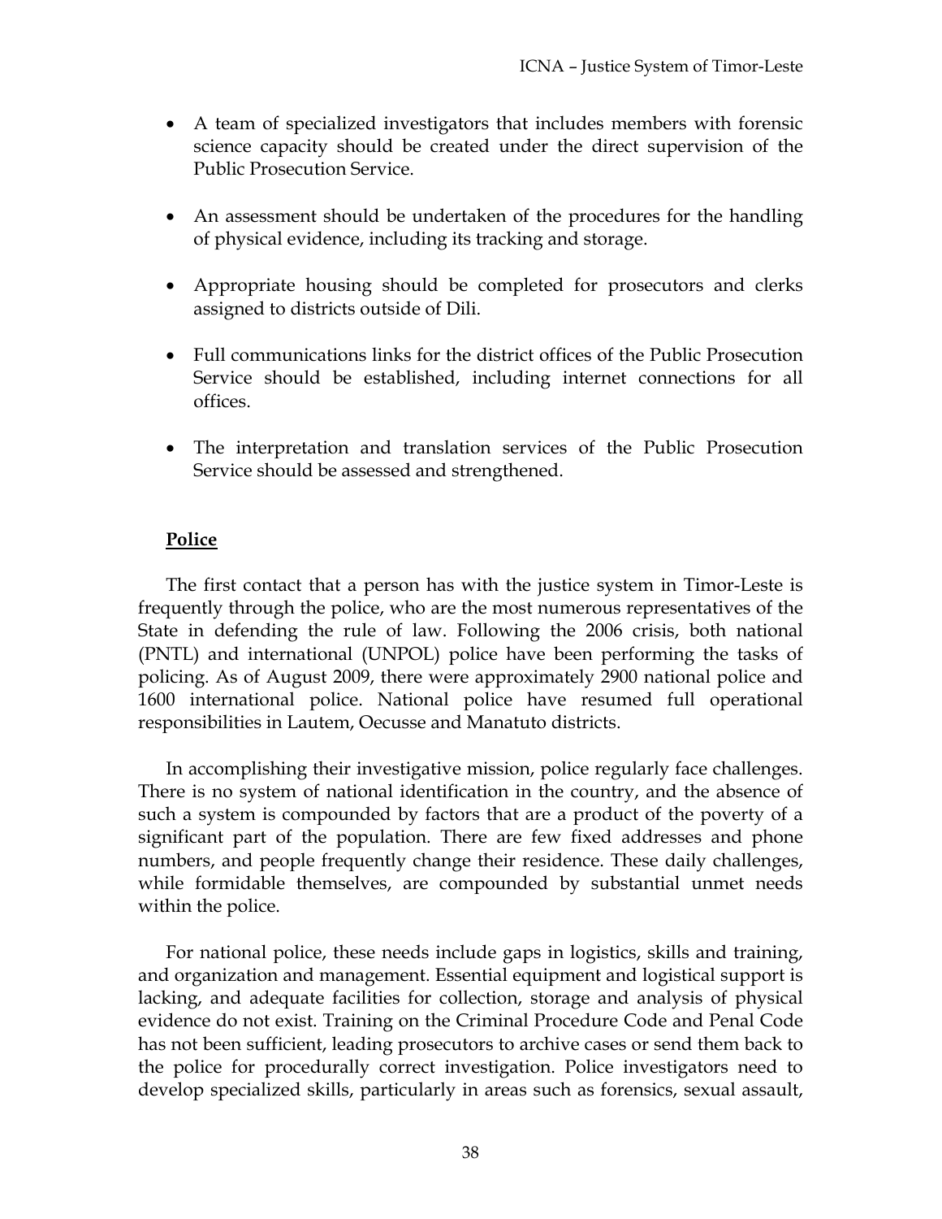- A team of specialized investigators that includes members with forensic science capacity should be created under the direct supervision of the Public Prosecution Service.

- An assessment should be undertaken of the procedures for the handling of physical evidence, including its tracking and storage.

- Appropriate housing should be completed for prosecutors and clerks assigned to districts outside of Dili.

- Full communications links for the district offices of the Public Prosecution Service should be established, including internet connections for all offices.

- The interpretation and translation services of the Public Prosecution Service should be assessed and strengthened.

## Police

The first contact that a person has with the justice system in Timor-Leste is frequently through the police, who are the most numerous representatives of the State in defending the rule of law. Following the 2006 crisis, both national (PNTL) and international (UNPOL) police have been performing the tasks of policing. As of August 2009, there were approximately 2900 national police and 1600 international police. National police have resumed full operational responsibilities in Lautem, Oecusse and Manatuto districts.

In accomplishing their investigative mission, police regularly face challenges. There is no system of national identification in the country, and the absence of such a system is compounded by factors that are a product of the poverty of a significant part of the population. There are few fixed addresses and phone numbers, and people frequently change their residence. These daily challenges, while formidable themselves, are compounded by substantial unmet needs within the police.

For national police, these needs include gaps in logistics, skills and training, and organization and management. Essential equipment and logistical support is lacking, and adequate facilities for collection, storage and analysis of physical evidence do not exist. Training on the Criminal Procedure Code and Penal Code has not been sufficient, leading prosecutors to archive cases or send them back to the police for procedurally correct investigation. Police investigators need to develop specialized skills, particularly in areas such as forensics, sexual assault,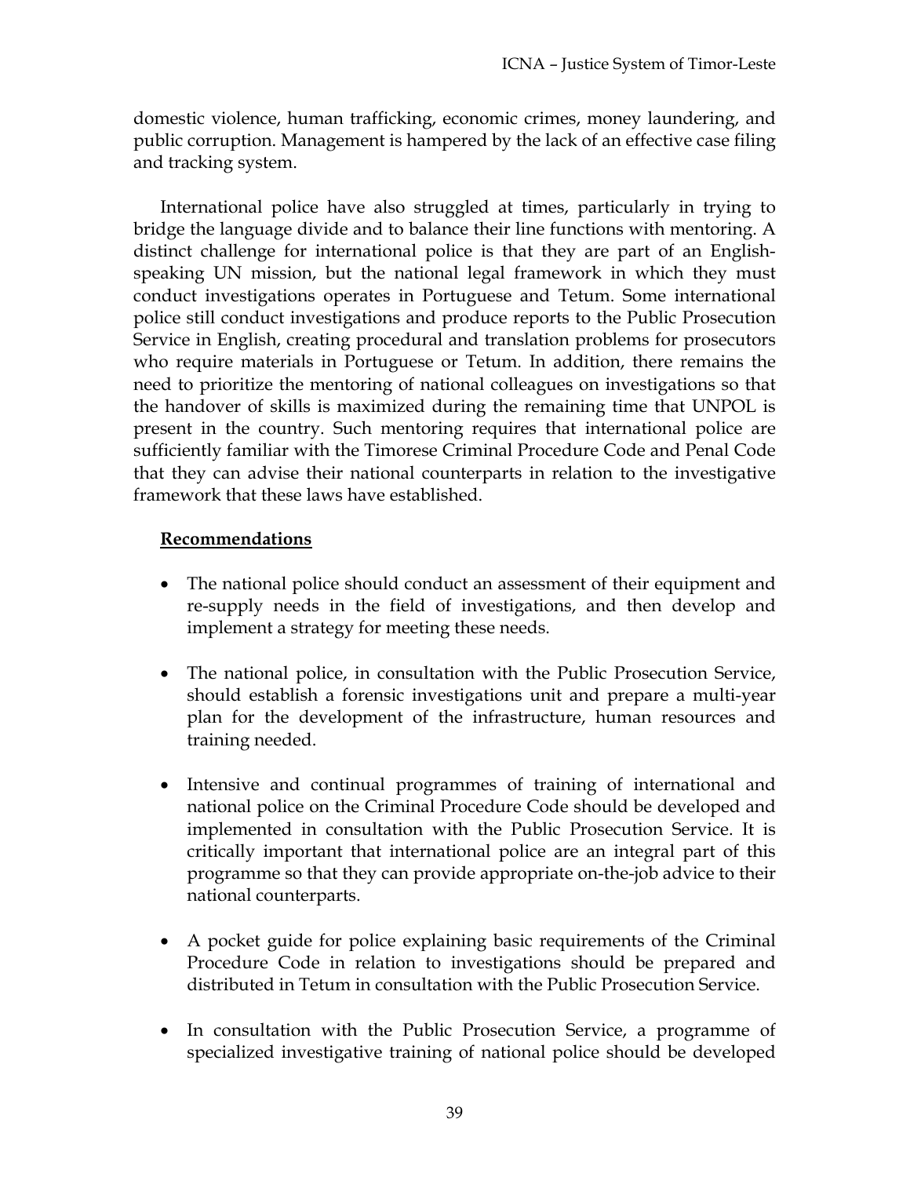domestic violence, human trafficking, economic crimes, money laundering, and public corruption. Management is hampered by the lack of an effective case filing and tracking system.

International police have also struggled at times, particularly in trying to bridge the language divide and to balance their line functions with mentoring. A distinct challenge for international police is that they are part of an English-speaking UN mission, but the national legal framework in which they must conduct investigations operates in Portuguese and Tetum. Some international police still conduct investigations and produce reports to the Public Prosecution Service in English, creating procedural and translation problems for prosecutors who require materials in Portuguese or Tetum. In addition, there remains the need to prioritize the mentoring of national colleagues on investigations so that the handover of skills is maximized during the remaining time that UNPOL is present in the country. Such mentoring requires that international police are sufficiently familiar with the Timorese Criminal Procedure Code and Penal Code that they can advise their national counterparts in relation to the investigative framework that these laws have established.

**Recommendations**

- The national police should conduct an assessment of their equipment and re-supply needs in the field of investigations, and then develop and implement a strategy for meeting these needs.

- The national police, in consultation with the Public Prosecution Service, should establish a forensic investigations unit and prepare a multi-year plan for the development of the infrastructure, human resources and training needed.

- Intensive and continual programmes of training of international and national police on the Criminal Procedure Code should be developed and implemented in consultation with the Public Prosecution Service. It is critically important that international police are an integral part of this programme so that they can provide appropriate on-the-job advice to their national counterparts.

- A pocket guide for police explaining basic requirements of the Criminal Procedure Code in relation to investigations should be prepared and distributed in Tetum in consultation with the Public Prosecution Service.

- In consultation with the Public Prosecution Service, a programme of specialized investigative training of national police should be developed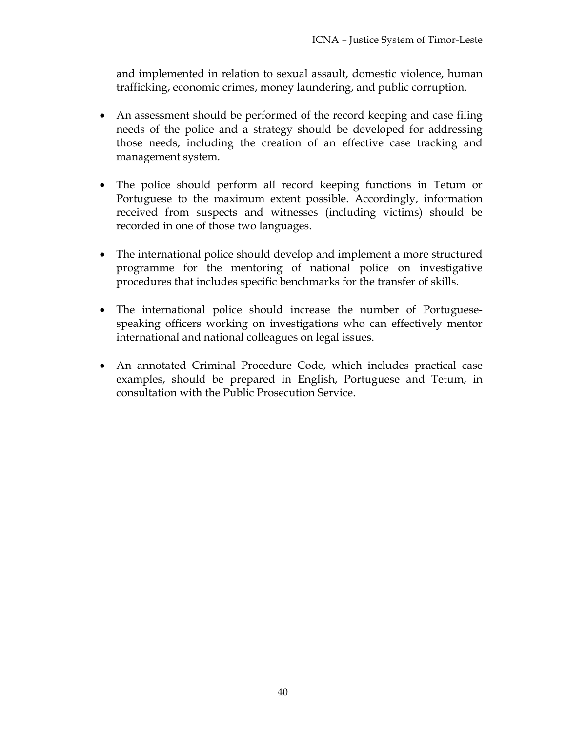and implemented in relation to sexual assault, domestic violence, human trafficking, economic crimes, money laundering, and public corruption.

- An assessment should be performed of the record keeping and case filing needs of the police and a strategy should be developed for addressing those needs, including the creation of an effective case tracking and management system.

- The police should perform all record keeping functions in Tetum or Portuguese to the maximum extent possible. Accordingly, information received from suspects and witnesses (including victims) should be recorded in one of those two languages.

- The international police should develop and implement a more structured programme for the mentoring of national police on investigative procedures that includes specific benchmarks for the transfer of skills.

- The international police should increase the number of Portuguese-speaking officers working on investigations who can effectively mentor international and national colleagues on legal issues.

- An annotated Criminal Procedure Code, which includes practical case examples, should be prepared in English, Portuguese and Tetum, in consultation with the Public Prosecution Service.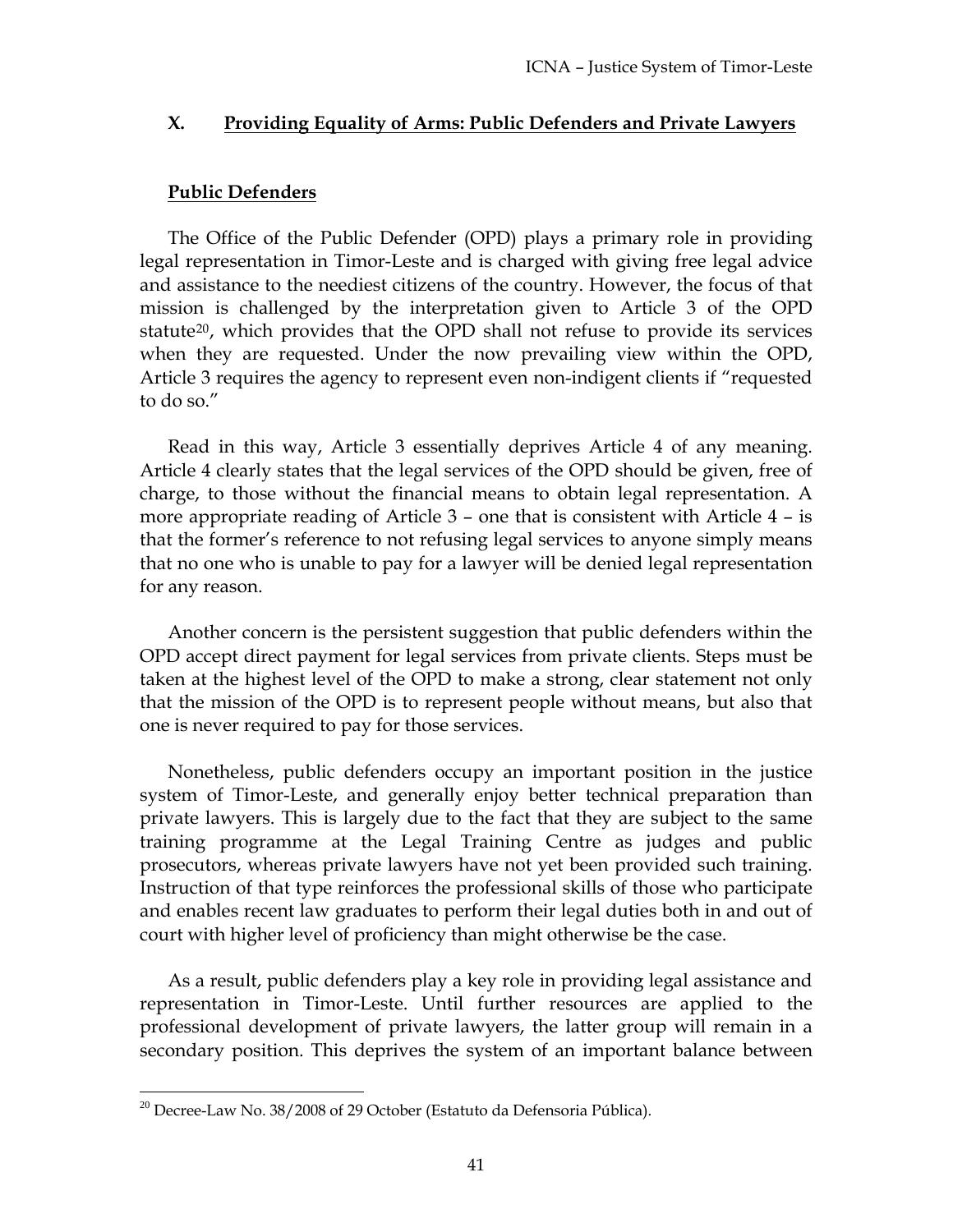## X. Providing Equality of Arms: Public Defenders and Private Lawyers

### Public Defenders

The Office of the Public Defender (OPD) plays a primary role in providing legal representation in Timor-Leste and is charged with giving free legal advice and assistance to the neediest citizens of the country. However, the focus of that mission is challenged by the interpretation given to Article 3 of the OPD statute[20], which provides that the OPD shall not refuse to provide its services when they are requested. Under the now prevailing view within the OPD, Article 3 requires the agency to represent even non-indigent clients if "requested to do so."

Read in this way, Article 3 essentially deprives Article 4 of any meaning. Article 4 clearly states that the legal services of the OPD should be given, free of charge, to those without the financial means to obtain legal representation. A more appropriate reading of Article 3 – one that is consistent with Article 4 – is that the former's reference to not refusing legal services to anyone simply means that no one who is unable to pay for a lawyer will be denied legal representation for any reason.

Another concern is the persistent suggestion that public defenders within the OPD accept direct payment for legal services from private clients. Steps must be taken at the highest level of the OPD to make a strong, clear statement not only that the mission of the OPD is to represent people without means, but also that one is never required to pay for those services.

Nonetheless, public defenders occupy an important position in the justice system of Timor-Leste, and generally enjoy better technical preparation than private lawyers. This is largely due to the fact that they are subject to the same training programme at the Legal Training Centre as judges and public prosecutors, whereas private lawyers have not yet been provided such training. Instruction of that type reinforces the professional skills of those who participate and enables recent law graduates to perform their legal duties both in and out of court with higher level of proficiency than might otherwise be the case.

As a result, public defenders play a key role in providing legal assistance and representation in Timor-Leste. Until further resources are applied to the professional development of private lawyers, the latter group will remain in a secondary position. This deprives the system of an important balance between

[20] Decree-Law No. 38/2008 of 29 October (Estatuto da Defensoria Pública).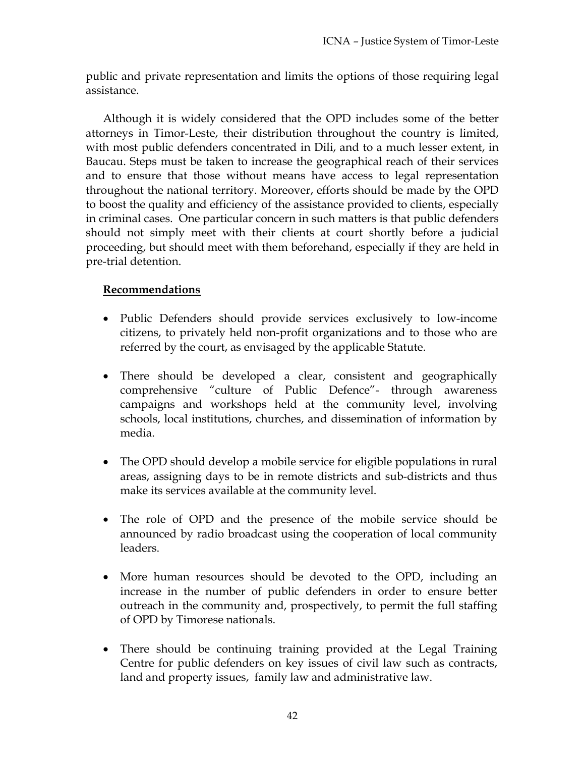public and private representation and limits the options of those requiring legal assistance.

Although it is widely considered that the OPD includes some of the better attorneys in Timor-Leste, their distribution throughout the country is limited, with most public defenders concentrated in Dili, and to a much lesser extent, in Baucau. Steps must be taken to increase the geographical reach of their services and to ensure that those without means have access to legal representation throughout the national territory. Moreover, efforts should be made by the OPD to boost the quality and efficiency of the assistance provided to clients, especially in criminal cases. One particular concern in such matters is that public defenders should not simply meet with their clients at court shortly before a judicial proceeding, but should meet with them beforehand, especially if they are held in pre-trial detention.

**Recommendations**

- Public Defenders should provide services exclusively to low-income citizens, to privately held non-profit organizations and to those who are referred by the court, as envisaged by the applicable Statute.
- There should be developed a clear, consistent and geographically comprehensive "culture of Public Defence"- through awareness campaigns and workshops held at the community level, involving schools, local institutions, churches, and dissemination of information by media.
- The OPD should develop a mobile service for eligible populations in rural areas, assigning days to be in remote districts and sub-districts and thus make its services available at the community level.
- The role of OPD and the presence of the mobile service should be announced by radio broadcast using the cooperation of local community leaders.
- More human resources should be devoted to the OPD, including an increase in the number of public defenders in order to ensure better outreach in the community and, prospectively, to permit the full staffing of OPD by Timorese nationals.
- There should be continuing training provided at the Legal Training Centre for public defenders on key issues of civil law such as contracts, land and property issues, family law and administrative law.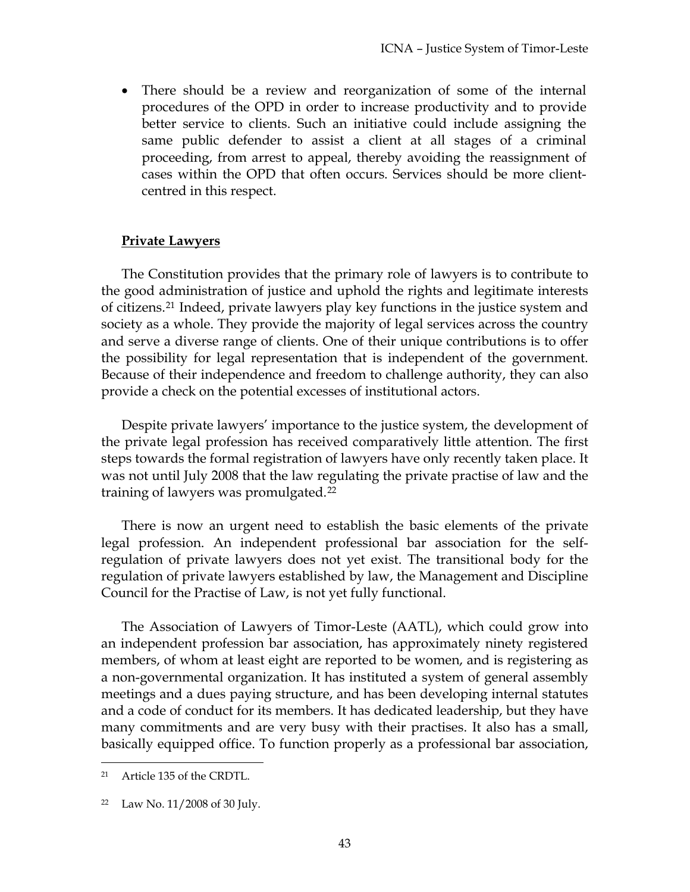- There should be a review and reorganization of some of the internal procedures of the OPD in order to increase productivity and to provide better service to clients. Such an initiative could include assigning the same public defender to assist a client at all stages of a criminal proceeding, from arrest to appeal, thereby avoiding the reassignment of cases within the OPD that often occurs. Services should be more client-centred in this respect.

## Private Lawyers

The Constitution provides that the primary role of lawyers is to contribute to the good administration of justice and uphold the rights and legitimate interests of citizens.[21] Indeed, private lawyers play key functions in the justice system and society as a whole. They provide the majority of legal services across the country and serve a diverse range of clients. One of their unique contributions is to offer the possibility for legal representation that is independent of the government. Because of their independence and freedom to challenge authority, they can also provide a check on the potential excesses of institutional actors.

Despite private lawyers' importance to the justice system, the development of the private legal profession has received comparatively little attention. The first steps towards the formal registration of lawyers have only recently taken place. It was not until July 2008 that the law regulating the private practise of law and the training of lawyers was promulgated.[22]

There is now an urgent need to establish the basic elements of the private legal profession. An independent professional bar association for the self-regulation of private lawyers does not yet exist. The transitional body for the regulation of private lawyers established by law, the Management and Discipline Council for the Practise of Law, is not yet fully functional.

The Association of Lawyers of Timor-Leste (AATL), which could grow into an independent profession bar association, has approximately ninety registered members, of whom at least eight are reported to be women, and is registering as a non-governmental organization. It has instituted a system of general assembly meetings and a dues paying structure, and has been developing internal statutes and a code of conduct for its members. It has dedicated leadership, but they have many commitments and are very busy with their practises. It also has a small, basically equipped office. To function properly as a professional bar association,

---

[21] Article 135 of the CRDTL.

[22] Law No. 11/2008 of 30 July.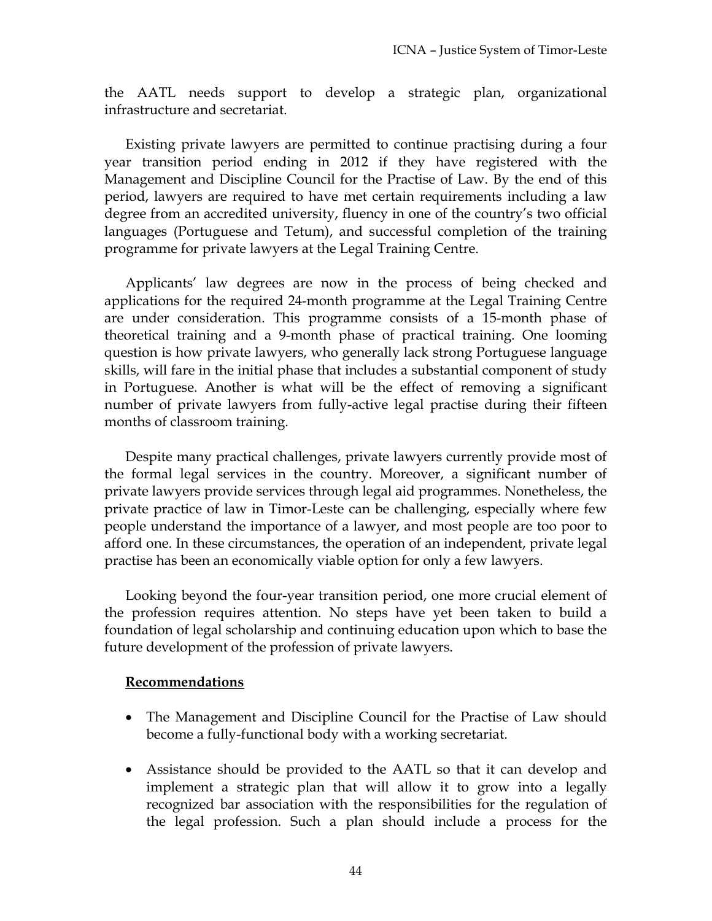the AATL needs support to develop a strategic plan, organizational infrastructure and secretariat.

Existing private lawyers are permitted to continue practising during a four year transition period ending in 2012 if they have registered with the Management and Discipline Council for the Practise of Law. By the end of this period, lawyers are required to have met certain requirements including a law degree from an accredited university, fluency in one of the country's two official languages (Portuguese and Tetum), and successful completion of the training programme for private lawyers at the Legal Training Centre.

Applicants' law degrees are now in the process of being checked and applications for the required 24-month programme at the Legal Training Centre are under consideration. This programme consists of a 15-month phase of theoretical training and a 9-month phase of practical training. One looming question is how private lawyers, who generally lack strong Portuguese language skills, will fare in the initial phase that includes a substantial component of study in Portuguese. Another is what will be the effect of removing a significant number of private lawyers from fully-active legal practise during their fifteen months of classroom training.

Despite many practical challenges, private lawyers currently provide most of the formal legal services in the country. Moreover, a significant number of private lawyers provide services through legal aid programmes. Nonetheless, the private practice of law in Timor-Leste can be challenging, especially where few people understand the importance of a lawyer, and most people are too poor to afford one. In these circumstances, the operation of an independent, private legal practise has been an economically viable option for only a few lawyers.

Looking beyond the four-year transition period, one more crucial element of the profession requires attention. No steps have yet been taken to build a foundation of legal scholarship and continuing education upon which to base the future development of the profession of private lawyers.

**Recommendations**

- The Management and Discipline Council for the Practise of Law should become a fully-functional body with a working secretariat.
- Assistance should be provided to the AATL so that it can develop and implement a strategic plan that will allow it to grow into a legally recognized bar association with the responsibilities for the regulation of the legal profession. Such a plan should include a process for the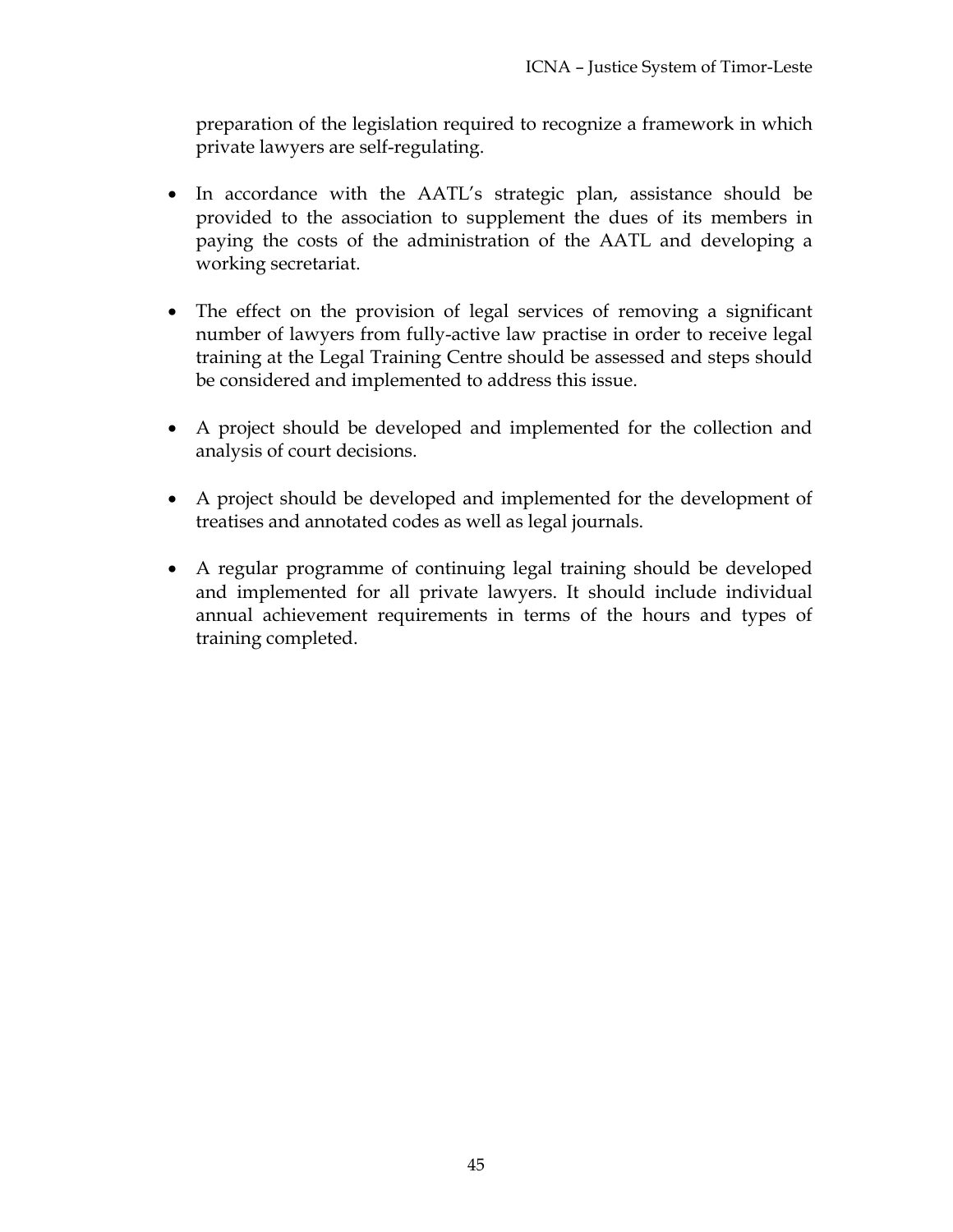preparation of the legislation required to recognize a framework in which private lawyers are self-regulating.

- In accordance with the AATL's strategic plan, assistance should be provided to the association to supplement the dues of its members in paying the costs of the administration of the AATL and developing a working secretariat.

- The effect on the provision of legal services of removing a significant number of lawyers from fully-active law practise in order to receive legal training at the Legal Training Centre should be assessed and steps should be considered and implemented to address this issue.

- A project should be developed and implemented for the collection and analysis of court decisions.

- A project should be developed and implemented for the development of treatises and annotated codes as well as legal journals.

- A regular programme of continuing legal training should be developed and implemented for all private lawyers. It should include individual annual achievement requirements in terms of the hours and types of training completed.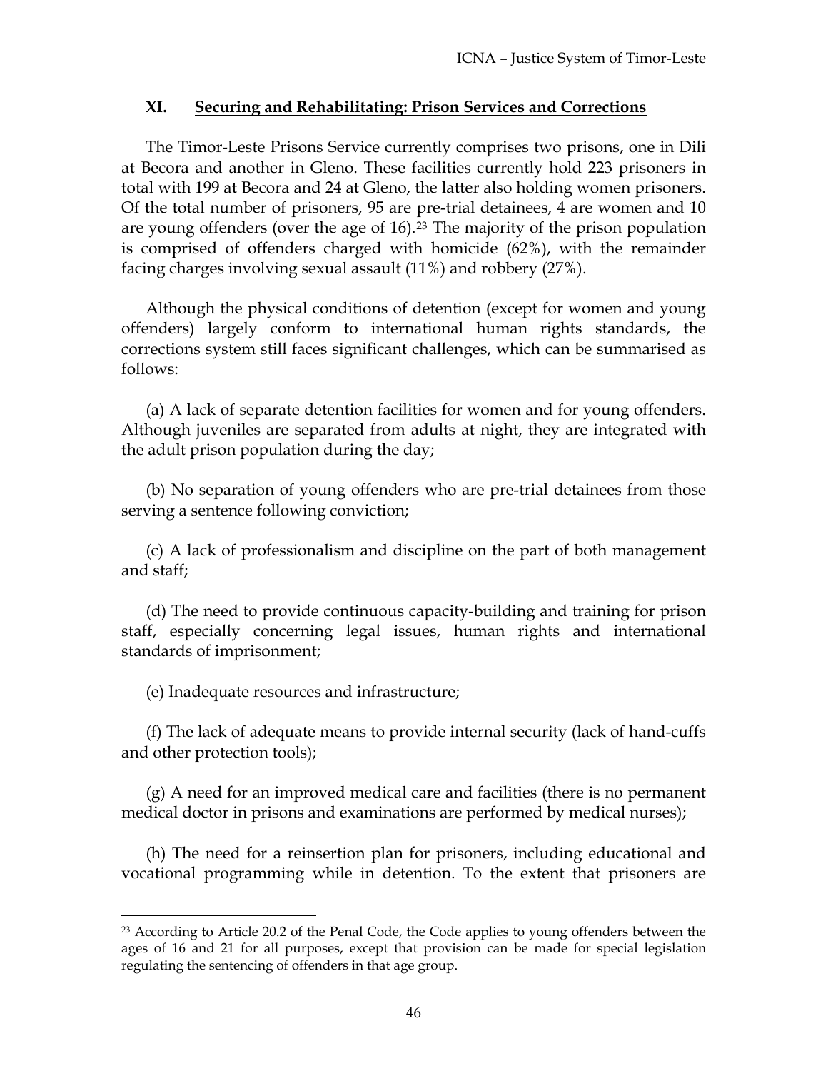## XI. Securing and Rehabilitating: Prison Services and Corrections

The Timor-Leste Prisons Service currently comprises two prisons, one in Dili at Becora and another in Gleno. These facilities currently hold 223 prisoners in total with 199 at Becora and 24 at Gleno, the latter also holding women prisoners. Of the total number of prisoners, 95 are pre-trial detainees, 4 are women and 10 are young offenders (over the age of 16).[23] The majority of the prison population is comprised of offenders charged with homicide (62%), with the remainder facing charges involving sexual assault (11%) and robbery (27%).

Although the physical conditions of detention (except for women and young offenders) largely conform to international human rights standards, the corrections system still faces significant challenges, which can be summarised as follows:

(a) A lack of separate detention facilities for women and for young offenders. Although juveniles are separated from adults at night, they are integrated with the adult prison population during the day;

(b) No separation of young offenders who are pre-trial detainees from those serving a sentence following conviction;

(c) A lack of professionalism and discipline on the part of both management and staff;

(d) The need to provide continuous capacity-building and training for prison staff, especially concerning legal issues, human rights and international standards of imprisonment;

(e) Inadequate resources and infrastructure;

(f) The lack of adequate means to provide internal security (lack of hand-cuffs and other protection tools);

(g) A need for an improved medical care and facilities (there is no permanent medical doctor in prisons and examinations are performed by medical nurses);

(h) The need for a reinsertion plan for prisoners, including educational and vocational programming while in detention. To the extent that prisoners are

---

[23] According to Article 20.2 of the Penal Code, the Code applies to young offenders between the ages of 16 and 21 for all purposes, except that provision can be made for special legislation regulating the sentencing of offenders in that age group.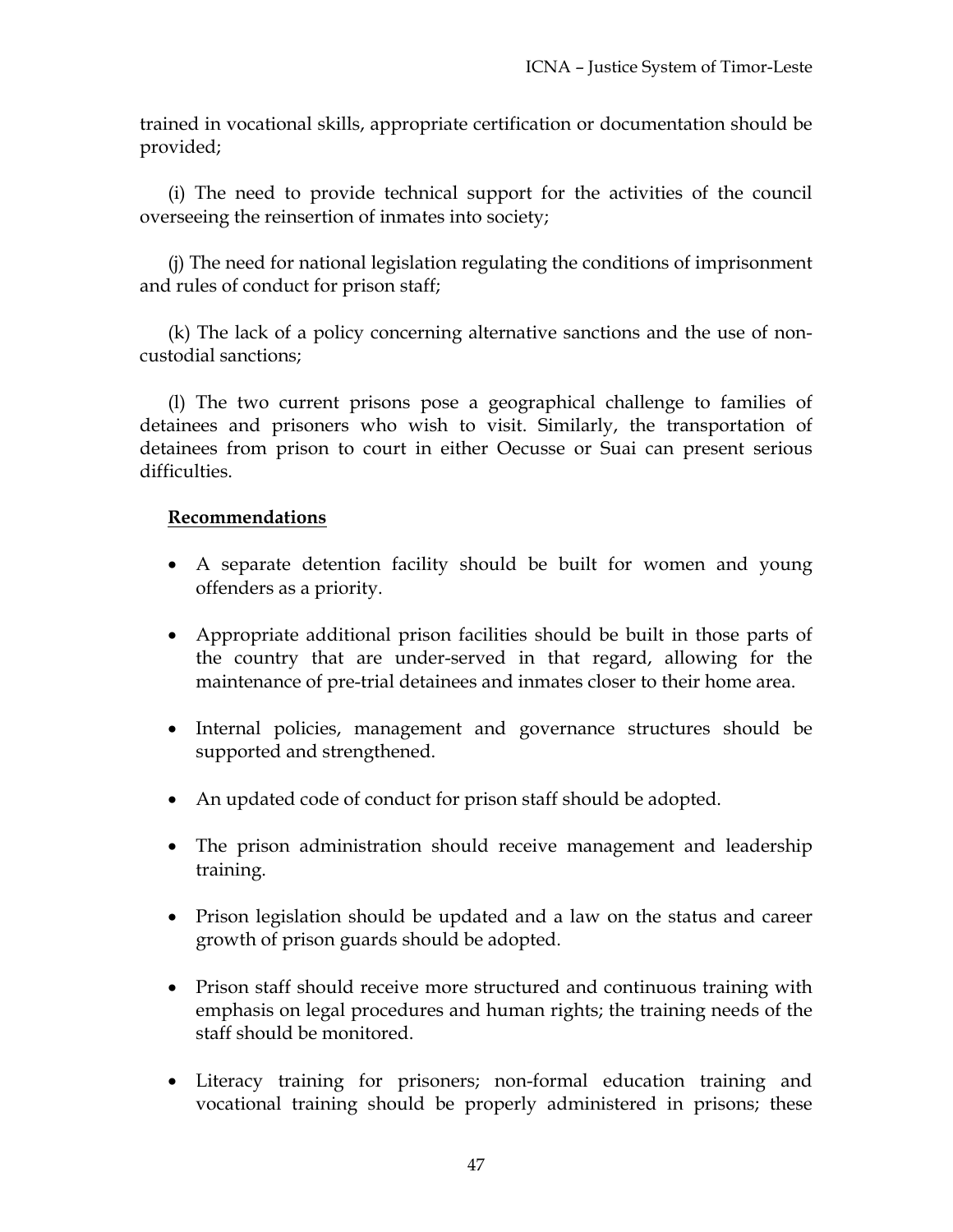trained in vocational skills, appropriate certification or documentation should be provided;

(i) The need to provide technical support for the activities of the council overseeing the reinsertion of inmates into society;

(j) The need for national legislation regulating the conditions of imprisonment and rules of conduct for prison staff;

(k) The lack of a policy concerning alternative sanctions and the use of non-custodial sanctions;

(l) The two current prisons pose a geographical challenge to families of detainees and prisoners who wish to visit. Similarly, the transportation of detainees from prison to court in either Oecusse or Suai can present serious difficulties.

**Recommendations**

- A separate detention facility should be built for women and young offenders as a priority.
- Appropriate additional prison facilities should be built in those parts of the country that are under-served in that regard, allowing for the maintenance of pre-trial detainees and inmates closer to their home area.
- Internal policies, management and governance structures should be supported and strengthened.
- An updated code of conduct for prison staff should be adopted.
- The prison administration should receive management and leadership training.
- Prison legislation should be updated and a law on the status and career growth of prison guards should be adopted.
- Prison staff should receive more structured and continuous training with emphasis on legal procedures and human rights; the training needs of the staff should be monitored.
- Literacy training for prisoners; non-formal education training and vocational training should be properly administered in prisons; these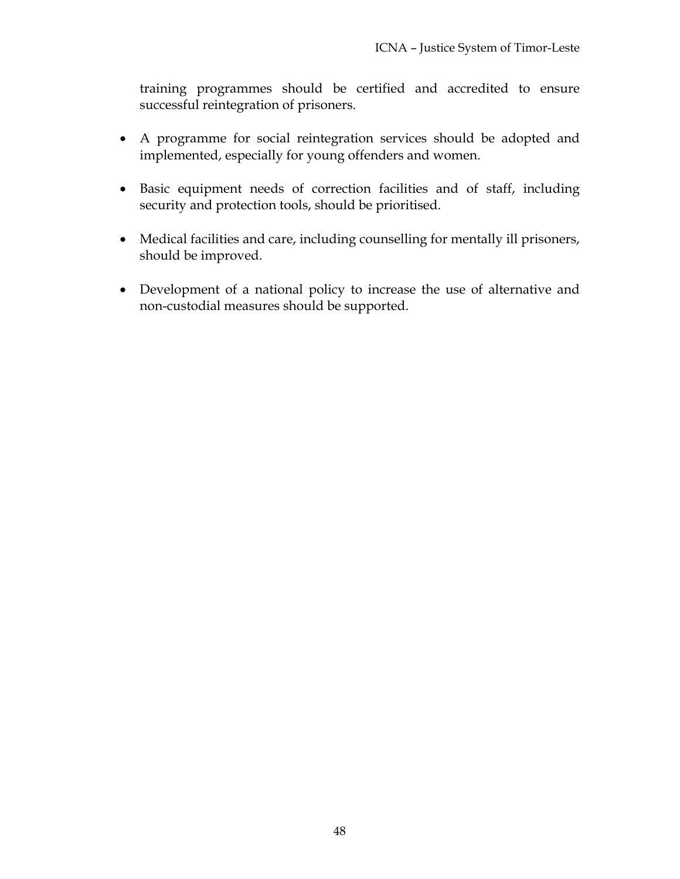training programmes should be certified and accredited to ensure successful reintegration of prisoners.

- A programme for social reintegration services should be adopted and implemented, especially for young offenders and women.

- Basic equipment needs of correction facilities and of staff, including security and protection tools, should be prioritised.

- Medical facilities and care, including counselling for mentally ill prisoners, should be improved.

- Development of a national policy to increase the use of alternative and non-custodial measures should be supported.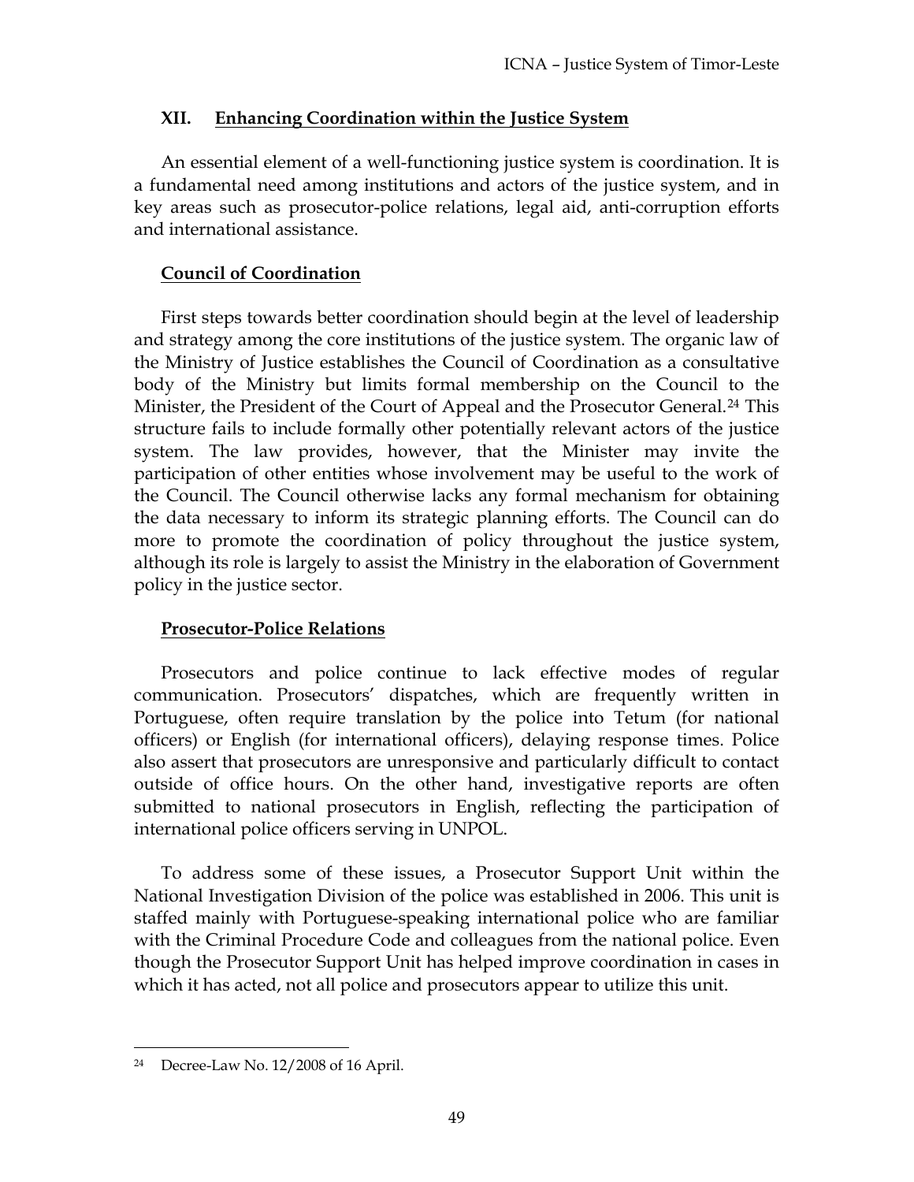## XII. Enhancing Coordination within the Justice System

An essential element of a well-functioning justice system is coordination. It is a fundamental need among institutions and actors of the justice system, and in key areas such as prosecutor-police relations, legal aid, anti-corruption efforts and international assistance.

### Council of Coordination

First steps towards better coordination should begin at the level of leadership and strategy among the core institutions of the justice system. The organic law of the Ministry of Justice establishes the Council of Coordination as a consultative body of the Ministry but limits formal membership on the Council to the Minister, the President of the Court of Appeal and the Prosecutor General.[24] This structure fails to include formally other potentially relevant actors of the justice system. The law provides, however, that the Minister may invite the participation of other entities whose involvement may be useful to the work of the Council. The Council otherwise lacks any formal mechanism for obtaining the data necessary to inform its strategic planning efforts. The Council can do more to promote the coordination of policy throughout the justice system, although its role is largely to assist the Ministry in the elaboration of Government policy in the justice sector.

### Prosecutor-Police Relations

Prosecutors and police continue to lack effective modes of regular communication. Prosecutors' dispatches, which are frequently written in Portuguese, often require translation by the police into Tetum (for national officers) or English (for international officers), delaying response times. Police also assert that prosecutors are unresponsive and particularly difficult to contact outside of office hours. On the other hand, investigative reports are often submitted to national prosecutors in English, reflecting the participation of international police officers serving in UNPOL.

To address some of these issues, a Prosecutor Support Unit within the National Investigation Division of the police was established in 2006. This unit is staffed mainly with Portuguese-speaking international police who are familiar with the Criminal Procedure Code and colleagues from the national police. Even though the Prosecutor Support Unit has helped improve coordination in cases in which it has acted, not all police and prosecutors appear to utilize this unit.

---

[24] Decree-Law No. 12/2008 of 16 April.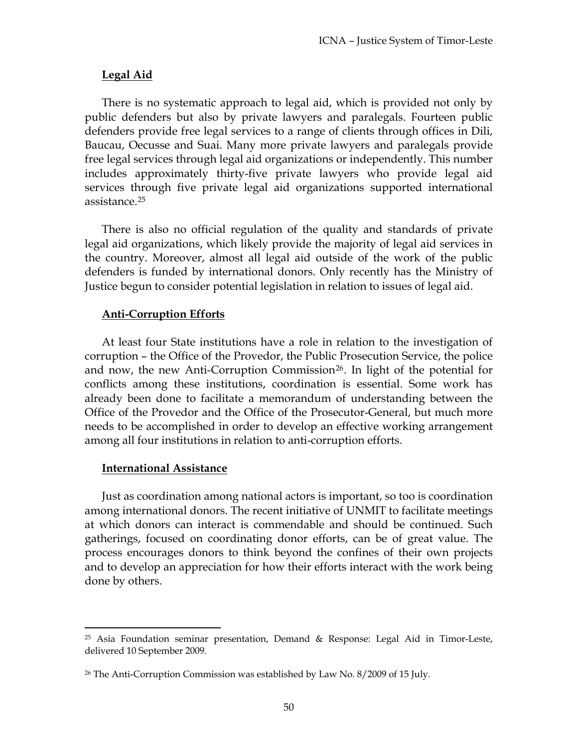## Legal Aid

There is no systematic approach to legal aid, which is provided not only by public defenders but also by private lawyers and paralegals. Fourteen public defenders provide free legal services to a range of clients through offices in Dili, Baucau, Oecusse and Suai. Many more private lawyers and paralegals provide free legal services through legal aid organizations or independently. This number includes approximately thirty-five private lawyers who provide legal aid services through five private legal aid organizations supported international assistance.[25]

There is also no official regulation of the quality and standards of private legal aid organizations, which likely provide the majority of legal aid services in the country. Moreover, almost all legal aid outside of the work of the public defenders is funded by international donors. Only recently has the Ministry of Justice begun to consider potential legislation in relation to issues of legal aid.

## Anti-Corruption Efforts

At least four State institutions have a role in relation to the investigation of corruption – the Office of the Provedor, the Public Prosecution Service, the police and now, the new Anti-Corruption Commission[26]. In light of the potential for conflicts among these institutions, coordination is essential. Some work has already been done to facilitate a memorandum of understanding between the Office of the Provedor and the Office of the Prosecutor-General, but much more needs to be accomplished in order to develop an effective working arrangement among all four institutions in relation to anti-corruption efforts.

## International Assistance

Just as coordination among national actors is important, so too is coordination among international donors. The recent initiative of UNMIT to facilitate meetings at which donors can interact is commendable and should be continued. Such gatherings, focused on coordinating donor efforts, can be of great value. The process encourages donors to think beyond the confines of their own projects and to develop an appreciation for how their efforts interact with the work being done by others.

---

[25] Asia Foundation seminar presentation, Demand & Response: Legal Aid in Timor-Leste, delivered 10 September 2009.

[26] The Anti-Corruption Commission was established by Law No. 8/2009 of 15 July.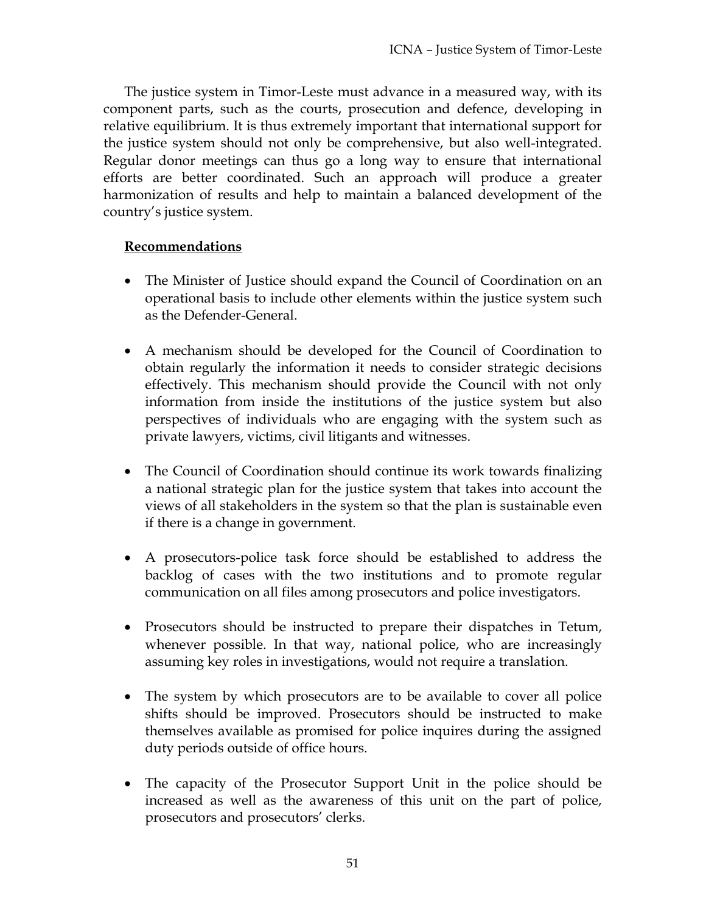The justice system in Timor-Leste must advance in a measured way, with its component parts, such as the courts, prosecution and defence, developing in relative equilibrium. It is thus extremely important that international support for the justice system should not only be comprehensive, but also well-integrated. Regular donor meetings can thus go a long way to ensure that international efforts are better coordinated. Such an approach will produce a greater harmonization of results and help to maintain a balanced development of the country's justice system.

**<u>Recommendations</u>**

- The Minister of Justice should expand the Council of Coordination on an operational basis to include other elements within the justice system such as the Defender-General.
- A mechanism should be developed for the Council of Coordination to obtain regularly the information it needs to consider strategic decisions effectively. This mechanism should provide the Council with not only information from inside the institutions of the justice system but also perspectives of individuals who are engaging with the system such as private lawyers, victims, civil litigants and witnesses.
- The Council of Coordination should continue its work towards finalizing a national strategic plan for the justice system that takes into account the views of all stakeholders in the system so that the plan is sustainable even if there is a change in government.
- A prosecutors-police task force should be established to address the backlog of cases with the two institutions and to promote regular communication on all files among prosecutors and police investigators.
- Prosecutors should be instructed to prepare their dispatches in Tetum, whenever possible. In that way, national police, who are increasingly assuming key roles in investigations, would not require a translation.
- The system by which prosecutors are to be available to cover all police shifts should be improved. Prosecutors should be instructed to make themselves available as promised for police inquires during the assigned duty periods outside of office hours.
- The capacity of the Prosecutor Support Unit in the police should be increased as well as the awareness of this unit on the part of police, prosecutors and prosecutors' clerks.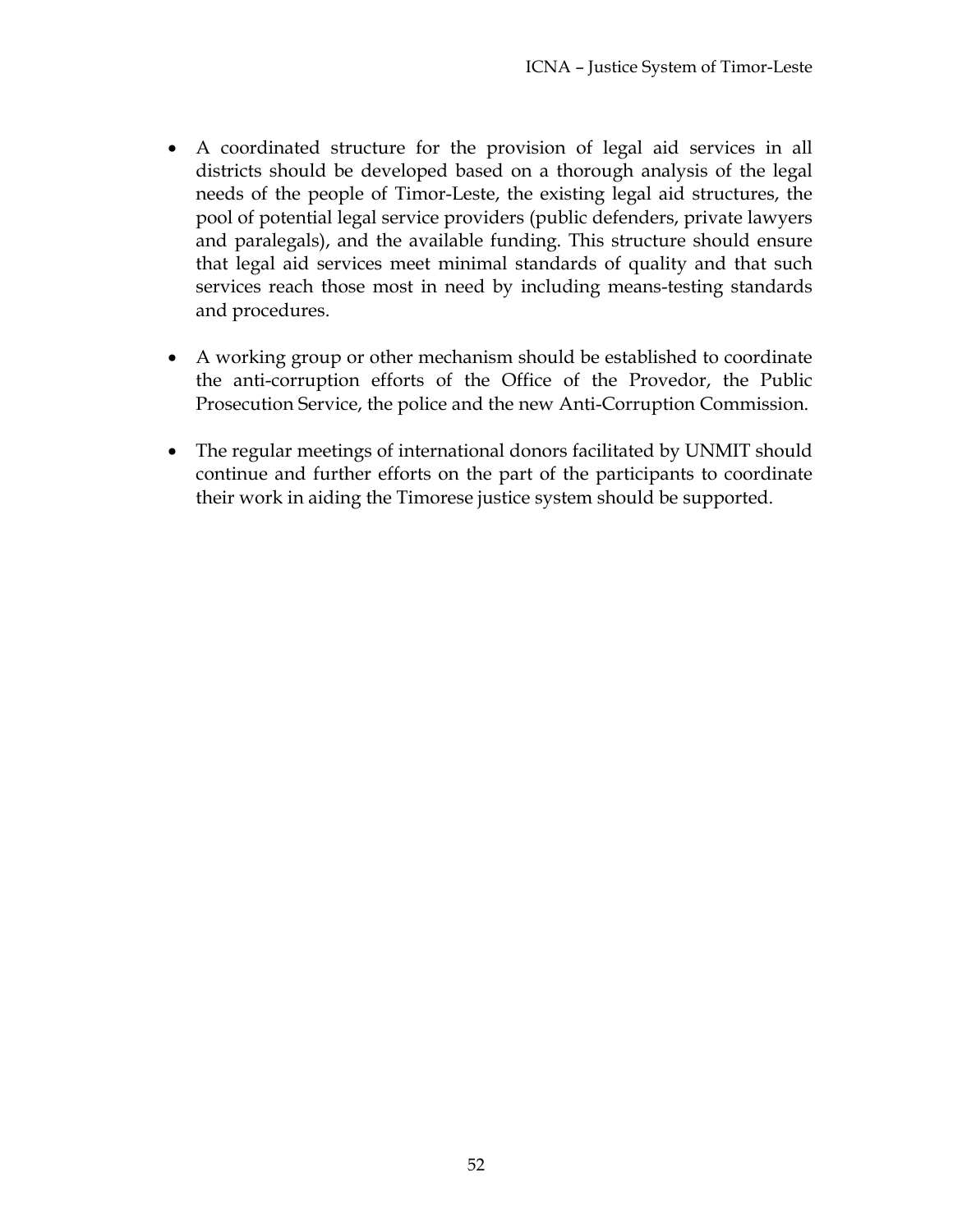- A coordinated structure for the provision of legal aid services in all districts should be developed based on a thorough analysis of the legal needs of the people of Timor-Leste, the existing legal aid structures, the pool of potential legal service providers (public defenders, private lawyers and paralegals), and the available funding. This structure should ensure that legal aid services meet minimal standards of quality and that such services reach those most in need by including means-testing standards and procedures.

- A working group or other mechanism should be established to coordinate the anti-corruption efforts of the Office of the Provedor, the Public Prosecution Service, the police and the new Anti-Corruption Commission.

- The regular meetings of international donors facilitated by UNMIT should continue and further efforts on the part of the participants to coordinate their work in aiding the Timorese justice system should be supported.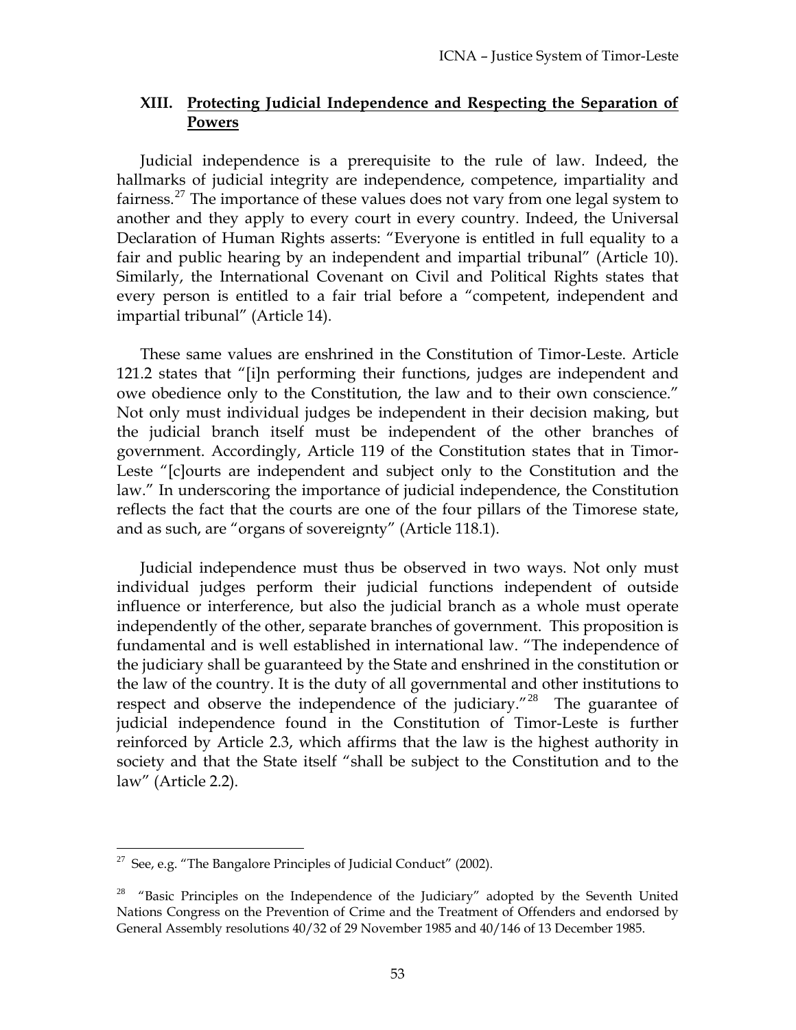## XIII. Protecting Judicial Independence and Respecting the Separation of Powers

Judicial independence is a prerequisite to the rule of law. Indeed, the hallmarks of judicial integrity are independence, competence, impartiality and fairness.[27] The importance of these values does not vary from one legal system to another and they apply to every court in every country. Indeed, the Universal Declaration of Human Rights asserts: "Everyone is entitled in full equality to a fair and public hearing by an independent and impartial tribunal" (Article 10). Similarly, the International Covenant on Civil and Political Rights states that every person is entitled to a fair trial before a "competent, independent and impartial tribunal" (Article 14).

These same values are enshrined in the Constitution of Timor-Leste. Article 121.2 states that "[i]n performing their functions, judges are independent and owe obedience only to the Constitution, the law and to their own conscience." Not only must individual judges be independent in their decision making, but the judicial branch itself must be independent of the other branches of government. Accordingly, Article 119 of the Constitution states that in Timor-Leste "[c]ourts are independent and subject only to the Constitution and the law." In underscoring the importance of judicial independence, the Constitution reflects the fact that the courts are one of the four pillars of the Timorese state, and as such, are "organs of sovereignty" (Article 118.1).

Judicial independence must thus be observed in two ways. Not only must individual judges perform their judicial functions independent of outside influence or interference, but also the judicial branch as a whole must operate independently of the other, separate branches of government. This proposition is fundamental and is well established in international law. "The independence of the judiciary shall be guaranteed by the State and enshrined in the constitution or the law of the country. It is the duty of all governmental and other institutions to respect and observe the independence of the judiciary."[28] The guarantee of judicial independence found in the Constitution of Timor-Leste is further reinforced by Article 2.3, which affirms that the law is the highest authority in society and that the State itself "shall be subject to the Constitution and to the law" (Article 2.2).

---

[27] See, e.g. "The Bangalore Principles of Judicial Conduct" (2002).

[28] "Basic Principles on the Independence of the Judiciary" adopted by the Seventh United Nations Congress on the Prevention of Crime and the Treatment of Offenders and endorsed by General Assembly resolutions 40/32 of 29 November 1985 and 40/146 of 13 December 1985.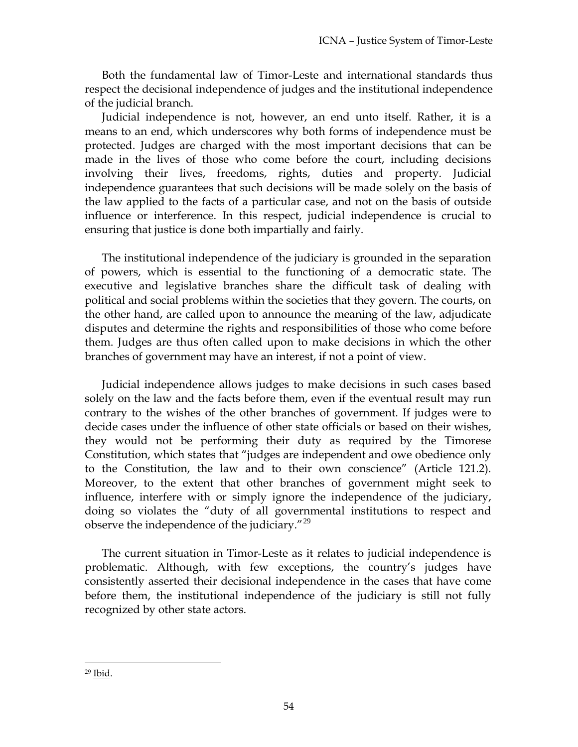Both the fundamental law of Timor-Leste and international standards thus respect the decisional independence of judges and the institutional independence of the judicial branch.

Judicial independence is not, however, an end unto itself. Rather, it is a means to an end, which underscores why both forms of independence must be protected. Judges are charged with the most important decisions that can be made in the lives of those who come before the court, including decisions involving their lives, freedoms, rights, duties and property. Judicial independence guarantees that such decisions will be made solely on the basis of the law applied to the facts of a particular case, and not on the basis of outside influence or interference. In this respect, judicial independence is crucial to ensuring that justice is done both impartially and fairly.

The institutional independence of the judiciary is grounded in the separation of powers, which is essential to the functioning of a democratic state. The executive and legislative branches share the difficult task of dealing with political and social problems within the societies that they govern. The courts, on the other hand, are called upon to announce the meaning of the law, adjudicate disputes and determine the rights and responsibilities of those who come before them. Judges are thus often called upon to make decisions in which the other branches of government may have an interest, if not a point of view.

Judicial independence allows judges to make decisions in such cases based solely on the law and the facts before them, even if the eventual result may run contrary to the wishes of the other branches of government. If judges were to decide cases under the influence of other state officials or based on their wishes, they would not be performing their duty as required by the Timorese Constitution, which states that "judges are independent and owe obedience only to the Constitution, the law and to their own conscience" (Article 121.2). Moreover, to the extent that other branches of government might seek to influence, interfere with or simply ignore the independence of the judiciary, doing so violates the "duty of all governmental institutions to respect and observe the independence of the judiciary."[29]

The current situation in Timor-Leste as it relates to judicial independence is problematic. Although, with few exceptions, the country's judges have consistently asserted their decisional independence in the cases that have come before them, the institutional independence of the judiciary is still not fully recognized by other state actors.

---

[29] Ibid.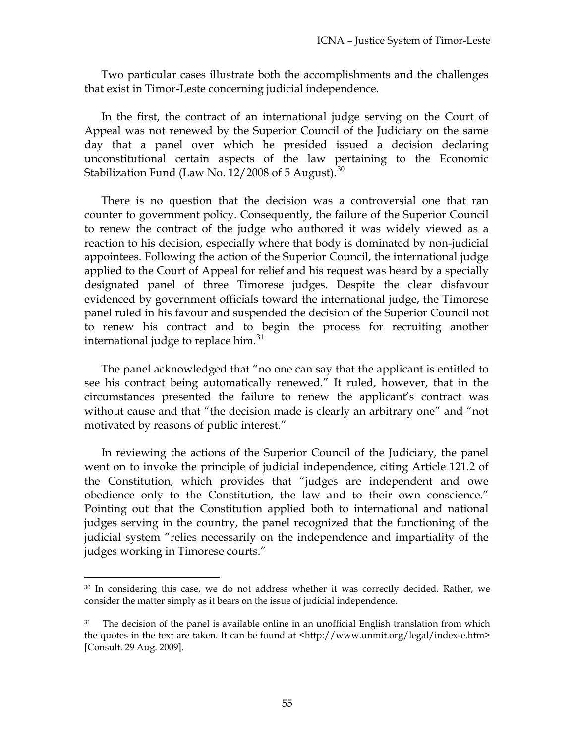Two particular cases illustrate both the accomplishments and the challenges that exist in Timor-Leste concerning judicial independence.

In the first, the contract of an international judge serving on the Court of Appeal was not renewed by the Superior Council of the Judiciary on the same day that a panel over which he presided issued a decision declaring unconstitutional certain aspects of the law pertaining to the Economic Stabilization Fund (Law No. 12/2008 of 5 August).[30]

There is no question that the decision was a controversial one that ran counter to government policy. Consequently, the failure of the Superior Council to renew the contract of the judge who authored it was widely viewed as a reaction to his decision, especially where that body is dominated by non-judicial appointees. Following the action of the Superior Council, the international judge applied to the Court of Appeal for relief and his request was heard by a specially designated panel of three Timorese judges. Despite the clear disfavour evidenced by government officials toward the international judge, the Timorese panel ruled in his favour and suspended the decision of the Superior Council not to renew his contract and to begin the process for recruiting another international judge to replace him.[31]

The panel acknowledged that "no one can say that the applicant is entitled to see his contract being automatically renewed." It ruled, however, that in the circumstances presented the failure to renew the applicant's contract was without cause and that "the decision made is clearly an arbitrary one" and "not motivated by reasons of public interest."

In reviewing the actions of the Superior Council of the Judiciary, the panel went on to invoke the principle of judicial independence, citing Article 121.2 of the Constitution, which provides that "judges are independent and owe obedience only to the Constitution, the law and to their own conscience." Pointing out that the Constitution applied both to international and national judges serving in the country, the panel recognized that the functioning of the judicial system "relies necessarily on the independence and impartiality of the judges working in Timorese courts."

---

[30] In considering this case, we do not address whether it was correctly decided. Rather, we consider the matter simply as it bears on the issue of judicial independence.

[31] The decision of the panel is available online in an unofficial English translation from which the quotes in the text are taken. It can be found at <http://www.unmit.org/legal/index-e.htm> [Consult. 29 Aug. 2009].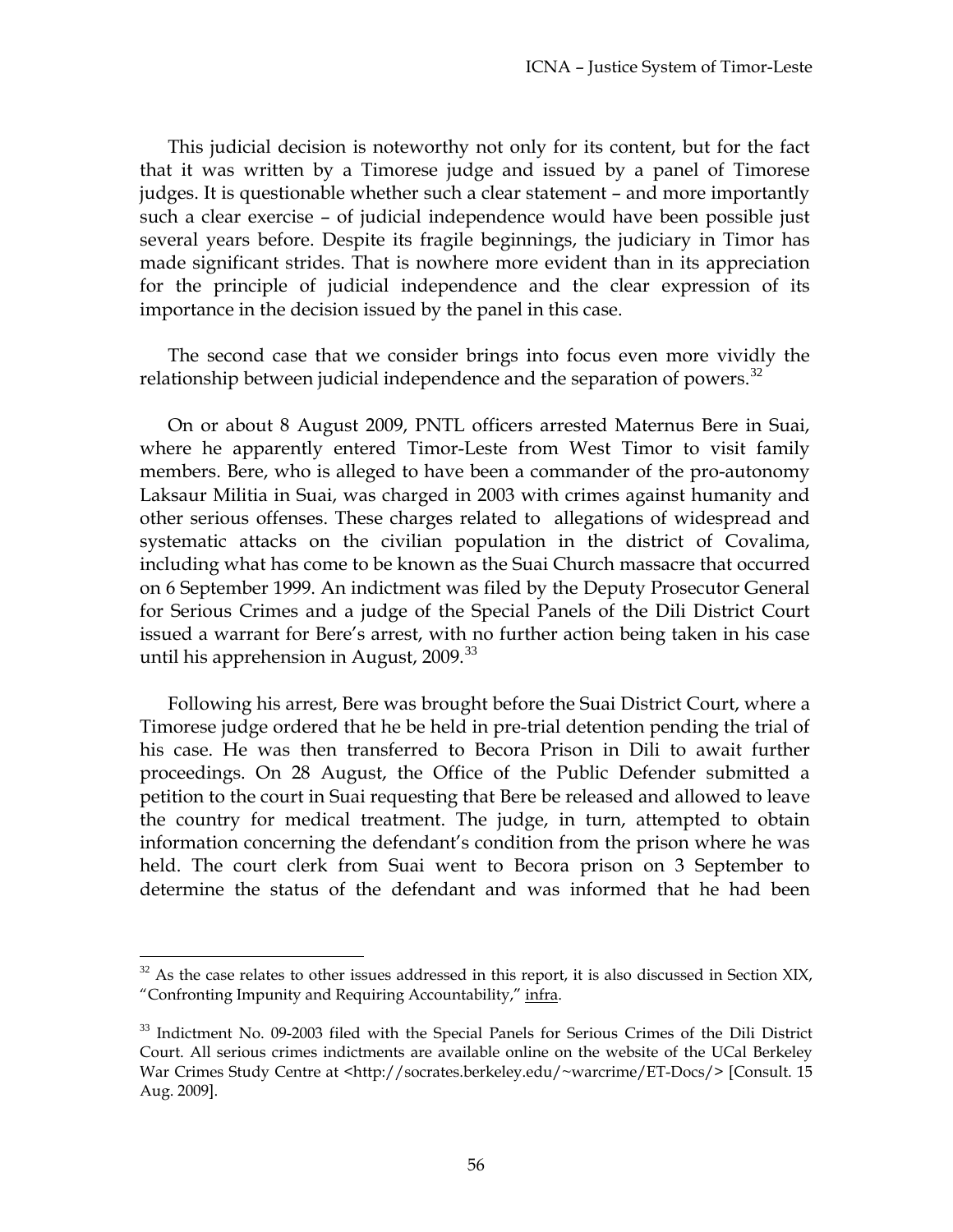This judicial decision is noteworthy not only for its content, but for the fact that it was written by a Timorese judge and issued by a panel of Timorese judges. It is questionable whether such a clear statement – and more importantly such a clear exercise – of judicial independence would have been possible just several years before. Despite its fragile beginnings, the judiciary in Timor has made significant strides. That is nowhere more evident than in its appreciation for the principle of judicial independence and the clear expression of its importance in the decision issued by the panel in this case.

The second case that we consider brings into focus even more vividly the relationship between judicial independence and the separation of powers.[32]

On or about 8 August 2009, PNTL officers arrested Maternus Bere in Suai, where he apparently entered Timor-Leste from West Timor to visit family members. Bere, who is alleged to have been a commander of the pro-autonomy Laksaur Militia in Suai, was charged in 2003 with crimes against humanity and other serious offenses. These charges related to allegations of widespread and systematic attacks on the civilian population in the district of Covalima, including what has come to be known as the Suai Church massacre that occurred on 6 September 1999. An indictment was filed by the Deputy Prosecutor General for Serious Crimes and a judge of the Special Panels of the Dili District Court issued a warrant for Bere's arrest, with no further action being taken in his case until his apprehension in August, 2009.[33]

Following his arrest, Bere was brought before the Suai District Court, where a Timorese judge ordered that he be held in pre-trial detention pending the trial of his case. He was then transferred to Becora Prison in Dili to await further proceedings. On 28 August, the Office of the Public Defender submitted a petition to the court in Suai requesting that Bere be released and allowed to leave the country for medical treatment. The judge, in turn, attempted to obtain information concerning the defendant's condition from the prison where he was held. The court clerk from Suai went to Becora prison on 3 September to determine the status of the defendant and was informed that he had been

---

[32] As the case relates to other issues addressed in this report, it is also discussed in Section XIX, "Confronting Impunity and Requiring Accountability," infra.

[33] Indictment No. 09-2003 filed with the Special Panels for Serious Crimes of the Dili District Court. All serious crimes indictments are available online on the website of the UCal Berkeley War Crimes Study Centre at <http://socrates.berkeley.edu/~warcrime/ET-Docs/> [Consult. 15 Aug. 2009].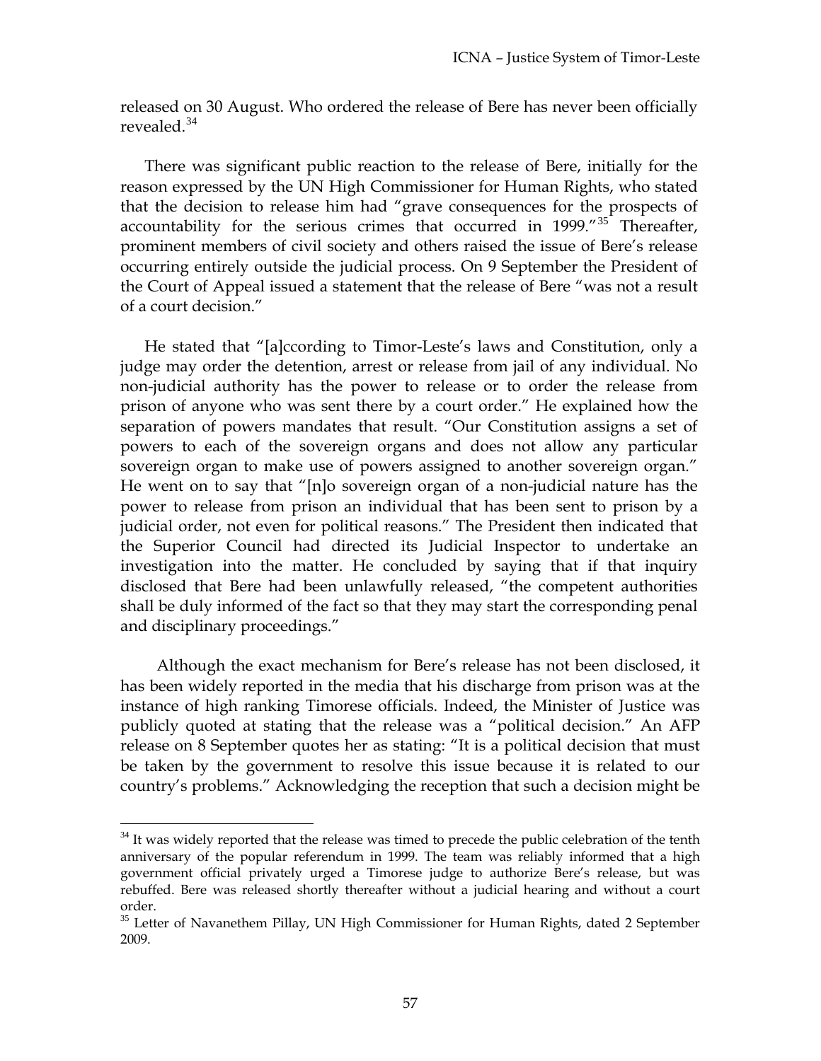released on 30 August. Who ordered the release of Bere has never been officially revealed.[34]

There was significant public reaction to the release of Bere, initially for the reason expressed by the UN High Commissioner for Human Rights, who stated that the decision to release him had "grave consequences for the prospects of accountability for the serious crimes that occurred in 1999."[35] Thereafter, prominent members of civil society and others raised the issue of Bere's release occurring entirely outside the judicial process. On 9 September the President of the Court of Appeal issued a statement that the release of Bere "was not a result of a court decision."

He stated that "[a]ccording to Timor-Leste's laws and Constitution, only a judge may order the detention, arrest or release from jail of any individual. No non-judicial authority has the power to release or to order the release from prison of anyone who was sent there by a court order." He explained how the separation of powers mandates that result. "Our Constitution assigns a set of powers to each of the sovereign organs and does not allow any particular sovereign organ to make use of powers assigned to another sovereign organ." He went on to say that "[n]o sovereign organ of a non-judicial nature has the power to release from prison an individual that has been sent to prison by a judicial order, not even for political reasons." The President then indicated that the Superior Council had directed its Judicial Inspector to undertake an investigation into the matter. He concluded by saying that if that inquiry disclosed that Bere had been unlawfully released, "the competent authorities shall be duly informed of the fact so that they may start the corresponding penal and disciplinary proceedings."

Although the exact mechanism for Bere's release has not been disclosed, it has been widely reported in the media that his discharge from prison was at the instance of high ranking Timorese officials. Indeed, the Minister of Justice was publicly quoted at stating that the release was a "political decision." An AFP release on 8 September quotes her as stating: "It is a political decision that must be taken by the government to resolve this issue because it is related to our country's problems." Acknowledging the reception that such a decision might be

---

[34] It was widely reported that the release was timed to precede the public celebration of the tenth anniversary of the popular referendum in 1999. The team was reliably informed that a high government official privately urged a Timorese judge to authorize Bere's release, but was rebuffed. Bere was released shortly thereafter without a judicial hearing and without a court order.

[35] Letter of Navanethem Pillay, UN High Commissioner for Human Rights, dated 2 September 2009.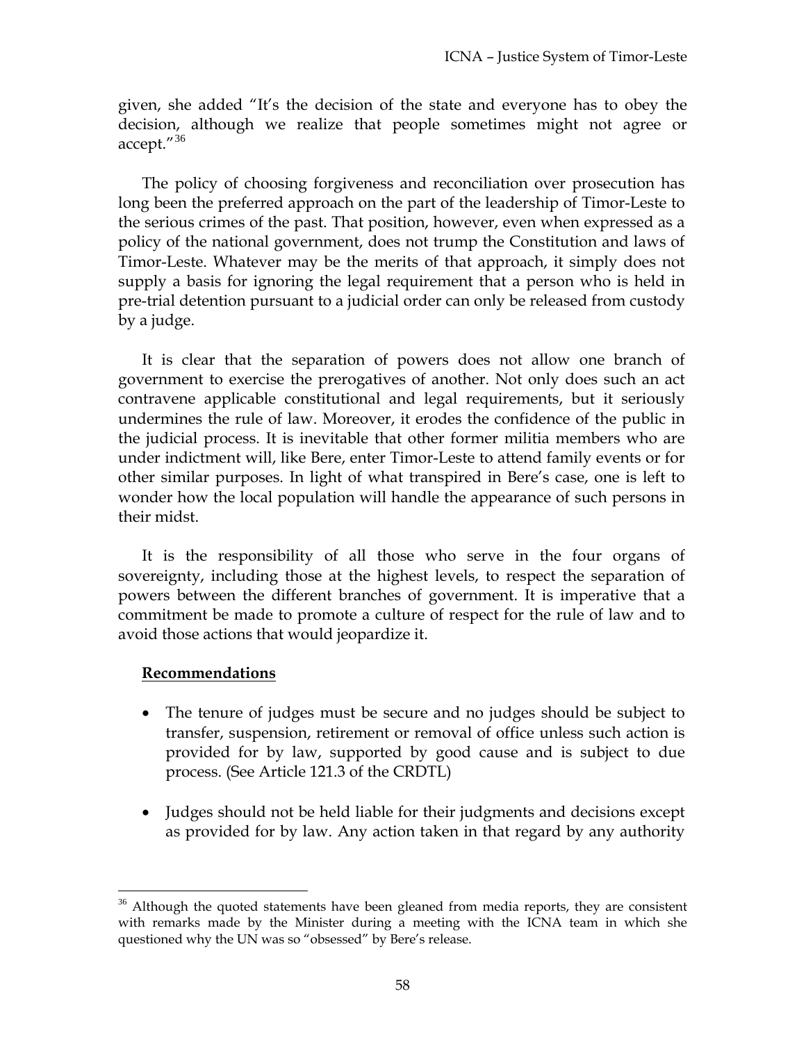given, she added "It's the decision of the state and everyone has to obey the decision, although we realize that people sometimes might not agree or accept."[36]

The policy of choosing forgiveness and reconciliation over prosecution has long been the preferred approach on the part of the leadership of Timor-Leste to the serious crimes of the past. That position, however, even when expressed as a policy of the national government, does not trump the Constitution and laws of Timor-Leste. Whatever may be the merits of that approach, it simply does not supply a basis for ignoring the legal requirement that a person who is held in pre-trial detention pursuant to a judicial order can only be released from custody by a judge.

It is clear that the separation of powers does not allow one branch of government to exercise the prerogatives of another. Not only does such an act contravene applicable constitutional and legal requirements, but it seriously undermines the rule of law. Moreover, it erodes the confidence of the public in the judicial process. It is inevitable that other former militia members who are under indictment will, like Bere, enter Timor-Leste to attend family events or for other similar purposes. In light of what transpired in Bere's case, one is left to wonder how the local population will handle the appearance of such persons in their midst.

It is the responsibility of all those who serve in the four organs of sovereignty, including those at the highest levels, to respect the separation of powers between the different branches of government. It is imperative that a commitment be made to promote a culture of respect for the rule of law and to avoid those actions that would jeopardize it.

**Recommendations**

- The tenure of judges must be secure and no judges should be subject to transfer, suspension, retirement or removal of office unless such action is provided for by law, supported by good cause and is subject to due process. (See Article 121.3 of the CRDTL)

- Judges should not be held liable for their judgments and decisions except as provided for by law. Any action taken in that regard by any authority

[36] Although the quoted statements have been gleaned from media reports, they are consistent with remarks made by the Minister during a meeting with the ICNA team in which she questioned why the UN was so "obsessed" by Bere's release.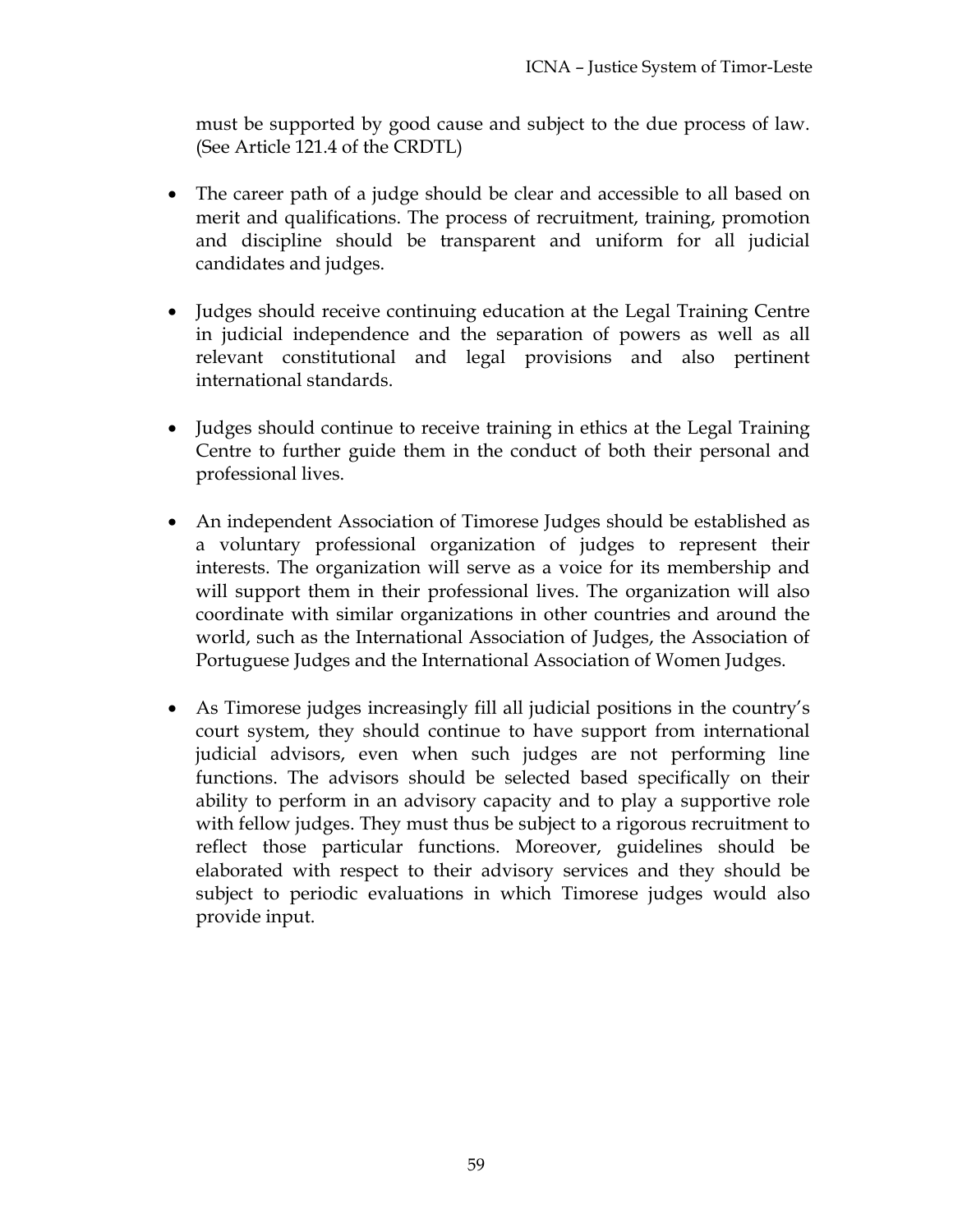must be supported by good cause and subject to the due process of law. (See Article 121.4 of the CRDTL)

- The career path of a judge should be clear and accessible to all based on merit and qualifications. The process of recruitment, training, promotion and discipline should be transparent and uniform for all judicial candidates and judges.

- Judges should receive continuing education at the Legal Training Centre in judicial independence and the separation of powers as well as all relevant constitutional and legal provisions and also pertinent international standards.

- Judges should continue to receive training in ethics at the Legal Training Centre to further guide them in the conduct of both their personal and professional lives.

- An independent Association of Timorese Judges should be established as a voluntary professional organization of judges to represent their interests. The organization will serve as a voice for its membership and will support them in their professional lives. The organization will also coordinate with similar organizations in other countries and around the world, such as the International Association of Judges, the Association of Portuguese Judges and the International Association of Women Judges.

- As Timorese judges increasingly fill all judicial positions in the country's court system, they should continue to have support from international judicial advisors, even when such judges are not performing line functions. The advisors should be selected based specifically on their ability to perform in an advisory capacity and to play a supportive role with fellow judges. They must thus be subject to a rigorous recruitment to reflect those particular functions. Moreover, guidelines should be elaborated with respect to their advisory services and they should be subject to periodic evaluations in which Timorese judges would also provide input.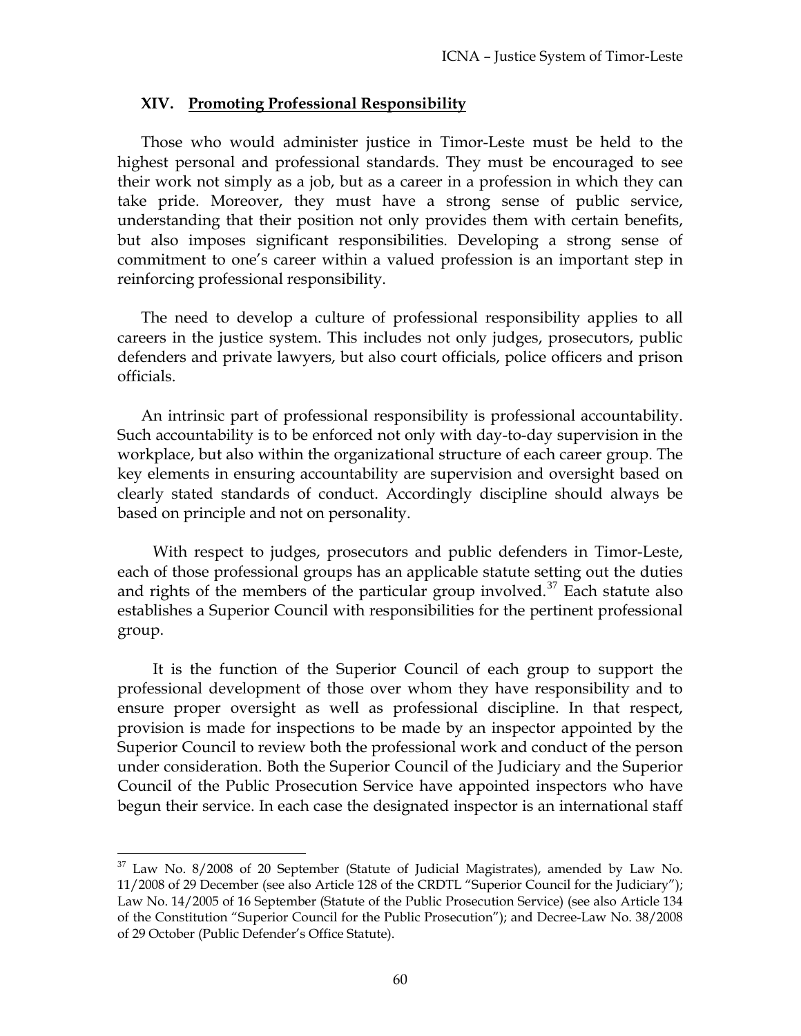## XIV. Promoting Professional Responsibility

Those who would administer justice in Timor-Leste must be held to the highest personal and professional standards. They must be encouraged to see their work not simply as a job, but as a career in a profession in which they can take pride. Moreover, they must have a strong sense of public service, understanding that their position not only provides them with certain benefits, but also imposes significant responsibilities. Developing a strong sense of commitment to one's career within a valued profession is an important step in reinforcing professional responsibility.

The need to develop a culture of professional responsibility applies to all careers in the justice system. This includes not only judges, prosecutors, public defenders and private lawyers, but also court officials, police officers and prison officials.

An intrinsic part of professional responsibility is professional accountability. Such accountability is to be enforced not only with day-to-day supervision in the workplace, but also within the organizational structure of each career group. The key elements in ensuring accountability are supervision and oversight based on clearly stated standards of conduct. Accordingly discipline should always be based on principle and not on personality.

With respect to judges, prosecutors and public defenders in Timor-Leste, each of those professional groups has an applicable statute setting out the duties and rights of the members of the particular group involved.[37] Each statute also establishes a Superior Council with responsibilities for the pertinent professional group.

It is the function of the Superior Council of each group to support the professional development of those over whom they have responsibility and to ensure proper oversight as well as professional discipline. In that respect, provision is made for inspections to be made by an inspector appointed by the Superior Council to review both the professional work and conduct of the person under consideration. Both the Superior Council of the Judiciary and the Superior Council of the Public Prosecution Service have appointed inspectors who have begun their service. In each case the designated inspector is an international staff

[37] Law No. 8/2008 of 20 September (Statute of Judicial Magistrates), amended by Law No. 11/2008 of 29 December (see also Article 128 of the CRDTL "Superior Council for the Judiciary"); Law No. 14/2005 of 16 September (Statute of the Public Prosecution Service) (see also Article 134 of the Constitution "Superior Council for the Public Prosecution"); and Decree-Law No. 38/2008 of 29 October (Public Defender's Office Statute).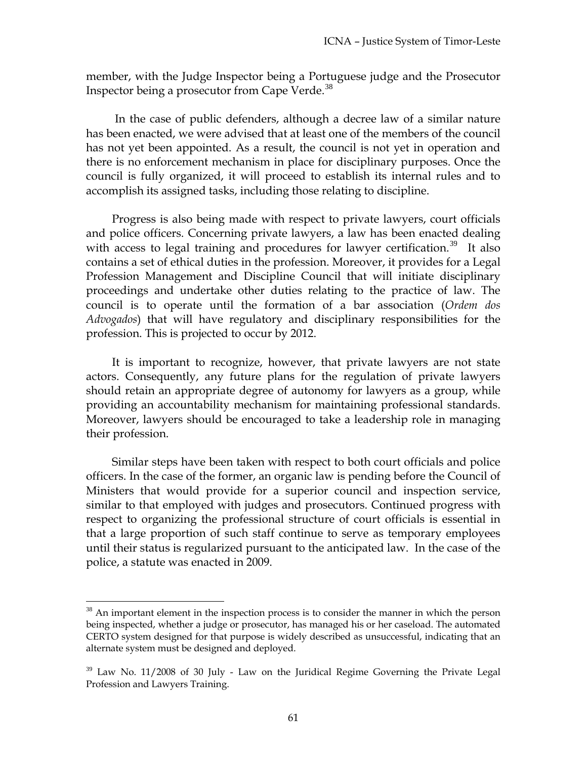member, with the Judge Inspector being a Portuguese judge and the Prosecutor Inspector being a prosecutor from Cape Verde.[38]

In the case of public defenders, although a decree law of a similar nature has been enacted, we were advised that at least one of the members of the council has not yet been appointed. As a result, the council is not yet in operation and there is no enforcement mechanism in place for disciplinary purposes. Once the council is fully organized, it will proceed to establish its internal rules and to accomplish its assigned tasks, including those relating to discipline.

Progress is also being made with respect to private lawyers, court officials and police officers. Concerning private lawyers, a law has been enacted dealing with access to legal training and procedures for lawyer certification.[39] It also contains a set of ethical duties in the profession. Moreover, it provides for a Legal Profession Management and Discipline Council that will initiate disciplinary proceedings and undertake other duties relating to the practice of law. The council is to operate until the formation of a bar association (*Ordem dos Advogados*) that will have regulatory and disciplinary responsibilities for the profession. This is projected to occur by 2012.

It is important to recognize, however, that private lawyers are not state actors. Consequently, any future plans for the regulation of private lawyers should retain an appropriate degree of autonomy for lawyers as a group, while providing an accountability mechanism for maintaining professional standards. Moreover, lawyers should be encouraged to take a leadership role in managing their profession.

Similar steps have been taken with respect to both court officials and police officers. In the case of the former, an organic law is pending before the Council of Ministers that would provide for a superior council and inspection service, similar to that employed with judges and prosecutors. Continued progress with respect to organizing the professional structure of court officials is essential in that a large proportion of such staff continue to serve as temporary employees until their status is regularized pursuant to the anticipated law. In the case of the police, a statute was enacted in 2009.

---

[38] An important element in the inspection process is to consider the manner in which the person being inspected, whether a judge or prosecutor, has managed his or her caseload. The automated CERTO system designed for that purpose is widely described as unsuccessful, indicating that an alternate system must be designed and deployed.

[39] Law No. 11/2008 of 30 July - Law on the Juridical Regime Governing the Private Legal Profession and Lawyers Training.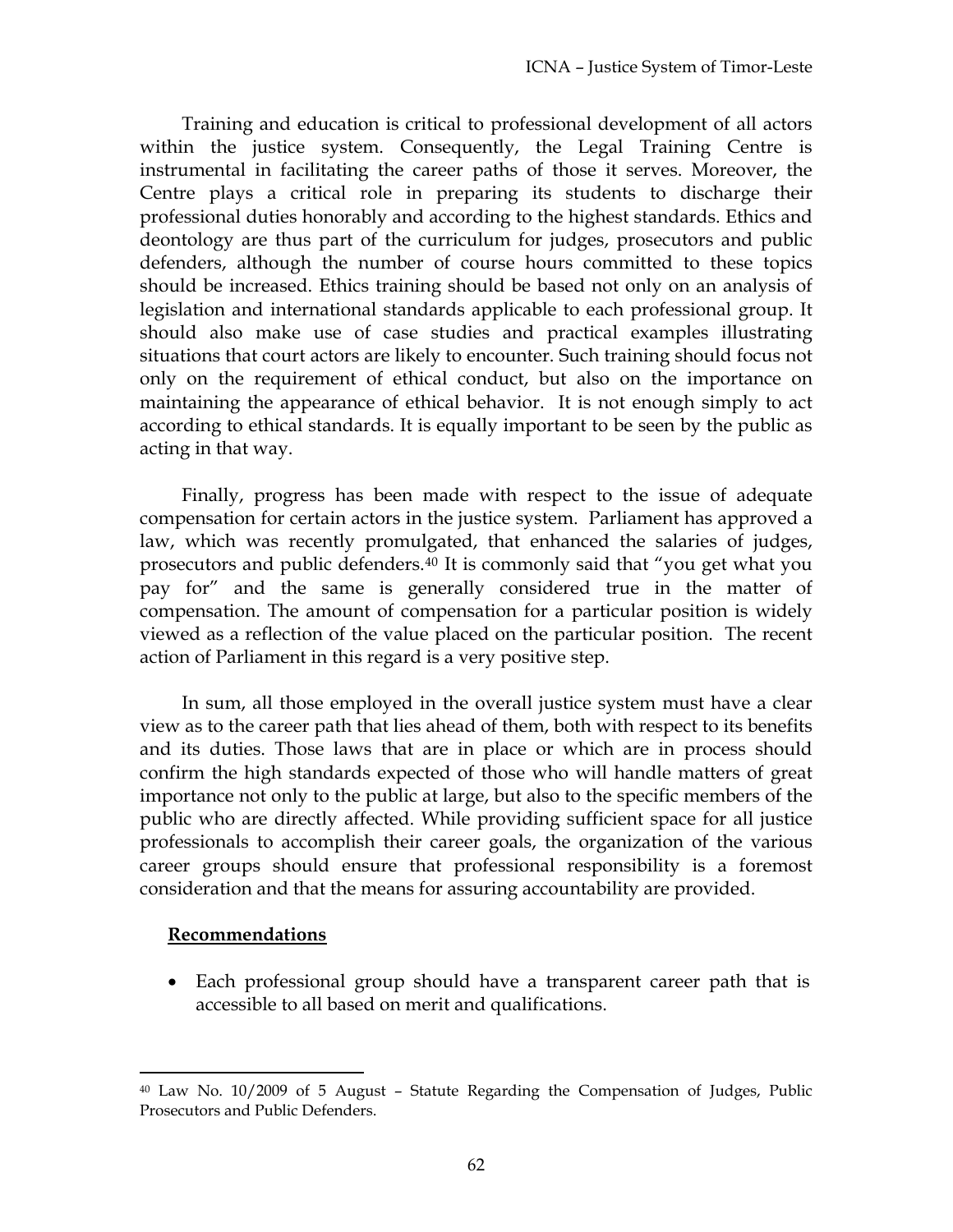Training and education is critical to professional development of all actors within the justice system. Consequently, the Legal Training Centre is instrumental in facilitating the career paths of those it serves. Moreover, the Centre plays a critical role in preparing its students to discharge their professional duties honorably and according to the highest standards. Ethics and deontology are thus part of the curriculum for judges, prosecutors and public defenders, although the number of course hours committed to these topics should be increased. Ethics training should be based not only on an analysis of legislation and international standards applicable to each professional group. It should also make use of case studies and practical examples illustrating situations that court actors are likely to encounter. Such training should focus not only on the requirement of ethical conduct, but also on the importance on maintaining the appearance of ethical behavior. It is not enough simply to act according to ethical standards. It is equally important to be seen by the public as acting in that way.

Finally, progress has been made with respect to the issue of adequate compensation for certain actors in the justice system. Parliament has approved a law, which was recently promulgated, that enhanced the salaries of judges, prosecutors and public defenders.[40] It is commonly said that "you get what you pay for" and the same is generally considered true in the matter of compensation. The amount of compensation for a particular position is widely viewed as a reflection of the value placed on the particular position. The recent action of Parliament in this regard is a very positive step.

In sum, all those employed in the overall justice system must have a clear view as to the career path that lies ahead of them, both with respect to its benefits and its duties. Those laws that are in place or which are in process should confirm the high standards expected of those who will handle matters of great importance not only to the public at large, but also to the specific members of the public who are directly affected. While providing sufficient space for all justice professionals to accomplish their career goals, the organization of the various career groups should ensure that professional responsibility is a foremost consideration and that the means for assuring accountability are provided.

**Recommendations**

- Each professional group should have a transparent career path that is accessible to all based on merit and qualifications.

[40] Law No. 10/2009 of 5 August – Statute Regarding the Compensation of Judges, Public Prosecutors and Public Defenders.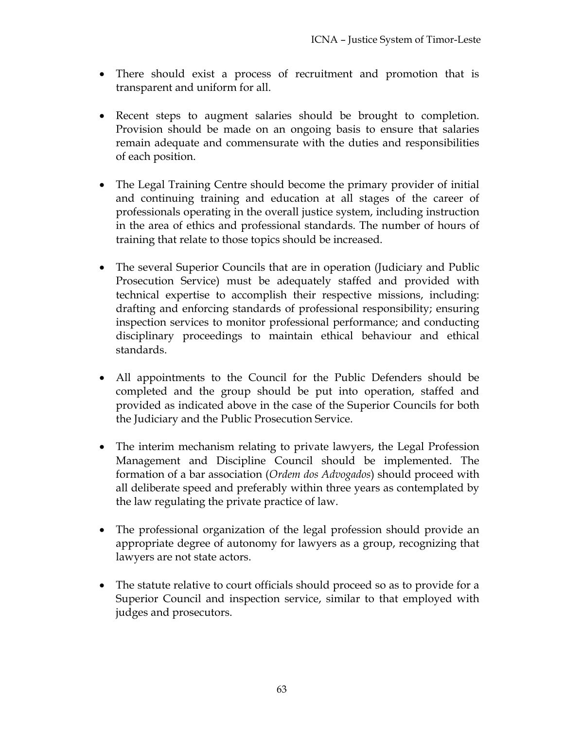- There should exist a process of recruitment and promotion that is transparent and uniform for all.

- Recent steps to augment salaries should be brought to completion. Provision should be made on an ongoing basis to ensure that salaries remain adequate and commensurate with the duties and responsibilities of each position.

- The Legal Training Centre should become the primary provider of initial and continuing training and education at all stages of the career of professionals operating in the overall justice system, including instruction in the area of ethics and professional standards. The number of hours of training that relate to those topics should be increased.

- The several Superior Councils that are in operation (Judiciary and Public Prosecution Service) must be adequately staffed and provided with technical expertise to accomplish their respective missions, including: drafting and enforcing standards of professional responsibility; ensuring inspection services to monitor professional performance; and conducting disciplinary proceedings to maintain ethical behaviour and ethical standards.

- All appointments to the Council for the Public Defenders should be completed and the group should be put into operation, staffed and provided as indicated above in the case of the Superior Councils for both the Judiciary and the Public Prosecution Service.

- The interim mechanism relating to private lawyers, the Legal Profession Management and Discipline Council should be implemented. The formation of a bar association (*Ordem dos Advogados*) should proceed with all deliberate speed and preferably within three years as contemplated by the law regulating the private practice of law.

- The professional organization of the legal profession should provide an appropriate degree of autonomy for lawyers as a group, recognizing that lawyers are not state actors.

- The statute relative to court officials should proceed so as to provide for a Superior Council and inspection service, similar to that employed with judges and prosecutors.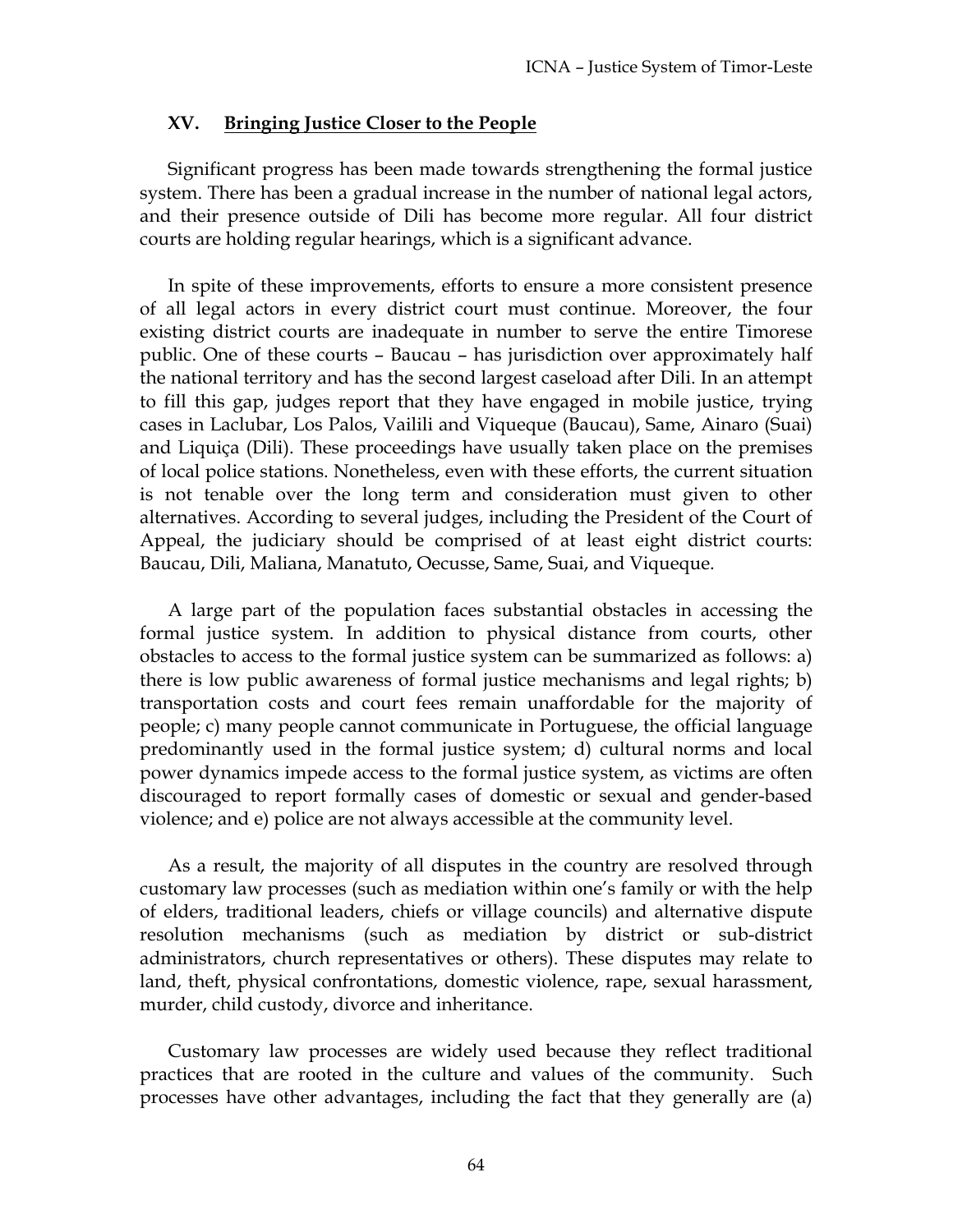## XV. Bringing Justice Closer to the People

Significant progress has been made towards strengthening the formal justice system. There has been a gradual increase in the number of national legal actors, and their presence outside of Dili has become more regular. All four district courts are holding regular hearings, which is a significant advance.

In spite of these improvements, efforts to ensure a more consistent presence of all legal actors in every district court must continue. Moreover, the four existing district courts are inadequate in number to serve the entire Timorese public. One of these courts – Baucau – has jurisdiction over approximately half the national territory and has the second largest caseload after Dili. In an attempt to fill this gap, judges report that they have engaged in mobile justice, trying cases in Laclubar, Los Palos, Vailili and Viqueque (Baucau), Same, Ainaro (Suai) and Liquiça (Dili). These proceedings have usually taken place on the premises of local police stations. Nonetheless, even with these efforts, the current situation is not tenable over the long term and consideration must given to other alternatives. According to several judges, including the President of the Court of Appeal, the judiciary should be comprised of at least eight district courts: Baucau, Dili, Maliana, Manatuto, Oecusse, Same, Suai, and Viqueque.

A large part of the population faces substantial obstacles in accessing the formal justice system. In addition to physical distance from courts, other obstacles to access to the formal justice system can be summarized as follows: a) there is low public awareness of formal justice mechanisms and legal rights; b) transportation costs and court fees remain unaffordable for the majority of people; c) many people cannot communicate in Portuguese, the official language predominantly used in the formal justice system; d) cultural norms and local power dynamics impede access to the formal justice system, as victims are often discouraged to report formally cases of domestic or sexual and gender-based violence; and e) police are not always accessible at the community level.

As a result, the majority of all disputes in the country are resolved through customary law processes (such as mediation within one's family or with the help of elders, traditional leaders, chiefs or village councils) and alternative dispute resolution mechanisms (such as mediation by district or sub-district administrators, church representatives or others). These disputes may relate to land, theft, physical confrontations, domestic violence, rape, sexual harassment, murder, child custody, divorce and inheritance.

Customary law processes are widely used because they reflect traditional practices that are rooted in the culture and values of the community. Such processes have other advantages, including the fact that they generally are (a)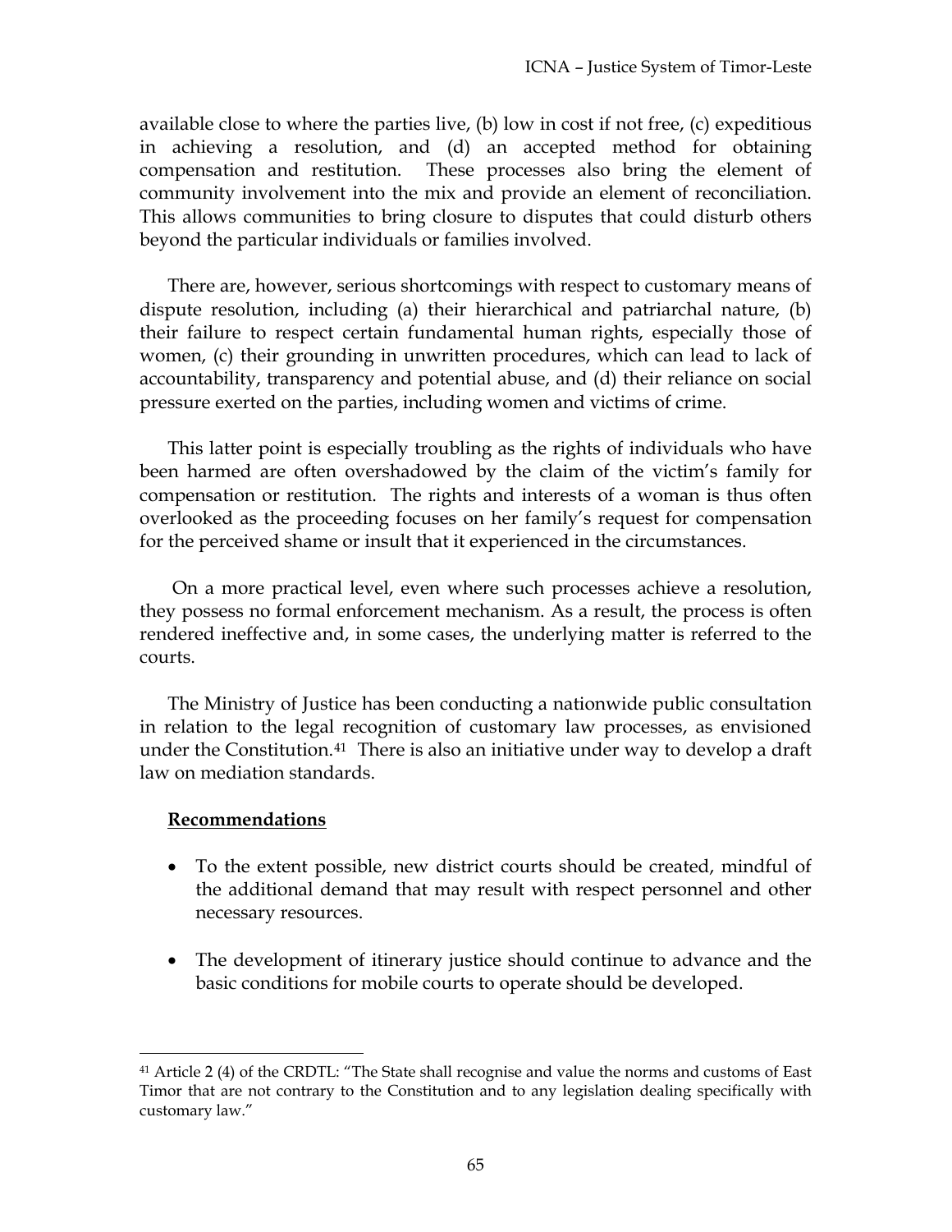available close to where the parties live, (b) low in cost if not free, (c) expeditious in achieving a resolution, and (d) an accepted method for obtaining compensation and restitution. These processes also bring the element of community involvement into the mix and provide an element of reconciliation. This allows communities to bring closure to disputes that could disturb others beyond the particular individuals or families involved.

There are, however, serious shortcomings with respect to customary means of dispute resolution, including (a) their hierarchical and patriarchal nature, (b) their failure to respect certain fundamental human rights, especially those of women, (c) their grounding in unwritten procedures, which can lead to lack of accountability, transparency and potential abuse, and (d) their reliance on social pressure exerted on the parties, including women and victims of crime.

This latter point is especially troubling as the rights of individuals who have been harmed are often overshadowed by the claim of the victim's family for compensation or restitution. The rights and interests of a woman is thus often overlooked as the proceeding focuses on her family's request for compensation for the perceived shame or insult that it experienced in the circumstances.

On a more practical level, even where such processes achieve a resolution, they possess no formal enforcement mechanism. As a result, the process is often rendered ineffective and, in some cases, the underlying matter is referred to the courts.

The Ministry of Justice has been conducting a nationwide public consultation in relation to the legal recognition of customary law processes, as envisioned under the Constitution.[41] There is also an initiative under way to develop a draft law on mediation standards.

**Recommendations**

- To the extent possible, new district courts should be created, mindful of the additional demand that may result with respect personnel and other necessary resources.
- The development of itinerary justice should continue to advance and the basic conditions for mobile courts to operate should be developed.

[41] Article 2 (4) of the CRDTL: "The State shall recognise and value the norms and customs of East Timor that are not contrary to the Constitution and to any legislation dealing specifically with customary law."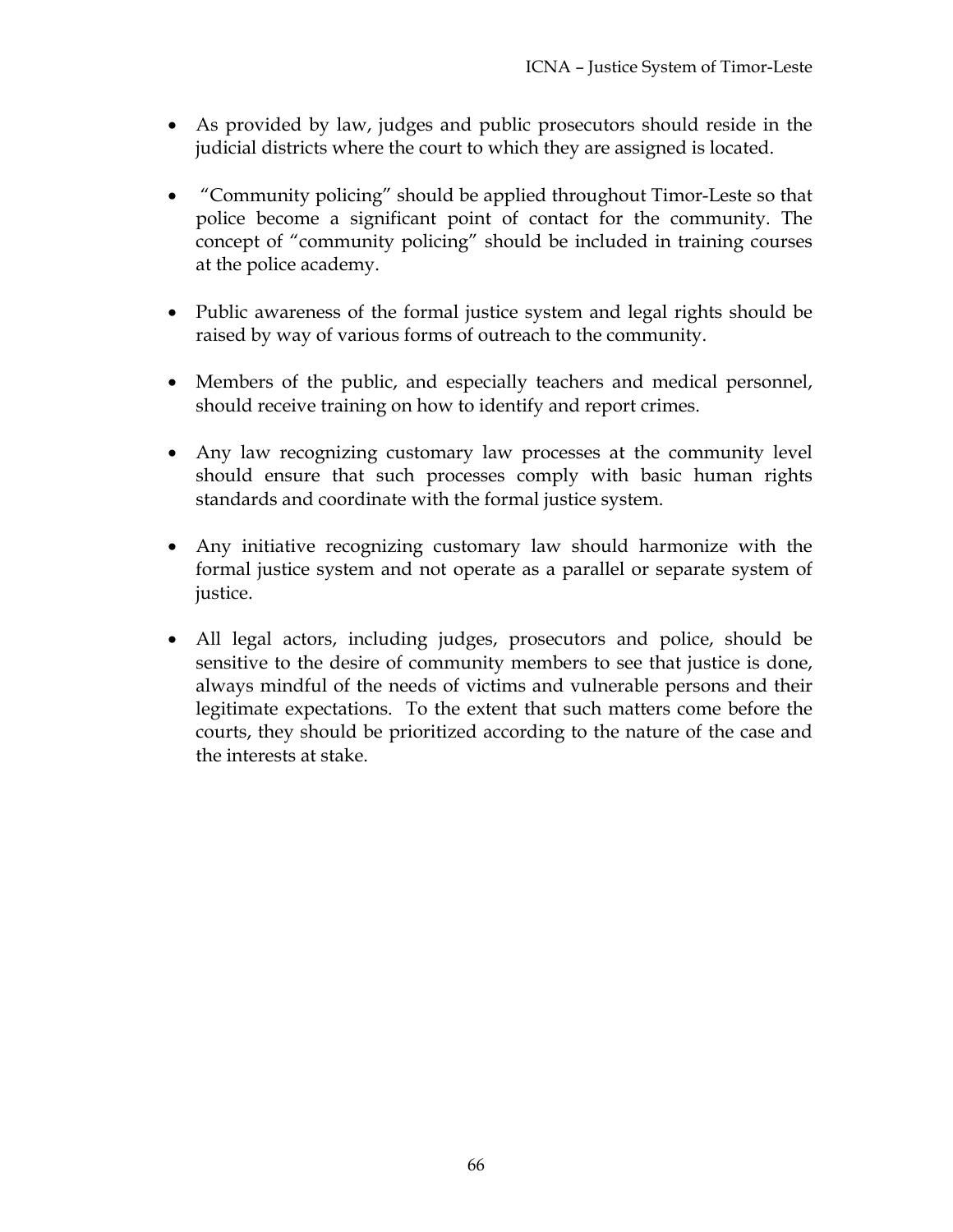- As provided by law, judges and public prosecutors should reside in the judicial districts where the court to which they are assigned is located.

- "Community policing" should be applied throughout Timor-Leste so that police become a significant point of contact for the community. The concept of "community policing" should be included in training courses at the police academy.

- Public awareness of the formal justice system and legal rights should be raised by way of various forms of outreach to the community.

- Members of the public, and especially teachers and medical personnel, should receive training on how to identify and report crimes.

- Any law recognizing customary law processes at the community level should ensure that such processes comply with basic human rights standards and coordinate with the formal justice system.

- Any initiative recognizing customary law should harmonize with the formal justice system and not operate as a parallel or separate system of justice.

- All legal actors, including judges, prosecutors and police, should be sensitive to the desire of community members to see that justice is done, always mindful of the needs of victims and vulnerable persons and their legitimate expectations. To the extent that such matters come before the courts, they should be prioritized according to the nature of the case and the interests at stake.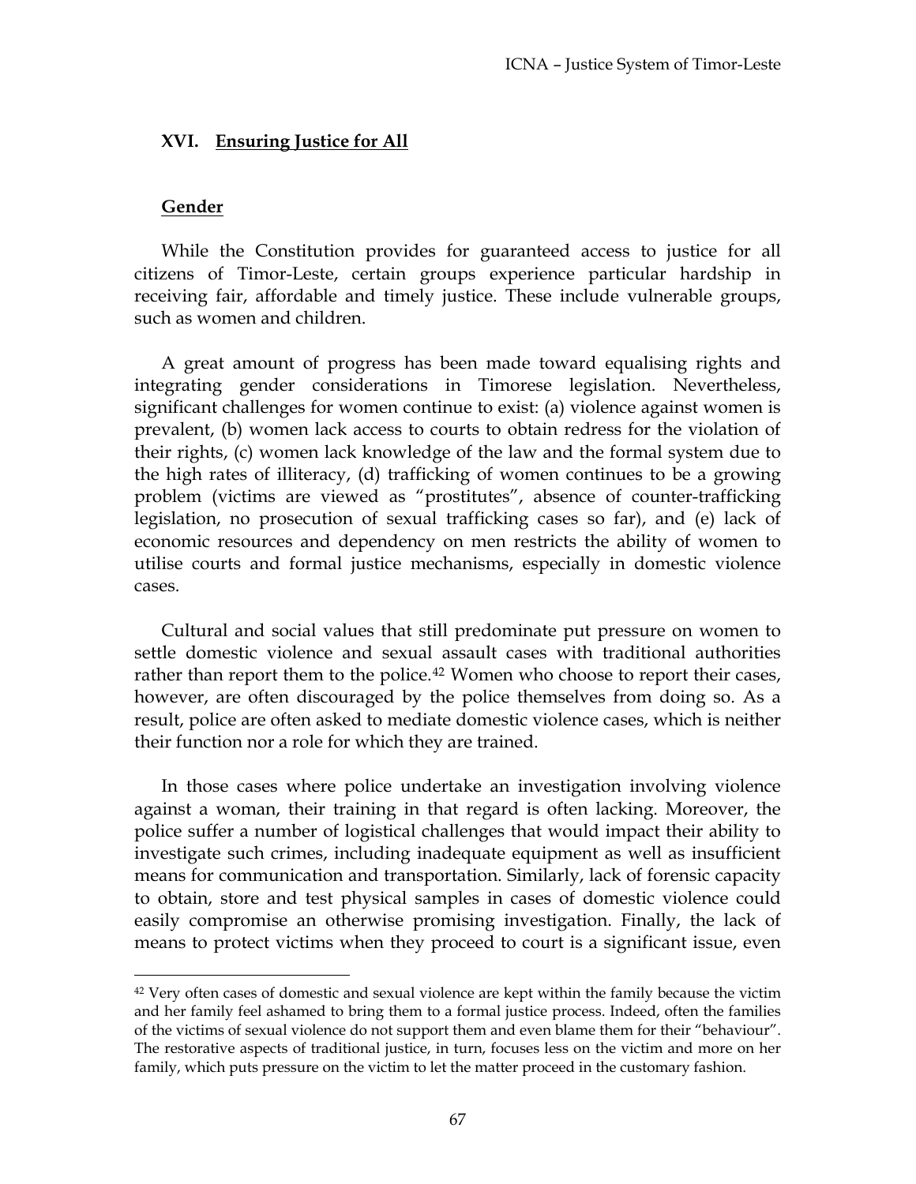## XVI. Ensuring Justice for All

### Gender

While the Constitution provides for guaranteed access to justice for all citizens of Timor-Leste, certain groups experience particular hardship in receiving fair, affordable and timely justice. These include vulnerable groups, such as women and children.

A great amount of progress has been made toward equalising rights and integrating gender considerations in Timorese legislation. Nevertheless, significant challenges for women continue to exist: (a) violence against women is prevalent, (b) women lack access to courts to obtain redress for the violation of their rights, (c) women lack knowledge of the law and the formal system due to the high rates of illiteracy, (d) trafficking of women continues to be a growing problem (victims are viewed as "prostitutes", absence of counter-trafficking legislation, no prosecution of sexual trafficking cases so far), and (e) lack of economic resources and dependency on men restricts the ability of women to utilise courts and formal justice mechanisms, especially in domestic violence cases.

Cultural and social values that still predominate put pressure on women to settle domestic violence and sexual assault cases with traditional authorities rather than report them to the police.[42] Women who choose to report their cases, however, are often discouraged by the police themselves from doing so. As a result, police are often asked to mediate domestic violence cases, which is neither their function nor a role for which they are trained.

In those cases where police undertake an investigation involving violence against a woman, their training in that regard is often lacking. Moreover, the police suffer a number of logistical challenges that would impact their ability to investigate such crimes, including inadequate equipment as well as insufficient means for communication and transportation. Similarly, lack of forensic capacity to obtain, store and test physical samples in cases of domestic violence could easily compromise an otherwise promising investigation. Finally, the lack of means to protect victims when they proceed to court is a significant issue, even

---

[42] Very often cases of domestic and sexual violence are kept within the family because the victim and her family feel ashamed to bring them to a formal justice process. Indeed, often the families of the victims of sexual violence do not support them and even blame them for their "behaviour". The restorative aspects of traditional justice, in turn, focuses less on the victim and more on her family, which puts pressure on the victim to let the matter proceed in the customary fashion.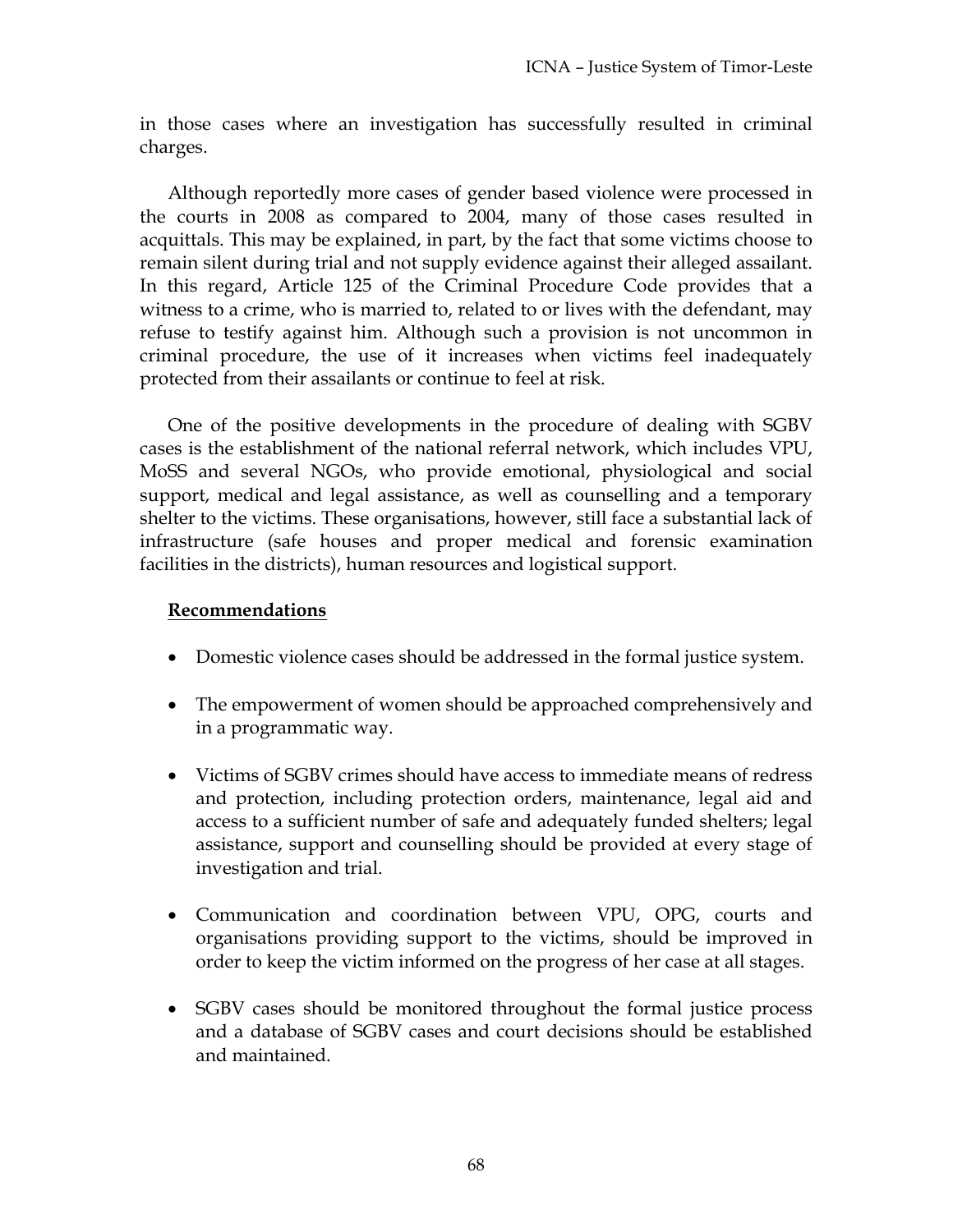in those cases where an investigation has successfully resulted in criminal charges.

Although reportedly more cases of gender based violence were processed in the courts in 2008 as compared to 2004, many of those cases resulted in acquittals. This may be explained, in part, by the fact that some victims choose to remain silent during trial and not supply evidence against their alleged assailant. In this regard, Article 125 of the Criminal Procedure Code provides that a witness to a crime, who is married to, related to or lives with the defendant, may refuse to testify against him. Although such a provision is not uncommon in criminal procedure, the use of it increases when victims feel inadequately protected from their assailants or continue to feel at risk.

One of the positive developments in the procedure of dealing with SGBV cases is the establishment of the national referral network, which includes VPU, MoSS and several NGOs, who provide emotional, physiological and social support, medical and legal assistance, as well as counselling and a temporary shelter to the victims. These organisations, however, still face a substantial lack of infrastructure (safe houses and proper medical and forensic examination facilities in the districts), human resources and logistical support.

**Recommendations**

- Domestic violence cases should be addressed in the formal justice system.
- The empowerment of women should be approached comprehensively and in a programmatic way.
- Victims of SGBV crimes should have access to immediate means of redress and protection, including protection orders, maintenance, legal aid and access to a sufficient number of safe and adequately funded shelters; legal assistance, support and counselling should be provided at every stage of investigation and trial.
- Communication and coordination between VPU, OPG, courts and organisations providing support to the victims, should be improved in order to keep the victim informed on the progress of her case at all stages.
- SGBV cases should be monitored throughout the formal justice process and a database of SGBV cases and court decisions should be established and maintained.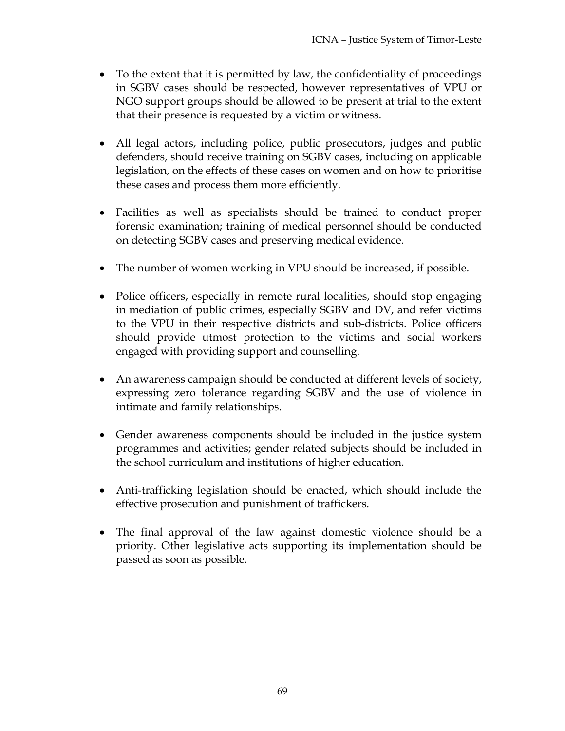- To the extent that it is permitted by law, the confidentiality of proceedings in SGBV cases should be respected, however representatives of VPU or NGO support groups should be allowed to be present at trial to the extent that their presence is requested by a victim or witness.

- All legal actors, including police, public prosecutors, judges and public defenders, should receive training on SGBV cases, including on applicable legislation, on the effects of these cases on women and on how to prioritise these cases and process them more efficiently.

- Facilities as well as specialists should be trained to conduct proper forensic examination; training of medical personnel should be conducted on detecting SGBV cases and preserving medical evidence.

- The number of women working in VPU should be increased, if possible.

- Police officers, especially in remote rural localities, should stop engaging in mediation of public crimes, especially SGBV and DV, and refer victims to the VPU in their respective districts and sub-districts. Police officers should provide utmost protection to the victims and social workers engaged with providing support and counselling.

- An awareness campaign should be conducted at different levels of society, expressing zero tolerance regarding SGBV and the use of violence in intimate and family relationships.

- Gender awareness components should be included in the justice system programmes and activities; gender related subjects should be included in the school curriculum and institutions of higher education.

- Anti-trafficking legislation should be enacted, which should include the effective prosecution and punishment of traffickers.

- The final approval of the law against domestic violence should be a priority. Other legislative acts supporting its implementation should be passed as soon as possible.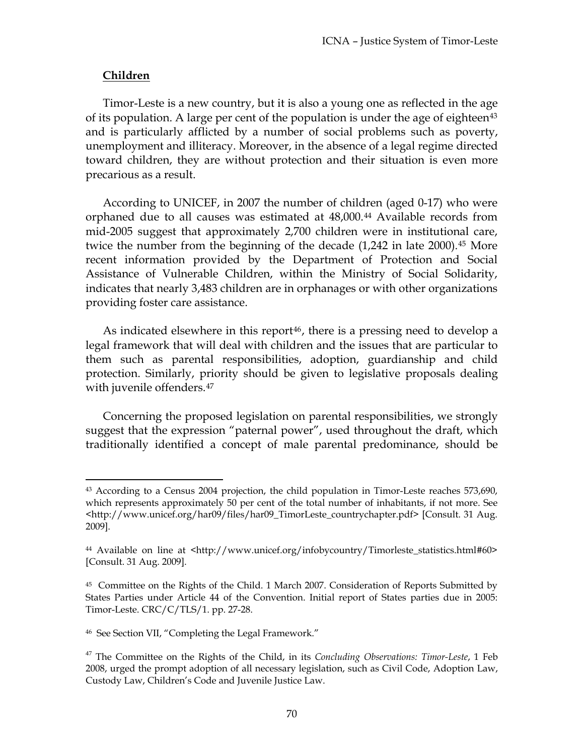## Children

Timor-Leste is a new country, but it is also a young one as reflected in the age of its population. A large per cent of the population is under the age of eighteen[43] and is particularly afflicted by a number of social problems such as poverty, unemployment and illiteracy. Moreover, in the absence of a legal regime directed toward children, they are without protection and their situation is even more precarious as a result.

According to UNICEF, in 2007 the number of children (aged 0-17) who were orphaned due to all causes was estimated at 48,000.[44] Available records from mid-2005 suggest that approximately 2,700 children were in institutional care, twice the number from the beginning of the decade (1,242 in late 2000).[45] More recent information provided by the Department of Protection and Social Assistance of Vulnerable Children, within the Ministry of Social Solidarity, indicates that nearly 3,483 children are in orphanages or with other organizations providing foster care assistance.

As indicated elsewhere in this report[46], there is a pressing need to develop a legal framework that will deal with children and the issues that are particular to them such as parental responsibilities, adoption, guardianship and child protection. Similarly, priority should be given to legislative proposals dealing with juvenile offenders.[47]

Concerning the proposed legislation on parental responsibilities, we strongly suggest that the expression "paternal power", used throughout the draft, which traditionally identified a concept of male parental predominance, should be

---

[43] According to a Census 2004 projection, the child population in Timor-Leste reaches 573,690, which represents approximately 50 per cent of the total number of inhabitants, if not more. See <http://www.unicef.org/har09/files/har09_TimorLeste_countrychapter.pdf> [Consult. 31 Aug. 2009].

[44] Available on line at <http://www.unicef.org/infobycountry/Timorleste_statistics.html#60> [Consult. 31 Aug. 2009].

[45] Committee on the Rights of the Child. 1 March 2007. Consideration of Reports Submitted by States Parties under Article 44 of the Convention. Initial report of States parties due in 2005: Timor-Leste. CRC/C/TLS/1. pp. 27-28.

[46] See Section VII, "Completing the Legal Framework."

[47] The Committee on the Rights of the Child, in its *Concluding Observations: Timor-Leste*, 1 Feb 2008, urged the prompt adoption of all necessary legislation, such as Civil Code, Adoption Law, Custody Law, Children's Code and Juvenile Justice Law.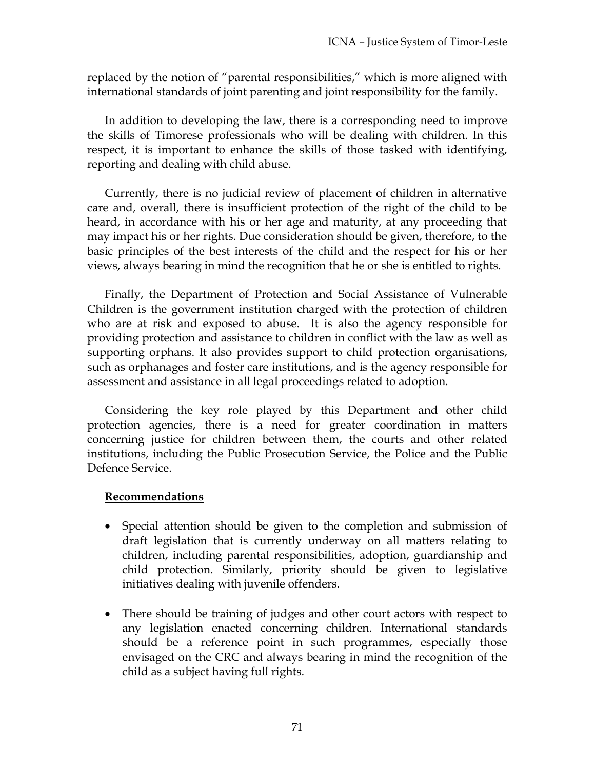replaced by the notion of "parental responsibilities," which is more aligned with international standards of joint parenting and joint responsibility for the family.

In addition to developing the law, there is a corresponding need to improve the skills of Timorese professionals who will be dealing with children. In this respect, it is important to enhance the skills of those tasked with identifying, reporting and dealing with child abuse.

Currently, there is no judicial review of placement of children in alternative care and, overall, there is insufficient protection of the right of the child to be heard, in accordance with his or her age and maturity, at any proceeding that may impact his or her rights. Due consideration should be given, therefore, to the basic principles of the best interests of the child and the respect for his or her views, always bearing in mind the recognition that he or she is entitled to rights.

Finally, the Department of Protection and Social Assistance of Vulnerable Children is the government institution charged with the protection of children who are at risk and exposed to abuse. It is also the agency responsible for providing protection and assistance to children in conflict with the law as well as supporting orphans. It also provides support to child protection organisations, such as orphanages and foster care institutions, and is the agency responsible for assessment and assistance in all legal proceedings related to adoption.

Considering the key role played by this Department and other child protection agencies, there is a need for greater coordination in matters concerning justice for children between them, the courts and other related institutions, including the Public Prosecution Service, the Police and the Public Defence Service.

**Recommendations**

- Special attention should be given to the completion and submission of draft legislation that is currently underway on all matters relating to children, including parental responsibilities, adoption, guardianship and child protection. Similarly, priority should be given to legislative initiatives dealing with juvenile offenders.

- There should be training of judges and other court actors with respect to any legislation enacted concerning children. International standards should be a reference point in such programmes, especially those envisaged on the CRC and always bearing in mind the recognition of the child as a subject having full rights.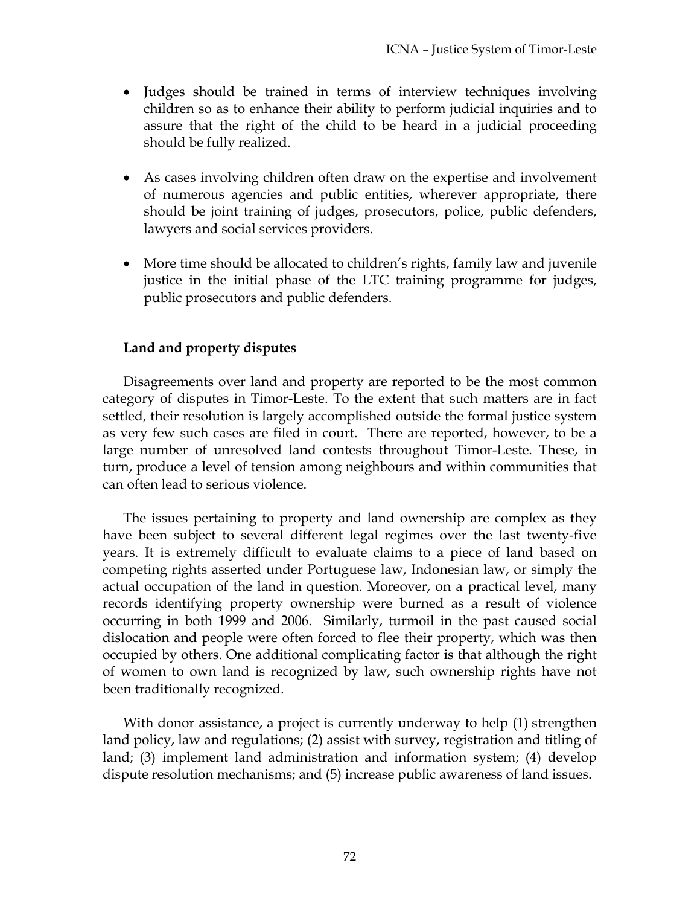- Judges should be trained in terms of interview techniques involving children so as to enhance their ability to perform judicial inquiries and to assure that the right of the child to be heard in a judicial proceeding should be fully realized.

- As cases involving children often draw on the expertise and involvement of numerous agencies and public entities, wherever appropriate, there should be joint training of judges, prosecutors, police, public defenders, lawyers and social services providers.

- More time should be allocated to children's rights, family law and juvenile justice in the initial phase of the LTC training programme for judges, public prosecutors and public defenders.

## Land and property disputes

Disagreements over land and property are reported to be the most common category of disputes in Timor-Leste. To the extent that such matters are in fact settled, their resolution is largely accomplished outside the formal justice system as very few such cases are filed in court. There are reported, however, to be a large number of unresolved land contests throughout Timor-Leste. These, in turn, produce a level of tension among neighbours and within communities that can often lead to serious violence.

The issues pertaining to property and land ownership are complex as they have been subject to several different legal regimes over the last twenty-five years. It is extremely difficult to evaluate claims to a piece of land based on competing rights asserted under Portuguese law, Indonesian law, or simply the actual occupation of the land in question. Moreover, on a practical level, many records identifying property ownership were burned as a result of violence occurring in both 1999 and 2006. Similarly, turmoil in the past caused social dislocation and people were often forced to flee their property, which was then occupied by others. One additional complicating factor is that although the right of women to own land is recognized by law, such ownership rights have not been traditionally recognized.

With donor assistance, a project is currently underway to help (1) strengthen land policy, law and regulations; (2) assist with survey, registration and titling of land; (3) implement land administration and information system; (4) develop dispute resolution mechanisms; and (5) increase public awareness of land issues.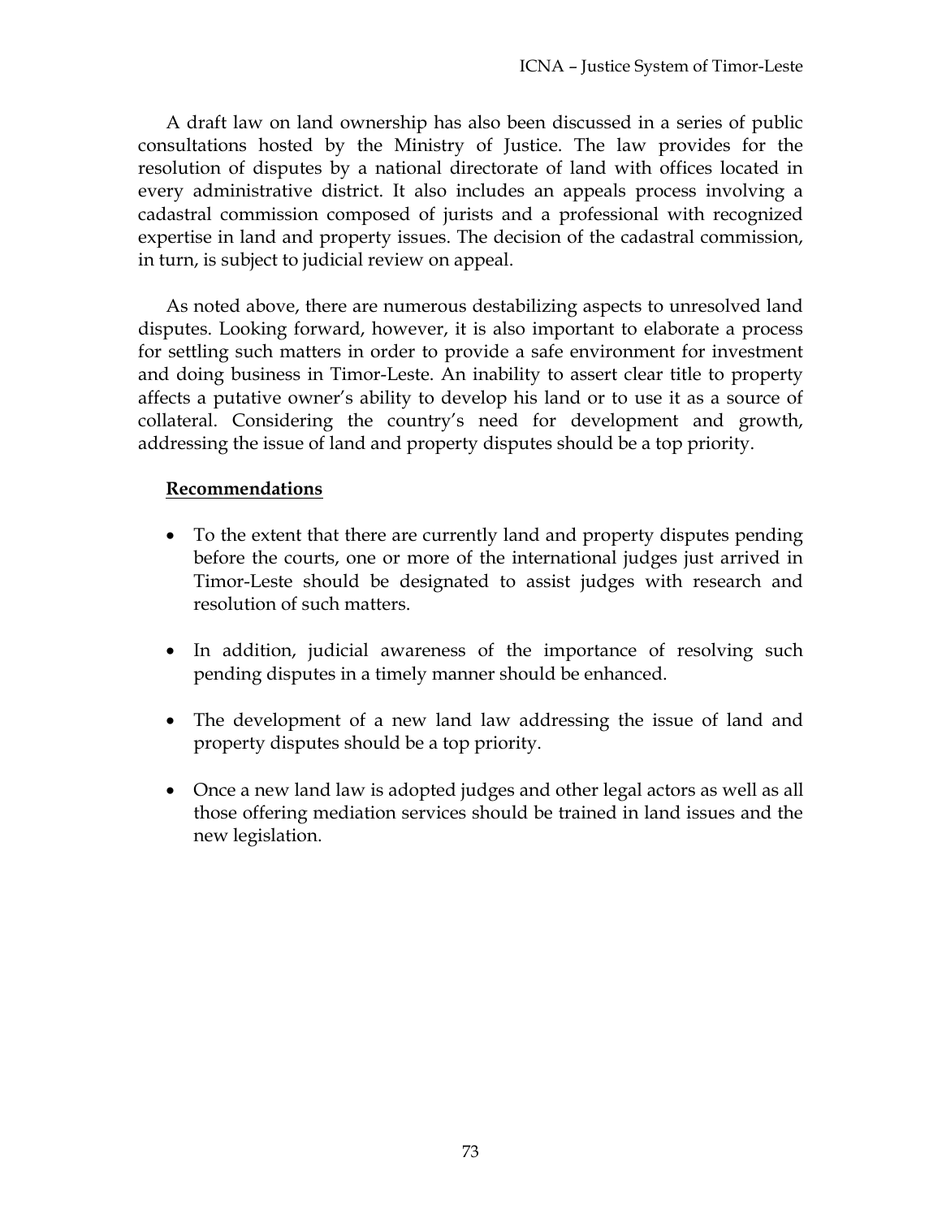A draft law on land ownership has also been discussed in a series of public consultations hosted by the Ministry of Justice. The law provides for the resolution of disputes by a national directorate of land with offices located in every administrative district. It also includes an appeals process involving a cadastral commission composed of jurists and a professional with recognized expertise in land and property issues. The decision of the cadastral commission, in turn, is subject to judicial review on appeal.

As noted above, there are numerous destabilizing aspects to unresolved land disputes. Looking forward, however, it is also important to elaborate a process for settling such matters in order to provide a safe environment for investment and doing business in Timor-Leste. An inability to assert clear title to property affects a putative owner's ability to develop his land or to use it as a source of collateral. Considering the country's need for development and growth, addressing the issue of land and property disputes should be a top priority.

**Recommendations**

- To the extent that there are currently land and property disputes pending before the courts, one or more of the international judges just arrived in Timor-Leste should be designated to assist judges with research and resolution of such matters.

- In addition, judicial awareness of the importance of resolving such pending disputes in a timely manner should be enhanced.

- The development of a new land law addressing the issue of land and property disputes should be a top priority.

- Once a new land law is adopted judges and other legal actors as well as all those offering mediation services should be trained in land issues and the new legislation.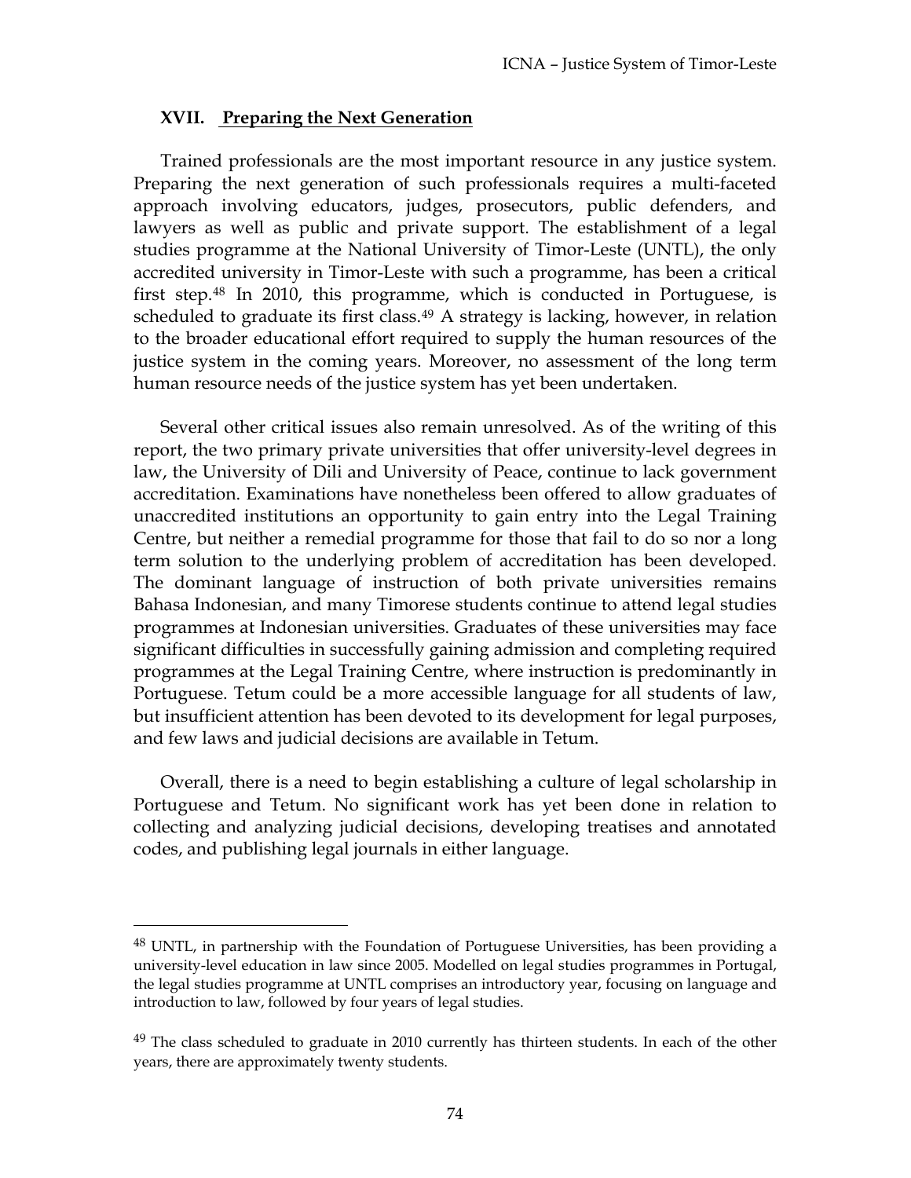## XVII. Preparing the Next Generation

Trained professionals are the most important resource in any justice system. Preparing the next generation of such professionals requires a multi-faceted approach involving educators, judges, prosecutors, public defenders, and lawyers as well as public and private support. The establishment of a legal studies programme at the National University of Timor-Leste (UNTL), the only accredited university in Timor-Leste with such a programme, has been a critical first step.[48] In 2010, this programme, which is conducted in Portuguese, is scheduled to graduate its first class.[49] A strategy is lacking, however, in relation to the broader educational effort required to supply the human resources of the justice system in the coming years. Moreover, no assessment of the long term human resource needs of the justice system has yet been undertaken.

Several other critical issues also remain unresolved. As of the writing of this report, the two primary private universities that offer university-level degrees in law, the University of Dili and University of Peace, continue to lack government accreditation. Examinations have nonetheless been offered to allow graduates of unaccredited institutions an opportunity to gain entry into the Legal Training Centre, but neither a remedial programme for those that fail to do so nor a long term solution to the underlying problem of accreditation has been developed. The dominant language of instruction of both private universities remains Bahasa Indonesian, and many Timorese students continue to attend legal studies programmes at Indonesian universities. Graduates of these universities may face significant difficulties in successfully gaining admission and completing required programmes at the Legal Training Centre, where instruction is predominantly in Portuguese. Tetum could be a more accessible language for all students of law, but insufficient attention has been devoted to its development for legal purposes, and few laws and judicial decisions are available in Tetum.

Overall, there is a need to begin establishing a culture of legal scholarship in Portuguese and Tetum. No significant work has yet been done in relation to collecting and analyzing judicial decisions, developing treatises and annotated codes, and publishing legal journals in either language.

---

[48] UNTL, in partnership with the Foundation of Portuguese Universities, has been providing a university-level education in law since 2005. Modelled on legal studies programmes in Portugal, the legal studies programme at UNTL comprises an introductory year, focusing on language and introduction to law, followed by four years of legal studies.

[49] The class scheduled to graduate in 2010 currently has thirteen students. In each of the other years, there are approximately twenty students.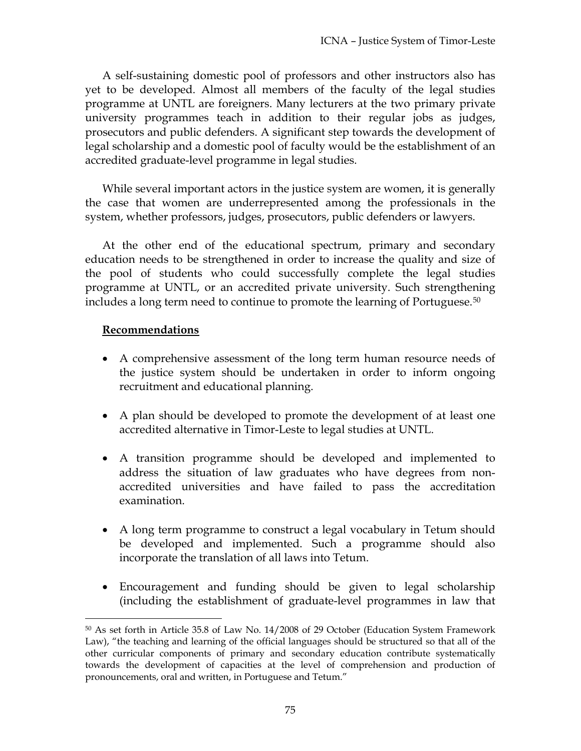A self-sustaining domestic pool of professors and other instructors also has yet to be developed. Almost all members of the faculty of the legal studies programme at UNTL are foreigners. Many lecturers at the two primary private university programmes teach in addition to their regular jobs as judges, prosecutors and public defenders. A significant step towards the development of legal scholarship and a domestic pool of faculty would be the establishment of an accredited graduate-level programme in legal studies.

While several important actors in the justice system are women, it is generally the case that women are underrepresented among the professionals in the system, whether professors, judges, prosecutors, public defenders or lawyers.

At the other end of the educational spectrum, primary and secondary education needs to be strengthened in order to increase the quality and size of the pool of students who could successfully complete the legal studies programme at UNTL, or an accredited private university. Such strengthening includes a long term need to continue to promote the learning of Portuguese.[50]

**Recommendations**

- A comprehensive assessment of the long term human resource needs of the justice system should be undertaken in order to inform ongoing recruitment and educational planning.
- A plan should be developed to promote the development of at least one accredited alternative in Timor-Leste to legal studies at UNTL.
- A transition programme should be developed and implemented to address the situation of law graduates who have degrees from non-accredited universities and have failed to pass the accreditation examination.
- A long term programme to construct a legal vocabulary in Tetum should be developed and implemented. Such a programme should also incorporate the translation of all laws into Tetum.
- Encouragement and funding should be given to legal scholarship (including the establishment of graduate-level programmes in law that

---

[50] As set forth in Article 35.8 of Law No. 14/2008 of 29 October (Education System Framework Law), "the teaching and learning of the official languages should be structured so that all of the other curricular components of primary and secondary education contribute systematically towards the development of capacities at the level of comprehension and production of pronouncements, oral and written, in Portuguese and Tetum."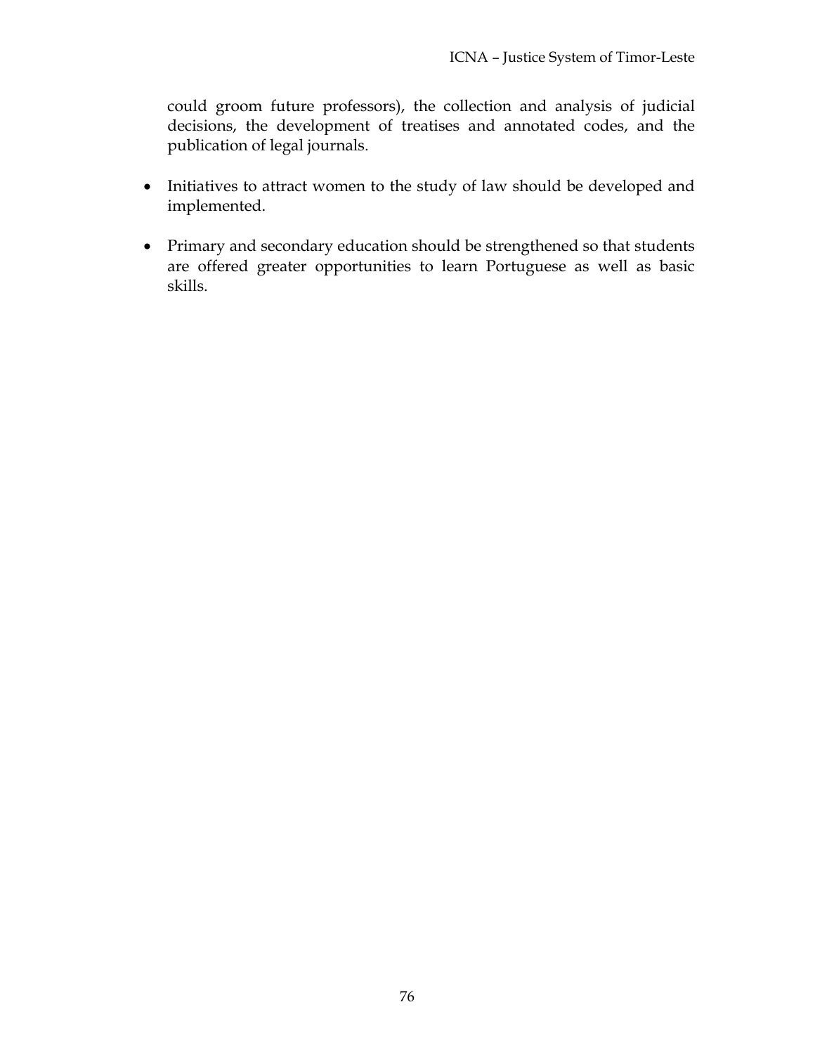could groom future professors), the collection and analysis of judicial decisions, the development of treatises and annotated codes, and the publication of legal journals.

- Initiatives to attract women to the study of law should be developed and implemented.

- Primary and secondary education should be strengthened so that students are offered greater opportunities to learn Portuguese as well as basic skills.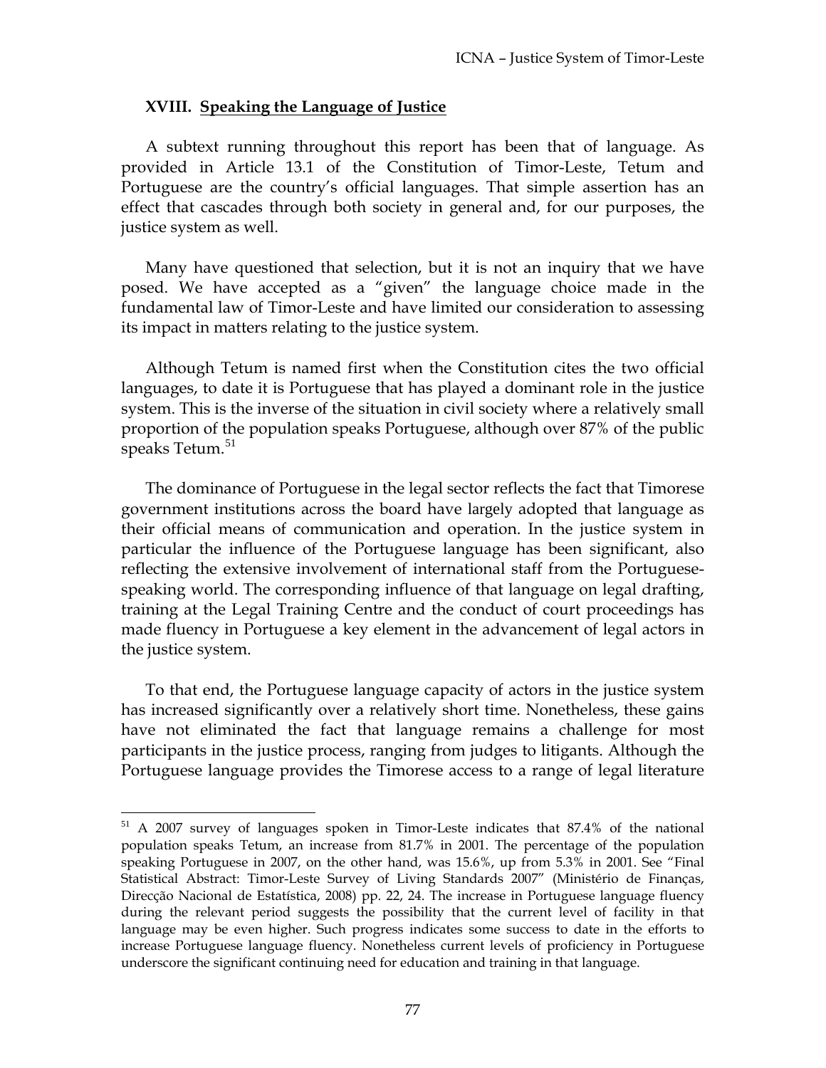## XVIII. Speaking the Language of Justice

A subtext running throughout this report has been that of language. As provided in Article 13.1 of the Constitution of Timor-Leste, Tetum and Portuguese are the country's official languages. That simple assertion has an effect that cascades through both society in general and, for our purposes, the justice system as well.

Many have questioned that selection, but it is not an inquiry that we have posed. We have accepted as a "given" the language choice made in the fundamental law of Timor-Leste and have limited our consideration to assessing its impact in matters relating to the justice system.

Although Tetum is named first when the Constitution cites the two official languages, to date it is Portuguese that has played a dominant role in the justice system. This is the inverse of the situation in civil society where a relatively small proportion of the population speaks Portuguese, although over 87% of the public speaks Tetum.[51]

The dominance of Portuguese in the legal sector reflects the fact that Timorese government institutions across the board have largely adopted that language as their official means of communication and operation. In the justice system in particular the influence of the Portuguese language has been significant, also reflecting the extensive involvement of international staff from the Portuguese-speaking world. The corresponding influence of that language on legal drafting, training at the Legal Training Centre and the conduct of court proceedings has made fluency in Portuguese a key element in the advancement of legal actors in the justice system.

To that end, the Portuguese language capacity of actors in the justice system has increased significantly over a relatively short time. Nonetheless, these gains have not eliminated the fact that language remains a challenge for most participants in the justice process, ranging from judges to litigants. Although the Portuguese language provides the Timorese access to a range of legal literature

---

[51] A 2007 survey of languages spoken in Timor-Leste indicates that 87.4% of the national population speaks Tetum, an increase from 81.7% in 2001. The percentage of the population speaking Portuguese in 2007, on the other hand, was 15.6%, up from 5.3% in 2001. See "Final Statistical Abstract: Timor-Leste Survey of Living Standards 2007" (Ministério de Finanças, Direcção Nacional de Estatística, 2008) pp. 22, 24. The increase in Portuguese language fluency during the relevant period suggests the possibility that the current level of facility in that language may be even higher. Such progress indicates some success to date in the efforts to increase Portuguese language fluency. Nonetheless current levels of proficiency in Portuguese underscore the significant continuing need for education and training in that language.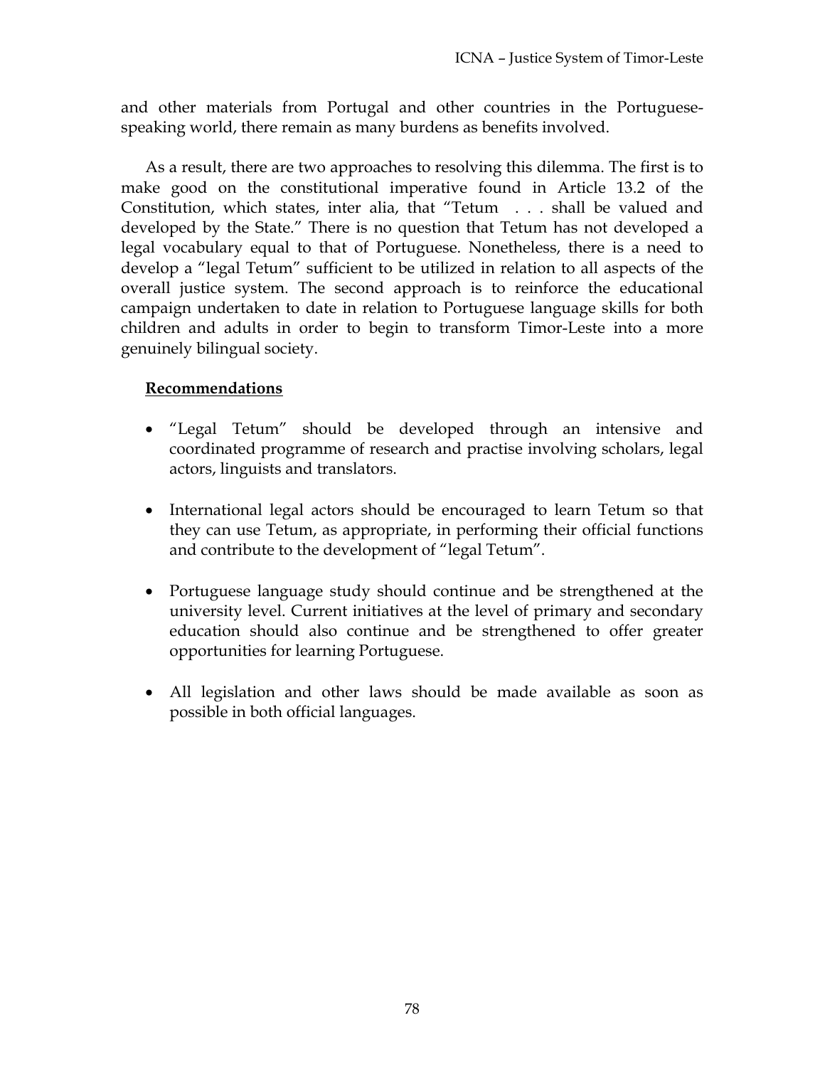and other materials from Portugal and other countries in the Portuguese-speaking world, there remain as many burdens as benefits involved.

As a result, there are two approaches to resolving this dilemma. The first is to make good on the constitutional imperative found in Article 13.2 of the Constitution, which states, inter alia, that "Tetum . . . shall be valued and developed by the State." There is no question that Tetum has not developed a legal vocabulary equal to that of Portuguese. Nonetheless, there is a need to develop a "legal Tetum" sufficient to be utilized in relation to all aspects of the overall justice system. The second approach is to reinforce the educational campaign undertaken to date in relation to Portuguese language skills for both children and adults in order to begin to transform Timor-Leste into a more genuinely bilingual society.

**Recommendations**

- "Legal Tetum" should be developed through an intensive and coordinated programme of research and practise involving scholars, legal actors, linguists and translators.

- International legal actors should be encouraged to learn Tetum so that they can use Tetum, as appropriate, in performing their official functions and contribute to the development of "legal Tetum".

- Portuguese language study should continue and be strengthened at the university level. Current initiatives at the level of primary and secondary education should also continue and be strengthened to offer greater opportunities for learning Portuguese.

- All legislation and other laws should be made available as soon as possible in both official languages.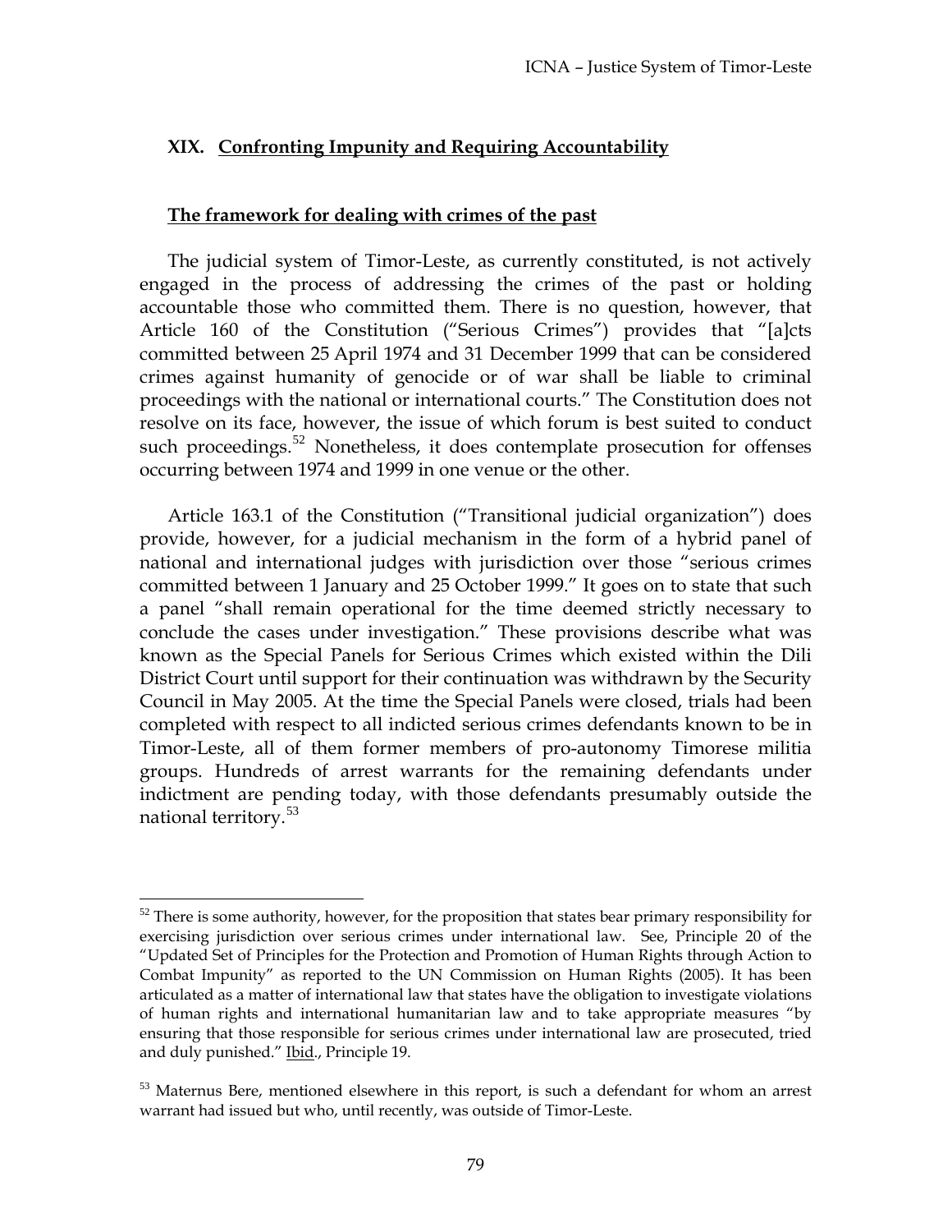## XIX. Confronting Impunity and Requiring Accountability

### The framework for dealing with crimes of the past

The judicial system of Timor-Leste, as currently constituted, is not actively engaged in the process of addressing the crimes of the past or holding accountable those who committed them. There is no question, however, that Article 160 of the Constitution ("Serious Crimes") provides that "[a]cts committed between 25 April 1974 and 31 December 1999 that can be considered crimes against humanity of genocide or of war shall be liable to criminal proceedings with the national or international courts." The Constitution does not resolve on its face, however, the issue of which forum is best suited to conduct such proceedings.[52] Nonetheless, it does contemplate prosecution for offenses occurring between 1974 and 1999 in one venue or the other.

Article 163.1 of the Constitution ("Transitional judicial organization") does provide, however, for a judicial mechanism in the form of a hybrid panel of national and international judges with jurisdiction over those "serious crimes committed between 1 January and 25 October 1999." It goes on to state that such a panel "shall remain operational for the time deemed strictly necessary to conclude the cases under investigation." These provisions describe what was known as the Special Panels for Serious Crimes which existed within the Dili District Court until support for their continuation was withdrawn by the Security Council in May 2005. At the time the Special Panels were closed, trials had been completed with respect to all indicted serious crimes defendants known to be in Timor-Leste, all of them former members of pro-autonomy Timorese militia groups. Hundreds of arrest warrants for the remaining defendants under indictment are pending today, with those defendants presumably outside the national territory.[53]

---

[52] There is some authority, however, for the proposition that states bear primary responsibility for exercising jurisdiction over serious crimes under international law. See, Principle 20 of the "Updated Set of Principles for the Protection and Promotion of Human Rights through Action to Combat Impunity" as reported to the UN Commission on Human Rights (2005). It has been articulated as a matter of international law that states have the obligation to investigate violations of human rights and international humanitarian law and to take appropriate measures "by ensuring that those responsible for serious crimes under international law are prosecuted, tried and duly punished." Ibid., Principle 19.

[53] Maternus Bere, mentioned elsewhere in this report, is such a defendant for whom an arrest warrant had issued but who, until recently, was outside of Timor-Leste.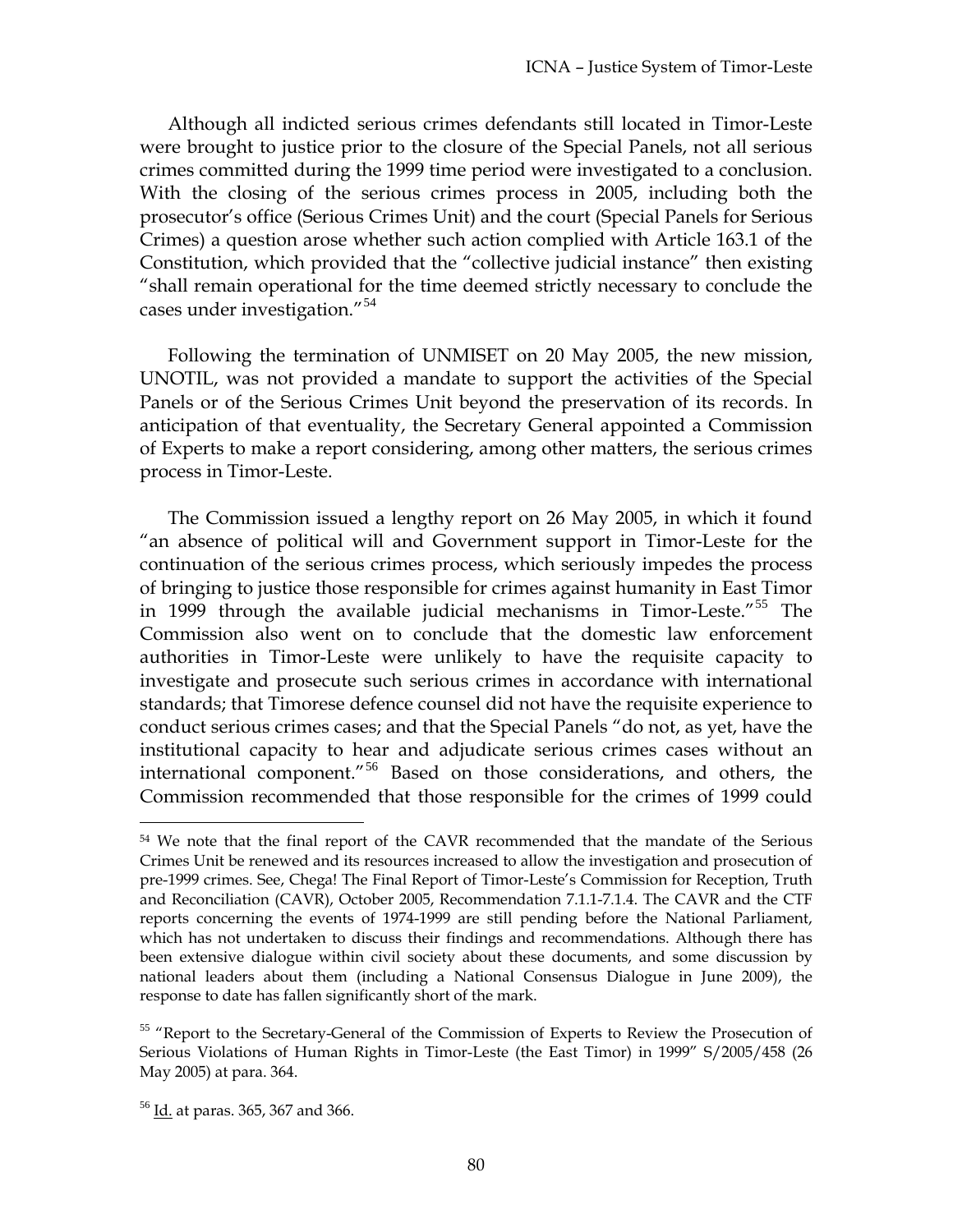Although all indicted serious crimes defendants still located in Timor-Leste were brought to justice prior to the closure of the Special Panels, not all serious crimes committed during the 1999 time period were investigated to a conclusion. With the closing of the serious crimes process in 2005, including both the prosecutor's office (Serious Crimes Unit) and the court (Special Panels for Serious Crimes) a question arose whether such action complied with Article 163.1 of the Constitution, which provided that the "collective judicial instance" then existing "shall remain operational for the time deemed strictly necessary to conclude the cases under investigation."[54]

Following the termination of UNMISET on 20 May 2005, the new mission, UNOTIL, was not provided a mandate to support the activities of the Special Panels or of the Serious Crimes Unit beyond the preservation of its records. In anticipation of that eventuality, the Secretary General appointed a Commission of Experts to make a report considering, among other matters, the serious crimes process in Timor-Leste.

The Commission issued a lengthy report on 26 May 2005, in which it found "an absence of political will and Government support in Timor-Leste for the continuation of the serious crimes process, which seriously impedes the process of bringing to justice those responsible for crimes against humanity in East Timor in 1999 through the available judicial mechanisms in Timor-Leste."[55] The Commission also went on to conclude that the domestic law enforcement authorities in Timor-Leste were unlikely to have the requisite capacity to investigate and prosecute such serious crimes in accordance with international standards; that Timorese defence counsel did not have the requisite experience to conduct serious crimes cases; and that the Special Panels "do not, as yet, have the institutional capacity to hear and adjudicate serious crimes cases without an international component."[56] Based on those considerations, and others, the Commission recommended that those responsible for the crimes of 1999 could

---

[54] We note that the final report of the CAVR recommended that the mandate of the Serious Crimes Unit be renewed and its resources increased to allow the investigation and prosecution of pre-1999 crimes. See, Chega! The Final Report of Timor-Leste's Commission for Reception, Truth and Reconciliation (CAVR), October 2005, Recommendation 7.1.1-7.1.4. The CAVR and the CTF reports concerning the events of 1974-1999 are still pending before the National Parliament, which has not undertaken to discuss their findings and recommendations. Although there has been extensive dialogue within civil society about these documents, and some discussion by national leaders about them (including a National Consensus Dialogue in June 2009), the response to date has fallen significantly short of the mark.

[55] "Report to the Secretary-General of the Commission of Experts to Review the Prosecution of Serious Violations of Human Rights in Timor-Leste (the East Timor) in 1999" S/2005/458 (26 May 2005) at para. 364.

[56] Id. at paras. 365, 367 and 366.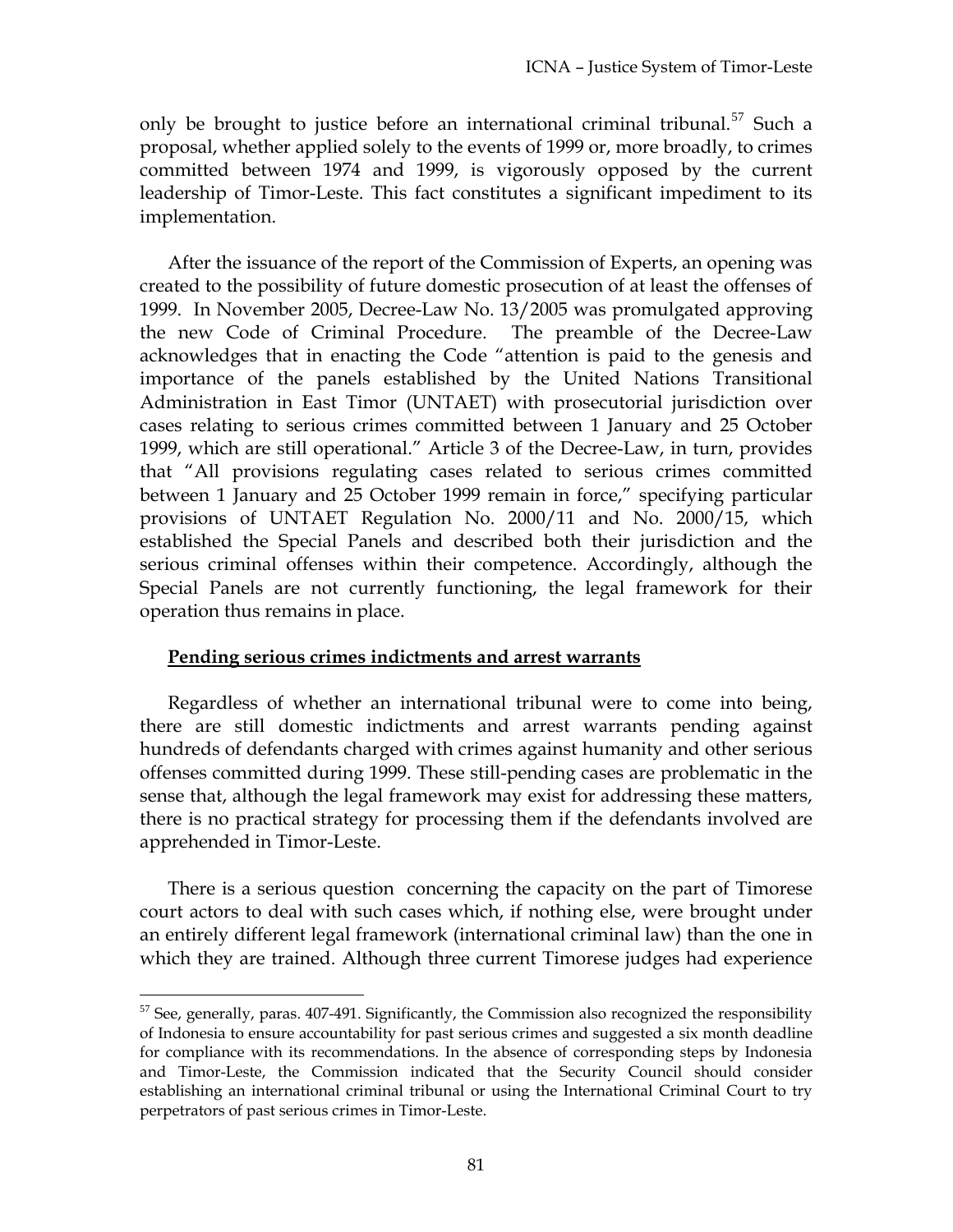only be brought to justice before an international criminal tribunal.[57] Such a proposal, whether applied solely to the events of 1999 or, more broadly, to crimes committed between 1974 and 1999, is vigorously opposed by the current leadership of Timor-Leste. This fact constitutes a significant impediment to its implementation.

After the issuance of the report of the Commission of Experts, an opening was created to the possibility of future domestic prosecution of at least the offenses of 1999. In November 2005, Decree-Law No. 13/2005 was promulgated approving the new Code of Criminal Procedure. The preamble of the Decree-Law acknowledges that in enacting the Code "attention is paid to the genesis and importance of the panels established by the United Nations Transitional Administration in East Timor (UNTAET) with prosecutorial jurisdiction over cases relating to serious crimes committed between 1 January and 25 October 1999, which are still operational." Article 3 of the Decree-Law, in turn, provides that "All provisions regulating cases related to serious crimes committed between 1 January and 25 October 1999 remain in force," specifying particular provisions of UNTAET Regulation No. 2000/11 and No. 2000/15, which established the Special Panels and described both their jurisdiction and the serious criminal offenses within their competence. Accordingly, although the Special Panels are not currently functioning, the legal framework for their operation thus remains in place.

**Pending serious crimes indictments and arrest warrants**

Regardless of whether an international tribunal were to come into being, there are still domestic indictments and arrest warrants pending against hundreds of defendants charged with crimes against humanity and other serious offenses committed during 1999. These still-pending cases are problematic in the sense that, although the legal framework may exist for addressing these matters, there is no practical strategy for processing them if the defendants involved are apprehended in Timor-Leste.

There is a serious question concerning the capacity on the part of Timorese court actors to deal with such cases which, if nothing else, were brought under an entirely different legal framework (international criminal law) than the one in which they are trained. Although three current Timorese judges had experience

---

[57] See, generally, paras. 407-491. Significantly, the Commission also recognized the responsibility of Indonesia to ensure accountability for past serious crimes and suggested a six month deadline for compliance with its recommendations. In the absence of corresponding steps by Indonesia and Timor-Leste, the Commission indicated that the Security Council should consider establishing an international criminal tribunal or using the International Criminal Court to try perpetrators of past serious crimes in Timor-Leste.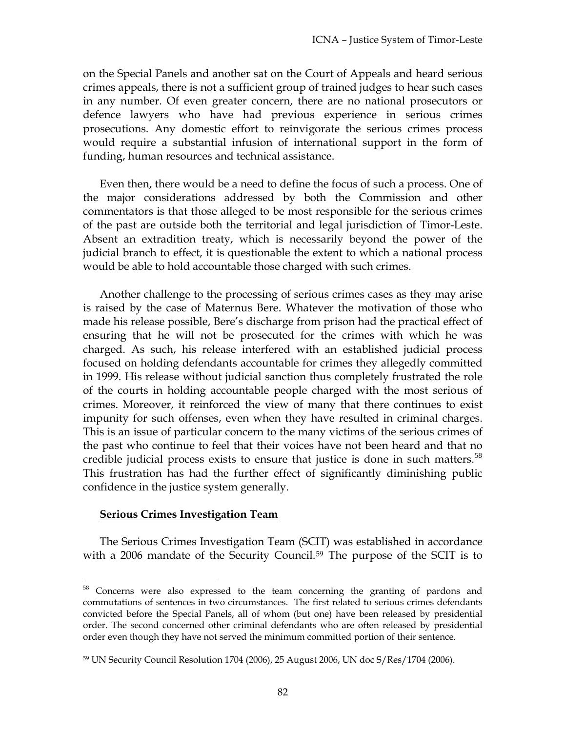on the Special Panels and another sat on the Court of Appeals and heard serious crimes appeals, there is not a sufficient group of trained judges to hear such cases in any number. Of even greater concern, there are no national prosecutors or defence lawyers who have had previous experience in serious crimes prosecutions. Any domestic effort to reinvigorate the serious crimes process would require a substantial infusion of international support in the form of funding, human resources and technical assistance.

Even then, there would be a need to define the focus of such a process. One of the major considerations addressed by both the Commission and other commentators is that those alleged to be most responsible for the serious crimes of the past are outside both the territorial and legal jurisdiction of Timor-Leste. Absent an extradition treaty, which is necessarily beyond the power of the judicial branch to effect, it is questionable the extent to which a national process would be able to hold accountable those charged with such crimes.

Another challenge to the processing of serious crimes cases as they may arise is raised by the case of Maternus Bere. Whatever the motivation of those who made his release possible, Bere's discharge from prison had the practical effect of ensuring that he will not be prosecuted for the crimes with which he was charged. As such, his release interfered with an established judicial process focused on holding defendants accountable for crimes they allegedly committed in 1999. His release without judicial sanction thus completely frustrated the role of the courts in holding accountable people charged with the most serious of crimes. Moreover, it reinforced the view of many that there continues to exist impunity for such offenses, even when they have resulted in criminal charges. This is an issue of particular concern to the many victims of the serious crimes of the past who continue to feel that their voices have not been heard and that no credible judicial process exists to ensure that justice is done in such matters.[58] This frustration has had the further effect of significantly diminishing public confidence in the justice system generally.

**Serious Crimes Investigation Team**

The Serious Crimes Investigation Team (SCIT) was established in accordance with a 2006 mandate of the Security Council.[59] The purpose of the SCIT is to

---

[58] Concerns were also expressed to the team concerning the granting of pardons and commutations of sentences in two circumstances. The first related to serious crimes defendants convicted before the Special Panels, all of whom (but one) have been released by presidential order. The second concerned other criminal defendants who are often released by presidential order even though they have not served the minimum committed portion of their sentence.

[59] UN Security Council Resolution 1704 (2006), 25 August 2006, UN doc S/Res/1704 (2006).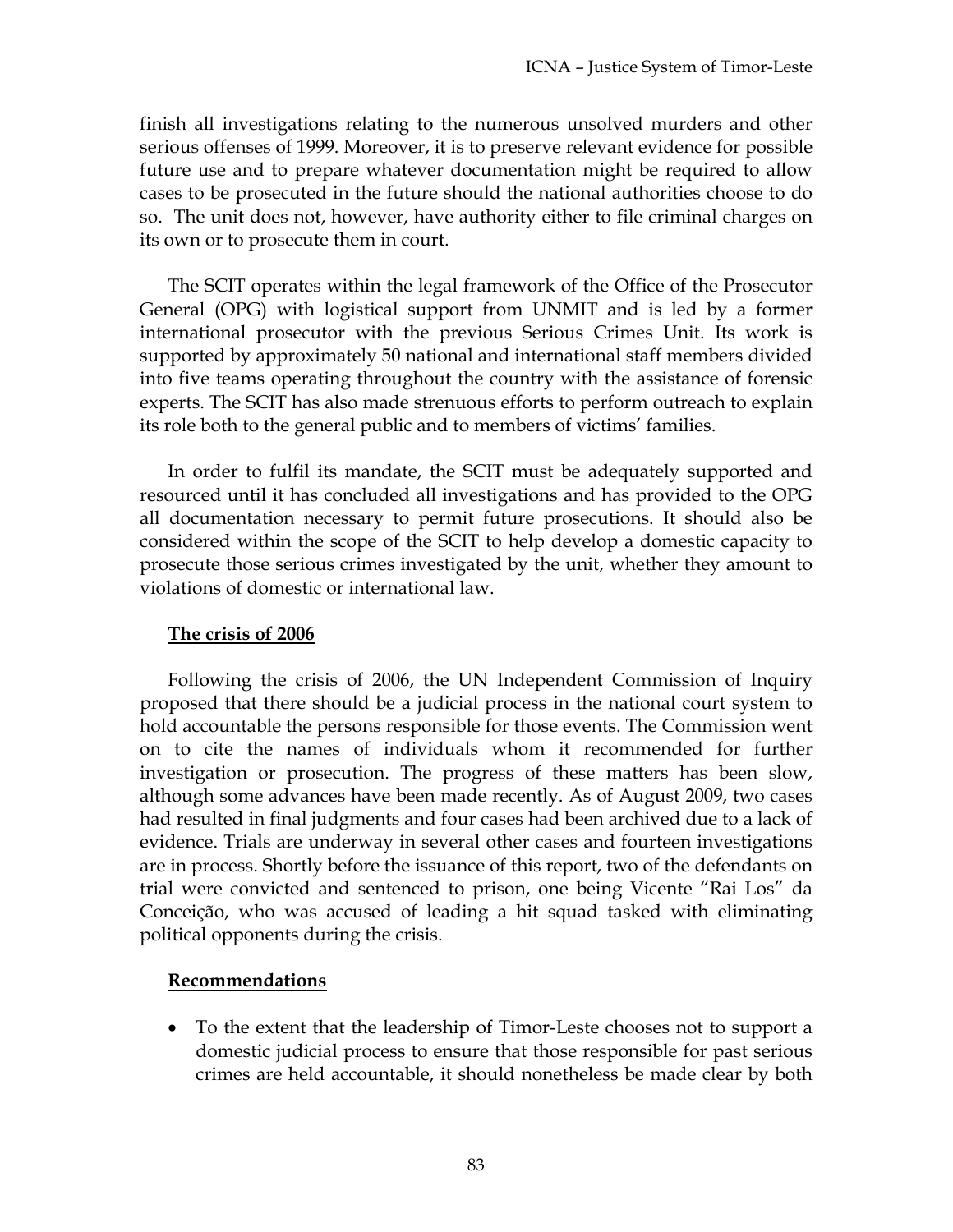finish all investigations relating to the numerous unsolved murders and other serious offenses of 1999. Moreover, it is to preserve relevant evidence for possible future use and to prepare whatever documentation might be required to allow cases to be prosecuted in the future should the national authorities choose to do so. The unit does not, however, have authority either to file criminal charges on its own or to prosecute them in court.

The SCIT operates within the legal framework of the Office of the Prosecutor General (OPG) with logistical support from UNMIT and is led by a former international prosecutor with the previous Serious Crimes Unit. Its work is supported by approximately 50 national and international staff members divided into five teams operating throughout the country with the assistance of forensic experts. The SCIT has also made strenuous efforts to perform outreach to explain its role both to the general public and to members of victims' families.

In order to fulfil its mandate, the SCIT must be adequately supported and resourced until it has concluded all investigations and has provided to the OPG all documentation necessary to permit future prosecutions. It should also be considered within the scope of the SCIT to help develop a domestic capacity to prosecute those serious crimes investigated by the unit, whether they amount to violations of domestic or international law.

**The crisis of 2006**

Following the crisis of 2006, the UN Independent Commission of Inquiry proposed that there should be a judicial process in the national court system to hold accountable the persons responsible for those events. The Commission went on to cite the names of individuals whom it recommended for further investigation or prosecution. The progress of these matters has been slow, although some advances have been made recently. As of August 2009, two cases had resulted in final judgments and four cases had been archived due to a lack of evidence. Trials are underway in several other cases and fourteen investigations are in process. Shortly before the issuance of this report, two of the defendants on trial were convicted and sentenced to prison, one being Vicente "Rai Los" da Conceição, who was accused of leading a hit squad tasked with eliminating political opponents during the crisis.

**Recommendations**

- To the extent that the leadership of Timor-Leste chooses not to support a domestic judicial process to ensure that those responsible for past serious crimes are held accountable, it should nonetheless be made clear by both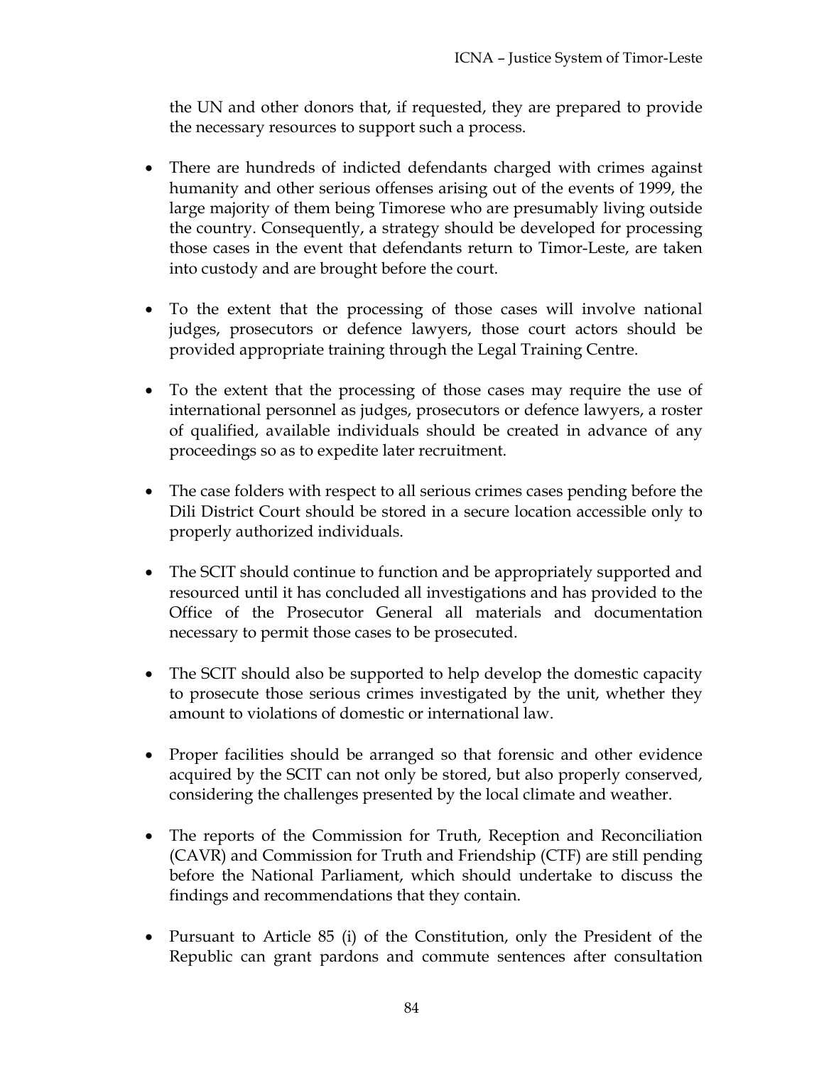the UN and other donors that, if requested, they are prepared to provide the necessary resources to support such a process.

- There are hundreds of indicted defendants charged with crimes against humanity and other serious offenses arising out of the events of 1999, the large majority of them being Timorese who are presumably living outside the country. Consequently, a strategy should be developed for processing those cases in the event that defendants return to Timor-Leste, are taken into custody and are brought before the court.

- To the extent that the processing of those cases will involve national judges, prosecutors or defence lawyers, those court actors should be provided appropriate training through the Legal Training Centre.

- To the extent that the processing of those cases may require the use of international personnel as judges, prosecutors or defence lawyers, a roster of qualified, available individuals should be created in advance of any proceedings so as to expedite later recruitment.

- The case folders with respect to all serious crimes cases pending before the Dili District Court should be stored in a secure location accessible only to properly authorized individuals.

- The SCIT should continue to function and be appropriately supported and resourced until it has concluded all investigations and has provided to the Office of the Prosecutor General all materials and documentation necessary to permit those cases to be prosecuted.

- The SCIT should also be supported to help develop the domestic capacity to prosecute those serious crimes investigated by the unit, whether they amount to violations of domestic or international law.

- Proper facilities should be arranged so that forensic and other evidence acquired by the SCIT can not only be stored, but also properly conserved, considering the challenges presented by the local climate and weather.

- The reports of the Commission for Truth, Reception and Reconciliation (CAVR) and Commission for Truth and Friendship (CTF) are still pending before the National Parliament, which should undertake to discuss the findings and recommendations that they contain.

- Pursuant to Article 85 (i) of the Constitution, only the President of the Republic can grant pardons and commute sentences after consultation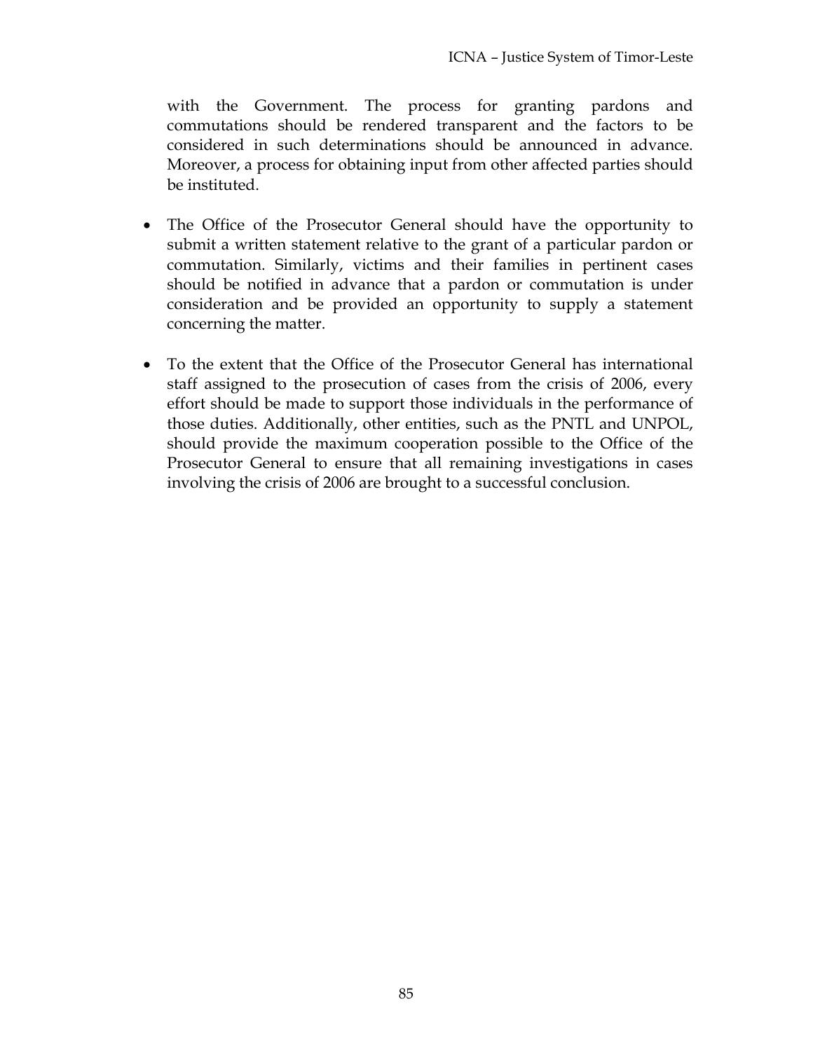with the Government. The process for granting pardons and commutations should be rendered transparent and the factors to be considered in such determinations should be announced in advance. Moreover, a process for obtaining input from other affected parties should be instituted.

- The Office of the Prosecutor General should have the opportunity to submit a written statement relative to the grant of a particular pardon or commutation. Similarly, victims and their families in pertinent cases should be notified in advance that a pardon or commutation is under consideration and be provided an opportunity to supply a statement concerning the matter.

- To the extent that the Office of the Prosecutor General has international staff assigned to the prosecution of cases from the crisis of 2006, every effort should be made to support those individuals in the performance of those duties. Additionally, other entities, such as the PNTL and UNPOL, should provide the maximum cooperation possible to the Office of the Prosecutor General to ensure that all remaining investigations in cases involving the crisis of 2006 are brought to a successful conclusion.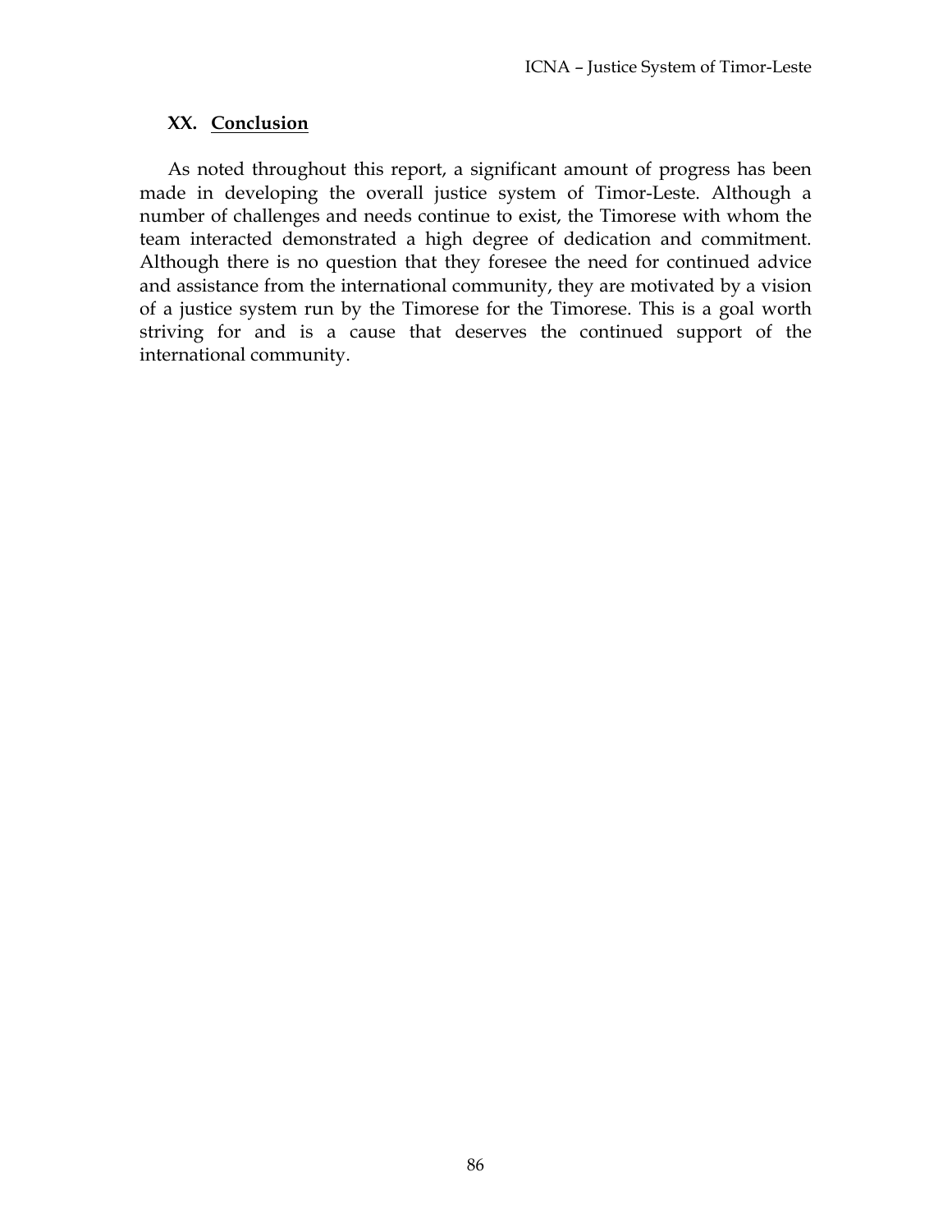## XX. Conclusion

As noted throughout this report, a significant amount of progress has been made in developing the overall justice system of Timor-Leste. Although a number of challenges and needs continue to exist, the Timorese with whom the team interacted demonstrated a high degree of dedication and commitment. Although there is no question that they foresee the need for continued advice and assistance from the international community, they are motivated by a vision of a justice system run by the Timorese for the Timorese. This is a goal worth striving for and is a cause that deserves the continued support of the international community.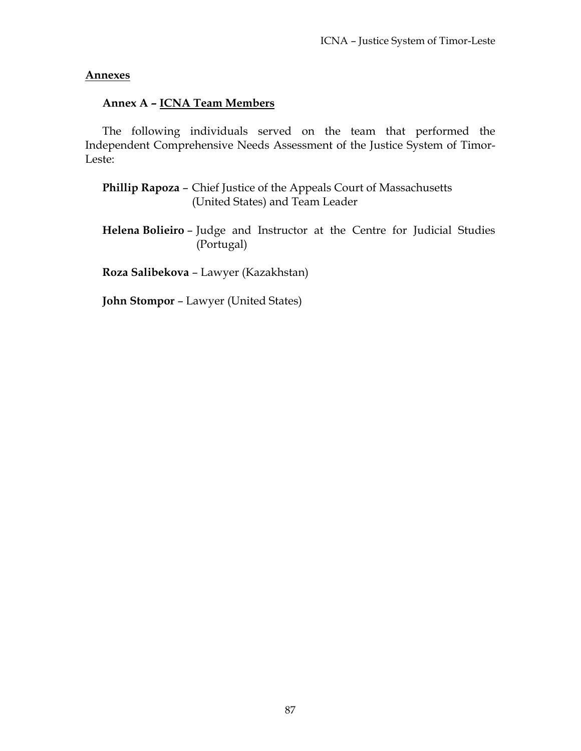## Annexes

### Annex A – ICNA Team Members

The following individuals served on the team that performed the Independent Comprehensive Needs Assessment of the Justice System of Timor-Leste:

**Phillip Rapoza** – Chief Justice of the Appeals Court of Massachusetts (United States) and Team Leader

**Helena Bolieiro** – Judge and Instructor at the Centre for Judicial Studies (Portugal)

**Roza Salibekova** – Lawyer (Kazakhstan)

**John Stompor** – Lawyer (United States)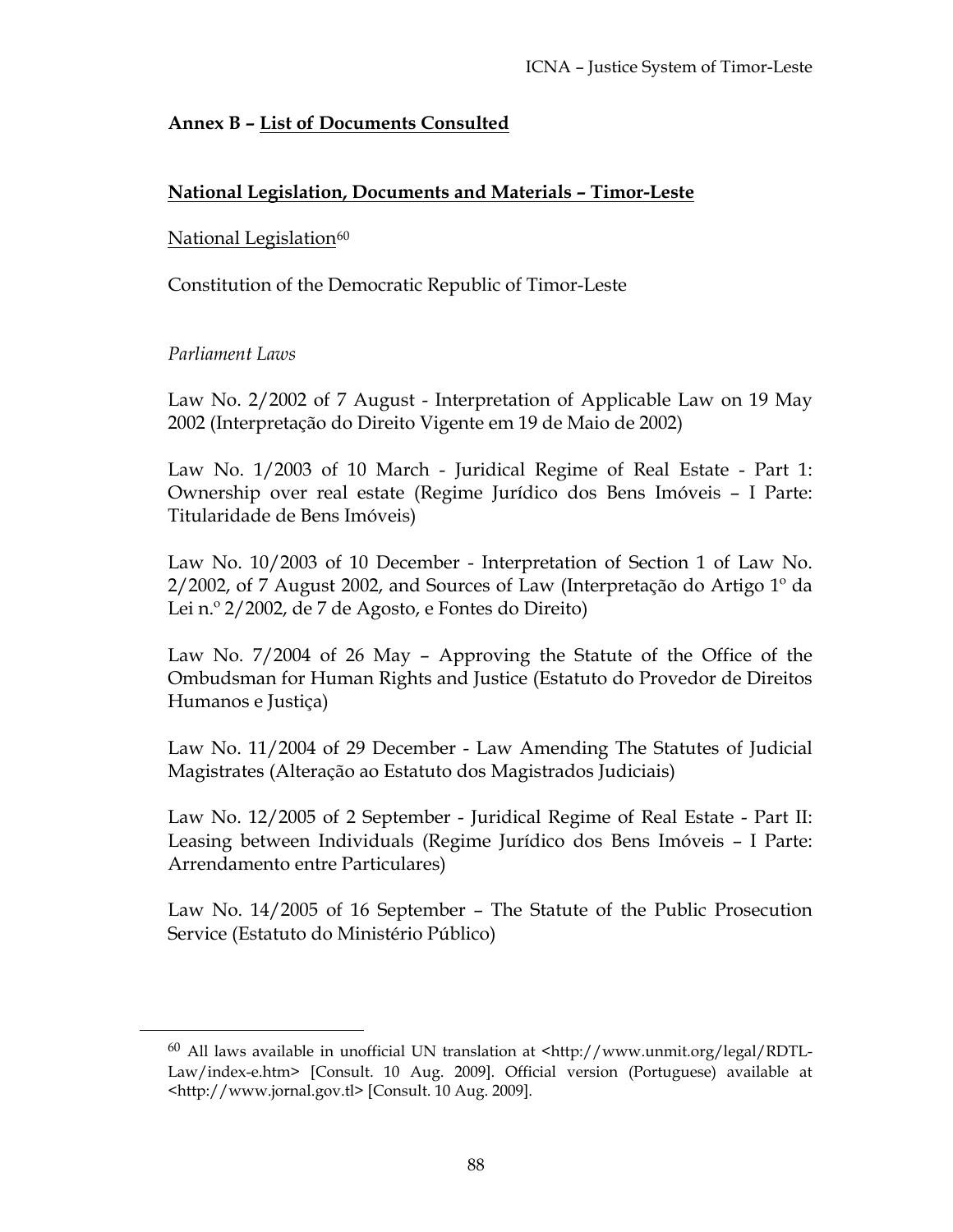## Annex B – List of Documents Consulted

### National Legislation, Documents and Materials – Timor-Leste

National Legislation[60]

Constitution of the Democratic Republic of Timor-Leste

*Parliament Laws*

Law No. 2/2002 of 7 August - Interpretation of Applicable Law on 19 May 2002 (Interpretação do Direito Vigente em 19 de Maio de 2002)

Law No. 1/2003 of 10 March - Juridical Regime of Real Estate - Part 1: Ownership over real estate (Regime Jurídico dos Bens Imóveis – I Parte: Titularidade de Bens Imóveis)

Law No. 10/2003 of 10 December - Interpretation of Section 1 of Law No. 2/2002, of 7 August 2002, and Sources of Law (Interpretação do Artigo 1º da Lei n.º 2/2002, de 7 de Agosto, e Fontes do Direito)

Law No. 7/2004 of 26 May – Approving the Statute of the Office of the Ombudsman for Human Rights and Justice (Estatuto do Provedor de Direitos Humanos e Justiça)

Law No. 11/2004 of 29 December - Law Amending The Statutes of Judicial Magistrates (Alteração ao Estatuto dos Magistrados Judiciais)

Law No. 12/2005 of 2 September - Juridical Regime of Real Estate - Part II: Leasing between Individuals (Regime Jurídico dos Bens Imóveis – I Parte: Arrendamento entre Particulares)

Law No. 14/2005 of 16 September – The Statute of the Public Prosecution Service (Estatuto do Ministério Público)

---

[60] All laws available in unofficial UN translation at <http://www.unmit.org/legal/RDTL-Law/index-e.htm> [Consult. 10 Aug. 2009]. Official version (Portuguese) available at <http://www.jornal.gov.tl> [Consult. 10 Aug. 2009].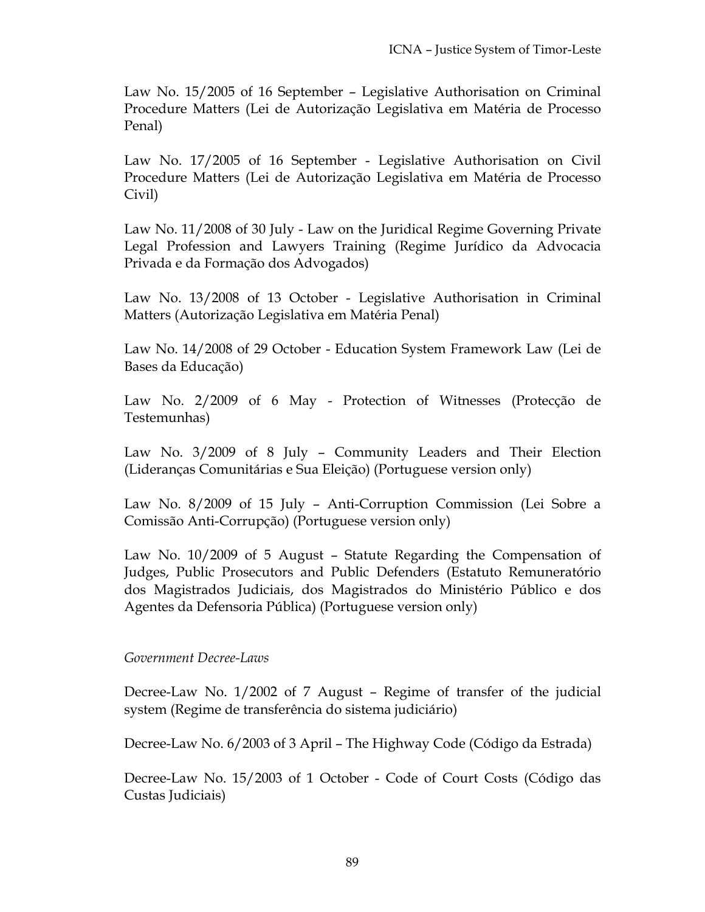Law No. 15/2005 of 16 September – Legislative Authorisation on Criminal Procedure Matters (Lei de Autorização Legislativa em Matéria de Processo Penal)

Law No. 17/2005 of 16 September - Legislative Authorisation on Civil Procedure Matters (Lei de Autorização Legislativa em Matéria de Processo Civil)

Law No. 11/2008 of 30 July - Law on the Juridical Regime Governing Private Legal Profession and Lawyers Training (Regime Jurídico da Advocacia Privada e da Formação dos Advogados)

Law No. 13/2008 of 13 October - Legislative Authorisation in Criminal Matters (Autorização Legislativa em Matéria Penal)

Law No. 14/2008 of 29 October - Education System Framework Law (Lei de Bases da Educação)

Law No. 2/2009 of 6 May - Protection of Witnesses (Protecção de Testemunhas)

Law No. 3/2009 of 8 July – Community Leaders and Their Election (Lideranças Comunitárias e Sua Eleição) (Portuguese version only)

Law No. 8/2009 of 15 July – Anti-Corruption Commission (Lei Sobre a Comissão Anti-Corrupção) (Portuguese version only)

Law No. 10/2009 of 5 August – Statute Regarding the Compensation of Judges, Public Prosecutors and Public Defenders (Estatuto Remuneratório dos Magistrados Judiciais, dos Magistrados do Ministério Público e dos Agentes da Defensoria Pública) (Portuguese version only)

*Government Decree-Laws*

Decree-Law No. 1/2002 of 7 August – Regime of transfer of the judicial system (Regime de transferência do sistema judiciário)

Decree-Law No. 6/2003 of 3 April – The Highway Code (Código da Estrada)

Decree-Law No. 15/2003 of 1 October - Code of Court Costs (Código das Custas Judiciais)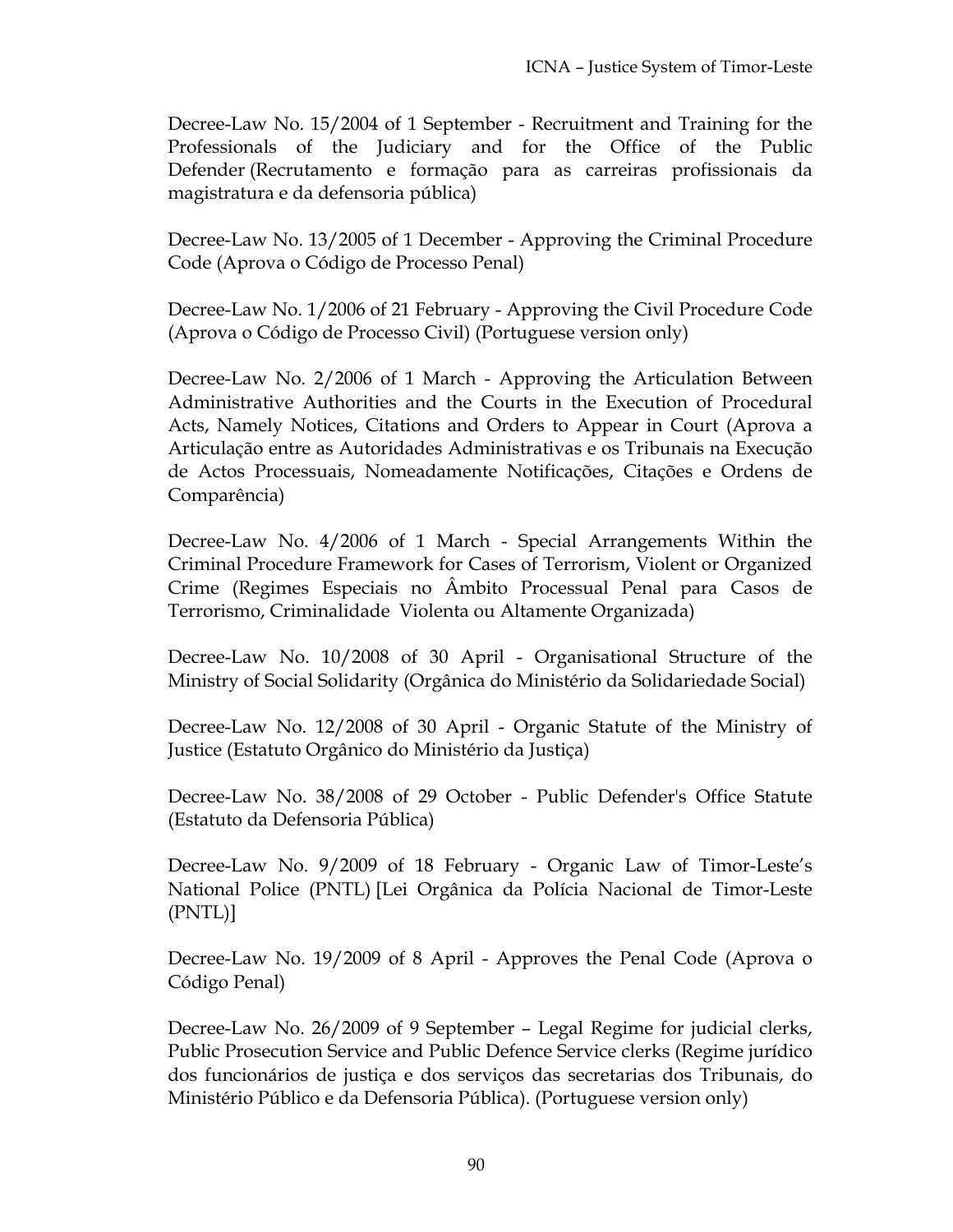Decree-Law No. 15/2004 of 1 September - Recruitment and Training for the Professionals of the Judiciary and for the Office of the Public Defender (Recrutamento e formação para as carreiras profissionais da magistratura e da defensoria pública)

Decree-Law No. 13/2005 of 1 December - Approving the Criminal Procedure Code (Aprova o Código de Processo Penal)

Decree-Law No. 1/2006 of 21 February - Approving the Civil Procedure Code (Aprova o Código de Processo Civil) (Portuguese version only)

Decree-Law No. 2/2006 of 1 March - Approving the Articulation Between Administrative Authorities and the Courts in the Execution of Procedural Acts, Namely Notices, Citations and Orders to Appear in Court (Aprova a Articulação entre as Autoridades Administrativas e os Tribunais na Execução de Actos Processuais, Nomeadamente Notificações, Citações e Ordens de Comparência)

Decree-Law No. 4/2006 of 1 March - Special Arrangements Within the Criminal Procedure Framework for Cases of Terrorism, Violent or Organized Crime (Regimes Especiais no Âmbito Processual Penal para Casos de Terrorismo, Criminalidade Violenta ou Altamente Organizada)

Decree-Law No. 10/2008 of 30 April - Organisational Structure of the Ministry of Social Solidarity (Orgânica do Ministério da Solidariedade Social)

Decree-Law No. 12/2008 of 30 April - Organic Statute of the Ministry of Justice (Estatuto Orgânico do Ministério da Justiça)

Decree-Law No. 38/2008 of 29 October - Public Defender's Office Statute (Estatuto da Defensoria Pública)

Decree-Law No. 9/2009 of 18 February - Organic Law of Timor-Leste's National Police (PNTL) [Lei Orgânica da Polícia Nacional de Timor-Leste (PNTL)]

Decree-Law No. 19/2009 of 8 April - Approves the Penal Code (Aprova o Código Penal)

Decree-Law No. 26/2009 of 9 September – Legal Regime for judicial clerks, Public Prosecution Service and Public Defence Service clerks (Regime jurídico dos funcionários de justiça e dos serviços das secretarias dos Tribunais, do Ministério Público e da Defensoria Pública). (Portuguese version only)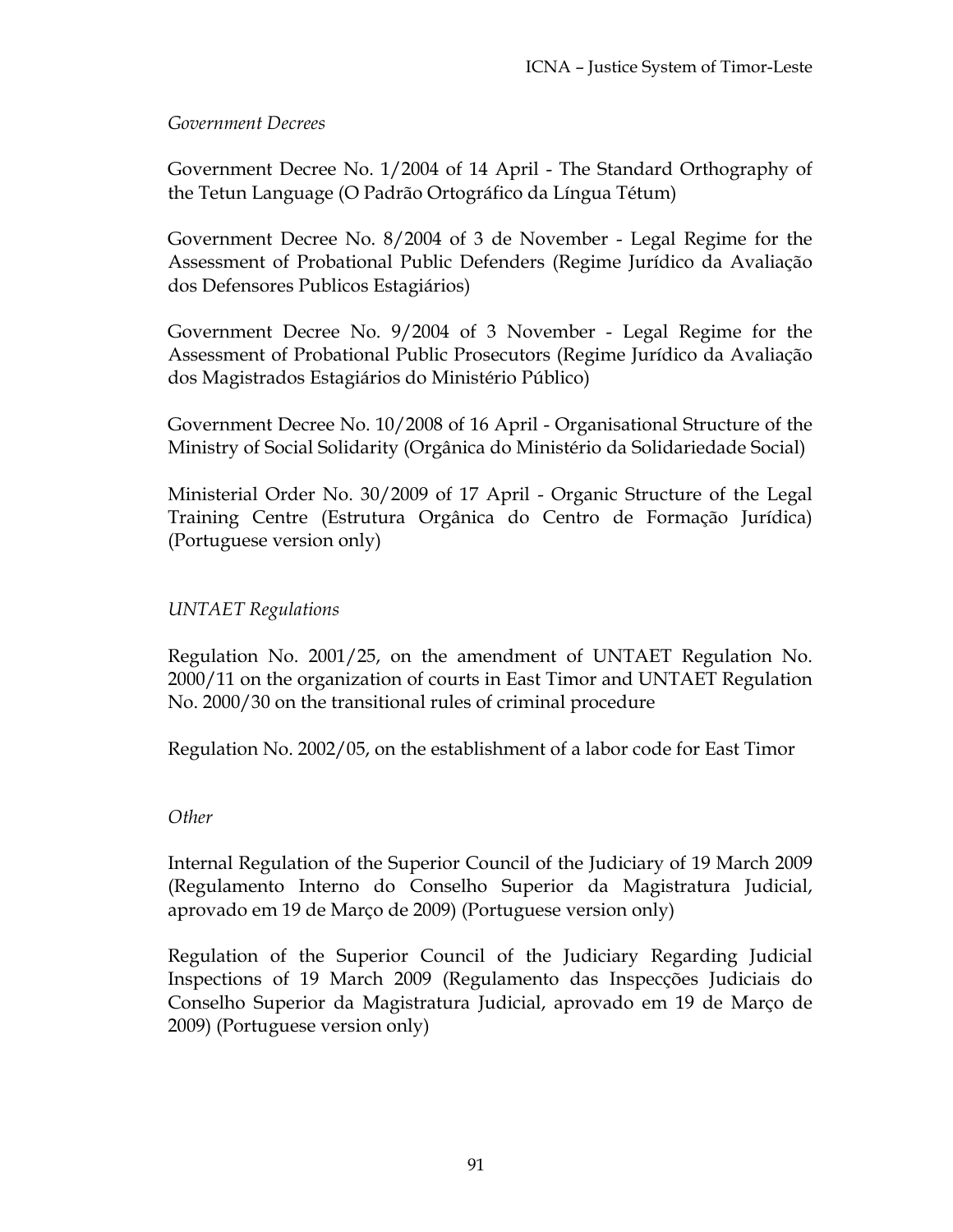*Government Decrees*

Government Decree No. 1/2004 of 14 April - The Standard Orthography of the Tetun Language (O Padrão Ortográfico da Língua Tétum)

Government Decree No. 8/2004 of 3 de November - Legal Regime for the Assessment of Probational Public Defenders (Regime Jurídico da Avaliação dos Defensores Publicos Estagiários)

Government Decree No. 9/2004 of 3 November - Legal Regime for the Assessment of Probational Public Prosecutors (Regime Jurídico da Avaliação dos Magistrados Estagiários do Ministério Público)

Government Decree No. 10/2008 of 16 April - Organisational Structure of the Ministry of Social Solidarity (Orgânica do Ministério da Solidariedade Social)

Ministerial Order No. 30/2009 of 17 April - Organic Structure of the Legal Training Centre (Estrutura Orgânica do Centro de Formação Jurídica) (Portuguese version only)

*UNTAET Regulations*

Regulation No. 2001/25, on the amendment of UNTAET Regulation No. 2000/11 on the organization of courts in East Timor and UNTAET Regulation No. 2000/30 on the transitional rules of criminal procedure

Regulation No. 2002/05, on the establishment of a labor code for East Timor

*Other*

Internal Regulation of the Superior Council of the Judiciary of 19 March 2009 (Regulamento Interno do Conselho Superior da Magistratura Judicial, aprovado em 19 de Março de 2009) (Portuguese version only)

Regulation of the Superior Council of the Judiciary Regarding Judicial Inspections of 19 March 2009 (Regulamento das Inspecções Judiciais do Conselho Superior da Magistratura Judicial, aprovado em 19 de Março de 2009) (Portuguese version only)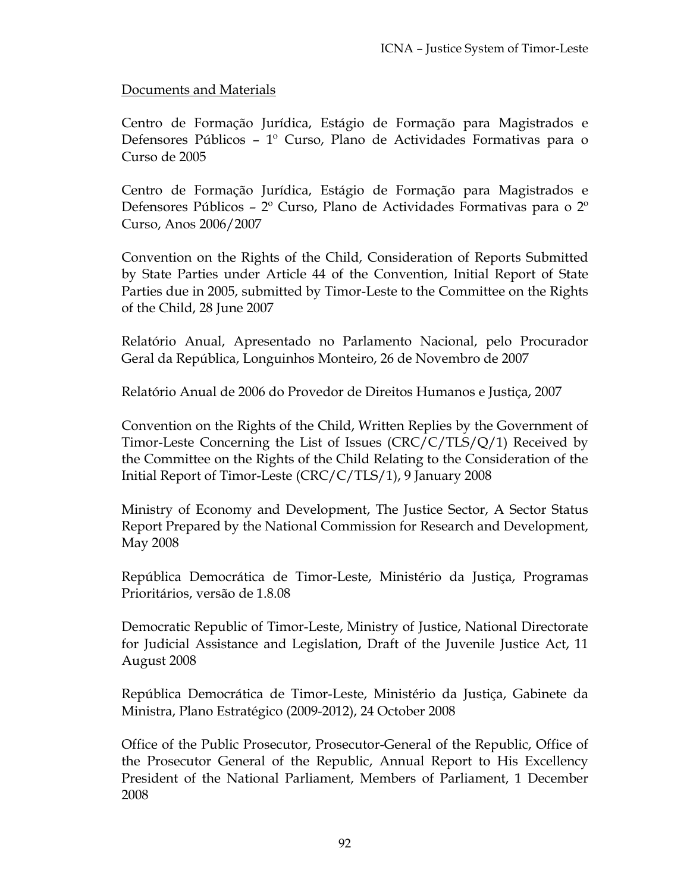Documents and Materials

Centro de Formação Jurídica, Estágio de Formação para Magistrados e Defensores Públicos – 1º Curso, Plano de Actividades Formativas para o Curso de 2005

Centro de Formação Jurídica, Estágio de Formação para Magistrados e Defensores Públicos – 2º Curso, Plano de Actividades Formativas para o 2º Curso, Anos 2006/2007

Convention on the Rights of the Child, Consideration of Reports Submitted by State Parties under Article 44 of the Convention, Initial Report of State Parties due in 2005, submitted by Timor-Leste to the Committee on the Rights of the Child, 28 June 2007

Relatório Anual, Apresentado no Parlamento Nacional, pelo Procurador Geral da República, Longuinhos Monteiro, 26 de Novembro de 2007

Relatório Anual de 2006 do Provedor de Direitos Humanos e Justiça, 2007

Convention on the Rights of the Child, Written Replies by the Government of Timor-Leste Concerning the List of Issues (CRC/C/TLS/Q/1) Received by the Committee on the Rights of the Child Relating to the Consideration of the Initial Report of Timor-Leste (CRC/C/TLS/1), 9 January 2008

Ministry of Economy and Development, The Justice Sector, A Sector Status Report Prepared by the National Commission for Research and Development, May 2008

República Democrática de Timor-Leste, Ministério da Justiça, Programas Prioritários, versão de 1.8.08

Democratic Republic of Timor-Leste, Ministry of Justice, National Directorate for Judicial Assistance and Legislation, Draft of the Juvenile Justice Act, 11 August 2008

República Democrática de Timor-Leste, Ministério da Justiça, Gabinete da Ministra, Plano Estratégico (2009-2012), 24 October 2008

Office of the Public Prosecutor, Prosecutor-General of the Republic, Office of the Prosecutor General of the Republic, Annual Report to His Excellency President of the National Parliament, Members of Parliament, 1 December 2008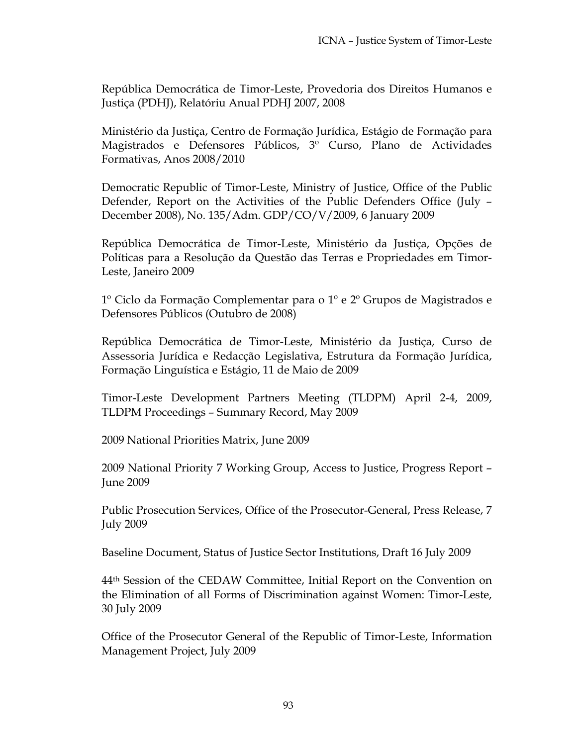República Democrática de Timor-Leste, Provedoria dos Direitos Humanos e Justiça (PDHJ), Relatóriu Anual PDHJ 2007, 2008

Ministério da Justiça, Centro de Formação Jurídica, Estágio de Formação para Magistrados e Defensores Públicos, 3º Curso, Plano de Actividades Formativas, Anos 2008/2010

Democratic Republic of Timor-Leste, Ministry of Justice, Office of the Public Defender, Report on the Activities of the Public Defenders Office (July – December 2008), No. 135/Adm. GDP/CO/V/2009, 6 January 2009

República Democrática de Timor-Leste, Ministério da Justiça, Opções de Políticas para a Resolução da Questão das Terras e Propriedades em Timor-Leste, Janeiro 2009

1º Ciclo da Formação Complementar para o 1º e 2º Grupos de Magistrados e Defensores Públicos (Outubro de 2008)

República Democrática de Timor-Leste, Ministério da Justiça, Curso de Assessoria Jurídica e Redacção Legislativa, Estrutura da Formação Jurídica, Formação Linguística e Estágio, 11 de Maio de 2009

Timor-Leste Development Partners Meeting (TLDPM) April 2-4, 2009, TLDPM Proceedings – Summary Record, May 2009

2009 National Priorities Matrix, June 2009

2009 National Priority 7 Working Group, Access to Justice, Progress Report – June 2009

Public Prosecution Services, Office of the Prosecutor-General, Press Release, 7 July 2009

Baseline Document, Status of Justice Sector Institutions, Draft 16 July 2009

44th Session of the CEDAW Committee, Initial Report on the Convention on the Elimination of all Forms of Discrimination against Women: Timor-Leste, 30 July 2009

Office of the Prosecutor General of the Republic of Timor-Leste, Information Management Project, July 2009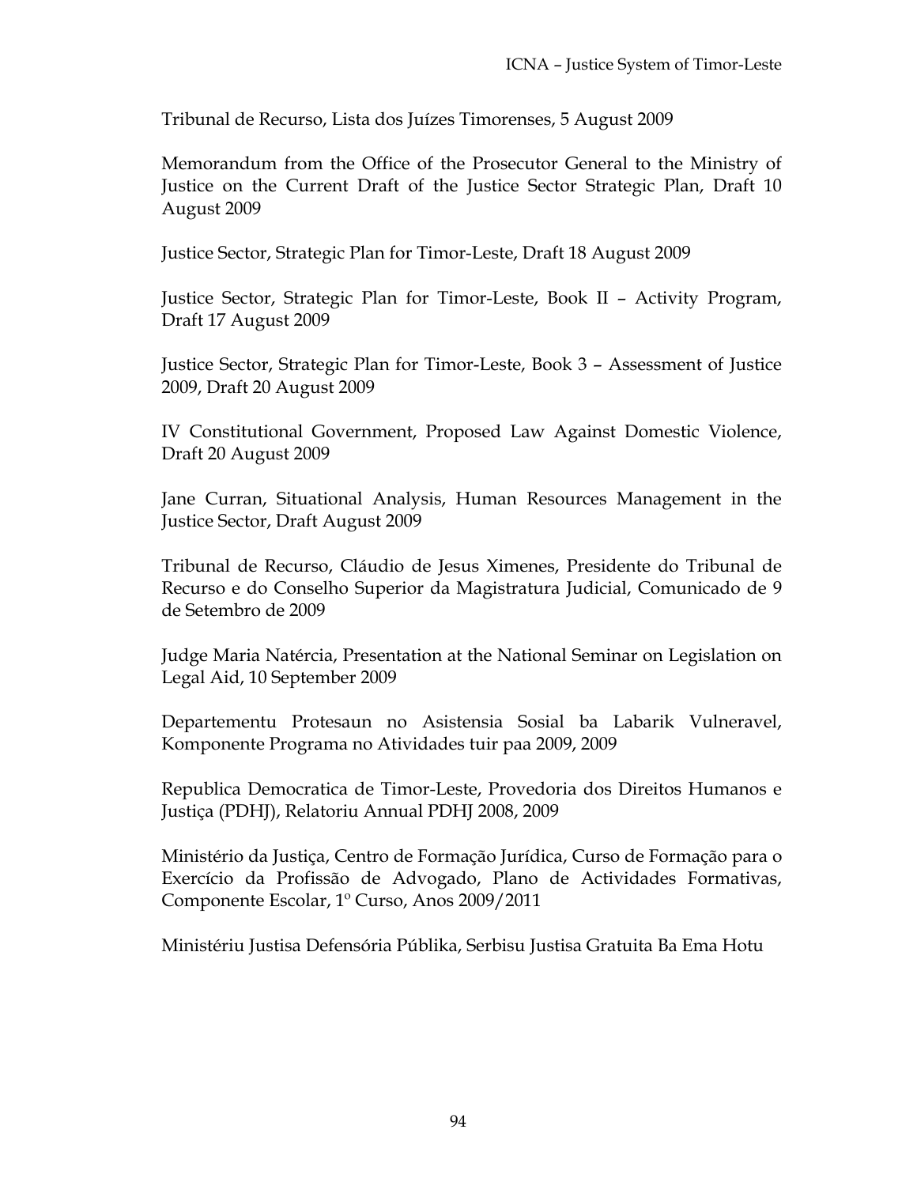Tribunal de Recurso, Lista dos Juízes Timorenses, 5 August 2009

Memorandum from the Office of the Prosecutor General to the Ministry of Justice on the Current Draft of the Justice Sector Strategic Plan, Draft 10 August 2009

Justice Sector, Strategic Plan for Timor-Leste, Draft 18 August 2009

Justice Sector, Strategic Plan for Timor-Leste, Book II – Activity Program, Draft 17 August 2009

Justice Sector, Strategic Plan for Timor-Leste, Book 3 – Assessment of Justice 2009, Draft 20 August 2009

IV Constitutional Government, Proposed Law Against Domestic Violence, Draft 20 August 2009

Jane Curran, Situational Analysis, Human Resources Management in the Justice Sector, Draft August 2009

Tribunal de Recurso, Cláudio de Jesus Ximenes, Presidente do Tribunal de Recurso e do Conselho Superior da Magistratura Judicial, Comunicado de 9 de Setembro de 2009

Judge Maria Natércia, Presentation at the National Seminar on Legislation on Legal Aid, 10 September 2009

Departementu Protesaun no Asistensia Sosial ba Labarik Vulneravel, Komponente Programa no Atividades tuir paa 2009, 2009

Republica Democratica de Timor-Leste, Provedoria dos Direitos Humanos e Justiça (PDHJ), Relatoriu Annual PDHJ 2008, 2009

Ministério da Justiça, Centro de Formação Jurídica, Curso de Formação para o Exercício da Profissão de Advogado, Plano de Actividades Formativas, Componente Escolar, 1º Curso, Anos 2009/2011

Ministériu Justisa Defensória Públika, Serbisu Justisa Gratuita Ba Ema Hotu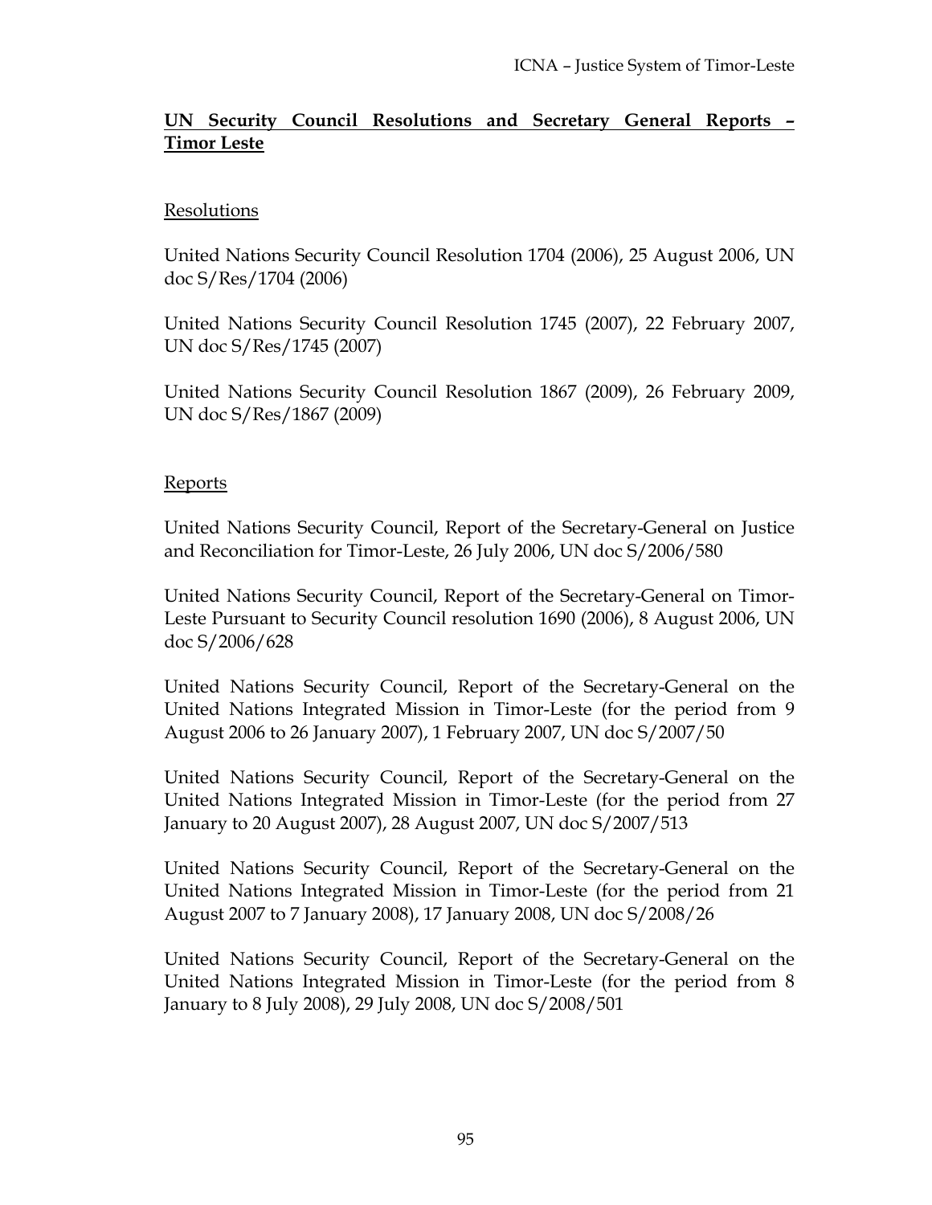## **UN Security Council Resolutions and Secretary General Reports – Timor Leste**

### Resolutions

United Nations Security Council Resolution 1704 (2006), 25 August 2006, UN doc S/Res/1704 (2006)

United Nations Security Council Resolution 1745 (2007), 22 February 2007, UN doc S/Res/1745 (2007)

United Nations Security Council Resolution 1867 (2009), 26 February 2009, UN doc S/Res/1867 (2009)

### Reports

United Nations Security Council, Report of the Secretary-General on Justice and Reconciliation for Timor-Leste, 26 July 2006, UN doc S/2006/580

United Nations Security Council, Report of the Secretary-General on Timor-Leste Pursuant to Security Council resolution 1690 (2006), 8 August 2006, UN doc S/2006/628

United Nations Security Council, Report of the Secretary-General on the United Nations Integrated Mission in Timor-Leste (for the period from 9 August 2006 to 26 January 2007), 1 February 2007, UN doc S/2007/50

United Nations Security Council, Report of the Secretary-General on the United Nations Integrated Mission in Timor-Leste (for the period from 27 January to 20 August 2007), 28 August 2007, UN doc S/2007/513

United Nations Security Council, Report of the Secretary-General on the United Nations Integrated Mission in Timor-Leste (for the period from 21 August 2007 to 7 January 2008), 17 January 2008, UN doc S/2008/26

United Nations Security Council, Report of the Secretary-General on the United Nations Integrated Mission in Timor-Leste (for the period from 8 January to 8 July 2008), 29 July 2008, UN doc S/2008/501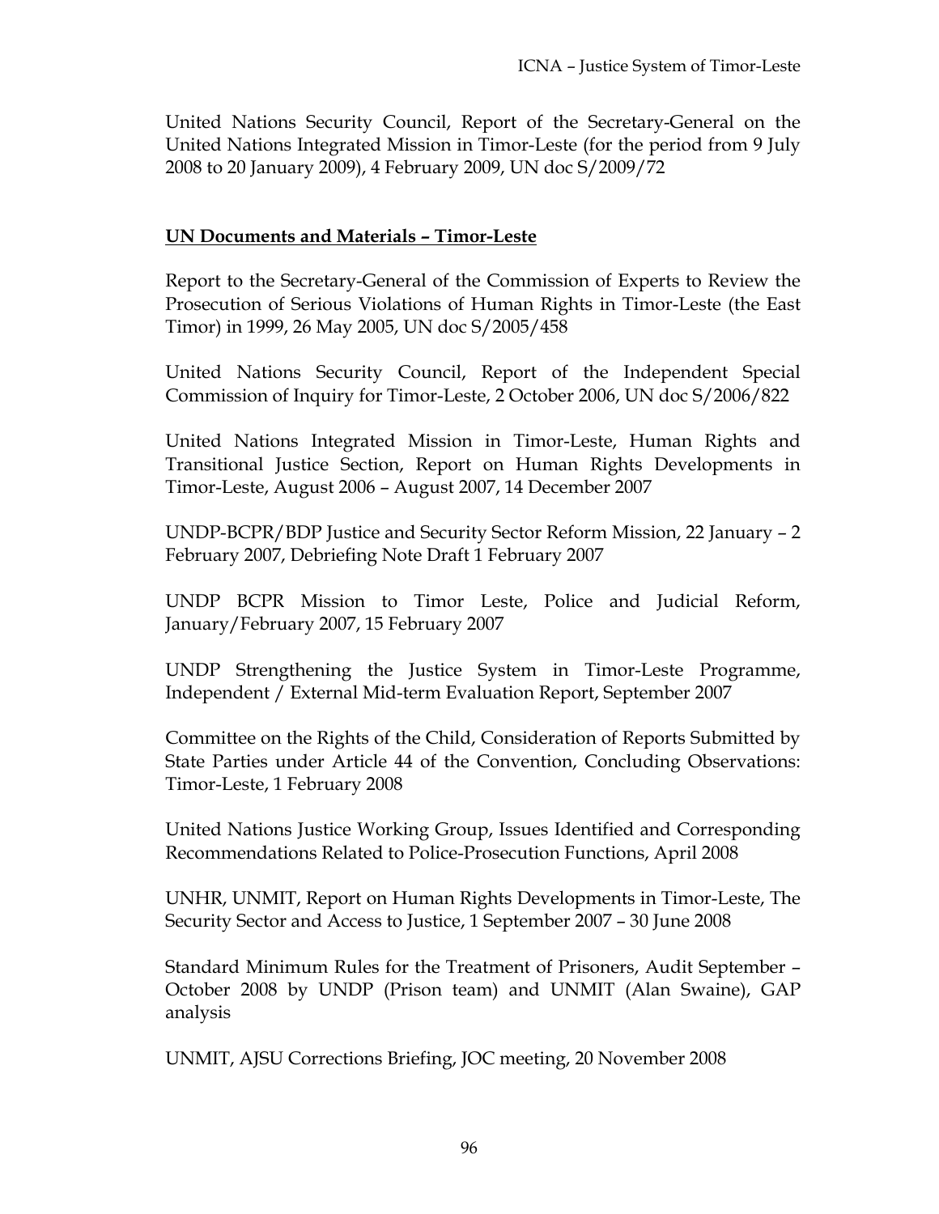United Nations Security Council, Report of the Secretary-General on the United Nations Integrated Mission in Timor-Leste (for the period from 9 July 2008 to 20 January 2009), 4 February 2009, UN doc S/2009/72

## UN Documents and Materials – Timor-Leste

Report to the Secretary-General of the Commission of Experts to Review the Prosecution of Serious Violations of Human Rights in Timor-Leste (the East Timor) in 1999, 26 May 2005, UN doc S/2005/458

United Nations Security Council, Report of the Independent Special Commission of Inquiry for Timor-Leste, 2 October 2006, UN doc S/2006/822

United Nations Integrated Mission in Timor-Leste, Human Rights and Transitional Justice Section, Report on Human Rights Developments in Timor-Leste, August 2006 – August 2007, 14 December 2007

UNDP-BCPR/BDP Justice and Security Sector Reform Mission, 22 January – 2 February 2007, Debriefing Note Draft 1 February 2007

UNDP BCPR Mission to Timor Leste, Police and Judicial Reform, January/February 2007, 15 February 2007

UNDP Strengthening the Justice System in Timor-Leste Programme, Independent / External Mid-term Evaluation Report, September 2007

Committee on the Rights of the Child, Consideration of Reports Submitted by State Parties under Article 44 of the Convention, Concluding Observations: Timor-Leste, 1 February 2008

United Nations Justice Working Group, Issues Identified and Corresponding Recommendations Related to Police-Prosecution Functions, April 2008

UNHR, UNMIT, Report on Human Rights Developments in Timor-Leste, The Security Sector and Access to Justice, 1 September 2007 – 30 June 2008

Standard Minimum Rules for the Treatment of Prisoners, Audit September – October 2008 by UNDP (Prison team) and UNMIT (Alan Swaine), GAP analysis

UNMIT, AJSU Corrections Briefing, JOC meeting, 20 November 2008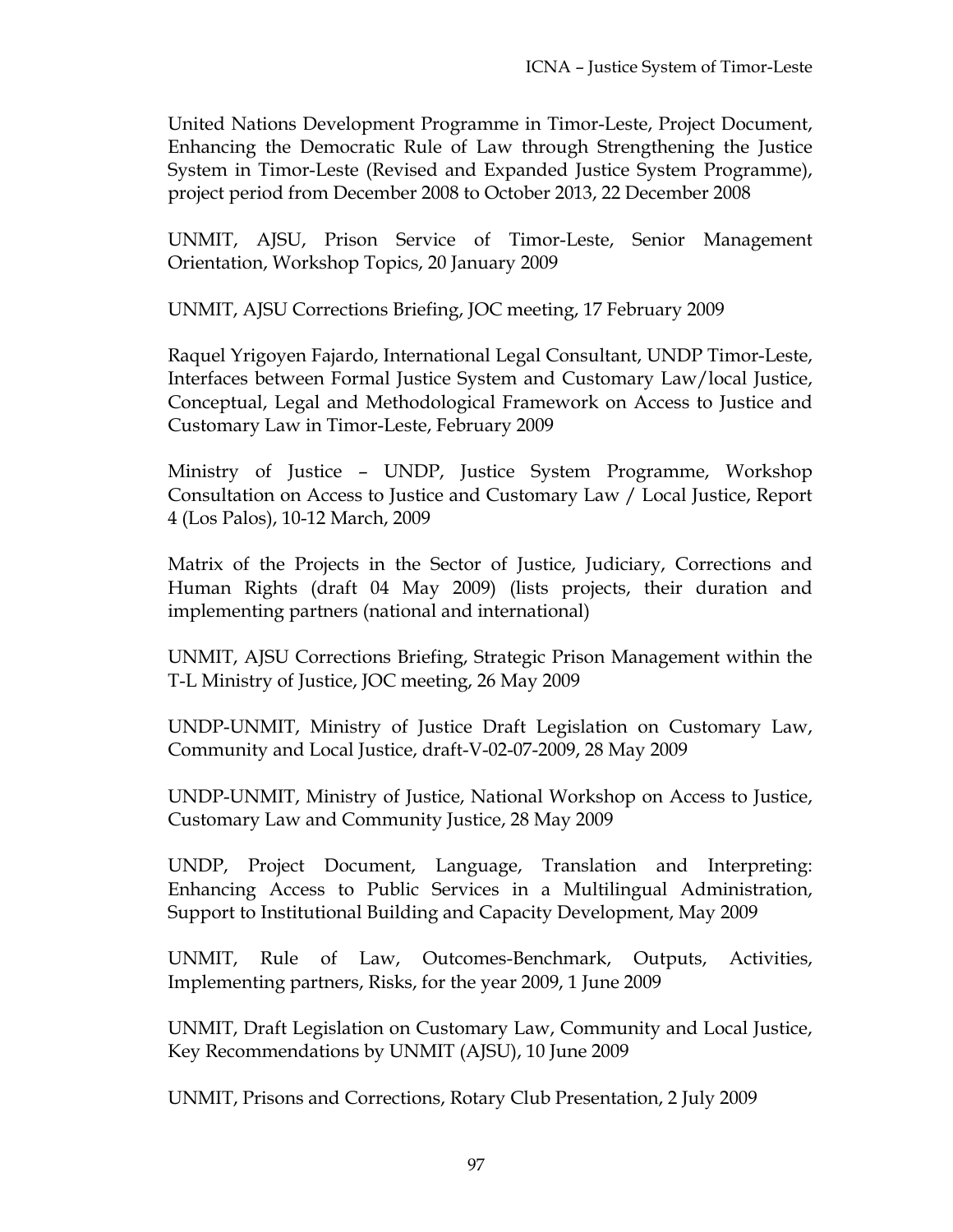United Nations Development Programme in Timor-Leste, Project Document, Enhancing the Democratic Rule of Law through Strengthening the Justice System in Timor-Leste (Revised and Expanded Justice System Programme), project period from December 2008 to October 2013, 22 December 2008

UNMIT, AJSU, Prison Service of Timor-Leste, Senior Management Orientation, Workshop Topics, 20 January 2009

UNMIT, AJSU Corrections Briefing, JOC meeting, 17 February 2009

Raquel Yrigoyen Fajardo, International Legal Consultant, UNDP Timor-Leste, Interfaces between Formal Justice System and Customary Law/local Justice, Conceptual, Legal and Methodological Framework on Access to Justice and Customary Law in Timor-Leste, February 2009

Ministry of Justice – UNDP, Justice System Programme, Workshop Consultation on Access to Justice and Customary Law / Local Justice, Report 4 (Los Palos), 10-12 March, 2009

Matrix of the Projects in the Sector of Justice, Judiciary, Corrections and Human Rights (draft 04 May 2009) (lists projects, their duration and implementing partners (national and international)

UNMIT, AJSU Corrections Briefing, Strategic Prison Management within the T-L Ministry of Justice, JOC meeting, 26 May 2009

UNDP-UNMIT, Ministry of Justice Draft Legislation on Customary Law, Community and Local Justice, draft-V-02-07-2009, 28 May 2009

UNDP-UNMIT, Ministry of Justice, National Workshop on Access to Justice, Customary Law and Community Justice, 28 May 2009

UNDP, Project Document, Language, Translation and Interpreting: Enhancing Access to Public Services in a Multilingual Administration, Support to Institutional Building and Capacity Development, May 2009

UNMIT, Rule of Law, Outcomes-Benchmark, Outputs, Activities, Implementing partners, Risks, for the year 2009, 1 June 2009

UNMIT, Draft Legislation on Customary Law, Community and Local Justice, Key Recommendations by UNMIT (AJSU), 10 June 2009

UNMIT, Prisons and Corrections, Rotary Club Presentation, 2 July 2009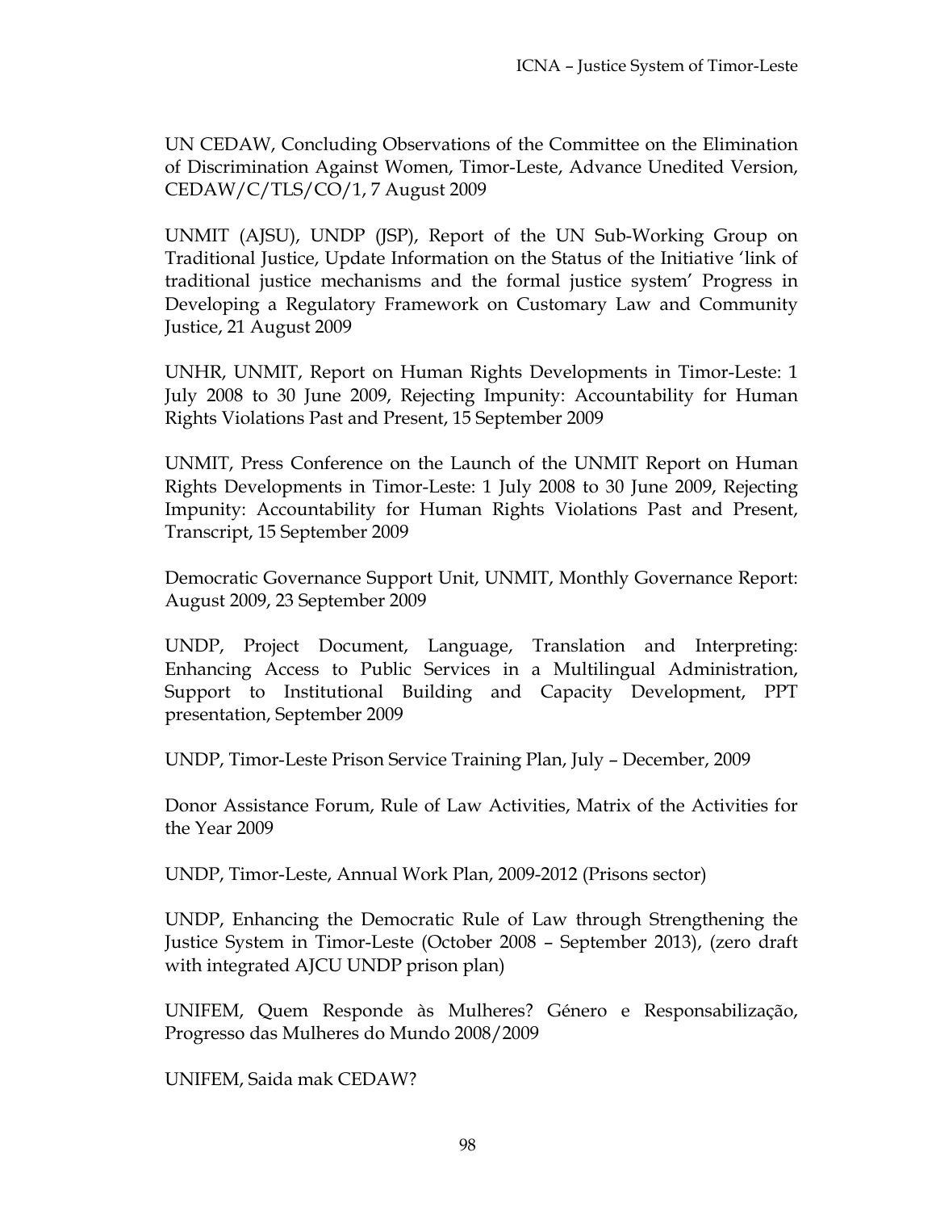UN CEDAW, Concluding Observations of the Committee on the Elimination of Discrimination Against Women, Timor-Leste, Advance Unedited Version, CEDAW/C/TLS/CO/1, 7 August 2009

UNMIT (AJSU), UNDP (JSP), Report of the UN Sub-Working Group on Traditional Justice, Update Information on the Status of the Initiative 'link of traditional justice mechanisms and the formal justice system' Progress in Developing a Regulatory Framework on Customary Law and Community Justice, 21 August 2009

UNHR, UNMIT, Report on Human Rights Developments in Timor-Leste: 1 July 2008 to 30 June 2009, Rejecting Impunity: Accountability for Human Rights Violations Past and Present, 15 September 2009

UNMIT, Press Conference on the Launch of the UNMIT Report on Human Rights Developments in Timor-Leste: 1 July 2008 to 30 June 2009, Rejecting Impunity: Accountability for Human Rights Violations Past and Present, Transcript, 15 September 2009

Democratic Governance Support Unit, UNMIT, Monthly Governance Report: August 2009, 23 September 2009

UNDP, Project Document, Language, Translation and Interpreting: Enhancing Access to Public Services in a Multilingual Administration, Support to Institutional Building and Capacity Development, PPT presentation, September 2009

UNDP, Timor-Leste Prison Service Training Plan, July – December, 2009

Donor Assistance Forum, Rule of Law Activities, Matrix of the Activities for the Year 2009

UNDP, Timor-Leste, Annual Work Plan, 2009-2012 (Prisons sector)

UNDP, Enhancing the Democratic Rule of Law through Strengthening the Justice System in Timor-Leste (October 2008 – September 2013), (zero draft with integrated AJCU UNDP prison plan)

UNIFEM, Quem Responde às Mulheres? Género e Responsabilização, Progresso das Mulheres do Mundo 2008/2009

UNIFEM, Saida mak CEDAW?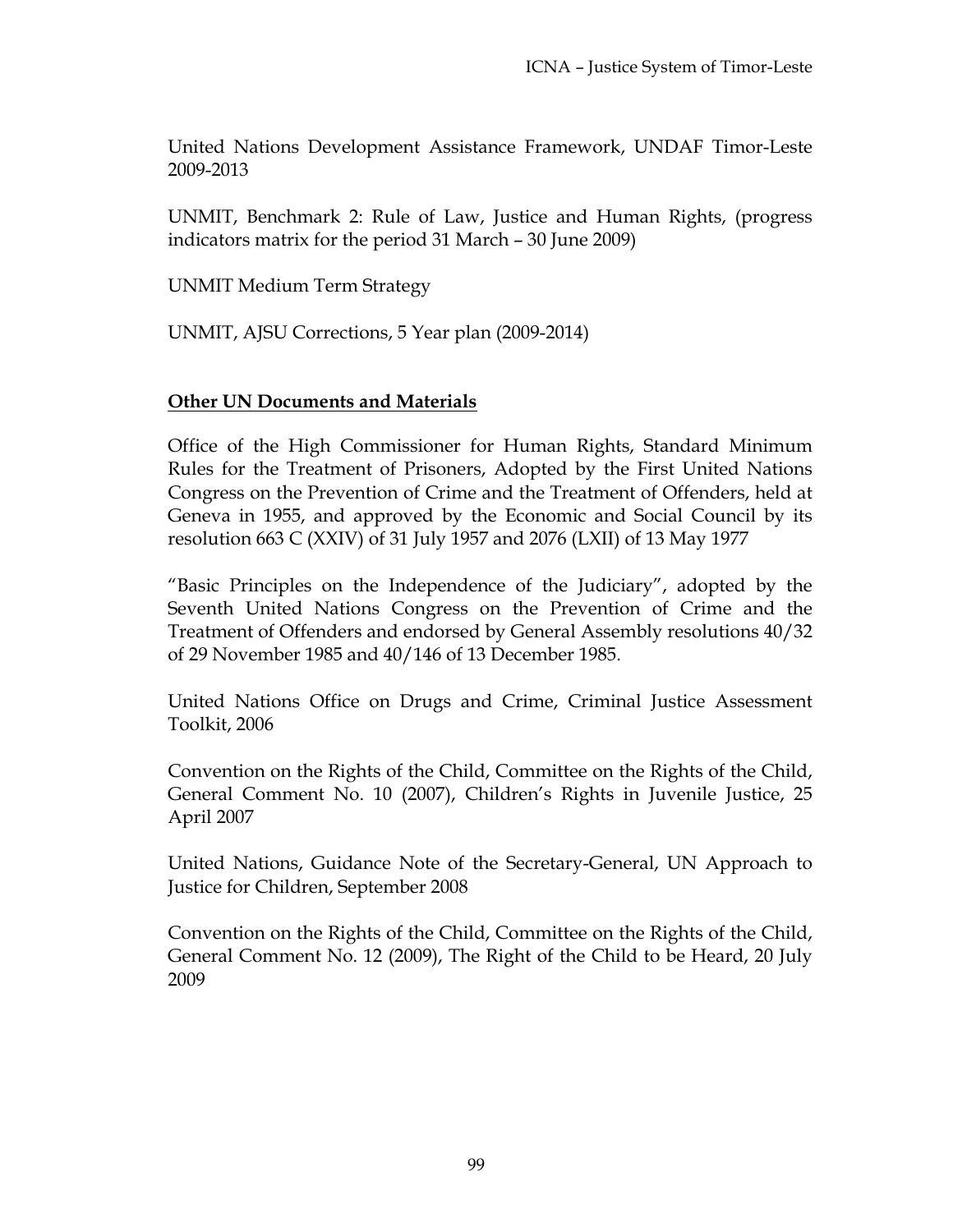United Nations Development Assistance Framework, UNDAF Timor-Leste 2009-2013

UNMIT, Benchmark 2: Rule of Law, Justice and Human Rights, (progress indicators matrix for the period 31 March – 30 June 2009)

UNMIT Medium Term Strategy

UNMIT, AJSU Corrections, 5 Year plan (2009-2014)

**Other UN Documents and Materials**

Office of the High Commissioner for Human Rights, Standard Minimum Rules for the Treatment of Prisoners, Adopted by the First United Nations Congress on the Prevention of Crime and the Treatment of Offenders, held at Geneva in 1955, and approved by the Economic and Social Council by its resolution 663 C (XXIV) of 31 July 1957 and 2076 (LXII) of 13 May 1977

"Basic Principles on the Independence of the Judiciary", adopted by the Seventh United Nations Congress on the Prevention of Crime and the Treatment of Offenders and endorsed by General Assembly resolutions 40/32 of 29 November 1985 and 40/146 of 13 December 1985.

United Nations Office on Drugs and Crime, Criminal Justice Assessment Toolkit, 2006

Convention on the Rights of the Child, Committee on the Rights of the Child, General Comment No. 10 (2007), Children's Rights in Juvenile Justice, 25 April 2007

United Nations, Guidance Note of the Secretary-General, UN Approach to Justice for Children, September 2008

Convention on the Rights of the Child, Committee on the Rights of the Child, General Comment No. 12 (2009), The Right of the Child to be Heard, 20 July 2009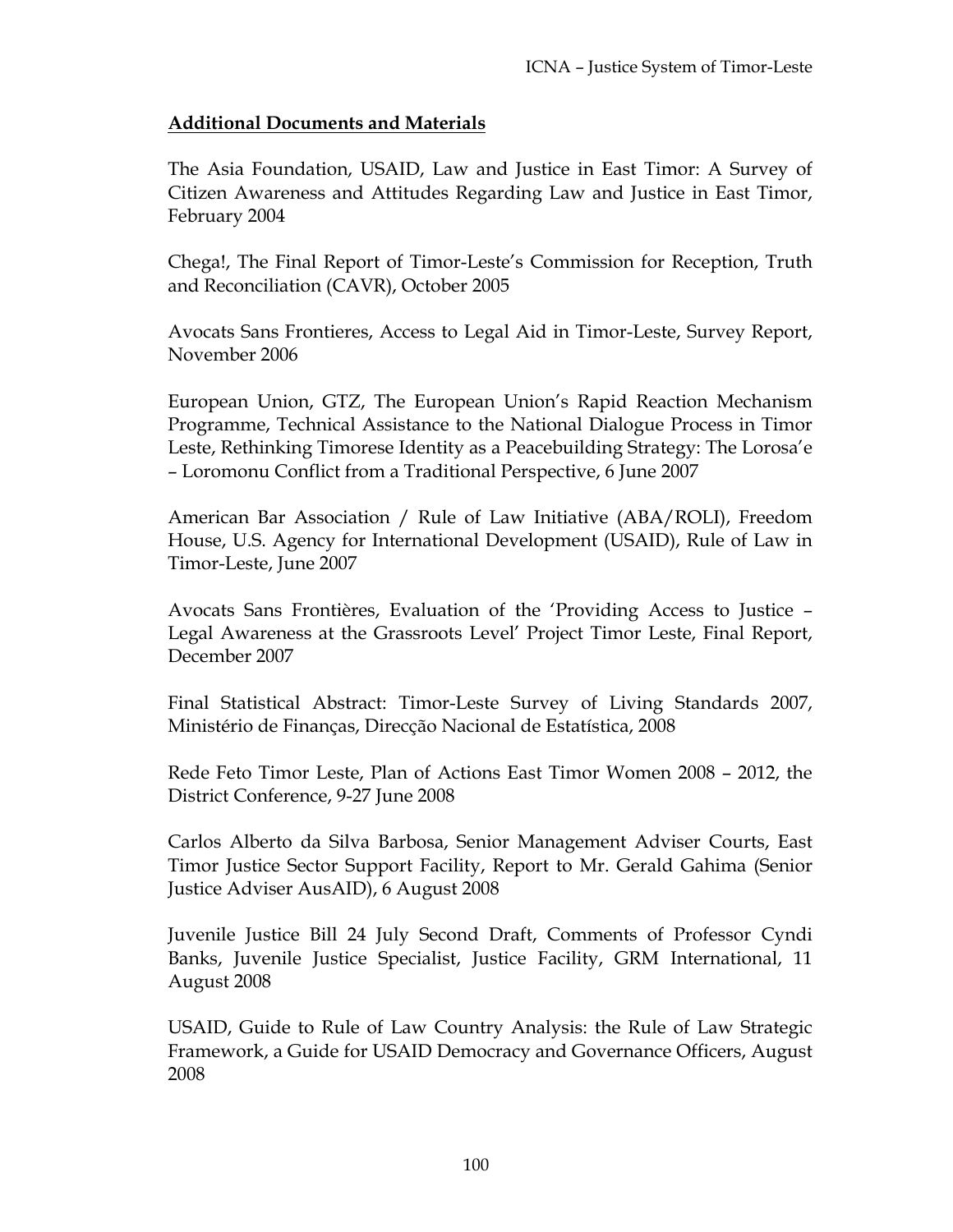**Additional Documents and Materials**

The Asia Foundation, USAID, Law and Justice in East Timor: A Survey of Citizen Awareness and Attitudes Regarding Law and Justice in East Timor, February 2004

Chega!, The Final Report of Timor-Leste's Commission for Reception, Truth and Reconciliation (CAVR), October 2005

Avocats Sans Frontieres, Access to Legal Aid in Timor-Leste, Survey Report, November 2006

European Union, GTZ, The European Union's Rapid Reaction Mechanism Programme, Technical Assistance to the National Dialogue Process in Timor Leste, Rethinking Timorese Identity as a Peacebuilding Strategy: The Lorosa'e – Loromonu Conflict from a Traditional Perspective, 6 June 2007

American Bar Association / Rule of Law Initiative (ABA/ROLI), Freedom House, U.S. Agency for International Development (USAID), Rule of Law in Timor-Leste, June 2007

Avocats Sans Frontières, Evaluation of the 'Providing Access to Justice – Legal Awareness at the Grassroots Level' Project Timor Leste, Final Report, December 2007

Final Statistical Abstract: Timor-Leste Survey of Living Standards 2007, Ministério de Finanças, Direcção Nacional de Estatística, 2008

Rede Feto Timor Leste, Plan of Actions East Timor Women 2008 – 2012, the District Conference, 9-27 June 2008

Carlos Alberto da Silva Barbosa, Senior Management Adviser Courts, East Timor Justice Sector Support Facility, Report to Mr. Gerald Gahima (Senior Justice Adviser AusAID), 6 August 2008

Juvenile Justice Bill 24 July Second Draft, Comments of Professor Cyndi Banks, Juvenile Justice Specialist, Justice Facility, GRM International, 11 August 2008

USAID, Guide to Rule of Law Country Analysis: the Rule of Law Strategic Framework, a Guide for USAID Democracy and Governance Officers, August 2008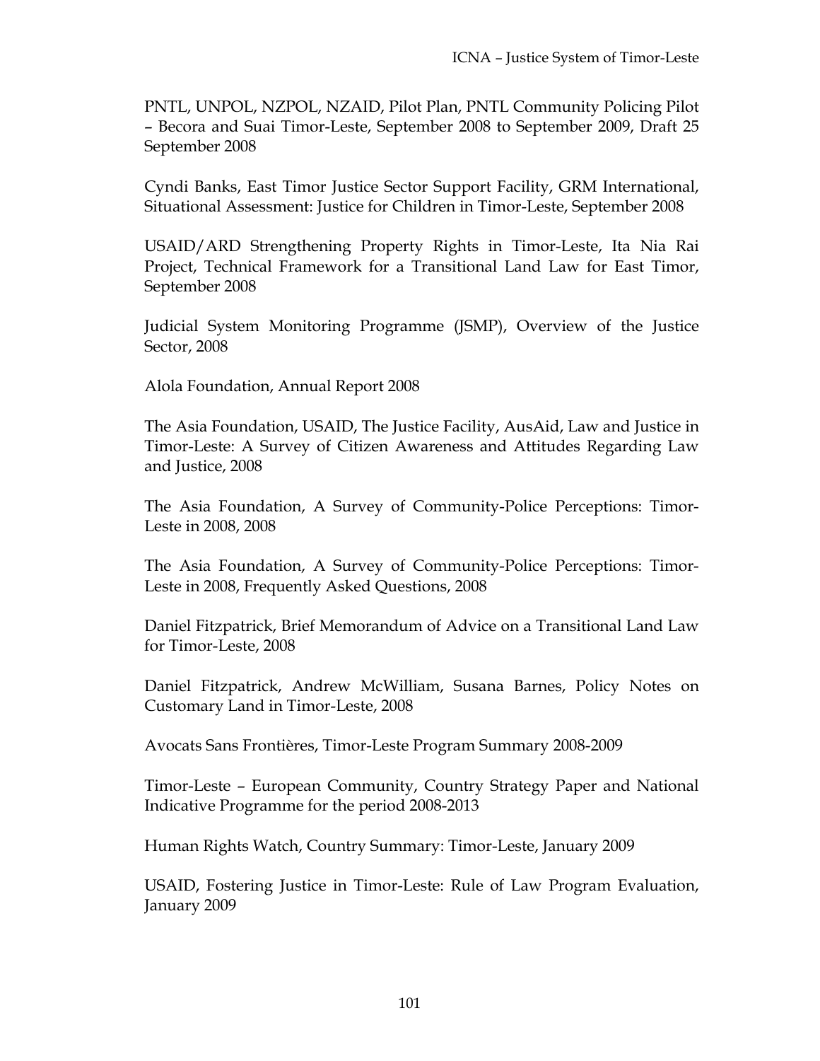PNTL, UNPOL, NZPOL, NZAID, Pilot Plan, PNTL Community Policing Pilot – Becora and Suai Timor-Leste, September 2008 to September 2009, Draft 25 September 2008

Cyndi Banks, East Timor Justice Sector Support Facility, GRM International, Situational Assessment: Justice for Children in Timor-Leste, September 2008

USAID/ARD Strengthening Property Rights in Timor-Leste, Ita Nia Rai Project, Technical Framework for a Transitional Land Law for East Timor, September 2008

Judicial System Monitoring Programme (JSMP), Overview of the Justice Sector, 2008

Alola Foundation, Annual Report 2008

The Asia Foundation, USAID, The Justice Facility, AusAid, Law and Justice in Timor-Leste: A Survey of Citizen Awareness and Attitudes Regarding Law and Justice, 2008

The Asia Foundation, A Survey of Community-Police Perceptions: Timor-Leste in 2008, 2008

The Asia Foundation, A Survey of Community-Police Perceptions: Timor-Leste in 2008, Frequently Asked Questions, 2008

Daniel Fitzpatrick, Brief Memorandum of Advice on a Transitional Land Law for Timor-Leste, 2008

Daniel Fitzpatrick, Andrew McWilliam, Susana Barnes, Policy Notes on Customary Land in Timor-Leste, 2008

Avocats Sans Frontières, Timor-Leste Program Summary 2008-2009

Timor-Leste – European Community, Country Strategy Paper and National Indicative Programme for the period 2008-2013

Human Rights Watch, Country Summary: Timor-Leste, January 2009

USAID, Fostering Justice in Timor-Leste: Rule of Law Program Evaluation, January 2009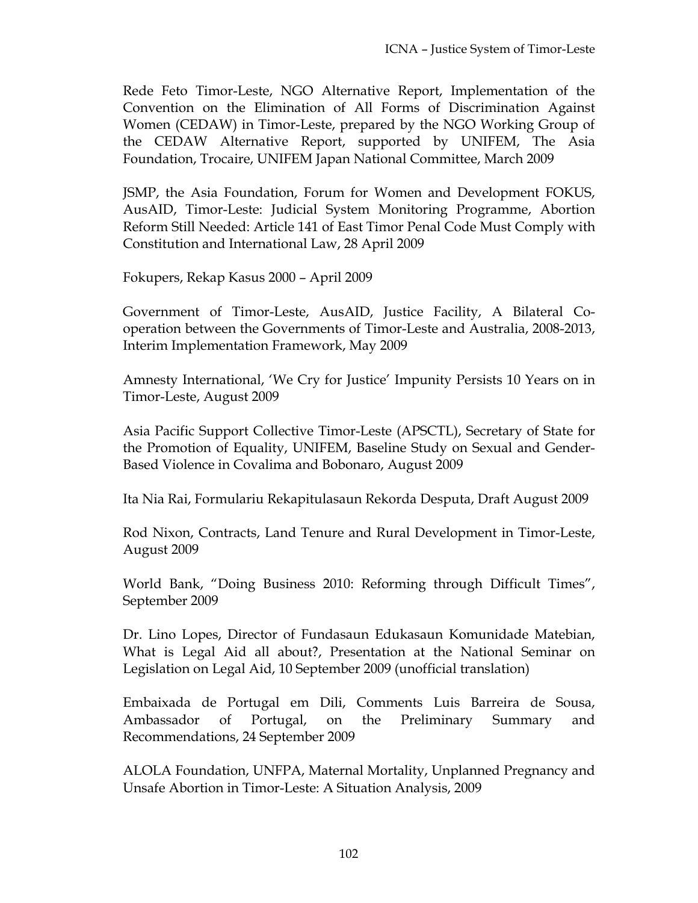Rede Feto Timor-Leste, NGO Alternative Report, Implementation of the Convention on the Elimination of All Forms of Discrimination Against Women (CEDAW) in Timor-Leste, prepared by the NGO Working Group of the CEDAW Alternative Report, supported by UNIFEM, The Asia Foundation, Trocaire, UNIFEM Japan National Committee, March 2009

JSMP, the Asia Foundation, Forum for Women and Development FOKUS, AusAID, Timor-Leste: Judicial System Monitoring Programme, Abortion Reform Still Needed: Article 141 of East Timor Penal Code Must Comply with Constitution and International Law, 28 April 2009

Fokupers, Rekap Kasus 2000 – April 2009

Government of Timor-Leste, AusAID, Justice Facility, A Bilateral Co-operation between the Governments of Timor-Leste and Australia, 2008-2013, Interim Implementation Framework, May 2009

Amnesty International, 'We Cry for Justice' Impunity Persists 10 Years on in Timor-Leste, August 2009

Asia Pacific Support Collective Timor-Leste (APSCTL), Secretary of State for the Promotion of Equality, UNIFEM, Baseline Study on Sexual and Gender-Based Violence in Covalima and Bobonaro, August 2009

Ita Nia Rai, Formulariu Rekapitulasaun Rekorda Desputa, Draft August 2009

Rod Nixon, Contracts, Land Tenure and Rural Development in Timor-Leste, August 2009

World Bank, "Doing Business 2010: Reforming through Difficult Times", September 2009

Dr. Lino Lopes, Director of Fundasaun Edukasaun Komunidade Matebian, What is Legal Aid all about?, Presentation at the National Seminar on Legislation on Legal Aid, 10 September 2009 (unofficial translation)

Embaixada de Portugal em Dili, Comments Luis Barreira de Sousa, Ambassador of Portugal, on the Preliminary Summary and Recommendations, 24 September 2009

ALOLA Foundation, UNFPA, Maternal Mortality, Unplanned Pregnancy and Unsafe Abortion in Timor-Leste: A Situation Analysis, 2009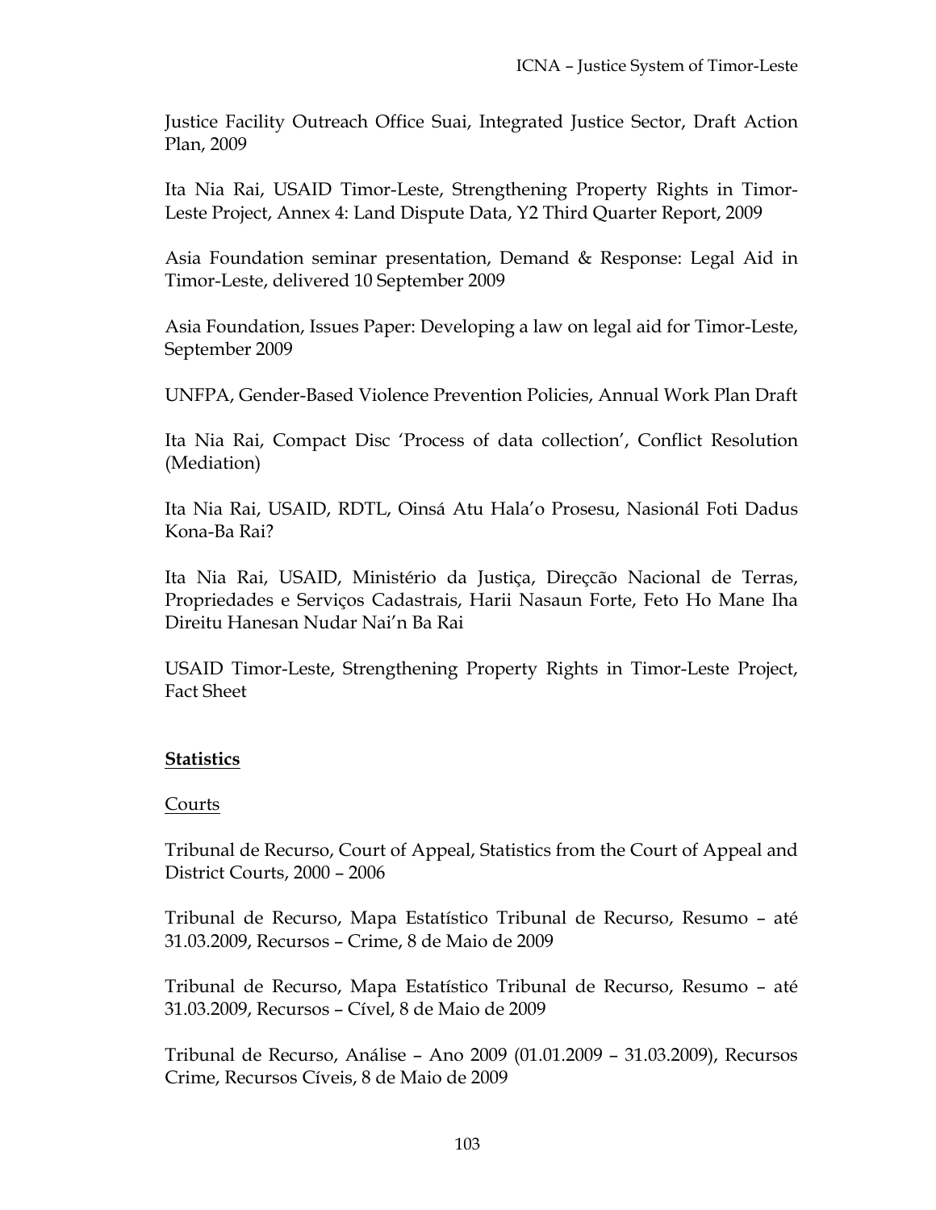Justice Facility Outreach Office Suai, Integrated Justice Sector, Draft Action Plan, 2009

Ita Nia Rai, USAID Timor-Leste, Strengthening Property Rights in Timor-Leste Project, Annex 4: Land Dispute Data, Y2 Third Quarter Report, 2009

Asia Foundation seminar presentation, Demand & Response: Legal Aid in Timor-Leste, delivered 10 September 2009

Asia Foundation, Issues Paper: Developing a law on legal aid for Timor-Leste, September 2009

UNFPA, Gender-Based Violence Prevention Policies, Annual Work Plan Draft

Ita Nia Rai, Compact Disc 'Process of data collection', Conflict Resolution (Mediation)

Ita Nia Rai, USAID, RDTL, Oinsá Atu Hala'o Prosesu, Nasionál Foti Dadus Kona-Ba Rai?

Ita Nia Rai, USAID, Ministério da Justiça, Direcção Nacional de Terras, Propriedades e Serviços Cadastrais, Harii Nasaun Forte, Feto Ho Mane Iha Direitu Hanesan Nudar Nai'n Ba Rai

USAID Timor-Leste, Strengthening Property Rights in Timor-Leste Project, Fact Sheet

## Statistics

### Courts

Tribunal de Recurso, Court of Appeal, Statistics from the Court of Appeal and District Courts, 2000 – 2006

Tribunal de Recurso, Mapa Estatístico Tribunal de Recurso, Resumo – até 31.03.2009, Recursos – Crime, 8 de Maio de 2009

Tribunal de Recurso, Mapa Estatístico Tribunal de Recurso, Resumo – até 31.03.2009, Recursos – Cível, 8 de Maio de 2009

Tribunal de Recurso, Análise – Ano 2009 (01.01.2009 – 31.03.2009), Recursos Crime, Recursos Cíveis, 8 de Maio de 2009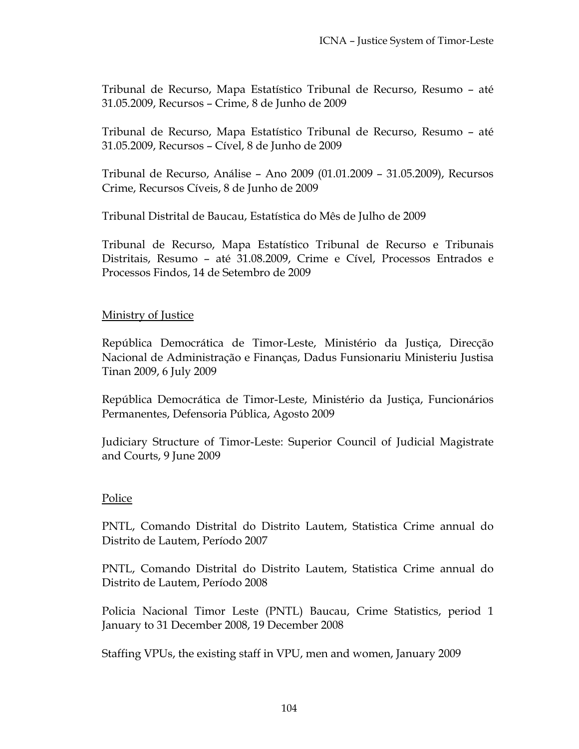Tribunal de Recurso, Mapa Estatístico Tribunal de Recurso, Resumo – até 31.05.2009, Recursos – Crime, 8 de Junho de 2009

Tribunal de Recurso, Mapa Estatístico Tribunal de Recurso, Resumo – até 31.05.2009, Recursos – Cível, 8 de Junho de 2009

Tribunal de Recurso, Análise – Ano 2009 (01.01.2009 – 31.05.2009), Recursos Crime, Recursos Cíveis, 8 de Junho de 2009

Tribunal Distrital de Baucau, Estatística do Mês de Julho de 2009

Tribunal de Recurso, Mapa Estatístico Tribunal de Recurso e Tribunais Distritais, Resumo – até 31.08.2009, Crime e Cível, Processos Entrados e Processos Findos, 14 de Setembro de 2009

Ministry of Justice

República Democrática de Timor-Leste, Ministério da Justiça, Direcção Nacional de Administração e Finanças, Dadus Funsionariu Ministeriu Justisa Tinan 2009, 6 July 2009

República Democrática de Timor-Leste, Ministério da Justiça, Funcionários Permanentes, Defensoria Pública, Agosto 2009

Judiciary Structure of Timor-Leste: Superior Council of Judicial Magistrate and Courts, 9 June 2009

Police

PNTL, Comando Distrital do Distrito Lautem, Statistica Crime annual do Distrito de Lautem, Período 2007

PNTL, Comando Distrital do Distrito Lautem, Statistica Crime annual do Distrito de Lautem, Período 2008

Policia Nacional Timor Leste (PNTL) Baucau, Crime Statistics, period 1 January to 31 December 2008, 19 December 2008

Staffing VPUs, the existing staff in VPU, men and women, January 2009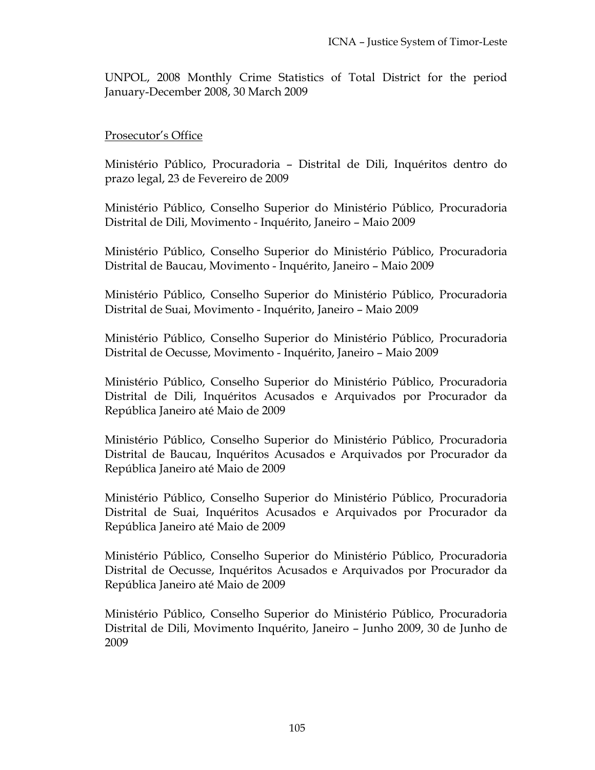UNPOL, 2008 Monthly Crime Statistics of Total District for the period January-December 2008, 30 March 2009

Prosecutor's Office

Ministério Público, Procuradoria – Distrital de Dili, Inquéritos dentro do prazo legal, 23 de Fevereiro de 2009

Ministério Público, Conselho Superior do Ministério Público, Procuradoria Distrital de Dili, Movimento - Inquérito, Janeiro – Maio 2009

Ministério Público, Conselho Superior do Ministério Público, Procuradoria Distrital de Baucau, Movimento - Inquérito, Janeiro – Maio 2009

Ministério Público, Conselho Superior do Ministério Público, Procuradoria Distrital de Suai, Movimento - Inquérito, Janeiro – Maio 2009

Ministério Público, Conselho Superior do Ministério Público, Procuradoria Distrital de Oecusse, Movimento - Inquérito, Janeiro – Maio 2009

Ministério Público, Conselho Superior do Ministério Público, Procuradoria Distrital de Dili, Inquéritos Acusados e Arquivados por Procurador da República Janeiro até Maio de 2009

Ministério Público, Conselho Superior do Ministério Público, Procuradoria Distrital de Baucau, Inquéritos Acusados e Arquivados por Procurador da República Janeiro até Maio de 2009

Ministério Público, Conselho Superior do Ministério Público, Procuradoria Distrital de Suai, Inquéritos Acusados e Arquivados por Procurador da República Janeiro até Maio de 2009

Ministério Público, Conselho Superior do Ministério Público, Procuradoria Distrital de Oecusse, Inquéritos Acusados e Arquivados por Procurador da República Janeiro até Maio de 2009

Ministério Público, Conselho Superior do Ministério Público, Procuradoria Distrital de Dili, Movimento Inquérito, Janeiro – Junho 2009, 30 de Junho de 2009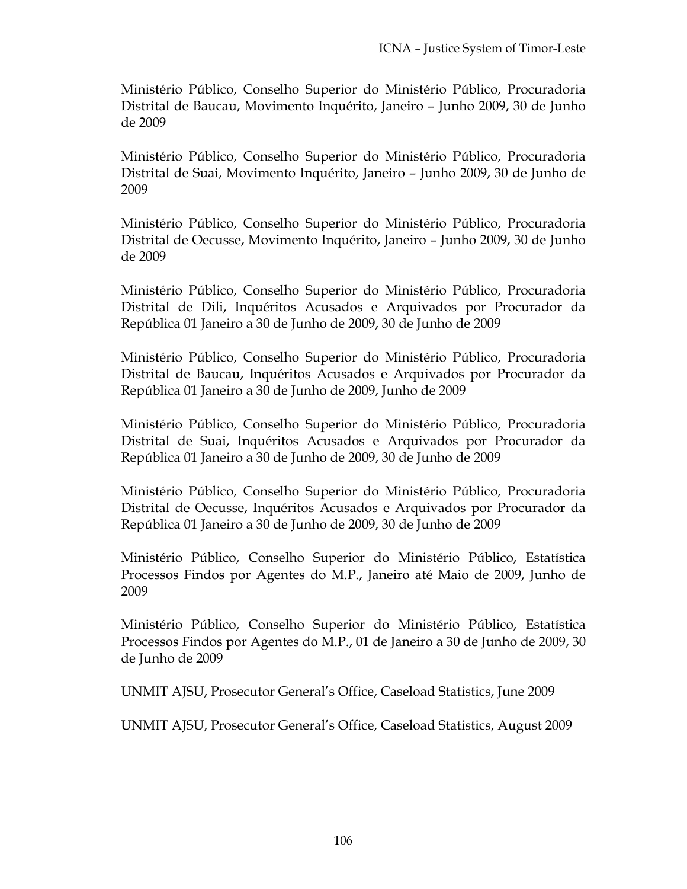Ministério Público, Conselho Superior do Ministério Público, Procuradoria Distrital de Baucau, Movimento Inquérito, Janeiro – Junho 2009, 30 de Junho de 2009

Ministério Público, Conselho Superior do Ministério Público, Procuradoria Distrital de Suai, Movimento Inquérito, Janeiro – Junho 2009, 30 de Junho de 2009

Ministério Público, Conselho Superior do Ministério Público, Procuradoria Distrital de Oecusse, Movimento Inquérito, Janeiro – Junho 2009, 30 de Junho de 2009

Ministério Público, Conselho Superior do Ministério Público, Procuradoria Distrital de Dili, Inquéritos Acusados e Arquivados por Procurador da República 01 Janeiro a 30 de Junho de 2009, 30 de Junho de 2009

Ministério Público, Conselho Superior do Ministério Público, Procuradoria Distrital de Baucau, Inquéritos Acusados e Arquivados por Procurador da República 01 Janeiro a 30 de Junho de 2009, Junho de 2009

Ministério Público, Conselho Superior do Ministério Público, Procuradoria Distrital de Suai, Inquéritos Acusados e Arquivados por Procurador da República 01 Janeiro a 30 de Junho de 2009, 30 de Junho de 2009

Ministério Público, Conselho Superior do Ministério Público, Procuradoria Distrital de Oecusse, Inquéritos Acusados e Arquivados por Procurador da República 01 Janeiro a 30 de Junho de 2009, 30 de Junho de 2009

Ministério Público, Conselho Superior do Ministério Público, Estatística Processos Findos por Agentes do M.P., Janeiro até Maio de 2009, Junho de 2009

Ministério Público, Conselho Superior do Ministério Público, Estatística Processos Findos por Agentes do M.P., 01 de Janeiro a 30 de Junho de 2009, 30 de Junho de 2009

UNMIT AJSU, Prosecutor General's Office, Caseload Statistics, June 2009

UNMIT AJSU, Prosecutor General's Office, Caseload Statistics, August 2009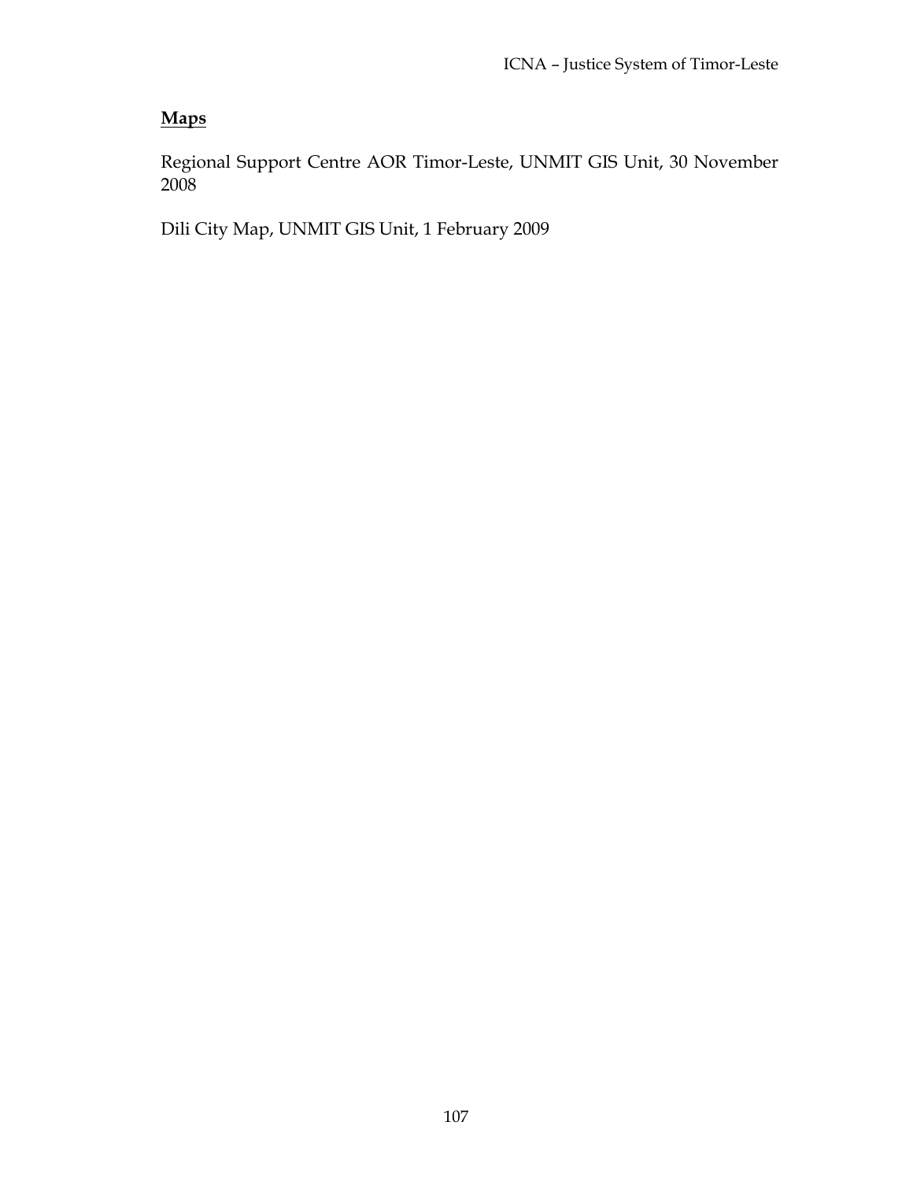**Maps**

Regional Support Centre AOR Timor-Leste, UNMIT GIS Unit, 30 November 2008

Dili City Map, UNMIT GIS Unit, 1 February 2009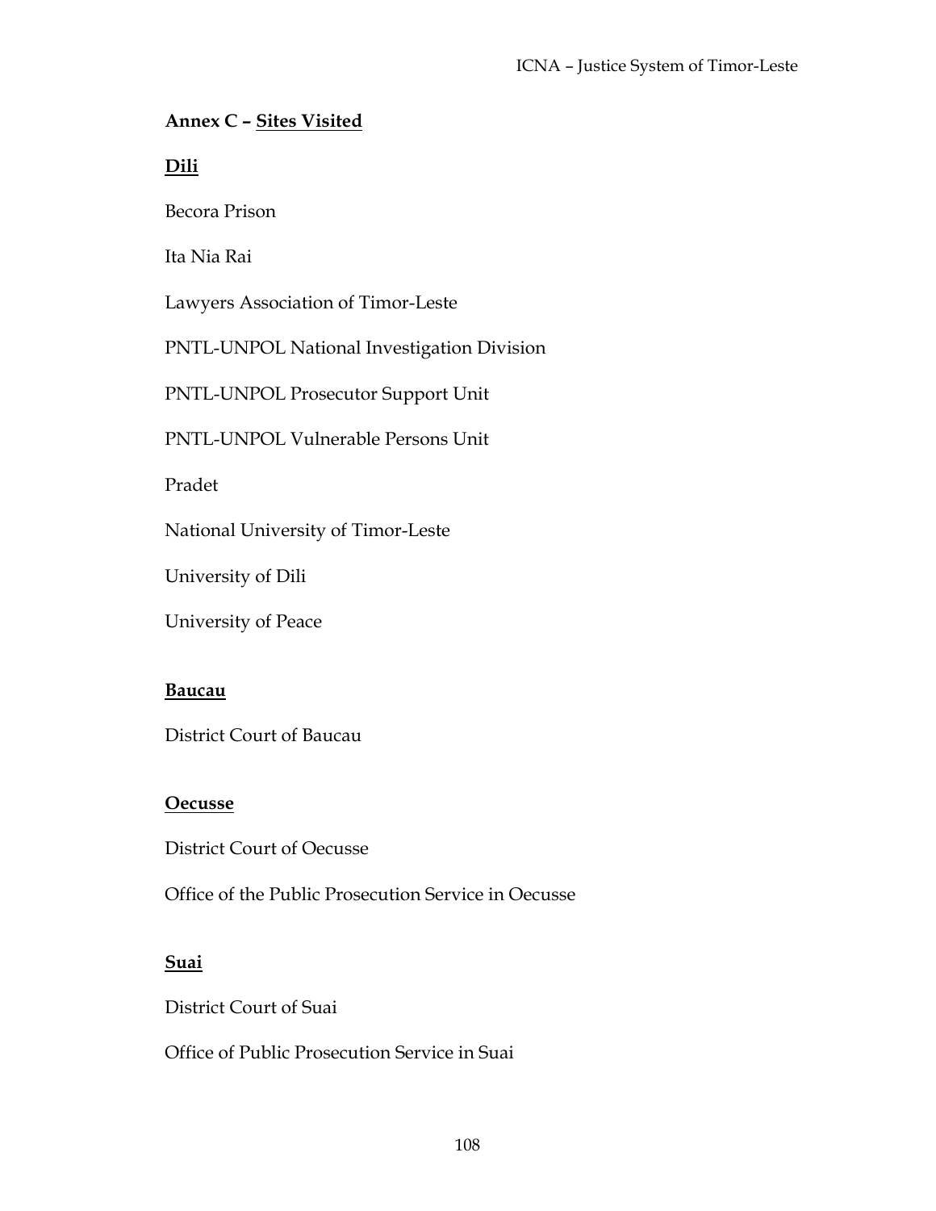## Annex C – <u>Sites Visited</u>

### Dili

Becora Prison

Ita Nia Rai

Lawyers Association of Timor-Leste

PNTL-UNPOL National Investigation Division

PNTL-UNPOL Prosecutor Support Unit

PNTL-UNPOL Vulnerable Persons Unit

Pradet

National University of Timor-Leste

University of Dili

University of Peace

### Baucau

District Court of Baucau

### Oecusse

District Court of Oecusse

Office of the Public Prosecution Service in Oecusse

### Suai

District Court of Suai

Office of Public Prosecution Service in Suai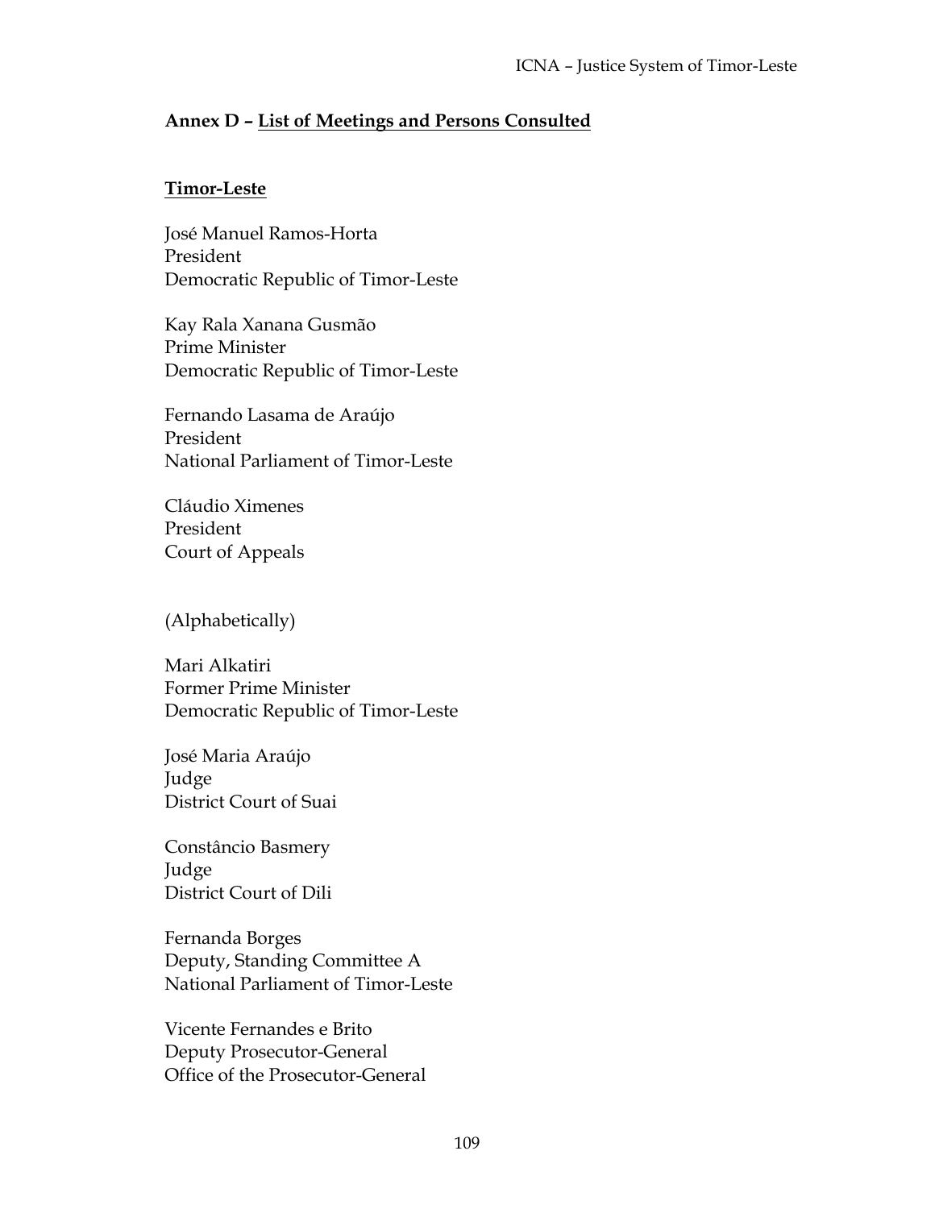## Annex D – List of Meetings and Persons Consulted

### Timor-Leste

José Manuel Ramos-Horta
President
Democratic Republic of Timor-Leste

Kay Rala Xanana Gusmão
Prime Minister
Democratic Republic of Timor-Leste

Fernando Lasama de Araújo
President
National Parliament of Timor-Leste

Cláudio Ximenes
President
Court of Appeals

(Alphabetically)

Mari Alkatiri
Former Prime Minister
Democratic Republic of Timor-Leste

José Maria Araújo
Judge
District Court of Suai

Constâncio Basmery
Judge
District Court of Dili

Fernanda Borges
Deputy, Standing Committee A
National Parliament of Timor-Leste

Vicente Fernandes e Brito
Deputy Prosecutor-General
Office of the Prosecutor-General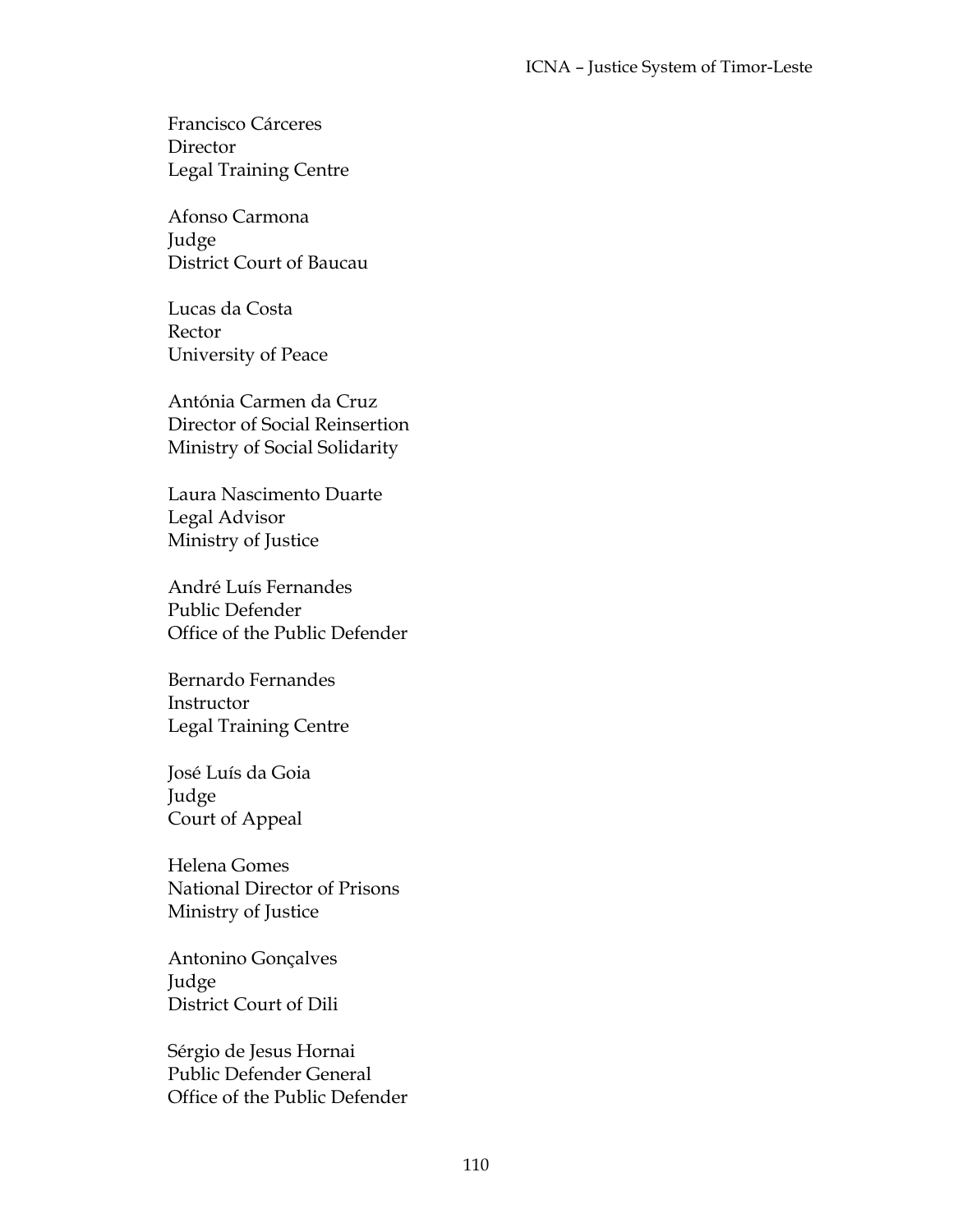Francisco Cárceres
Director
Legal Training Centre

Afonso Carmona
Judge
District Court of Baucau

Lucas da Costa
Rector
University of Peace

Antónia Carmen da Cruz
Director of Social Reinsertion
Ministry of Social Solidarity

Laura Nascimento Duarte
Legal Advisor
Ministry of Justice

André Luís Fernandes
Public Defender
Office of the Public Defender

Bernardo Fernandes
Instructor
Legal Training Centre

José Luís da Goia
Judge
Court of Appeal

Helena Gomes
National Director of Prisons
Ministry of Justice

Antonino Gonçalves
Judge
District Court of Dili

Sérgio de Jesus Hornai
Public Defender General
Office of the Public Defender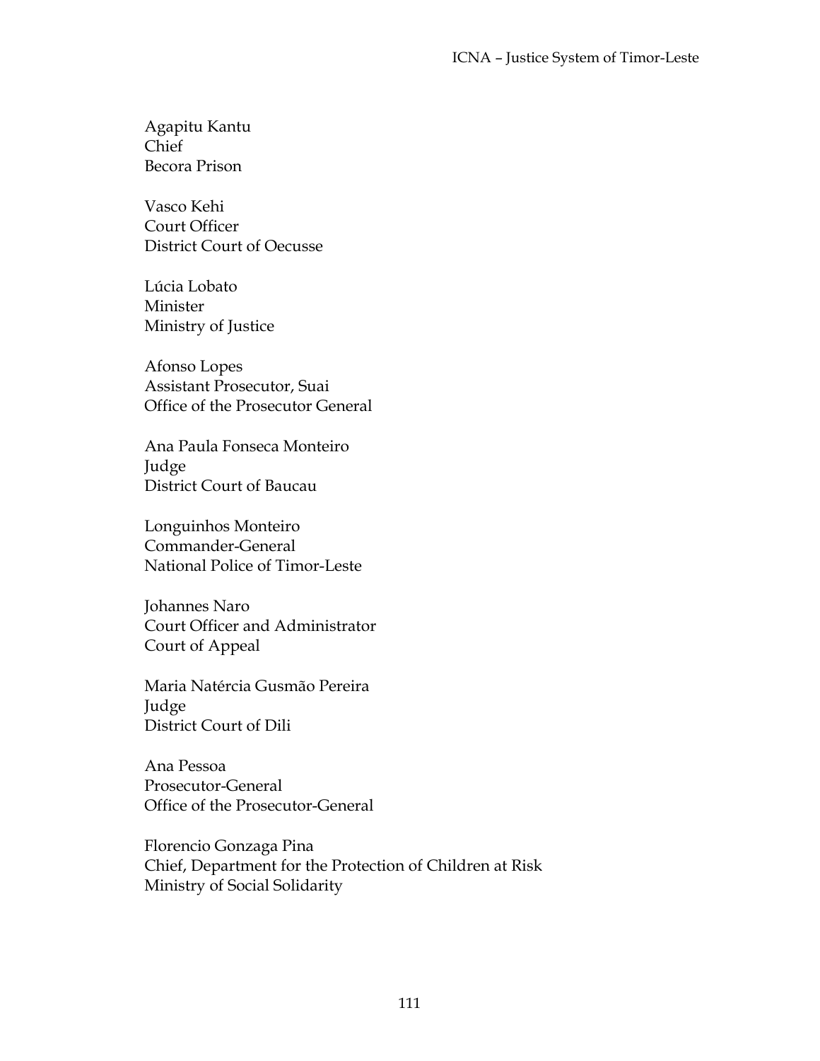Agapitu Kantu
Chief
Becora Prison

Vasco Kehi
Court Officer
District Court of Oecusse

Lúcia Lobato
Minister
Ministry of Justice

Afonso Lopes
Assistant Prosecutor, Suai
Office of the Prosecutor General

Ana Paula Fonseca Monteiro
Judge
District Court of Baucau

Longuinhos Monteiro
Commander-General
National Police of Timor-Leste

Johannes Naro
Court Officer and Administrator
Court of Appeal

Maria Natércia Gusmão Pereira
Judge
District Court of Dili

Ana Pessoa
Prosecutor-General
Office of the Prosecutor-General

Florencio Gonzaga Pina
Chief, Department for the Protection of Children at Risk
Ministry of Social Solidarity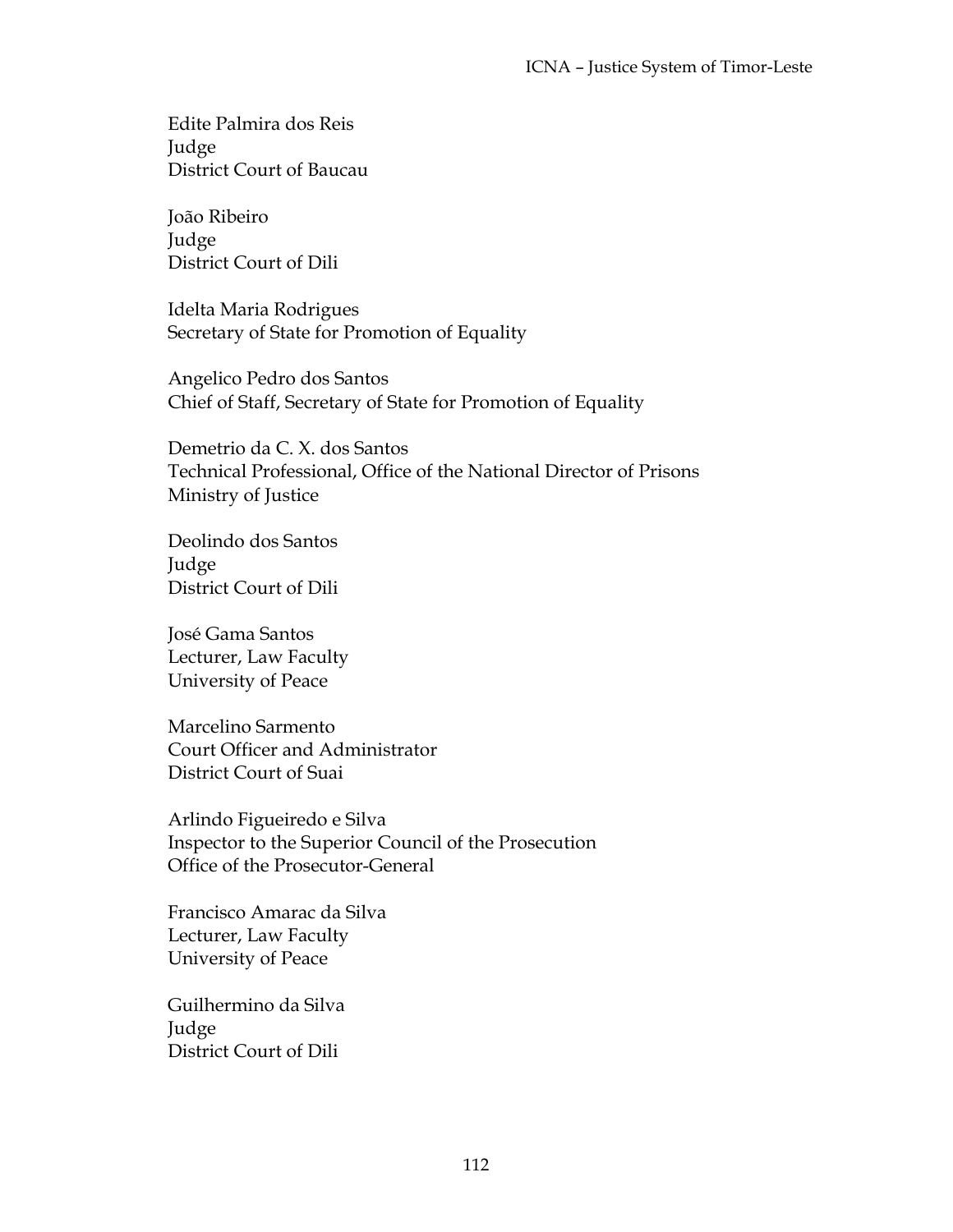Edite Palmira dos Reis
Judge
District Court of Baucau

João Ribeiro
Judge
District Court of Dili

Idelta Maria Rodrigues
Secretary of State for Promotion of Equality

Angelico Pedro dos Santos
Chief of Staff, Secretary of State for Promotion of Equality

Demetrio da C. X. dos Santos
Technical Professional, Office of the National Director of Prisons
Ministry of Justice

Deolindo dos Santos
Judge
District Court of Dili

José Gama Santos
Lecturer, Law Faculty
University of Peace

Marcelino Sarmento
Court Officer and Administrator
District Court of Suai

Arlindo Figueiredo e Silva
Inspector to the Superior Council of the Prosecution
Office of the Prosecutor-General

Francisco Amarac da Silva
Lecturer, Law Faculty
University of Peace

Guilhermino da Silva
Judge
District Court of Dili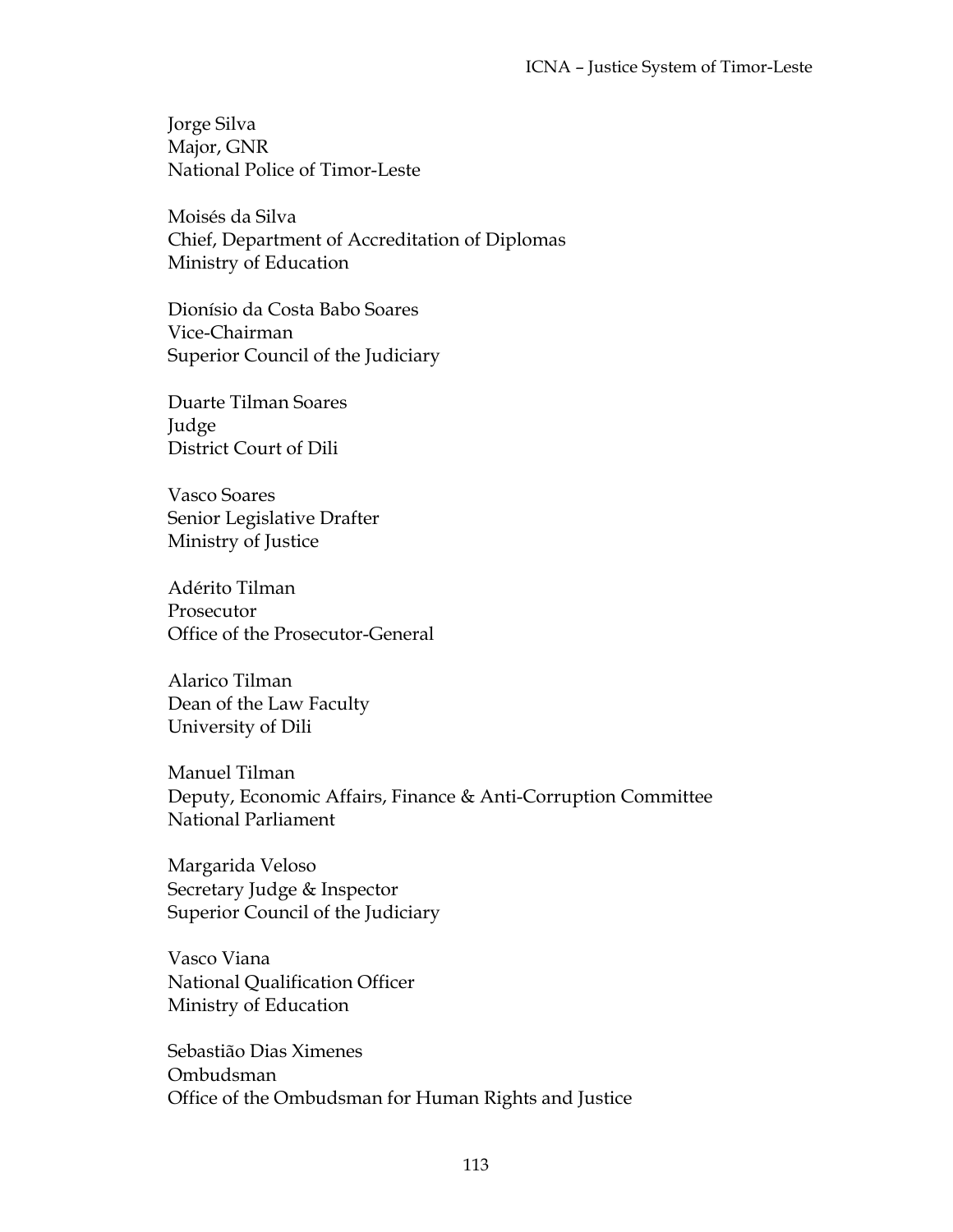Jorge Silva
Major, GNR
National Police of Timor-Leste

Moisés da Silva
Chief, Department of Accreditation of Diplomas
Ministry of Education

Dionísio da Costa Babo Soares
Vice-Chairman
Superior Council of the Judiciary

Duarte Tilman Soares
Judge
District Court of Dili

Vasco Soares
Senior Legislative Drafter
Ministry of Justice

Adérito Tilman
Prosecutor
Office of the Prosecutor-General

Alarico Tilman
Dean of the Law Faculty
University of Dili

Manuel Tilman
Deputy, Economic Affairs, Finance & Anti-Corruption Committee
National Parliament

Margarida Veloso
Secretary Judge & Inspector
Superior Council of the Judiciary

Vasco Viana
National Qualification Officer
Ministry of Education

Sebastião Dias Ximenes
Ombudsman
Office of the Ombudsman for Human Rights and Justice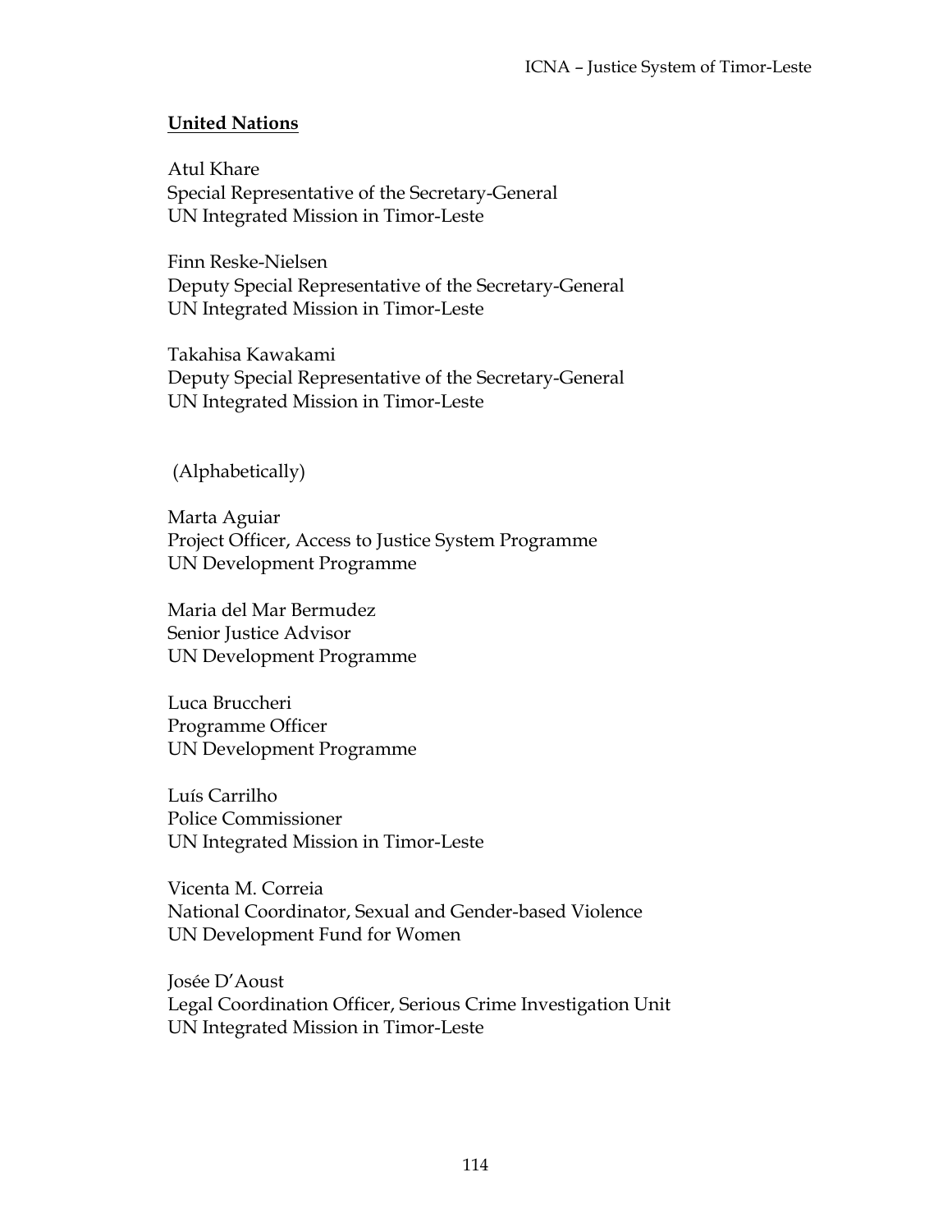**United Nations**

Atul Khare
Special Representative of the Secretary-General
UN Integrated Mission in Timor-Leste

Finn Reske-Nielsen
Deputy Special Representative of the Secretary-General
UN Integrated Mission in Timor-Leste

Takahisa Kawakami
Deputy Special Representative of the Secretary-General
UN Integrated Mission in Timor-Leste

(Alphabetically)

Marta Aguiar
Project Officer, Access to Justice System Programme
UN Development Programme

Maria del Mar Bermudez
Senior Justice Advisor
UN Development Programme

Luca Bruccheri
Programme Officer
UN Development Programme

Luís Carrilho
Police Commissioner
UN Integrated Mission in Timor-Leste

Vicenta M. Correia
National Coordinator, Sexual and Gender-based Violence
UN Development Fund for Women

Josée D'Aoust
Legal Coordination Officer, Serious Crime Investigation Unit
UN Integrated Mission in Timor-Leste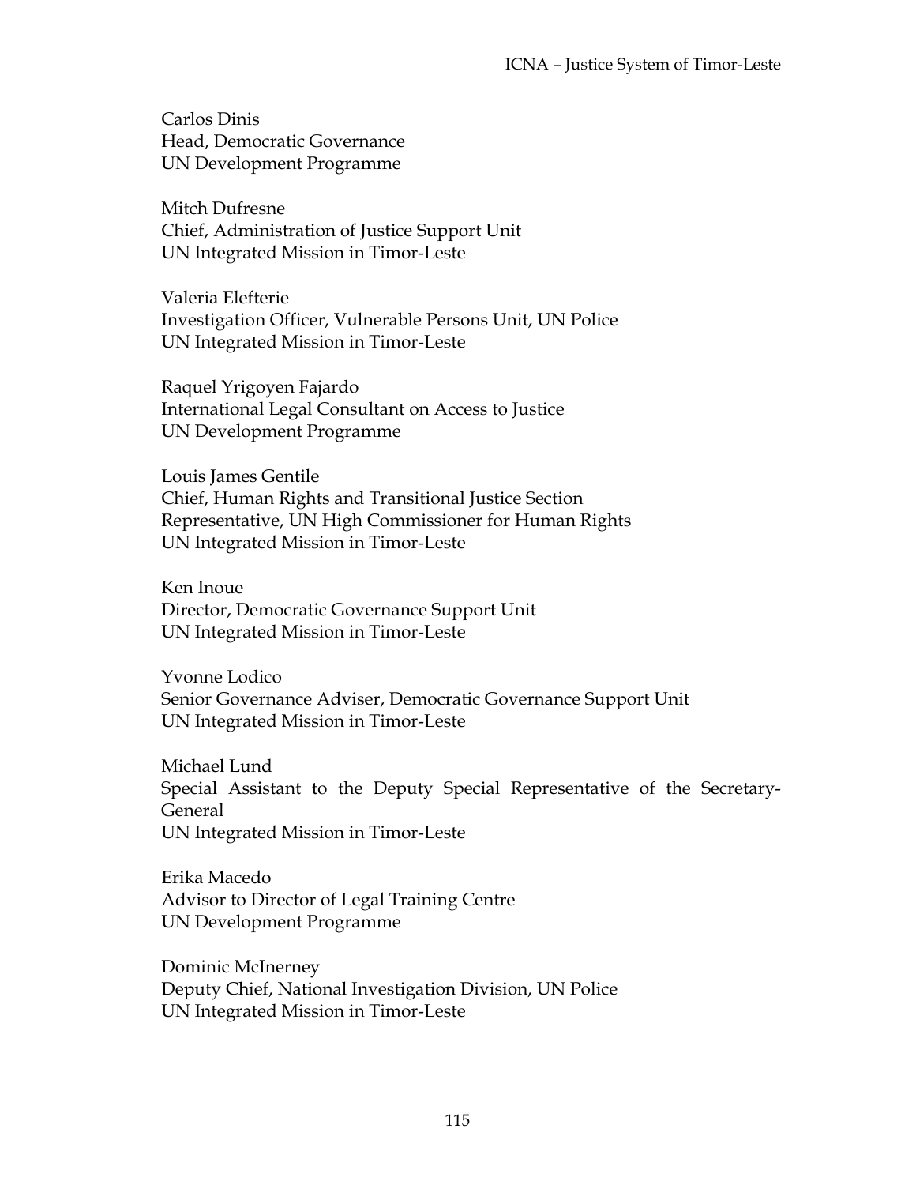Carlos Dinis
Head, Democratic Governance
UN Development Programme

Mitch Dufresne
Chief, Administration of Justice Support Unit
UN Integrated Mission in Timor-Leste

Valeria Elefterie
Investigation Officer, Vulnerable Persons Unit, UN Police
UN Integrated Mission in Timor-Leste

Raquel Yrigoyen Fajardo
International Legal Consultant on Access to Justice
UN Development Programme

Louis James Gentile
Chief, Human Rights and Transitional Justice Section
Representative, UN High Commissioner for Human Rights
UN Integrated Mission in Timor-Leste

Ken Inoue
Director, Democratic Governance Support Unit
UN Integrated Mission in Timor-Leste

Yvonne Lodico
Senior Governance Adviser, Democratic Governance Support Unit
UN Integrated Mission in Timor-Leste

Michael Lund
Special Assistant to the Deputy Special Representative of the Secretary-General
UN Integrated Mission in Timor-Leste

Erika Macedo
Advisor to Director of Legal Training Centre
UN Development Programme

Dominic McInerney
Deputy Chief, National Investigation Division, UN Police
UN Integrated Mission in Timor-Leste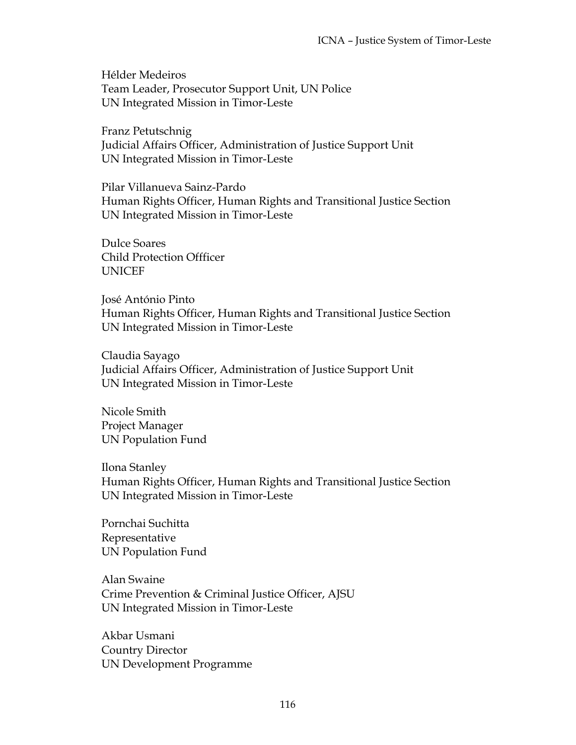Hélder Medeiros
Team Leader, Prosecutor Support Unit, UN Police
UN Integrated Mission in Timor-Leste

Franz Petutschnig
Judicial Affairs Officer, Administration of Justice Support Unit
UN Integrated Mission in Timor-Leste

Pilar Villanueva Sainz-Pardo
Human Rights Officer, Human Rights and Transitional Justice Section
UN Integrated Mission in Timor-Leste

Dulce Soares
Child Protection Offficer
UNICEF

José António Pinto
Human Rights Officer, Human Rights and Transitional Justice Section
UN Integrated Mission in Timor-Leste

Claudia Sayago
Judicial Affairs Officer, Administration of Justice Support Unit
UN Integrated Mission in Timor-Leste

Nicole Smith
Project Manager
UN Population Fund

Ilona Stanley
Human Rights Officer, Human Rights and Transitional Justice Section
UN Integrated Mission in Timor-Leste

Pornchai Suchitta
Representative
UN Population Fund

Alan Swaine
Crime Prevention & Criminal Justice Officer, AJSU
UN Integrated Mission in Timor-Leste

Akbar Usmani
Country Director
UN Development Programme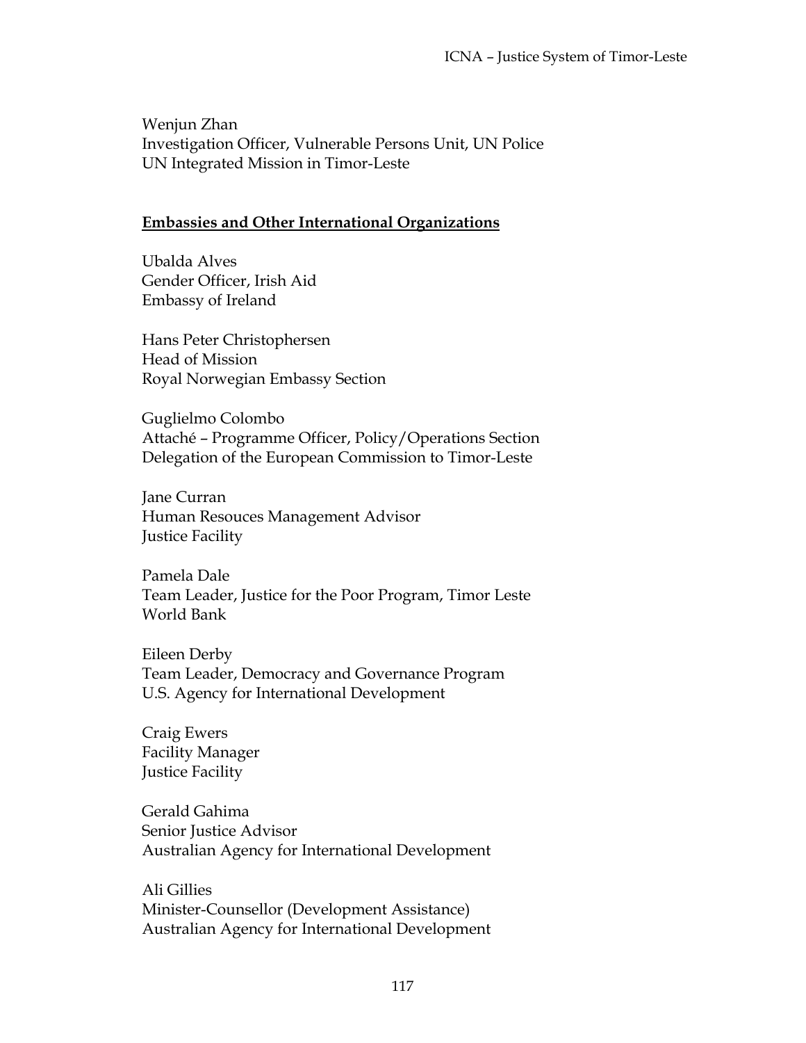Wenjun Zhan
Investigation Officer, Vulnerable Persons Unit, UN Police
UN Integrated Mission in Timor-Leste

**Embassies and Other International Organizations**

Ubalda Alves
Gender Officer, Irish Aid
Embassy of Ireland

Hans Peter Christophersen
Head of Mission
Royal Norwegian Embassy Section

Guglielmo Colombo
Attaché – Programme Officer, Policy/Operations Section
Delegation of the European Commission to Timor-Leste

Jane Curran
Human Resouces Management Advisor
Justice Facility

Pamela Dale
Team Leader, Justice for the Poor Program, Timor Leste
World Bank

Eileen Derby
Team Leader, Democracy and Governance Program
U.S. Agency for International Development

Craig Ewers
Facility Manager
Justice Facility

Gerald Gahima
Senior Justice Advisor
Australian Agency for International Development

Ali Gillies
Minister-Counsellor (Development Assistance)
Australian Agency for International Development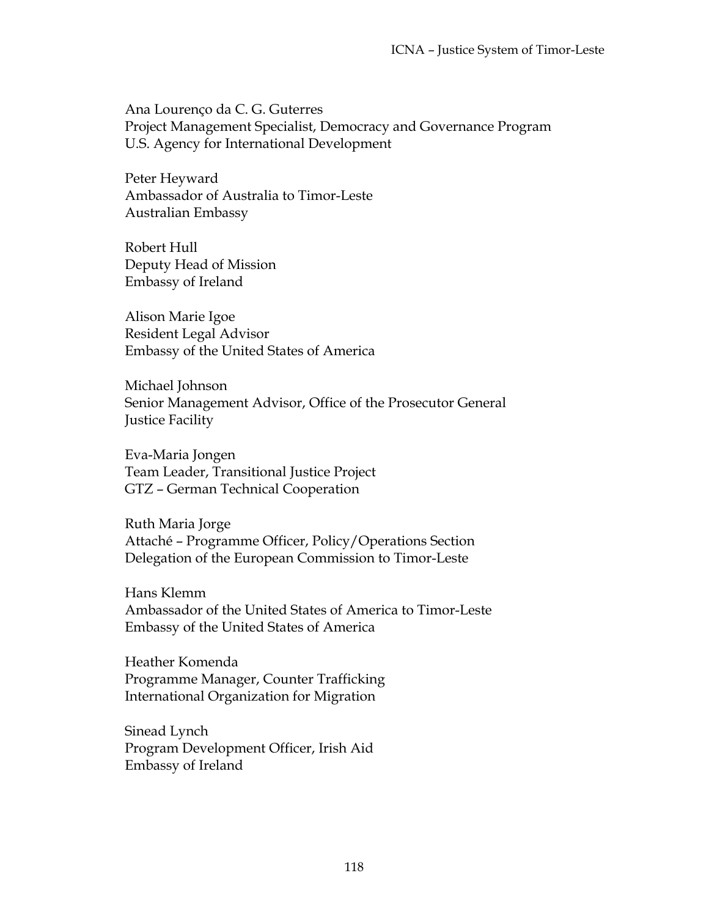Ana Lourenço da C. G. Guterres
Project Management Specialist, Democracy and Governance Program
U.S. Agency for International Development

Peter Heyward
Ambassador of Australia to Timor-Leste
Australian Embassy

Robert Hull
Deputy Head of Mission
Embassy of Ireland

Alison Marie Igoe
Resident Legal Advisor
Embassy of the United States of America

Michael Johnson
Senior Management Advisor, Office of the Prosecutor General
Justice Facility

Eva-Maria Jongen
Team Leader, Transitional Justice Project
GTZ – German Technical Cooperation

Ruth Maria Jorge
Attaché – Programme Officer, Policy/Operations Section
Delegation of the European Commission to Timor-Leste

Hans Klemm
Ambassador of the United States of America to Timor-Leste
Embassy of the United States of America

Heather Komenda
Programme Manager, Counter Trafficking
International Organization for Migration

Sinead Lynch
Program Development Officer, Irish Aid
Embassy of Ireland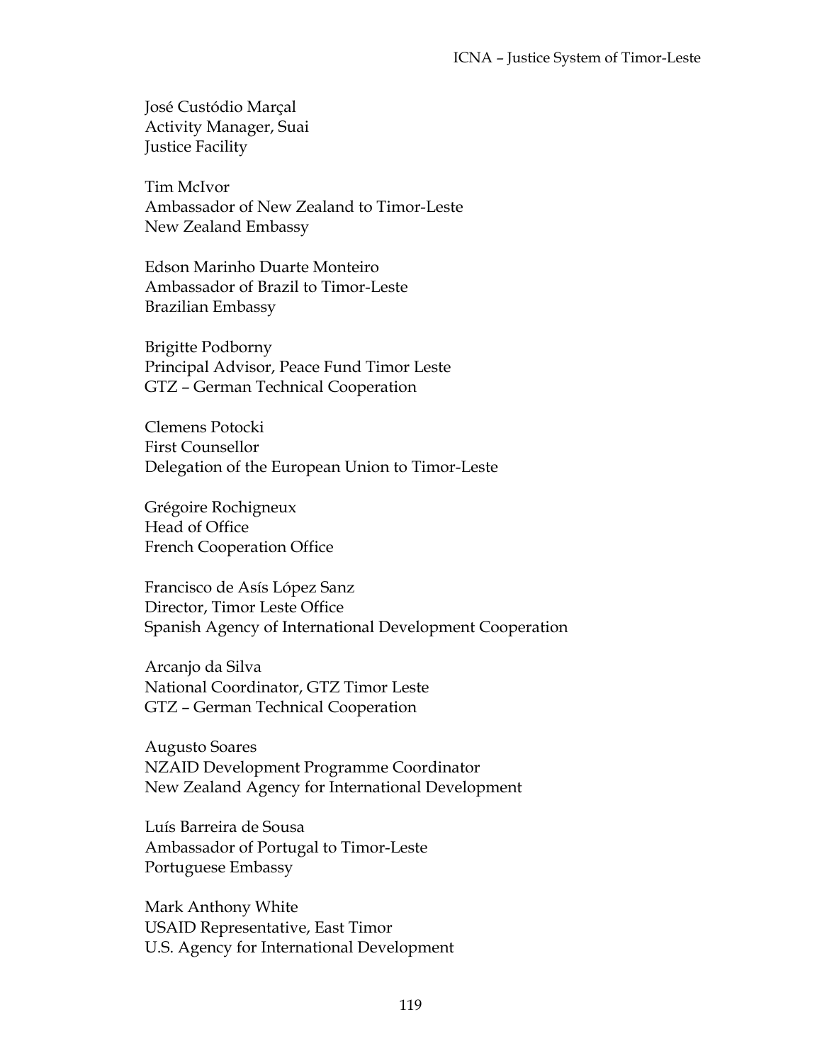José Custódio Marçal
Activity Manager, Suai
Justice Facility

Tim McIvor
Ambassador of New Zealand to Timor-Leste
New Zealand Embassy

Edson Marinho Duarte Monteiro
Ambassador of Brazil to Timor-Leste
Brazilian Embassy

Brigitte Podborny
Principal Advisor, Peace Fund Timor Leste
GTZ – German Technical Cooperation

Clemens Potocki
First Counsellor
Delegation of the European Union to Timor-Leste

Grégoire Rochigneux
Head of Office
French Cooperation Office

Francisco de Asís López Sanz
Director, Timor Leste Office
Spanish Agency of International Development Cooperation

Arcanjo da Silva
National Coordinator, GTZ Timor Leste
GTZ – German Technical Cooperation

Augusto Soares
NZAID Development Programme Coordinator
New Zealand Agency for International Development

Luís Barreira de Sousa
Ambassador of Portugal to Timor-Leste
Portuguese Embassy

Mark Anthony White
USAID Representative, East Timor
U.S. Agency for International Development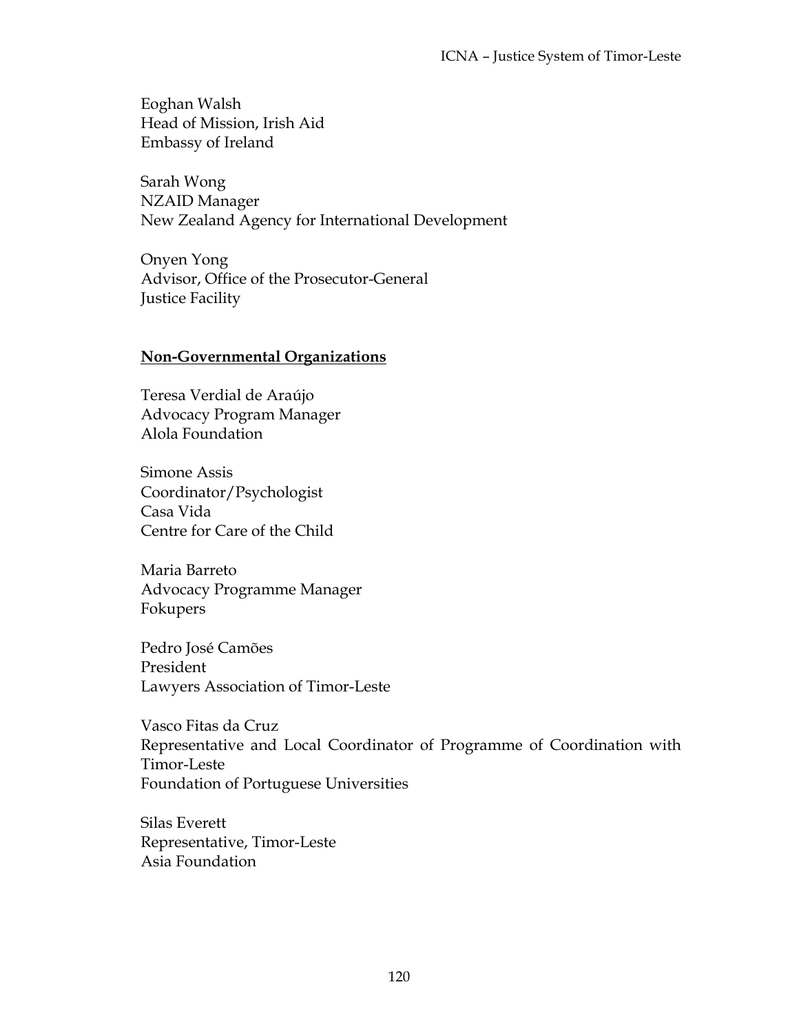Eoghan Walsh
Head of Mission, Irish Aid
Embassy of Ireland

Sarah Wong
NZAID Manager
New Zealand Agency for International Development

Onyen Yong
Advisor, Office of the Prosecutor-General
Justice Facility

**Non-Governmental Organizations**

Teresa Verdial de Araújo
Advocacy Program Manager
Alola Foundation

Simone Assis
Coordinator/Psychologist
Casa Vida
Centre for Care of the Child

Maria Barreto
Advocacy Programme Manager
Fokupers

Pedro José Camões
President
Lawyers Association of Timor-Leste

Vasco Fitas da Cruz
Representative and Local Coordinator of Programme of Coordination with Timor-Leste
Foundation of Portuguese Universities

Silas Everett
Representative, Timor-Leste
Asia Foundation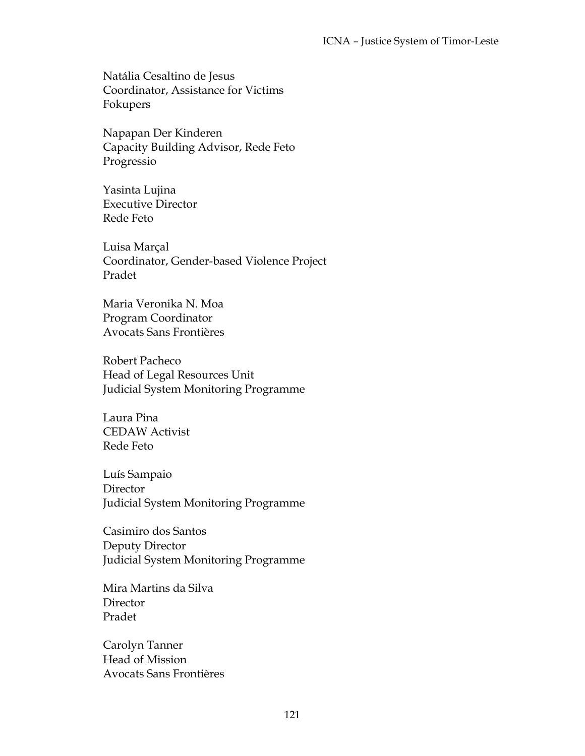Natália Cesaltino de Jesus
Coordinator, Assistance for Victims
Fokupers

Napapan Der Kinderen
Capacity Building Advisor, Rede Feto
Progressio

Yasinta Lujina
Executive Director
Rede Feto

Luisa Marçal
Coordinator, Gender-based Violence Project
Pradet

Maria Veronika N. Moa
Program Coordinator
Avocats Sans Frontières

Robert Pacheco
Head of Legal Resources Unit
Judicial System Monitoring Programme

Laura Pina
CEDAW Activist
Rede Feto

Luís Sampaio
Director
Judicial System Monitoring Programme

Casimiro dos Santos
Deputy Director
Judicial System Monitoring Programme

Mira Martins da Silva
Director
Pradet

Carolyn Tanner
Head of Mission
Avocats Sans Frontières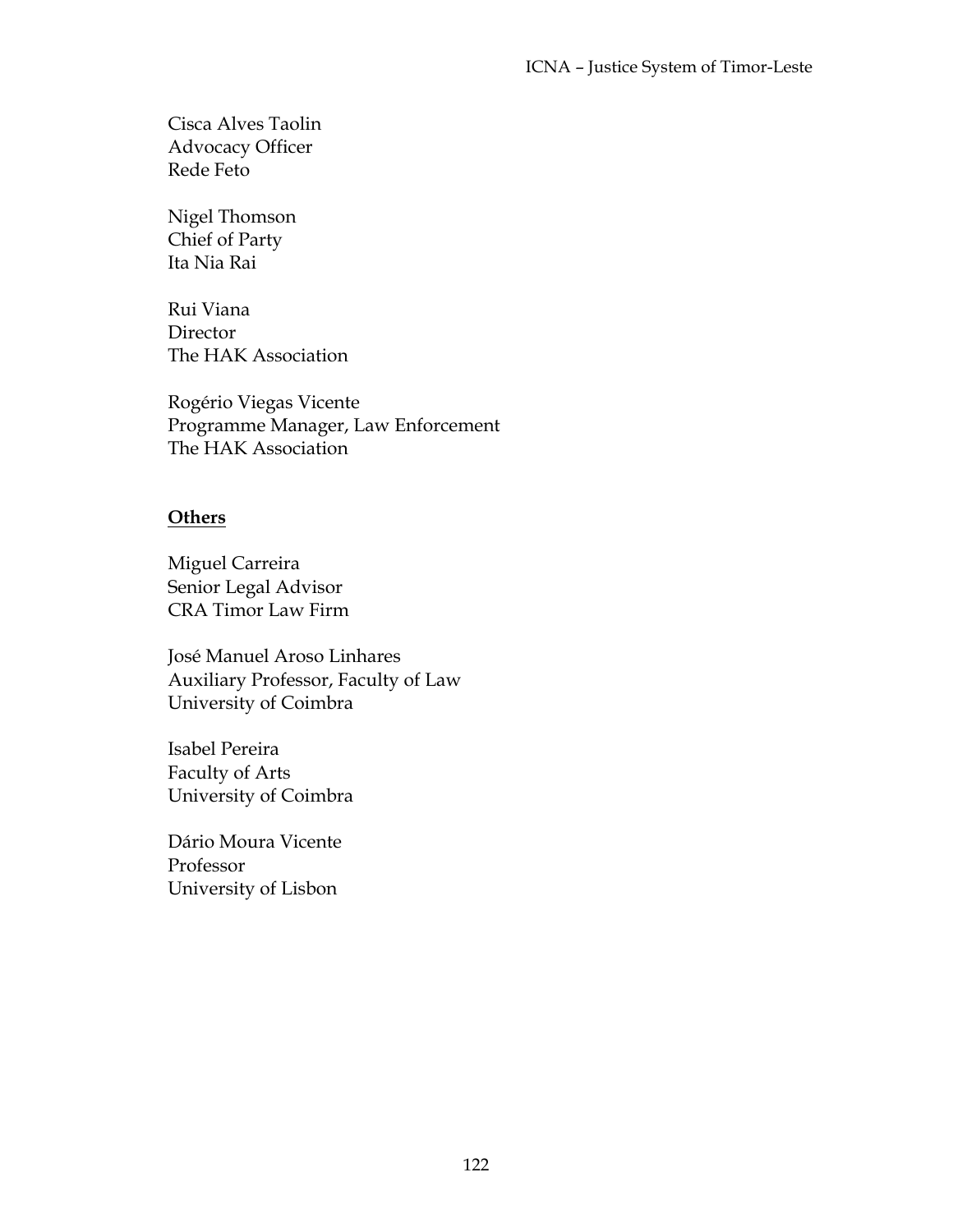Cisca Alves Taolin
Advocacy Officer
Rede Feto

Nigel Thomson
Chief of Party
Ita Nia Rai

Rui Viana
Director
The HAK Association

Rogério Viegas Vicente
Programme Manager, Law Enforcement
The HAK Association

**<u>Others</u>**

Miguel Carreira
Senior Legal Advisor
CRA Timor Law Firm

José Manuel Aroso Linhares
Auxiliary Professor, Faculty of Law
University of Coimbra

Isabel Pereira
Faculty of Arts
University of Coimbra

Dário Moura Vicente
Professor
University of Lisbon